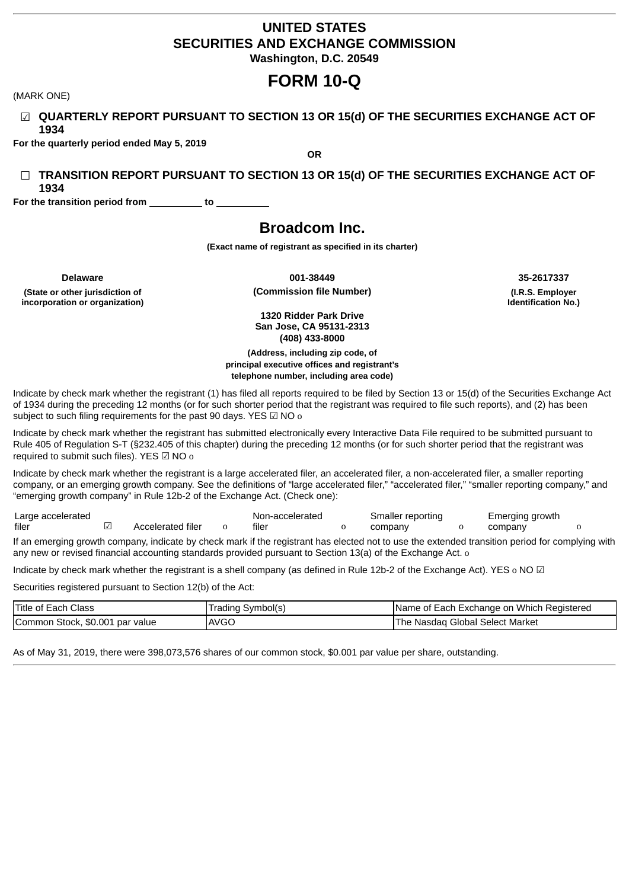# UNITED STATES
# SECURITIES AND EXCHANGE COMMISSION
**Washington, D.C. 20549**

# FORM 10-Q

(MARK ONE)

☑ **QUARTERLY REPORT PURSUANT TO SECTION 13 OR 15(d) OF THE SECURITIES EXCHANGE ACT OF 1934**

**For the quarterly period ended May 5, 2019**

**OR**

☐ **TRANSITION REPORT PURSUANT TO SECTION 13 OR 15(d) OF THE SECURITIES EXCHANGE ACT OF 1934**

**For the transition period from \_\_\_\_\_\_\_\_\_\_ to \_\_\_\_\_\_\_\_\_\_**

# Broadcom Inc.

**(Exact name of registrant as specified in its charter)**

| **Delaware** | **001-38449** | **35-2617337** |
|---|---|---|
| **(State or other jurisdiction of incorporation or organization)** | **(Commission file Number)** | **(I.R.S. Employer Identification No.)** |

**1320 Ridder Park Drive**
**San Jose, CA 95131-2313**
**(408) 433-8000**

**(Address, including zip code, of principal executive offices and registrant's telephone number, including area code)**

Indicate by check mark whether the registrant (1) has filed all reports required to be filed by Section 13 or 15(d) of the Securities Exchange Act of 1934 during the preceding 12 months (or for such shorter period that the registrant was required to file such reports), and (2) has been subject to such filing requirements for the past 90 days. YES ☑ NO o

Indicate by check mark whether the registrant has submitted electronically every Interactive Data File required to be submitted pursuant to Rule 405 of Regulation S-T (§232.405 of this chapter) during the preceding 12 months (or for such shorter period that the registrant was required to submit such files). YES ☑ NO o

Indicate by check mark whether the registrant is a large accelerated filer, an accelerated filer, a non-accelerated filer, a smaller reporting company, or an emerging growth company. See the definitions of "large accelerated filer," "accelerated filer," "smaller reporting company," and "emerging growth company" in Rule 12b-2 of the Exchange Act. (Check one):

| Large accelerated filer | ☑ | Accelerated filer | o | Non-accelerated filer | o | Smaller reporting company | o | Emerging growth company | o |
|---|---|---|---|---|---|---|---|---|---|

If an emerging growth company, indicate by check mark if the registrant has elected not to use the extended transition period for complying with any new or revised financial accounting standards provided pursuant to Section 13(a) of the Exchange Act. o

Indicate by check mark whether the registrant is a shell company (as defined in Rule 12b-2 of the Exchange Act). YES o NO ☑

Securities registered pursuant to Section 12(b) of the Act:

| Title of Each Class | Trading Symbol(s) | Name of Each Exchange on Which Registered |
|---|---|---|
| Common Stock, $0.001 par value | AVGO | The Nasdaq Global Select Market |

As of May 31, 2019, there were 398,073,576 shares of our common stock, $0.001 par value per share, outstanding.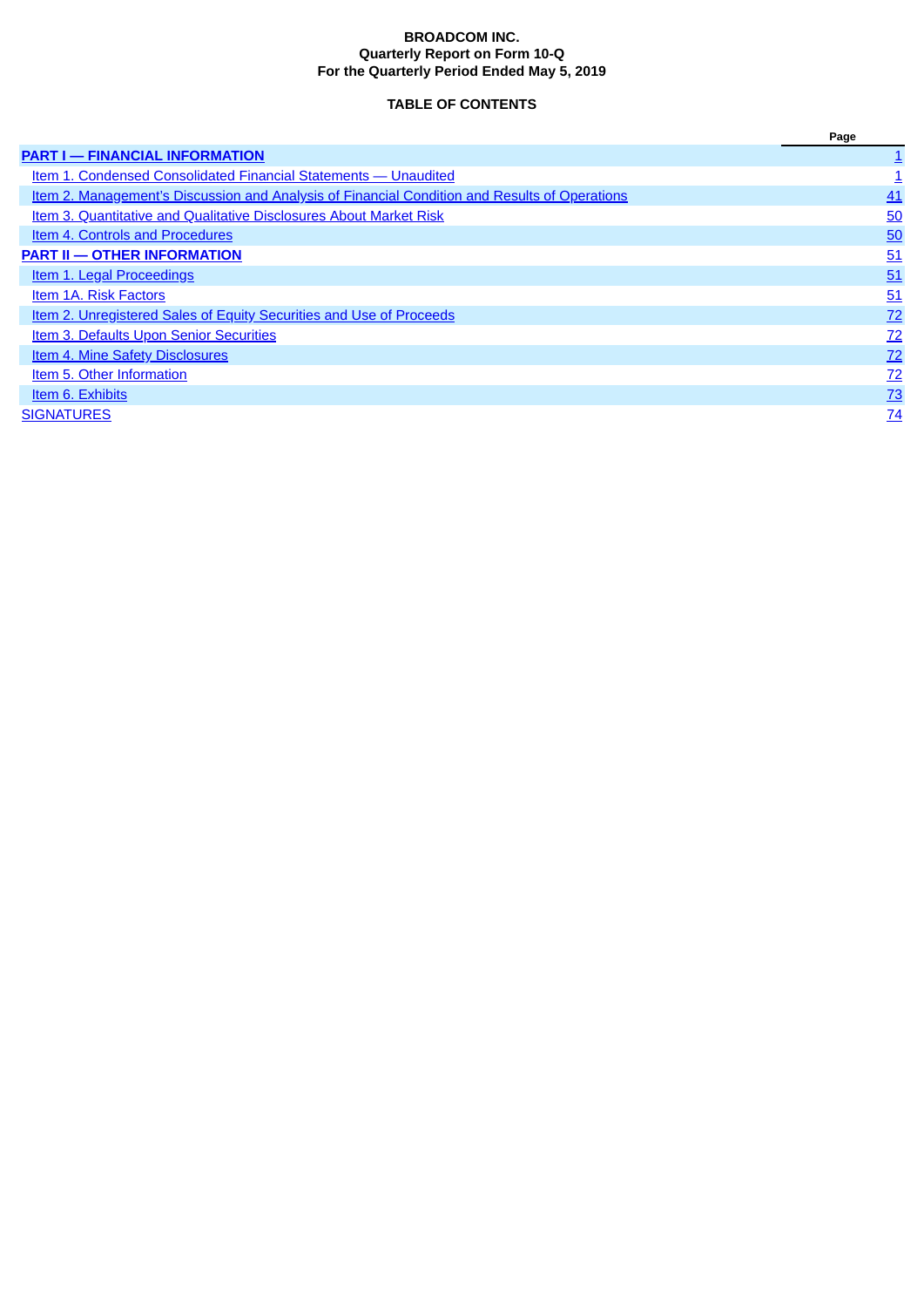**BROADCOM INC.**
**Quarterly Report on Form 10-Q**
**For the Quarterly Period Ended May 5, 2019**

**TABLE OF CONTENTS**

| | Page |
|---|---|
| **PART I — FINANCIAL INFORMATION** | 1 |
| Item 1. Condensed Consolidated Financial Statements — Unaudited | 1 |
| Item 2. Management’s Discussion and Analysis of Financial Condition and Results of Operations | 41 |
| Item 3. Quantitative and Qualitative Disclosures About Market Risk | 50 |
| Item 4. Controls and Procedures | 50 |
| **PART II — OTHER INFORMATION** | 51 |
| Item 1. Legal Proceedings | 51 |
| Item 1A. Risk Factors | 51 |
| Item 2. Unregistered Sales of Equity Securities and Use of Proceeds | 72 |
| Item 3. Defaults Upon Senior Securities | 72 |
| Item 4. Mine Safety Disclosures | 72 |
| Item 5. Other Information | 72 |
| Item 6. Exhibits | 73 |
| SIGNATURES | 74 |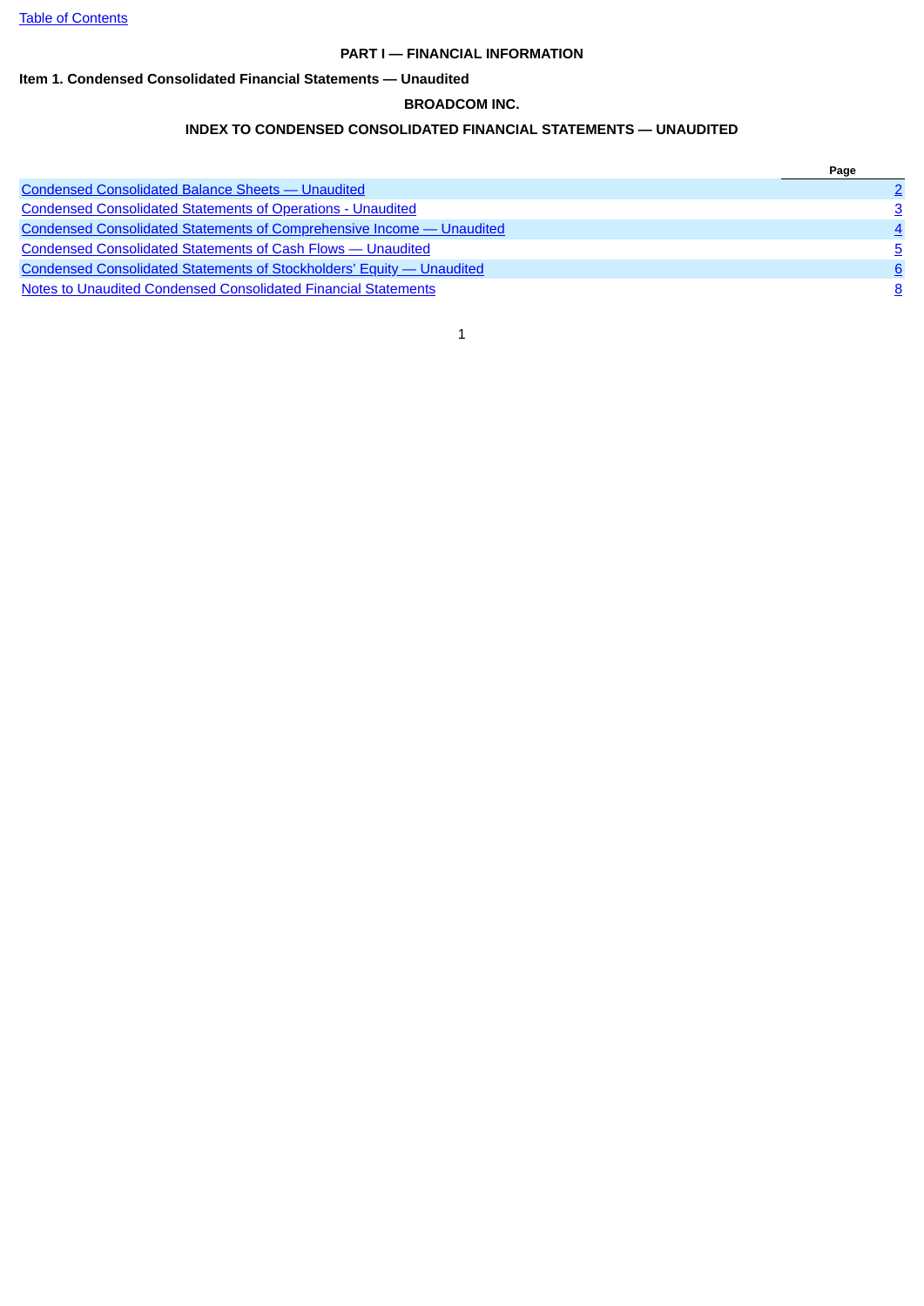# PART I — FINANCIAL INFORMATION

## Item 1. Condensed Consolidated Financial Statements — Unaudited

### BROADCOM INC.

### INDEX TO CONDENSED CONSOLIDATED FINANCIAL STATEMENTS — UNAUDITED

| | Page |
|---|---|
| Condensed Consolidated Balance Sheets — Unaudited | 2 |
| Condensed Consolidated Statements of Operations - Unaudited | 3 |
| Condensed Consolidated Statements of Comprehensive Income — Unaudited | 4 |
| Condensed Consolidated Statements of Cash Flows — Unaudited | 5 |
| Condensed Consolidated Statements of Stockholders' Equity — Unaudited | 6 |
| Notes to Unaudited Condensed Consolidated Financial Statements | 8 |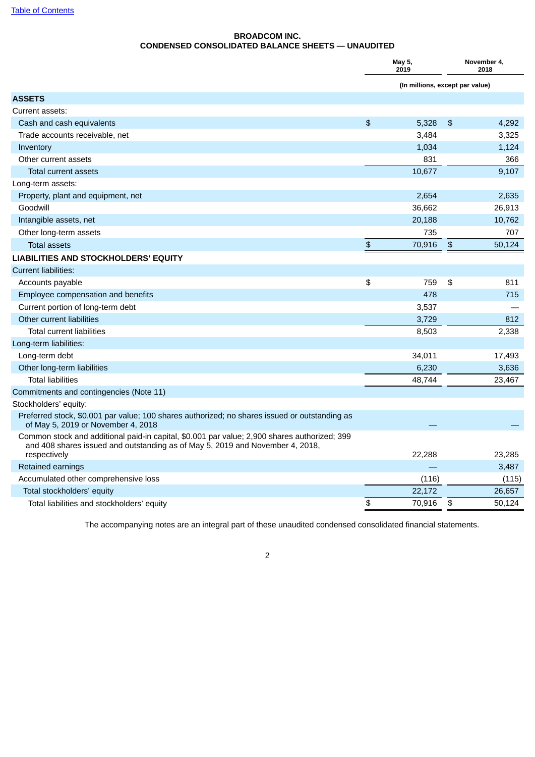[Table of Contents](#)

# BROADCOM INC.
## CONDENSED CONSOLIDATED BALANCE SHEETS — UNAUDITED

| | May 5, 2019 | November 4, 2018 |
|---|---|---|
| | (In millions, except par value) | |
| **ASSETS** | | |
| Current assets: | | |
| Cash and cash equivalents | $ 5,328 | $ 4,292 |
| Trade accounts receivable, net | 3,484 | 3,325 |
| Inventory | 1,034 | 1,124 |
| Other current assets | 831 | 366 |
| Total current assets | 10,677 | 9,107 |
| Long-term assets: | | |
| Property, plant and equipment, net | 2,654 | 2,635 |
| Goodwill | 36,662 | 26,913 |
| Intangible assets, net | 20,188 | 10,762 |
| Other long-term assets | 735 | 707 |
| Total assets | $ 70,916 | $ 50,124 |
| **LIABILITIES AND STOCKHOLDERS' EQUITY** | | |
| Current liabilities: | | |
| Accounts payable | $ 759 | $ 811 |
| Employee compensation and benefits | 478 | 715 |
| Current portion of long-term debt | 3,537 | — |
| Other current liabilities | 3,729 | 812 |
| Total current liabilities | 8,503 | 2,338 |
| Long-term liabilities: | | |
| Long-term debt | 34,011 | 17,493 |
| Other long-term liabilities | 6,230 | 3,636 |
| Total liabilities | 48,744 | 23,467 |
| Commitments and contingencies (Note 11) | | |
| Stockholders' equity: | | |
| Preferred stock, $0.001 par value; 100 shares authorized; no shares issued or outstanding as of May 5, 2019 or November 4, 2018 | — | — |
| Common stock and additional paid-in capital, $0.001 par value; 2,900 shares authorized; 399 and 408 shares issued and outstanding as of May 5, 2019 and November 4, 2018, respectively | 22,288 | 23,285 |
| Retained earnings | — | 3,487 |
| Accumulated other comprehensive loss | (116) | (115) |
| Total stockholders' equity | 22,172 | 26,657 |
| Total liabilities and stockholders' equity | $ 70,916 | $ 50,124 |

The accompanying notes are an integral part of these unaudited condensed consolidated financial statements.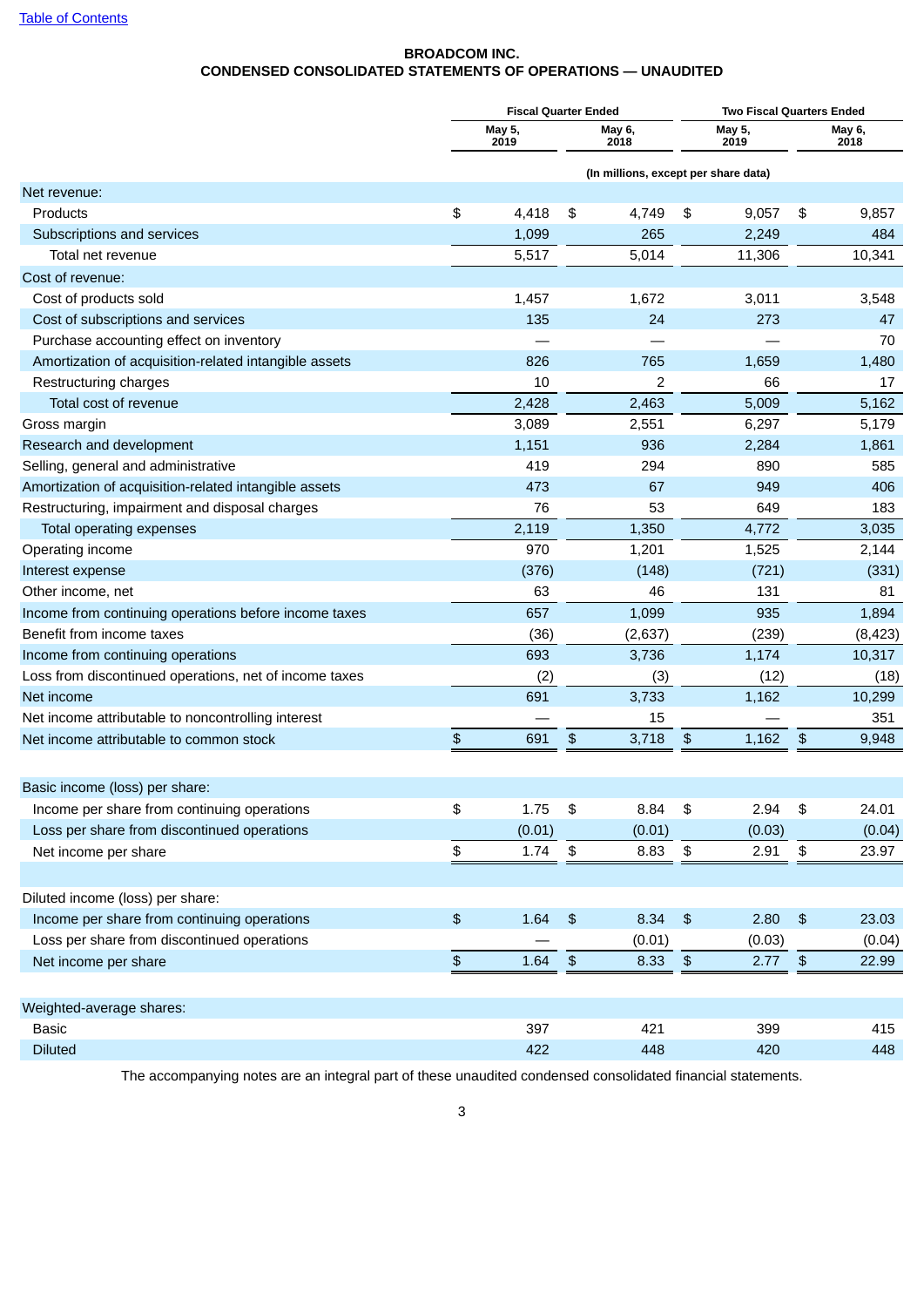## BROADCOM INC.
## CONDENSED CONSOLIDATED STATEMENTS OF OPERATIONS — UNAUDITED

| | Fiscal Quarter Ended | | Two Fiscal Quarters Ended | |
|---|---|---|---|---|
| | May 5, 2019 | May 6, 2018 | May 5, 2019 | May 6, 2018 |
| | (In millions, except per share data) | | | |
| Net revenue: | | | | |
| Products | $ 4,418 | $ 4,749 | $ 9,057 | $ 9,857 |
| Subscriptions and services | 1,099 | 265 | 2,249 | 484 |
| Total net revenue | 5,517 | 5,014 | 11,306 | 10,341 |
| Cost of revenue: | | | | |
| Cost of products sold | 1,457 | 1,672 | 3,011 | 3,548 |
| Cost of subscriptions and services | 135 | 24 | 273 | 47 |
| Purchase accounting effect on inventory | — | — | — | 70 |
| Amortization of acquisition-related intangible assets | 826 | 765 | 1,659 | 1,480 |
| Restructuring charges | 10 | 2 | 66 | 17 |
| Total cost of revenue | 2,428 | 2,463 | 5,009 | 5,162 |
| Gross margin | 3,089 | 2,551 | 6,297 | 5,179 |
| Research and development | 1,151 | 936 | 2,284 | 1,861 |
| Selling, general and administrative | 419 | 294 | 890 | 585 |
| Amortization of acquisition-related intangible assets | 473 | 67 | 949 | 406 |
| Restructuring, impairment and disposal charges | 76 | 53 | 649 | 183 |
| Total operating expenses | 2,119 | 1,350 | 4,772 | 3,035 |
| Operating income | 970 | 1,201 | 1,525 | 2,144 |
| Interest expense | (376) | (148) | (721) | (331) |
| Other income, net | 63 | 46 | 131 | 81 |
| Income from continuing operations before income taxes | 657 | 1,099 | 935 | 1,894 |
| Benefit from income taxes | (36) | (2,637) | (239) | (8,423) |
| Income from continuing operations | 693 | 3,736 | 1,174 | 10,317 |
| Loss from discontinued operations, net of income taxes | (2) | (3) | (12) | (18) |
| Net income | 691 | 3,733 | 1,162 | 10,299 |
| Net income attributable to noncontrolling interest | — | 15 | — | 351 |
| Net income attributable to common stock | $ 691 | $ 3,718 | $ 1,162 | $ 9,948 |
| | | | | |
| Basic income (loss) per share: | | | | |
| Income per share from continuing operations | $ 1.75 | $ 8.84 | $ 2.94 | $ 24.01 |
| Loss per share from discontinued operations | (0.01) | (0.01) | (0.03) | (0.04) |
| Net income per share | $ 1.74 | $ 8.83 | $ 2.91 | $ 23.97 |
| | | | | |
| Diluted income (loss) per share: | | | | |
| Income per share from continuing operations | $ 1.64 | $ 8.34 | $ 2.80 | $ 23.03 |
| Loss per share from discontinued operations | — | (0.01) | (0.03) | (0.04) |
| Net income per share | $ 1.64 | $ 8.33 | $ 2.77 | $ 22.99 |
| | | | | |
| Weighted-average shares: | | | | |
| Basic | 397 | 421 | 399 | 415 |
| Diluted | 422 | 448 | 420 | 448 |

The accompanying notes are an integral part of these unaudited condensed consolidated financial statements.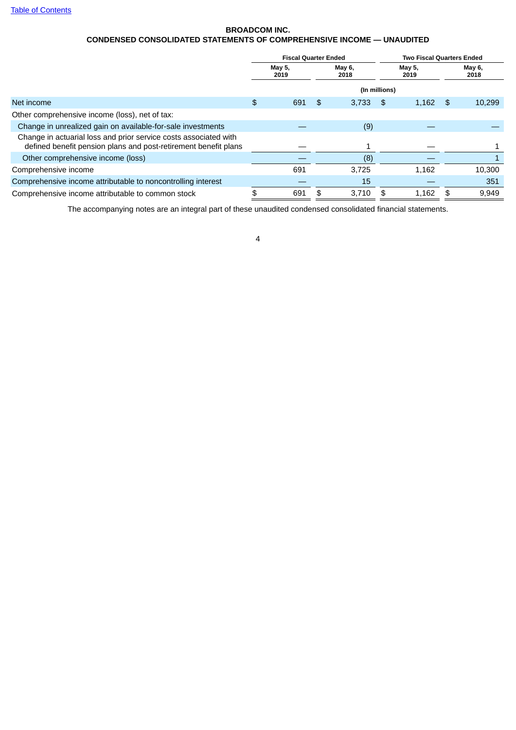[Table of Contents]

**BROADCOM INC.**
**CONDENSED CONSOLIDATED STATEMENTS OF COMPREHENSIVE INCOME — UNAUDITED**

| | Fiscal Quarter Ended | | Two Fiscal Quarters Ended | |
|---|---|---|---|---|
| | May 5, 2019 | May 6, 2018 | May 5, 2019 | May 6, 2018 |
| | (In millions) | | | |
| Net income | $ 691 | $ 3,733 | $ 1,162 | $ 10,299 |
| Other comprehensive income (loss), net of tax: | | | | |
| Change in unrealized gain on available-for-sale investments | — | (9) | — | — |
| Change in actuarial loss and prior service costs associated with defined benefit pension plans and post-retirement benefit plans | — | 1 | — | 1 |
| Other comprehensive income (loss) | — | (8) | — | 1 |
| Comprehensive income | 691 | 3,725 | 1,162 | 10,300 |
| Comprehensive income attributable to noncontrolling interest | — | 15 | — | 351 |
| Comprehensive income attributable to common stock | $ 691 | $ 3,710 | $ 1,162 | $ 9,949 |

The accompanying notes are an integral part of these unaudited condensed consolidated financial statements.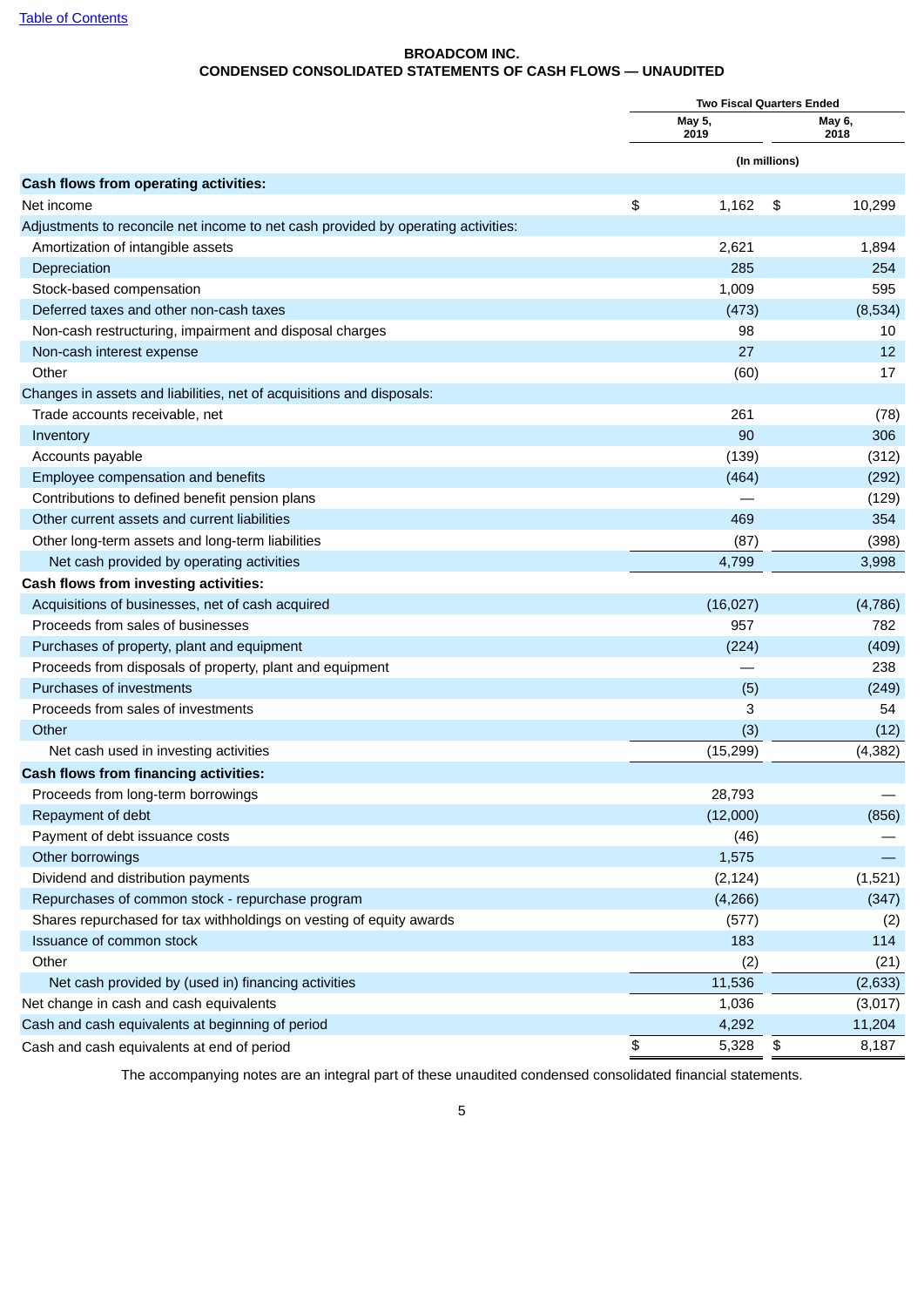# BROADCOM INC.
## CONDENSED CONSOLIDATED STATEMENTS OF CASH FLOWS — UNAUDITED

| | Two Fiscal Quarters Ended | |
|---|---|---|
| | May 5, 2019 | May 6, 2018 |
| | (In millions) | |
| **Cash flows from operating activities:** | | |
| Net income | $ 1,162 | $ 10,299 |
| Adjustments to reconcile net income to net cash provided by operating activities: | | |
| Amortization of intangible assets | 2,621 | 1,894 |
| Depreciation | 285 | 254 |
| Stock-based compensation | 1,009 | 595 |
| Deferred taxes and other non-cash taxes | (473) | (8,534) |
| Non-cash restructuring, impairment and disposal charges | 98 | 10 |
| Non-cash interest expense | 27 | 12 |
| Other | (60) | 17 |
| Changes in assets and liabilities, net of acquisitions and disposals: | | |
| Trade accounts receivable, net | 261 | (78) |
| Inventory | 90 | 306 |
| Accounts payable | (139) | (312) |
| Employee compensation and benefits | (464) | (292) |
| Contributions to defined benefit pension plans | — | (129) |
| Other current assets and current liabilities | 469 | 354 |
| Other long-term assets and long-term liabilities | (87) | (398) |
| Net cash provided by operating activities | 4,799 | 3,998 |
| **Cash flows from investing activities:** | | |
| Acquisitions of businesses, net of cash acquired | (16,027) | (4,786) |
| Proceeds from sales of businesses | 957 | 782 |
| Purchases of property, plant and equipment | (224) | (409) |
| Proceeds from disposals of property, plant and equipment | — | 238 |
| Purchases of investments | (5) | (249) |
| Proceeds from sales of investments | 3 | 54 |
| Other | (3) | (12) |
| Net cash used in investing activities | (15,299) | (4,382) |
| **Cash flows from financing activities:** | | |
| Proceeds from long-term borrowings | 28,793 | — |
| Repayment of debt | (12,000) | (856) |
| Payment of debt issuance costs | (46) | — |
| Other borrowings | 1,575 | — |
| Dividend and distribution payments | (2,124) | (1,521) |
| Repurchases of common stock - repurchase program | (4,266) | (347) |
| Shares repurchased for tax withholdings on vesting of equity awards | (577) | (2) |
| Issuance of common stock | 183 | 114 |
| Other | (2) | (21) |
| Net cash provided by (used in) financing activities | 11,536 | (2,633) |
| Net change in cash and cash equivalents | 1,036 | (3,017) |
| Cash and cash equivalents at beginning of period | 4,292 | 11,204 |
| Cash and cash equivalents at end of period | $ 5,328 | $ 8,187 |

The accompanying notes are an integral part of these unaudited condensed consolidated financial statements.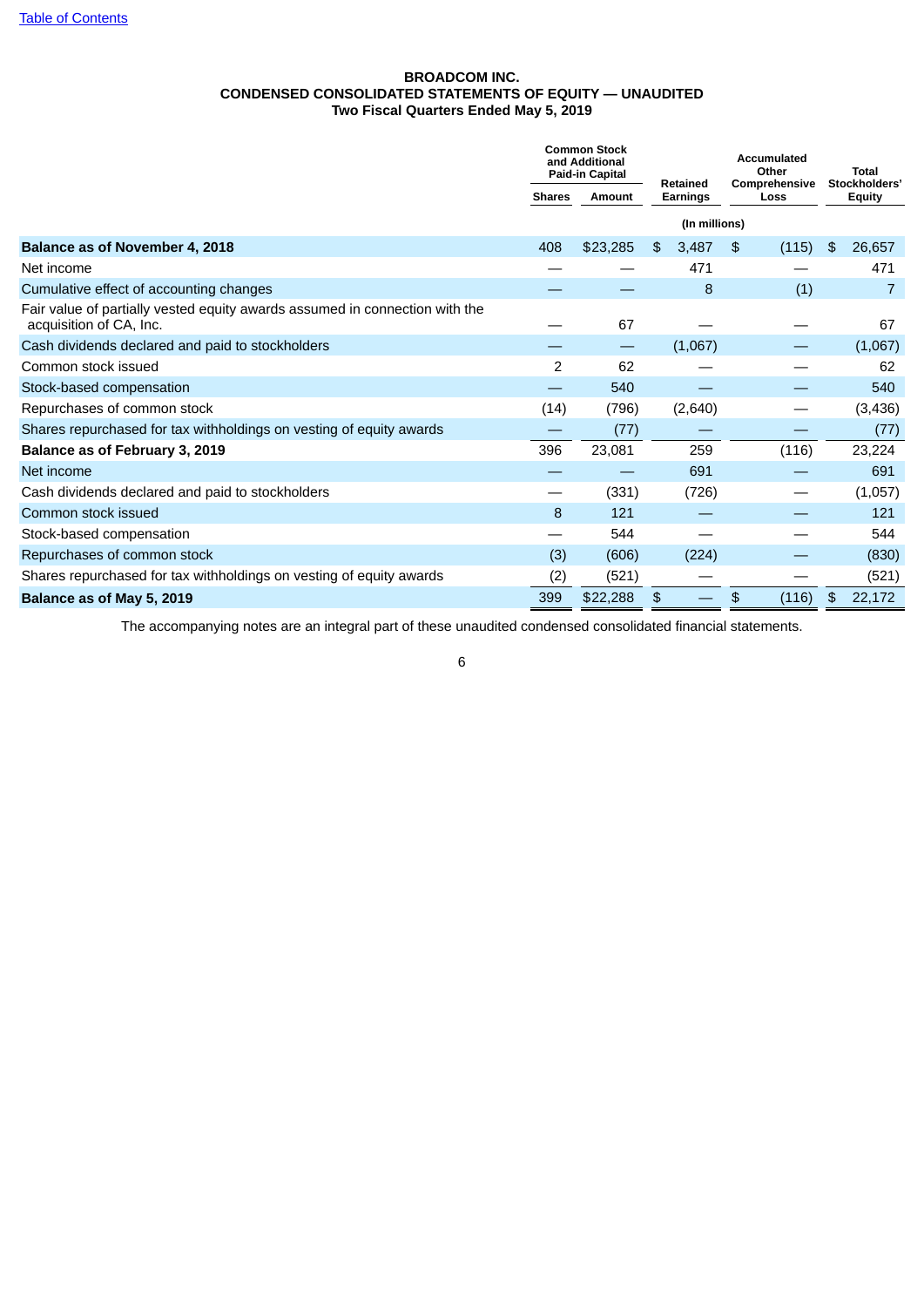[Table of Contents](#)

**BROADCOM INC.**
**CONDENSED CONSOLIDATED STATEMENTS OF EQUITY — UNAUDITED**
**Two Fiscal Quarters Ended May 5, 2019**

| | Common Stock and Additional Paid-in Capital | | Retained Earnings | Accumulated Other Comprehensive Loss | Total Stockholders' Equity |
|---|---|---|---|---|---|
| | Shares | Amount | | | |
| | (In millions) | | | | |
| **Balance as of November 4, 2018** | 408 | $23,285 | $ 3,487 | $ (115) | $ 26,657 |
| Net income | — | — | 471 | — | 471 |
| Cumulative effect of accounting changes | — | — | 8 | (1) | 7 |
| Fair value of partially vested equity awards assumed in connection with the acquisition of CA, Inc. | — | 67 | — | — | 67 |
| Cash dividends declared and paid to stockholders | — | — | (1,067) | — | (1,067) |
| Common stock issued | 2 | 62 | — | — | 62 |
| Stock-based compensation | — | 540 | — | — | 540 |
| Repurchases of common stock | (14) | (796) | (2,640) | — | (3,436) |
| Shares repurchased for tax withholdings on vesting of equity awards | — | (77) | — | — | (77) |
| **Balance as of February 3, 2019** | 396 | 23,081 | 259 | (116) | 23,224 |
| Net income | — | — | 691 | — | 691 |
| Cash dividends declared and paid to stockholders | — | (331) | (726) | — | (1,057) |
| Common stock issued | 8 | 121 | — | — | 121 |
| Stock-based compensation | — | 544 | — | — | 544 |
| Repurchases of common stock | (3) | (606) | (224) | — | (830) |
| Shares repurchased for tax withholdings on vesting of equity awards | (2) | (521) | — | — | (521) |
| **Balance as of May 5, 2019** | 399 | $22,288 | $ — | $ (116) | $ 22,172 |

The accompanying notes are an integral part of these unaudited condensed consolidated financial statements.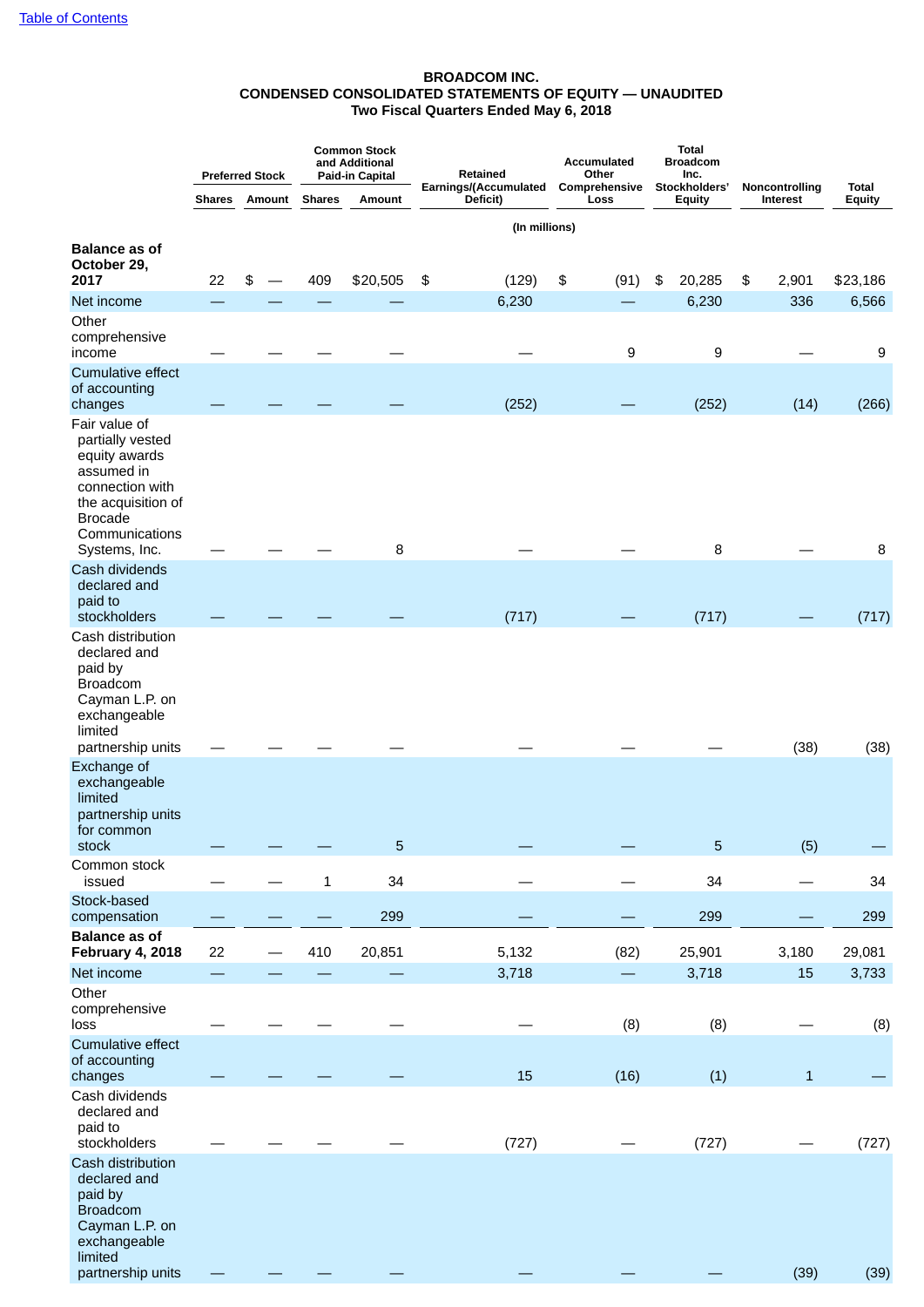**BROADCOM INC.**
**CONDENSED CONSOLIDATED STATEMENTS OF EQUITY — UNAUDITED**
**Two Fiscal Quarters Ended May 6, 2018**

| | Preferred Stock | | Common Stock and Additional Paid-in Capital | | Retained Earnings/(Accumulated Deficit) | Accumulated Other Comprehensive Loss | Total Broadcom Inc. Stockholders' Equity | Noncontrolling Interest | Total Equity |
|---|---|---|---|---|---|---|---|---|---|
| | Shares | Amount | Shares | Amount | | | | | |
| | (In millions) | | | | | | | | |
| **Balance as of October 29, 2017** | 22 | $ — | 409 | $20,505 | $ (129) | $ (91) | $ 20,285 | $ 2,901 | $23,186 |
| Net income | — | — | — | — | 6,230 | — | 6,230 | 336 | 6,566 |
| Other comprehensive income | — | — | — | — | — | 9 | 9 | — | 9 |
| Cumulative effect of accounting changes | — | — | — | — | (252) | — | (252) | (14) | (266) |
| Fair value of partially vested equity awards assumed in connection with the acquisition of Brocade Communications Systems, Inc. | — | — | — | 8 | — | — | 8 | — | 8 |
| Cash dividends declared and paid to stockholders | — | — | — | — | (717) | — | (717) | — | (717) |
| Cash distribution declared and paid by Broadcom Cayman L.P. on exchangeable limited partnership units | — | — | — | — | — | — | — | (38) | (38) |
| Exchange of exchangeable limited partnership units for common stock | — | — | — | 5 | — | — | 5 | (5) | — |
| Common stock issued | — | — | 1 | 34 | — | — | 34 | — | 34 |
| Stock-based compensation | — | — | — | 299 | — | — | 299 | — | 299 |
| **Balance as of February 4, 2018** | 22 | — | 410 | 20,851 | 5,132 | (82) | 25,901 | 3,180 | 29,081 |
| Net income | — | — | — | — | 3,718 | — | 3,718 | 15 | 3,733 |
| Other comprehensive loss | — | — | — | — | — | (8) | (8) | — | (8) |
| Cumulative effect of accounting changes | — | — | — | — | 15 | (16) | (1) | 1 | — |
| Cash dividends declared and paid to stockholders | — | — | — | — | (727) | — | (727) | — | (727) |
| Cash distribution declared and paid by Broadcom Cayman L.P. on exchangeable limited partnership units | — | — | — | — | — | — | — | (39) | (39) |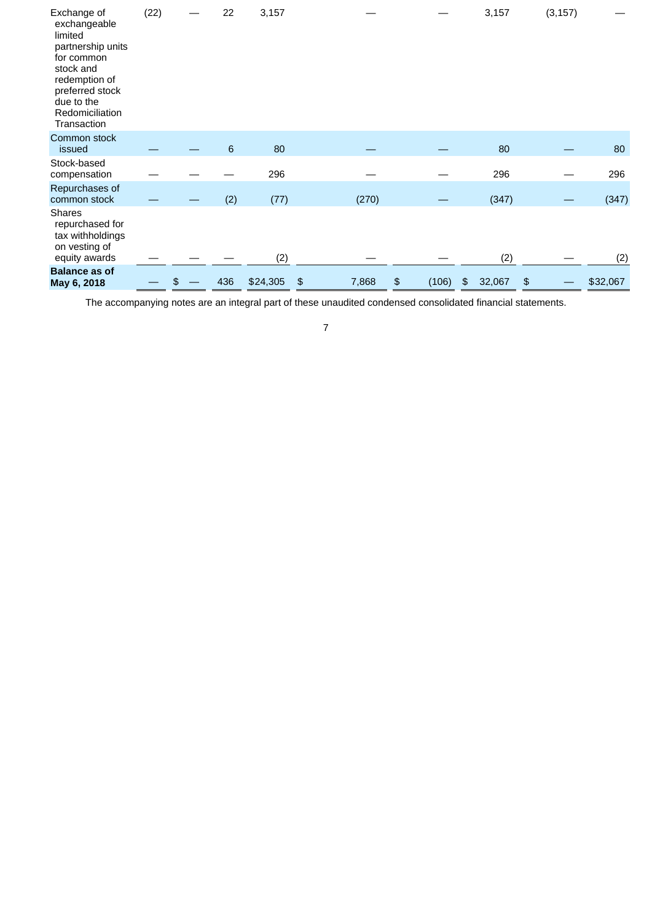| | | | | | | | | | |
|---|---|---|---|---|---|---|---|---|---|
| Exchange of exchangeable limited partnership units for common stock and redemption of preferred stock due to the Redomiciliation Transaction | (22) | — | 22 | 3,157 | — | — | 3,157 | (3,157) | — |
| Common stock issued | — | — | 6 | 80 | — | — | 80 | — | 80 |
| Stock-based compensation | — | — | — | 296 | — | — | 296 | — | 296 |
| Repurchases of common stock | — | — | (2) | (77) | (270) | — | (347) | — | (347) |
| Shares repurchased for tax withholdings on vesting of equity awards | — | — | — | (2) | — | — | (2) | — | (2) |
| **Balance as of May 6, 2018** | — | $ — | 436 | $24,305 | $ 7,868 | $ (106) | $ 32,067 | $ — | $32,067 |

The accompanying notes are an integral part of these unaudited condensed consolidated financial statements.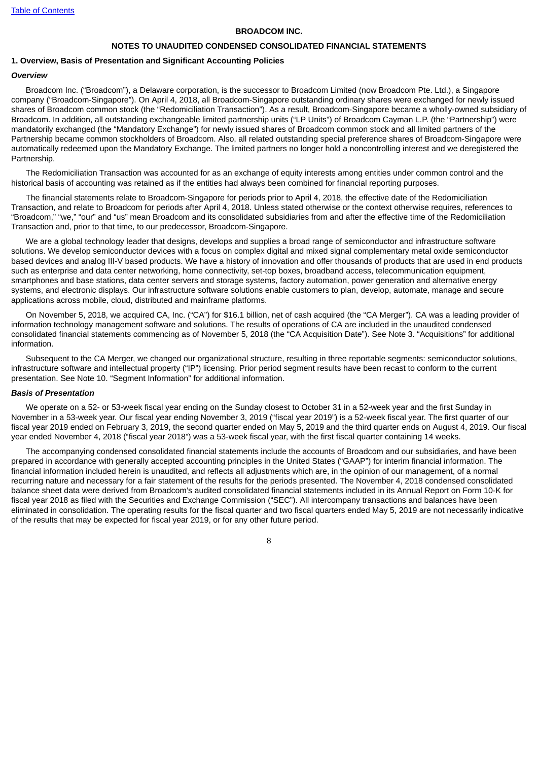**BROADCOM INC.**

**NOTES TO UNAUDITED CONDENSED CONSOLIDATED FINANCIAL STATEMENTS**

### 1. Overview, Basis of Presentation and Significant Accounting Policies

***Overview***

Broadcom Inc. ("Broadcom"), a Delaware corporation, is the successor to Broadcom Limited (now Broadcom Pte. Ltd.), a Singapore company ("Broadcom-Singapore"). On April 4, 2018, all Broadcom-Singapore outstanding ordinary shares were exchanged for newly issued shares of Broadcom common stock (the "Redomiciliation Transaction"). As a result, Broadcom-Singapore became a wholly-owned subsidiary of Broadcom. In addition, all outstanding exchangeable limited partnership units ("LP Units") of Broadcom Cayman L.P. (the "Partnership") were mandatorily exchanged (the "Mandatory Exchange") for newly issued shares of Broadcom common stock and all limited partners of the Partnership became common stockholders of Broadcom. Also, all related outstanding special preference shares of Broadcom-Singapore were automatically redeemed upon the Mandatory Exchange. The limited partners no longer hold a noncontrolling interest and we deregistered the Partnership.

The Redomiciliation Transaction was accounted for as an exchange of equity interests among entities under common control and the historical basis of accounting was retained as if the entities had always been combined for financial reporting purposes.

The financial statements relate to Broadcom-Singapore for periods prior to April 4, 2018, the effective date of the Redomiciliation Transaction, and relate to Broadcom for periods after April 4, 2018. Unless stated otherwise or the context otherwise requires, references to "Broadcom," "we," "our" and "us" mean Broadcom and its consolidated subsidiaries from and after the effective time of the Redomiciliation Transaction and, prior to that time, to our predecessor, Broadcom-Singapore.

We are a global technology leader that designs, develops and supplies a broad range of semiconductor and infrastructure software solutions. We develop semiconductor devices with a focus on complex digital and mixed signal complementary metal oxide semiconductor based devices and analog III-V based products. We have a history of innovation and offer thousands of products that are used in end products such as enterprise and data center networking, home connectivity, set-top boxes, broadband access, telecommunication equipment, smartphones and base stations, data center servers and storage systems, factory automation, power generation and alternative energy systems, and electronic displays. Our infrastructure software solutions enable customers to plan, develop, automate, manage and secure applications across mobile, cloud, distributed and mainframe platforms.

On November 5, 2018, we acquired CA, Inc. ("CA") for $16.1 billion, net of cash acquired (the "CA Merger"). CA was a leading provider of information technology management software and solutions. The results of operations of CA are included in the unaudited condensed consolidated financial statements commencing as of November 5, 2018 (the "CA Acquisition Date"). See Note 3. "Acquisitions" for additional information.

Subsequent to the CA Merger, we changed our organizational structure, resulting in three reportable segments: semiconductor solutions, infrastructure software and intellectual property ("IP") licensing. Prior period segment results have been recast to conform to the current presentation. See Note 10. "Segment Information" for additional information.

***Basis of Presentation***

We operate on a 52- or 53-week fiscal year ending on the Sunday closest to October 31 in a 52-week year and the first Sunday in November in a 53-week year. Our fiscal year ending November 3, 2019 ("fiscal year 2019") is a 52-week fiscal year. The first quarter of our fiscal year 2019 ended on February 3, 2019, the second quarter ended on May 5, 2019 and the third quarter ends on August 4, 2019. Our fiscal year ended November 4, 2018 ("fiscal year 2018") was a 53-week fiscal year, with the first fiscal quarter containing 14 weeks.

The accompanying condensed consolidated financial statements include the accounts of Broadcom and our subsidiaries, and have been prepared in accordance with generally accepted accounting principles in the United States ("GAAP") for interim financial information. The financial information included herein is unaudited, and reflects all adjustments which are, in the opinion of our management, of a normal recurring nature and necessary for a fair statement of the results for the periods presented. The November 4, 2018 condensed consolidated balance sheet data were derived from Broadcom's audited consolidated financial statements included in its Annual Report on Form 10-K for fiscal year 2018 as filed with the Securities and Exchange Commission ("SEC"). All intercompany transactions and balances have been eliminated in consolidation. The operating results for the fiscal quarter and two fiscal quarters ended May 5, 2019 are not necessarily indicative of the results that may be expected for fiscal year 2019, or for any other future period.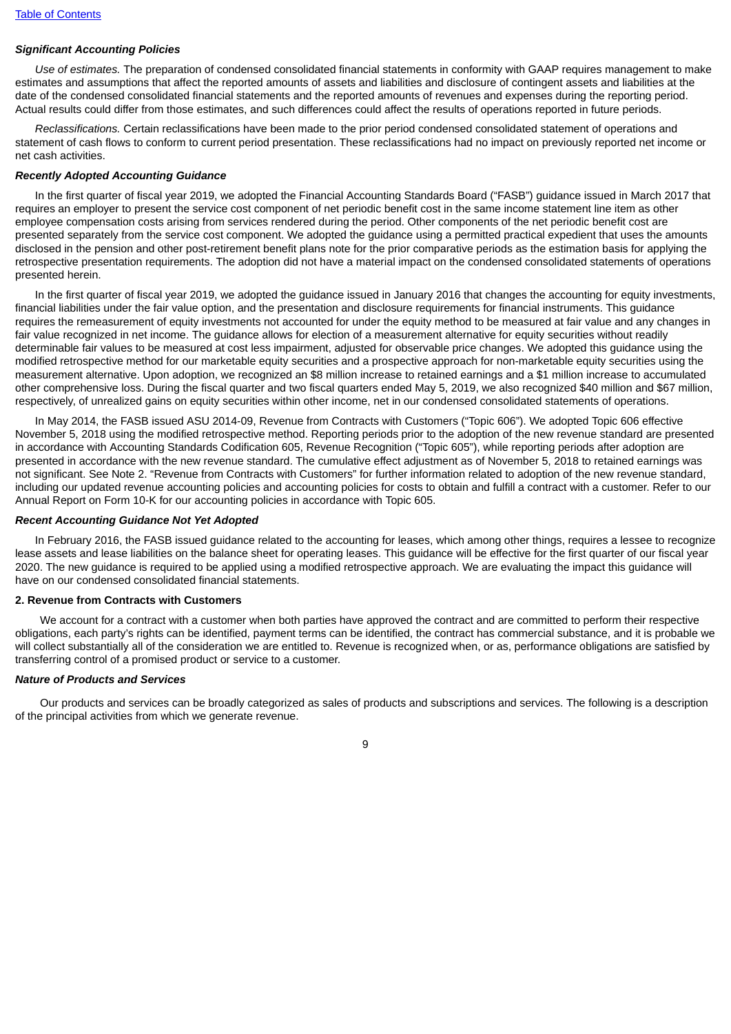### *Significant Accounting Policies*

*Use of estimates.* The preparation of condensed consolidated financial statements in conformity with GAAP requires management to make estimates and assumptions that affect the reported amounts of assets and liabilities and disclosure of contingent assets and liabilities at the date of the condensed consolidated financial statements and the reported amounts of revenues and expenses during the reporting period. Actual results could differ from those estimates, and such differences could affect the results of operations reported in future periods.

*Reclassifications.* Certain reclassifications have been made to the prior period condensed consolidated statement of operations and statement of cash flows to conform to current period presentation. These reclassifications had no impact on previously reported net income or net cash activities.

### *Recently Adopted Accounting Guidance*

In the first quarter of fiscal year 2019, we adopted the Financial Accounting Standards Board ("FASB") guidance issued in March 2017 that requires an employer to present the service cost component of net periodic benefit cost in the same income statement line item as other employee compensation costs arising from services rendered during the period. Other components of the net periodic benefit cost are presented separately from the service cost component. We adopted the guidance using a permitted practical expedient that uses the amounts disclosed in the pension and other post-retirement benefit plans note for the prior comparative periods as the estimation basis for applying the retrospective presentation requirements. The adoption did not have a material impact on the condensed consolidated statements of operations presented herein.

In the first quarter of fiscal year 2019, we adopted the guidance issued in January 2016 that changes the accounting for equity investments, financial liabilities under the fair value option, and the presentation and disclosure requirements for financial instruments. This guidance requires the remeasurement of equity investments not accounted for under the equity method to be measured at fair value and any changes in fair value recognized in net income. The guidance allows for election of a measurement alternative for equity securities without readily determinable fair values to be measured at cost less impairment, adjusted for observable price changes. We adopted this guidance using the modified retrospective method for our marketable equity securities and a prospective approach for non-marketable equity securities using the measurement alternative. Upon adoption, we recognized an $8 million increase to retained earnings and a $1 million increase to accumulated other comprehensive loss. During the fiscal quarter and two fiscal quarters ended May 5, 2019, we also recognized $40 million and $67 million, respectively, of unrealized gains on equity securities within other income, net in our condensed consolidated statements of operations.

In May 2014, the FASB issued ASU 2014-09, Revenue from Contracts with Customers ("Topic 606"). We adopted Topic 606 effective November 5, 2018 using the modified retrospective method. Reporting periods prior to the adoption of the new revenue standard are presented in accordance with Accounting Standards Codification 605, Revenue Recognition ("Topic 605"), while reporting periods after adoption are presented in accordance with the new revenue standard. The cumulative effect adjustment as of November 5, 2018 to retained earnings was not significant. See Note 2. "Revenue from Contracts with Customers" for further information related to adoption of the new revenue standard, including our updated revenue accounting policies and accounting policies for costs to obtain and fulfill a contract with a customer. Refer to our Annual Report on Form 10-K for our accounting policies in accordance with Topic 605.

### *Recent Accounting Guidance Not Yet Adopted*

In February 2016, the FASB issued guidance related to the accounting for leases, which among other things, requires a lessee to recognize lease assets and lease liabilities on the balance sheet for operating leases. This guidance will be effective for the first quarter of our fiscal year 2020. The new guidance is required to be applied using a modified retrospective approach. We are evaluating the impact this guidance will have on our condensed consolidated financial statements.

## 2. Revenue from Contracts with Customers

We account for a contract with a customer when both parties have approved the contract and are committed to perform their respective obligations, each party's rights can be identified, payment terms can be identified, the contract has commercial substance, and it is probable we will collect substantially all of the consideration we are entitled to. Revenue is recognized when, or as, performance obligations are satisfied by transferring control of a promised product or service to a customer.

### *Nature of Products and Services*

Our products and services can be broadly categorized as sales of products and subscriptions and services. The following is a description of the principal activities from which we generate revenue.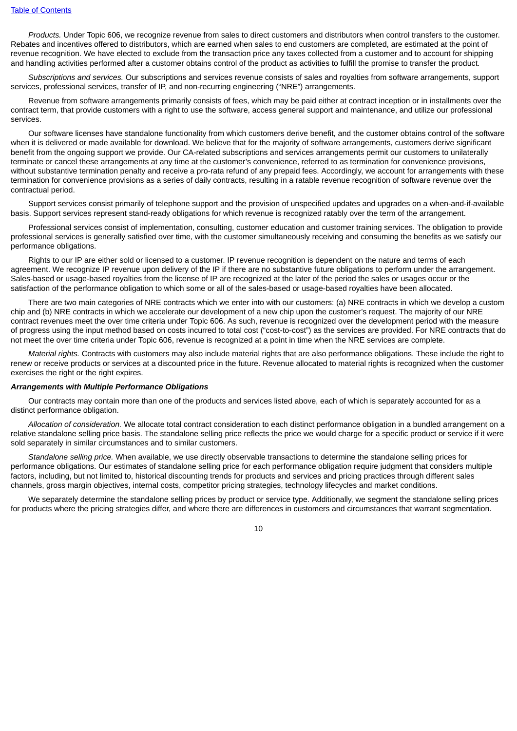*Products.* Under Topic 606, we recognize revenue from sales to direct customers and distributors when control transfers to the customer. Rebates and incentives offered to distributors, which are earned when sales to end customers are completed, are estimated at the point of revenue recognition. We have elected to exclude from the transaction price any taxes collected from a customer and to account for shipping and handling activities performed after a customer obtains control of the product as activities to fulfill the promise to transfer the product.

*Subscriptions and services.* Our subscriptions and services revenue consists of sales and royalties from software arrangements, support services, professional services, transfer of IP, and non-recurring engineering ("NRE") arrangements.

Revenue from software arrangements primarily consists of fees, which may be paid either at contract inception or in installments over the contract term, that provide customers with a right to use the software, access general support and maintenance, and utilize our professional services.

Our software licenses have standalone functionality from which customers derive benefit, and the customer obtains control of the software when it is delivered or made available for download. We believe that for the majority of software arrangements, customers derive significant benefit from the ongoing support we provide. Our CA-related subscriptions and services arrangements permit our customers to unilaterally terminate or cancel these arrangements at any time at the customer's convenience, referred to as termination for convenience provisions, without substantive termination penalty and receive a pro-rata refund of any prepaid fees. Accordingly, we account for arrangements with these termination for convenience provisions as a series of daily contracts, resulting in a ratable revenue recognition of software revenue over the contractual period.

Support services consist primarily of telephone support and the provision of unspecified updates and upgrades on a when-and-if-available basis. Support services represent stand-ready obligations for which revenue is recognized ratably over the term of the arrangement.

Professional services consist of implementation, consulting, customer education and customer training services. The obligation to provide professional services is generally satisfied over time, with the customer simultaneously receiving and consuming the benefits as we satisfy our performance obligations.

Rights to our IP are either sold or licensed to a customer. IP revenue recognition is dependent on the nature and terms of each agreement. We recognize IP revenue upon delivery of the IP if there are no substantive future obligations to perform under the arrangement. Sales-based or usage-based royalties from the license of IP are recognized at the later of the period the sales or usages occur or the satisfaction of the performance obligation to which some or all of the sales-based or usage-based royalties have been allocated.

There are two main categories of NRE contracts which we enter into with our customers: (a) NRE contracts in which we develop a custom chip and (b) NRE contracts in which we accelerate our development of a new chip upon the customer's request. The majority of our NRE contract revenues meet the over time criteria under Topic 606. As such, revenue is recognized over the development period with the measure of progress using the input method based on costs incurred to total cost ("cost-to-cost") as the services are provided. For NRE contracts that do not meet the over time criteria under Topic 606, revenue is recognized at a point in time when the NRE services are complete.

*Material rights.* Contracts with customers may also include material rights that are also performance obligations. These include the right to renew or receive products or services at a discounted price in the future. Revenue allocated to material rights is recognized when the customer exercises the right or the right expires.

***Arrangements with Multiple Performance Obligations***

Our contracts may contain more than one of the products and services listed above, each of which is separately accounted for as a distinct performance obligation.

*Allocation of consideration.* We allocate total contract consideration to each distinct performance obligation in a bundled arrangement on a relative standalone selling price basis. The standalone selling price reflects the price we would charge for a specific product or service if it were sold separately in similar circumstances and to similar customers.

*Standalone selling price.* When available, we use directly observable transactions to determine the standalone selling prices for performance obligations. Our estimates of standalone selling price for each performance obligation require judgment that considers multiple factors, including, but not limited to, historical discounting trends for products and services and pricing practices through different sales channels, gross margin objectives, internal costs, competitor pricing strategies, technology lifecycles and market conditions.

We separately determine the standalone selling prices by product or service type. Additionally, we segment the standalone selling prices for products where the pricing strategies differ, and where there are differences in customers and circumstances that warrant segmentation.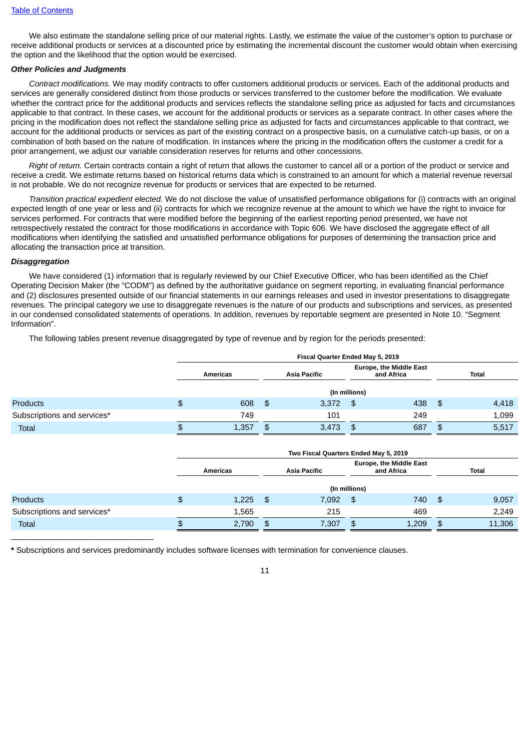We also estimate the standalone selling price of our material rights. Lastly, we estimate the value of the customer's option to purchase or receive additional products or services at a discounted price by estimating the incremental discount the customer would obtain when exercising the option and the likelihood that the option would be exercised.

***Other Policies and Judgments***

*Contract modifications.* We may modify contracts to offer customers additional products or services. Each of the additional products and services are generally considered distinct from those products or services transferred to the customer before the modification. We evaluate whether the contract price for the additional products and services reflects the standalone selling price as adjusted for facts and circumstances applicable to that contract. In these cases, we account for the additional products or services as a separate contract. In other cases where the pricing in the modification does not reflect the standalone selling price as adjusted for facts and circumstances applicable to that contract, we account for the additional products or services as part of the existing contract on a prospective basis, on a cumulative catch-up basis, or on a combination of both based on the nature of modification. In instances where the pricing in the modification offers the customer a credit for a prior arrangement, we adjust our variable consideration reserves for returns and other concessions.

*Right of return.* Certain contracts contain a right of return that allows the customer to cancel all or a portion of the product or service and receive a credit. We estimate returns based on historical returns data which is constrained to an amount for which a material revenue reversal is not probable. We do not recognize revenue for products or services that are expected to be returned.

*Transition practical expedient elected.* We do not disclose the value of unsatisfied performance obligations for (i) contracts with an original expected length of one year or less and (ii) contracts for which we recognize revenue at the amount to which we have the right to invoice for services performed. For contracts that were modified before the beginning of the earliest reporting period presented, we have not retrospectively restated the contract for those modifications in accordance with Topic 606. We have disclosed the aggregate effect of all modifications when identifying the satisfied and unsatisfied performance obligations for purposes of determining the transaction price and allocating the transaction price at transition.

***Disaggregation***

We have considered (1) information that is regularly reviewed by our Chief Executive Officer, who has been identified as the Chief Operating Decision Maker (the "CODM") as defined by the authoritative guidance on segment reporting, in evaluating financial performance and (2) disclosures presented outside of our financial statements in our earnings releases and used in investor presentations to disaggregate revenues. The principal category we use to disaggregate revenues is the nature of our products and subscriptions and services, as presented in our condensed consolidated statements of operations. In addition, revenues by reportable segment are presented in Note 10. "Segment Information".

The following tables present revenue disaggregated by type of revenue and by region for the periods presented:

| | Fiscal Quarter Ended May 5, 2019 | | | |
|---|---|---|---|---|
| | Americas | Asia Pacific | Europe, the Middle East and Africa | Total |
| | (In millions) | | | |
| Products | $ 608 | $ 3,372 | $ 438 | $ 4,418 |
| Subscriptions and services* | 749 | 101 | 249 | 1,099 |
| Total | $ 1,357 | $ 3,473 | $ 687 | $ 5,517 |

| | Two Fiscal Quarters Ended May 5, 2019 | | | |
|---|---|---|---|---|
| | Americas | Asia Pacific | Europe, the Middle East and Africa | Total |
| | (In millions) | | | |
| Products | $ 1,225 | $ 7,092 | $ 740 | $ 9,057 |
| Subscriptions and services* | 1,565 | 215 | 469 | 2,249 |
| Total | $ 2,790 | $ 7,307 | $ 1,209 | $ 11,306 |

**\*** Subscriptions and services predominantly includes software licenses with termination for convenience clauses.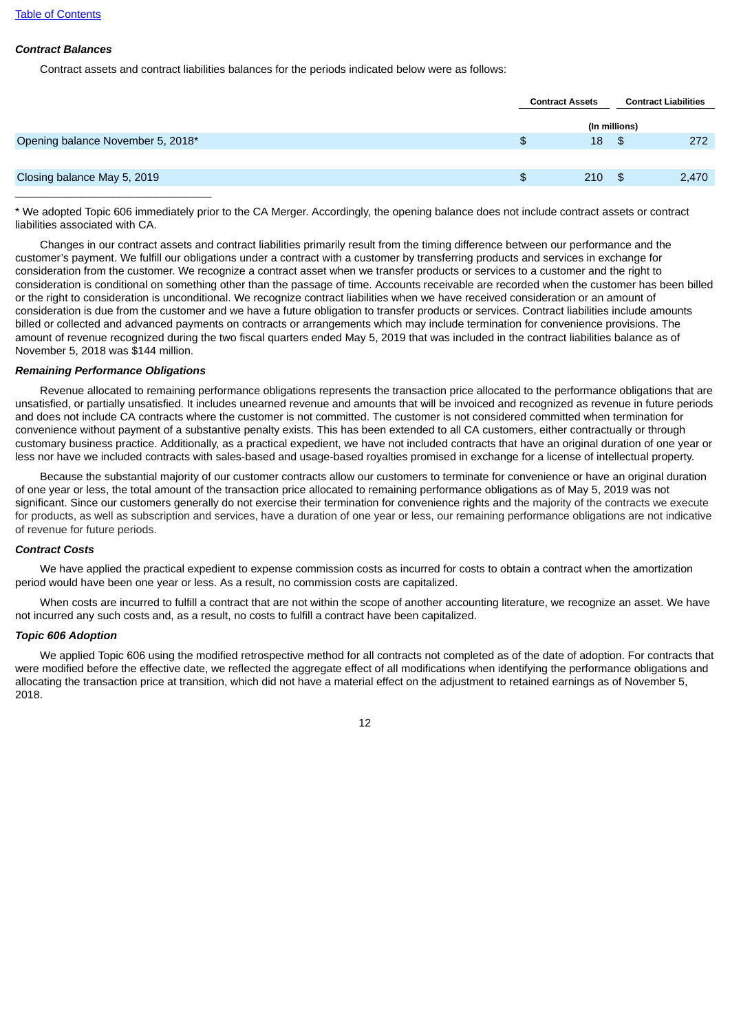### *Contract Balances*

Contract assets and contract liabilities balances for the periods indicated below were as follows:

| | Contract Assets | Contract Liabilities |
|---|---|---|
| | (In millions) | |
| Opening balance November 5, 2018* | $ 18 | $ 272 |
| Closing balance May 5, 2019 | $ 210 | $ 2,470 |

\_\_\_\_\_\_\_\_\_\_\_\_\_\_\_\_\_\_\_\_\_\_\_\_\_\_\_\_\_\_\_

\* We adopted Topic 606 immediately prior to the CA Merger. Accordingly, the opening balance does not include contract assets or contract liabilities associated with CA.

Changes in our contract assets and contract liabilities primarily result from the timing difference between our performance and the customer's payment. We fulfill our obligations under a contract with a customer by transferring products and services in exchange for consideration from the customer. We recognize a contract asset when we transfer products or services to a customer and the right to consideration is conditional on something other than the passage of time. Accounts receivable are recorded when the customer has been billed or the right to consideration is unconditional. We recognize contract liabilities when we have received consideration or an amount of consideration is due from the customer and we have a future obligation to transfer products or services. Contract liabilities include amounts billed or collected and advanced payments on contracts or arrangements which may include termination for convenience provisions. The amount of revenue recognized during the two fiscal quarters ended May 5, 2019 that was included in the contract liabilities balance as of November 5, 2018 was $144 million.

### *Remaining Performance Obligations*

Revenue allocated to remaining performance obligations represents the transaction price allocated to the performance obligations that are unsatisfied, or partially unsatisfied. It includes unearned revenue and amounts that will be invoiced and recognized as revenue in future periods and does not include CA contracts where the customer is not committed. The customer is not considered committed when termination for convenience without payment of a substantive penalty exists. This has been extended to all CA customers, either contractually or through customary business practice. Additionally, as a practical expedient, we have not included contracts that have an original duration of one year or less nor have we included contracts with sales-based and usage-based royalties promised in exchange for a license of intellectual property.

Because the substantial majority of our customer contracts allow our customers to terminate for convenience or have an original duration of one year or less, the total amount of the transaction price allocated to remaining performance obligations as of May 5, 2019 was not significant. Since our customers generally do not exercise their termination for convenience rights and the majority of the contracts we execute for products, as well as subscription and services, have a duration of one year or less, our remaining performance obligations are not indicative of revenue for future periods.

### *Contract Costs*

We have applied the practical expedient to expense commission costs as incurred for costs to obtain a contract when the amortization period would have been one year or less. As a result, no commission costs are capitalized.

When costs are incurred to fulfill a contract that are not within the scope of another accounting literature, we recognize an asset. We have not incurred any such costs and, as a result, no costs to fulfill a contract have been capitalized.

### *Topic 606 Adoption*

We applied Topic 606 using the modified retrospective method for all contracts not completed as of the date of adoption. For contracts that were modified before the effective date, we reflected the aggregate effect of all modifications when identifying the performance obligations and allocating the transaction price at transition, which did not have a material effect on the adjustment to retained earnings as of November 5, 2018.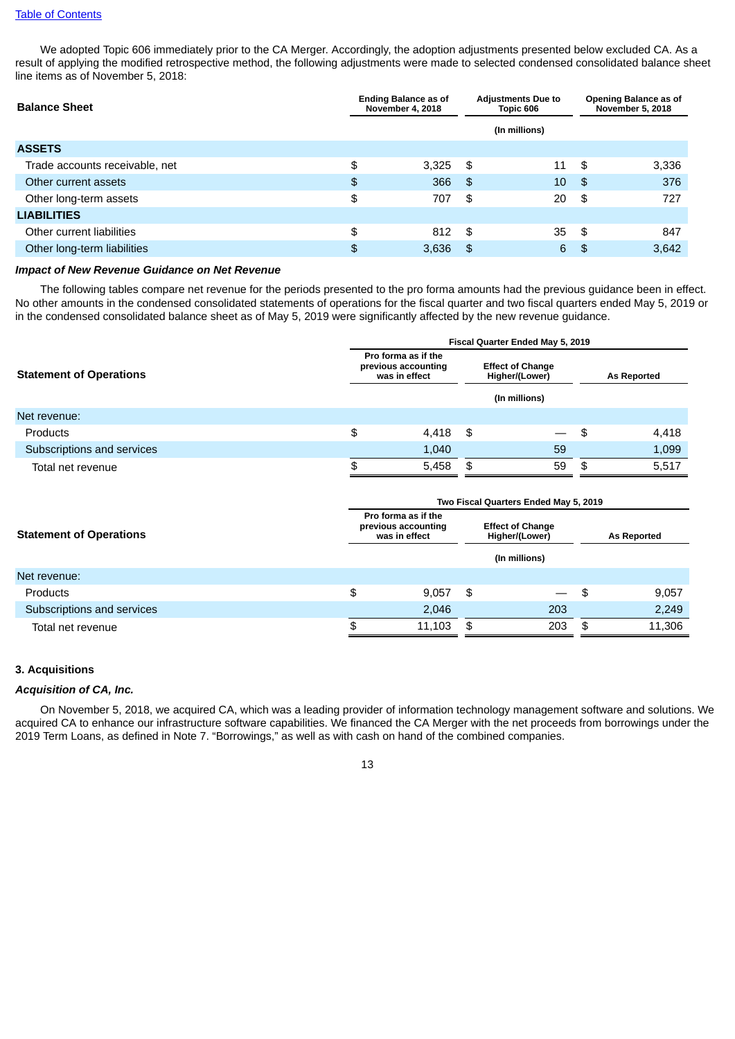[Table of Contents](#)

We adopted Topic 606 immediately prior to the CA Merger. Accordingly, the adoption adjustments presented below excluded CA. As a result of applying the modified retrospective method, the following adjustments were made to selected condensed consolidated balance sheet line items as of November 5, 2018:

| Balance Sheet | Ending Balance as of November 4, 2018 | Adjustments Due to Topic 606 | Opening Balance as of November 5, 2018 |
|---|---|---|---|
| | | (In millions) | |
| **ASSETS** | | | |
| Trade accounts receivable, net | $ 3,325 | $ 11 | $ 3,336 |
| Other current assets | $ 366 | $ 10 | $ 376 |
| Other long-term assets | $ 707 | $ 20 | $ 727 |
| **LIABILITIES** | | | |
| Other current liabilities | $ 812 | $ 35 | $ 847 |
| Other long-term liabilities | $ 3,636 | $ 6 | $ 3,642 |

***Impact of New Revenue Guidance on Net Revenue***

The following tables compare net revenue for the periods presented to the pro forma amounts had the previous guidance been in effect. No other amounts in the condensed consolidated statements of operations for the fiscal quarter and two fiscal quarters ended May 5, 2019 or in the condensed consolidated balance sheet as of May 5, 2019 were significantly affected by the new revenue guidance.

| | Fiscal Quarter Ended May 5, 2019 | | |
|---|---|---|---|
| **Statement of Operations** | Pro forma as if the previous accounting was in effect | Effect of Change Higher/(Lower) | As Reported |
| | | (In millions) | |
| Net revenue: | | | |
| Products | $ 4,418 | $ — | $ 4,418 |
| Subscriptions and services | 1,040 | 59 | 1,099 |
| Total net revenue | $ 5,458 | $ 59 | $ 5,517 |

| | Two Fiscal Quarters Ended May 5, 2019 | | |
|---|---|---|---|
| **Statement of Operations** | Pro forma as if the previous accounting was in effect | Effect of Change Higher/(Lower) | As Reported |
| | | (In millions) | |
| Net revenue: | | | |
| Products | $ 9,057 | $ — | $ 9,057 |
| Subscriptions and services | 2,046 | 203 | 2,249 |
| Total net revenue | $ 11,103 | $ 203 | $ 11,306 |

### 3. Acquisitions

***Acquisition of CA, Inc.***

On November 5, 2018, we acquired CA, which was a leading provider of information technology management software and solutions. We acquired CA to enhance our infrastructure software capabilities. We financed the CA Merger with the net proceeds from borrowings under the 2019 Term Loans, as defined in Note 7. "Borrowings," as well as with cash on hand of the combined companies.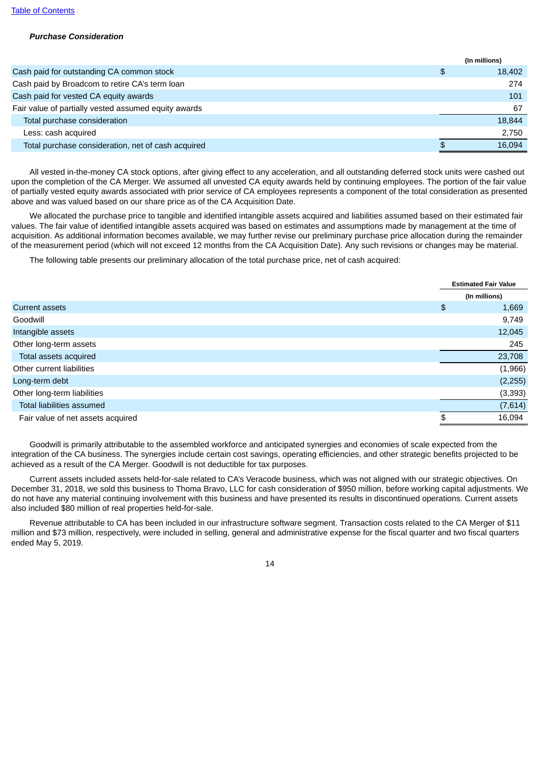[Table of Contents](#)

***Purchase Consideration***

| | (In millions) |
|---|---|
| Cash paid for outstanding CA common stock | $ 18,402 |
| Cash paid by Broadcom to retire CA's term loan | 274 |
| Cash paid for vested CA equity awards | 101 |
| Fair value of partially vested assumed equity awards | 67 |
| Total purchase consideration | 18,844 |
| Less: cash acquired | 2,750 |
| Total purchase consideration, net of cash acquired | $ 16,094 |

All vested in-the-money CA stock options, after giving effect to any acceleration, and all outstanding deferred stock units were cashed out upon the completion of the CA Merger. We assumed all unvested CA equity awards held by continuing employees. The portion of the fair value of partially vested equity awards associated with prior service of CA employees represents a component of the total consideration as presented above and was valued based on our share price as of the CA Acquisition Date.

We allocated the purchase price to tangible and identified intangible assets acquired and liabilities assumed based on their estimated fair values. The fair value of identified intangible assets acquired was based on estimates and assumptions made by management at the time of acquisition. As additional information becomes available, we may further revise our preliminary purchase price allocation during the remainder of the measurement period (which will not exceed 12 months from the CA Acquisition Date). Any such revisions or changes may be material.

The following table presents our preliminary allocation of the total purchase price, net of cash acquired:

| | Estimated Fair Value |
|---|---|
| | (In millions) |
| Current assets | $ 1,669 |
| Goodwill | 9,749 |
| Intangible assets | 12,045 |
| Other long-term assets | 245 |
| Total assets acquired | 23,708 |
| Other current liabilities | (1,966) |
| Long-term debt | (2,255) |
| Other long-term liabilities | (3,393) |
| Total liabilities assumed | (7,614) |
| Fair value of net assets acquired | $ 16,094 |

Goodwill is primarily attributable to the assembled workforce and anticipated synergies and economies of scale expected from the integration of the CA business. The synergies include certain cost savings, operating efficiencies, and other strategic benefits projected to be achieved as a result of the CA Merger. Goodwill is not deductible for tax purposes.

Current assets included assets held-for-sale related to CA's Veracode business, which was not aligned with our strategic objectives. On December 31, 2018, we sold this business to Thoma Bravo, LLC for cash consideration of $950 million, before working capital adjustments. We do not have any material continuing involvement with this business and have presented its results in discontinued operations. Current assets also included $80 million of real properties held-for-sale.

Revenue attributable to CA has been included in our infrastructure software segment. Transaction costs related to the CA Merger of $11 million and $73 million, respectively, were included in selling, general and administrative expense for the fiscal quarter and two fiscal quarters ended May 5, 2019.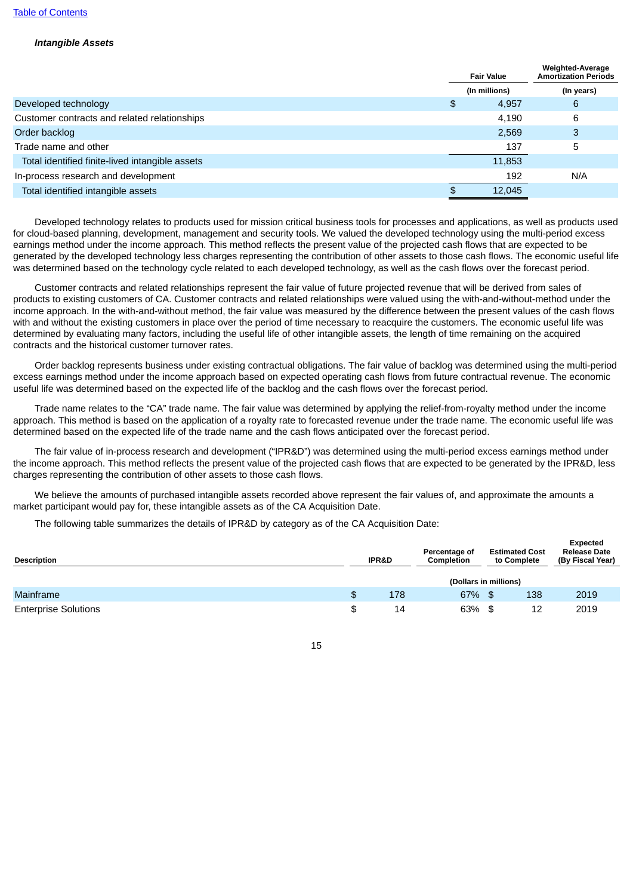### *Intangible Assets*

| | Fair Value | Weighted-Average Amortization Periods |
|---|---|---|
| | (In millions) | (In years) |
| Developed technology | $ 4,957 | 6 |
| Customer contracts and related relationships | 4,190 | 6 |
| Order backlog | 2,569 | 3 |
| Trade name and other | 137 | 5 |
| Total identified finite-lived intangible assets | 11,853 | |
| In-process research and development | 192 | N/A |
| Total identified intangible assets | $ 12,045 | |

Developed technology relates to products used for mission critical business tools for processes and applications, as well as products used for cloud-based planning, development, management and security tools. We valued the developed technology using the multi-period excess earnings method under the income approach. This method reflects the present value of the projected cash flows that are expected to be generated by the developed technology less charges representing the contribution of other assets to those cash flows. The economic useful life was determined based on the technology cycle related to each developed technology, as well as the cash flows over the forecast period.

Customer contracts and related relationships represent the fair value of future projected revenue that will be derived from sales of products to existing customers of CA. Customer contracts and related relationships were valued using the with-and-without-method under the income approach. In the with-and-without method, the fair value was measured by the difference between the present values of the cash flows with and without the existing customers in place over the period of time necessary to reacquire the customers. The economic useful life was determined by evaluating many factors, including the useful life of other intangible assets, the length of time remaining on the acquired contracts and the historical customer turnover rates.

Order backlog represents business under existing contractual obligations. The fair value of backlog was determined using the multi-period excess earnings method under the income approach based on expected operating cash flows from future contractual revenue. The economic useful life was determined based on the expected life of the backlog and the cash flows over the forecast period.

Trade name relates to the "CA" trade name. The fair value was determined by applying the relief-from-royalty method under the income approach. This method is based on the application of a royalty rate to forecasted revenue under the trade name. The economic useful life was determined based on the expected life of the trade name and the cash flows anticipated over the forecast period.

The fair value of in-process research and development ("IPR&D") was determined using the multi-period excess earnings method under the income approach. This method reflects the present value of the projected cash flows that are expected to be generated by the IPR&D, less charges representing the contribution of other assets to those cash flows.

We believe the amounts of purchased intangible assets recorded above represent the fair values of, and approximate the amounts a market participant would pay for, these intangible assets as of the CA Acquisition Date.

The following table summarizes the details of IPR&D by category as of the CA Acquisition Date:

| Description | IPR&D | Percentage of Completion | Estimated Cost to Complete | Expected Release Date (By Fiscal Year) |
|---|---|---|---|---|
| | (Dollars in millions) | | | |
| Mainframe | $ 178 | 67% | $ 138 | 2019 |
| Enterprise Solutions | $ 14 | 63% | $ 12 | 2019 |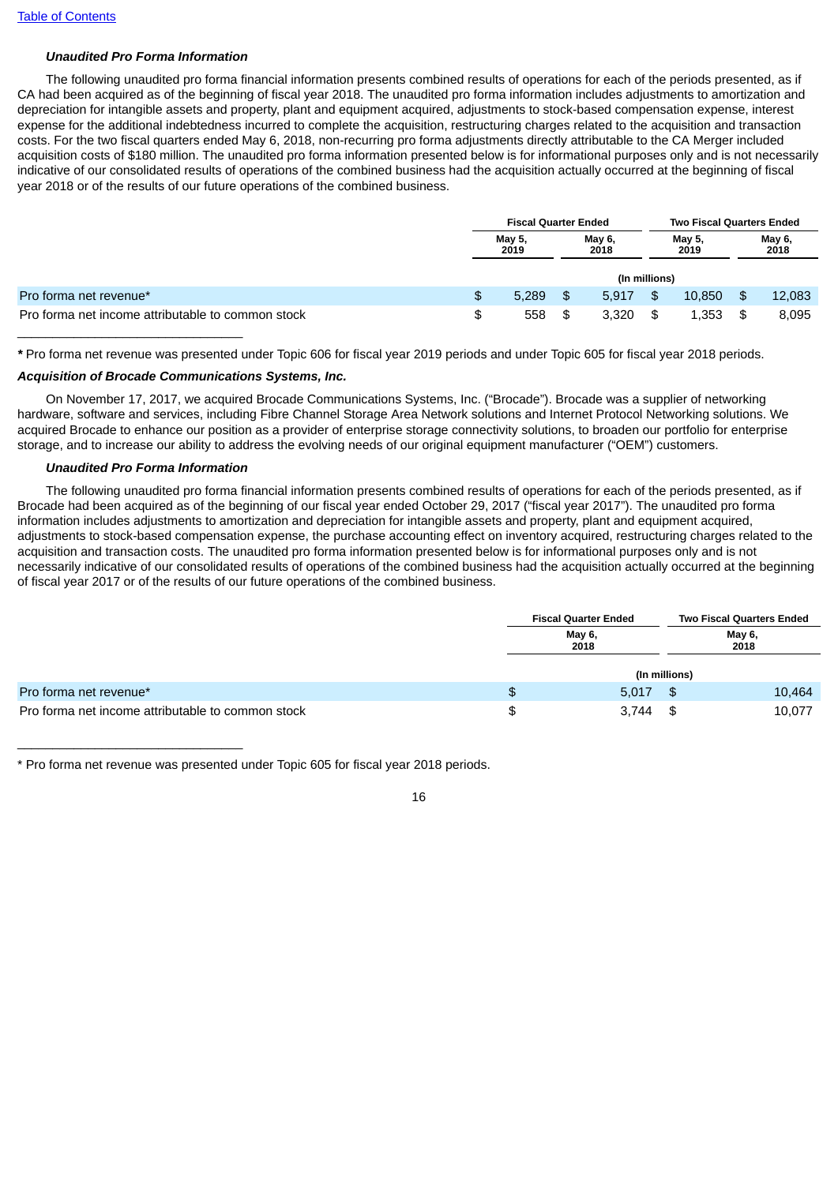***Unaudited Pro Forma Information***

The following unaudited pro forma financial information presents combined results of operations for each of the periods presented, as if CA had been acquired as of the beginning of fiscal year 2018. The unaudited pro forma information includes adjustments to amortization and depreciation for intangible assets and property, plant and equipment acquired, adjustments to stock-based compensation expense, interest expense for the additional indebtedness incurred to complete the acquisition, restructuring charges related to the acquisition and transaction costs. For the two fiscal quarters ended May 6, 2018, non-recurring pro forma adjustments directly attributable to the CA Merger included acquisition costs of $180 million. The unaudited pro forma information presented below is for informational purposes only and is not necessarily indicative of our consolidated results of operations of the combined business had the acquisition actually occurred at the beginning of fiscal year 2018 or of the results of our future operations of the combined business.

| | Fiscal Quarter Ended | | Two Fiscal Quarters Ended | |
|---|---|---|---|---|
| | May 5, 2019 | May 6, 2018 | May 5, 2019 | May 6, 2018 |
| | (In millions) | | | |
| Pro forma net revenue* | $ 5,289 | $ 5,917 | $ 10,850 | $ 12,083 |
| Pro forma net income attributable to common stock | $ 558 | $ 3,320 | $ 1,353 | $ 8,095 |

_______________________________

**\*** Pro forma net revenue was presented under Topic 606 for fiscal year 2019 periods and under Topic 605 for fiscal year 2018 periods.

***Acquisition of Brocade Communications Systems, Inc.***

On November 17, 2017, we acquired Brocade Communications Systems, Inc. ("Brocade"). Brocade was a supplier of networking hardware, software and services, including Fibre Channel Storage Area Network solutions and Internet Protocol Networking solutions. We acquired Brocade to enhance our position as a provider of enterprise storage connectivity solutions, to broaden our portfolio for enterprise storage, and to increase our ability to address the evolving needs of our original equipment manufacturer ("OEM") customers.

***Unaudited Pro Forma Information***

The following unaudited pro forma financial information presents combined results of operations for each of the periods presented, as if Brocade had been acquired as of the beginning of our fiscal year ended October 29, 2017 ("fiscal year 2017"). The unaudited pro forma information includes adjustments to amortization and depreciation for intangible assets and property, plant and equipment acquired, adjustments to stock-based compensation expense, the purchase accounting effect on inventory acquired, restructuring charges related to the acquisition and transaction costs. The unaudited pro forma information presented below is for informational purposes only and is not necessarily indicative of our consolidated results of operations of the combined business had the acquisition actually occurred at the beginning of fiscal year 2017 or of the results of our future operations of the combined business.

| | Fiscal Quarter Ended | Two Fiscal Quarters Ended |
|---|---|---|
| | May 6, 2018 | May 6, 2018 |
| | (In millions) | |
| Pro forma net revenue* | $ 5,017 | $ 10,464 |
| Pro forma net income attributable to common stock | $ 3,744 | $ 10,077 |

_______________________________

\* Pro forma net revenue was presented under Topic 605 for fiscal year 2018 periods.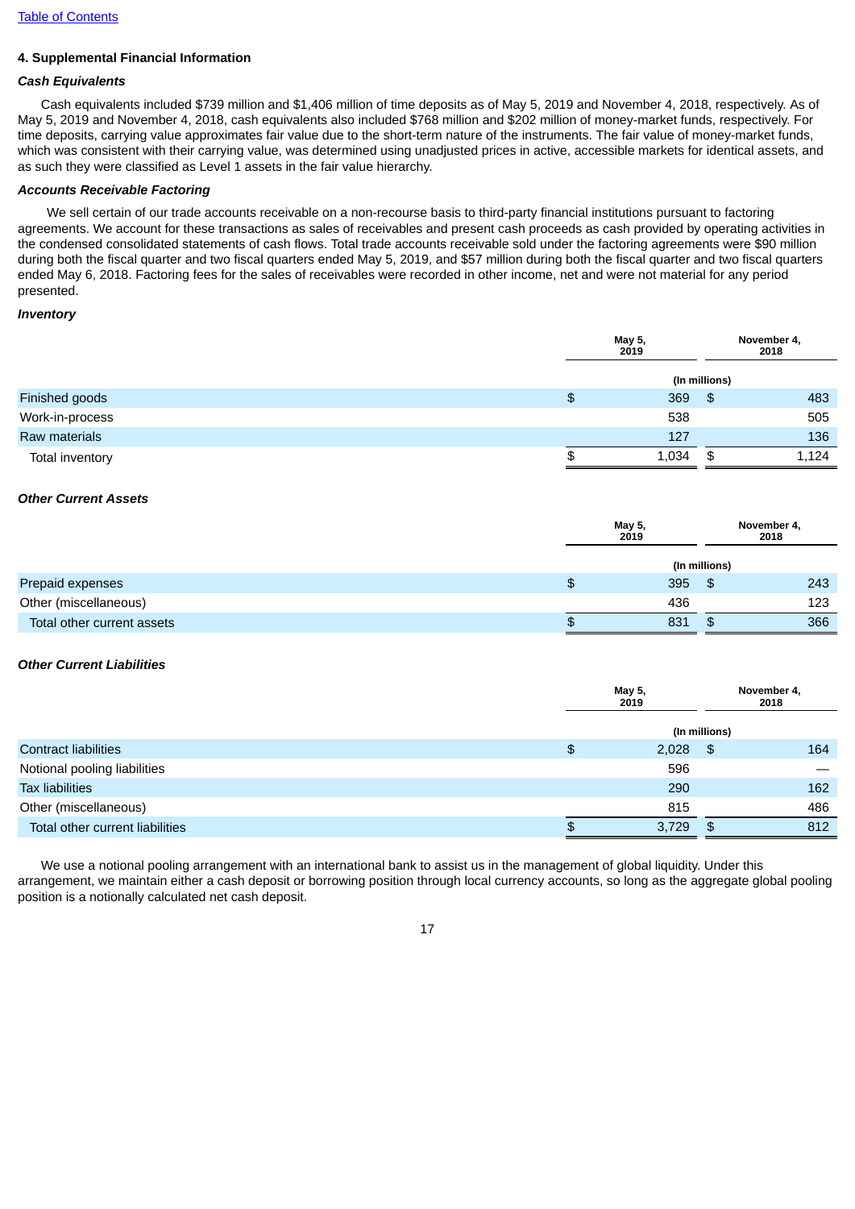### 4. Supplemental Financial Information

***Cash Equivalents***

Cash equivalents included $739 million and $1,406 million of time deposits as of May 5, 2019 and November 4, 2018, respectively. As of May 5, 2019 and November 4, 2018, cash equivalents also included $768 million and $202 million of money-market funds, respectively. For time deposits, carrying value approximates fair value due to the short-term nature of the instruments. The fair value of money-market funds, which was consistent with their carrying value, was determined using unadjusted prices in active, accessible markets for identical assets, and as such they were classified as Level 1 assets in the fair value hierarchy.

***Accounts Receivable Factoring***

We sell certain of our trade accounts receivable on a non-recourse basis to third-party financial institutions pursuant to factoring agreements. We account for these transactions as sales of receivables and present cash proceeds as cash provided by operating activities in the condensed consolidated statements of cash flows. Total trade accounts receivable sold under the factoring agreements were $90 million during both the fiscal quarter and two fiscal quarters ended May 5, 2019, and $57 million during both the fiscal quarter and two fiscal quarters ended May 6, 2018. Factoring fees for the sales of receivables were recorded in other income, net and were not material for any period presented.

***Inventory***

| | May 5, 2019 | November 4, 2018 |
|---|---|---|
| | (In millions) | |
| Finished goods | $ 369 | $ 483 |
| Work-in-process | 538 | 505 |
| Raw materials | 127 | 136 |
| Total inventory | $ 1,034 | $ 1,124 |

***Other Current Assets***

| | May 5, 2019 | November 4, 2018 |
|---|---|---|
| | (In millions) | |
| Prepaid expenses | $ 395 | $ 243 |
| Other (miscellaneous) | 436 | 123 |
| Total other current assets | $ 831 | $ 366 |

***Other Current Liabilities***

| | May 5, 2019 | November 4, 2018 |
|---|---|---|
| | (In millions) | |
| Contract liabilities | $ 2,028 | $ 164 |
| Notional pooling liabilities | 596 | — |
| Tax liabilities | 290 | 162 |
| Other (miscellaneous) | 815 | 486 |
| Total other current liabilities | $ 3,729 | $ 812 |

We use a notional pooling arrangement with an international bank to assist us in the management of global liquidity. Under this arrangement, we maintain either a cash deposit or borrowing position through local currency accounts, so long as the aggregate global pooling position is a notionally calculated net cash deposit.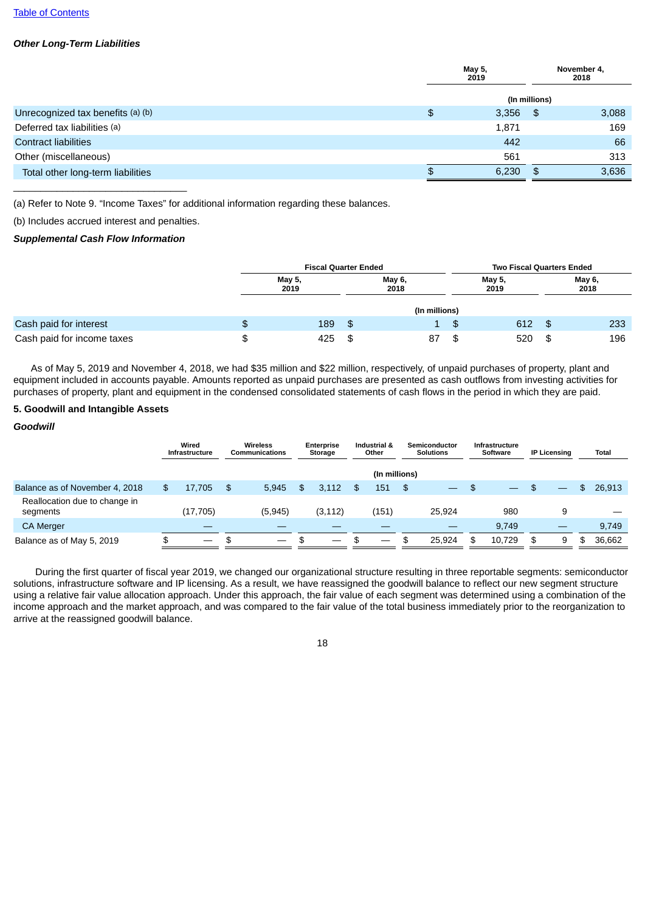[Table of Contents](#)

***Other Long-Term Liabilities***

| | May 5, 2019 | November 4, 2018 |
|---|---|---|
| | (In millions) | |
| Unrecognized tax benefits (a) (b) | $ 3,356 | $ 3,088 |
| Deferred tax liabilities (a) | 1,871 | 169 |
| Contract liabilities | 442 | 66 |
| Other (miscellaneous) | 561 | 313 |
| Total other long-term liabilities | $ 6,230 | $ 3,636 |

(a) Refer to Note 9. "Income Taxes" for additional information regarding these balances.

(b) Includes accrued interest and penalties.

***Supplemental Cash Flow Information***

| | Fiscal Quarter Ended | | Two Fiscal Quarters Ended | |
|---|---|---|---|---|
| | May 5, 2019 | May 6, 2018 | May 5, 2019 | May 6, 2018 |
| | (In millions) | | | |
| Cash paid for interest | $ 189 | $ 1 | $ 612 | $ 233 |
| Cash paid for income taxes | $ 425 | $ 87 | $ 520 | $ 196 |

As of May 5, 2019 and November 4, 2018, we had $35 million and $22 million, respectively, of unpaid purchases of property, plant and equipment included in accounts payable. Amounts reported as unpaid purchases are presented as cash outflows from investing activities for purchases of property, plant and equipment in the condensed consolidated statements of cash flows in the period in which they are paid.

**5. Goodwill and Intangible Assets**

***Goodwill***

| | Wired Infrastructure | Wireless Communications | Enterprise Storage | Industrial & Other | Semiconductor Solutions | Infrastructure Software | IP Licensing | Total |
|---|---|---|---|---|---|---|---|---|
| | (In millions) | | | | | | | |
| Balance as of November 4, 2018 | $ 17,705 | $ 5,945 | $ 3,112 | $ 151 | $ — | $ — | $ — | $ 26,913 |
| Reallocation due to change in segments | (17,705) | (5,945) | (3,112) | (151) | 25,924 | 980 | 9 | — |
| CA Merger | — | — | — | — | — | 9,749 | — | 9,749 |
| Balance as of May 5, 2019 | $ — | $ — | $ — | $ — | $ 25,924 | $ 10,729 | $ 9 | $ 36,662 |

During the first quarter of fiscal year 2019, we changed our organizational structure resulting in three reportable segments: semiconductor solutions, infrastructure software and IP licensing. As a result, we have reassigned the goodwill balance to reflect our new segment structure using a relative fair value allocation approach. Under this approach, the fair value of each segment was determined using a combination of the income approach and the market approach, and was compared to the fair value of the total business immediately prior to the reorganization to arrive at the reassigned goodwill balance.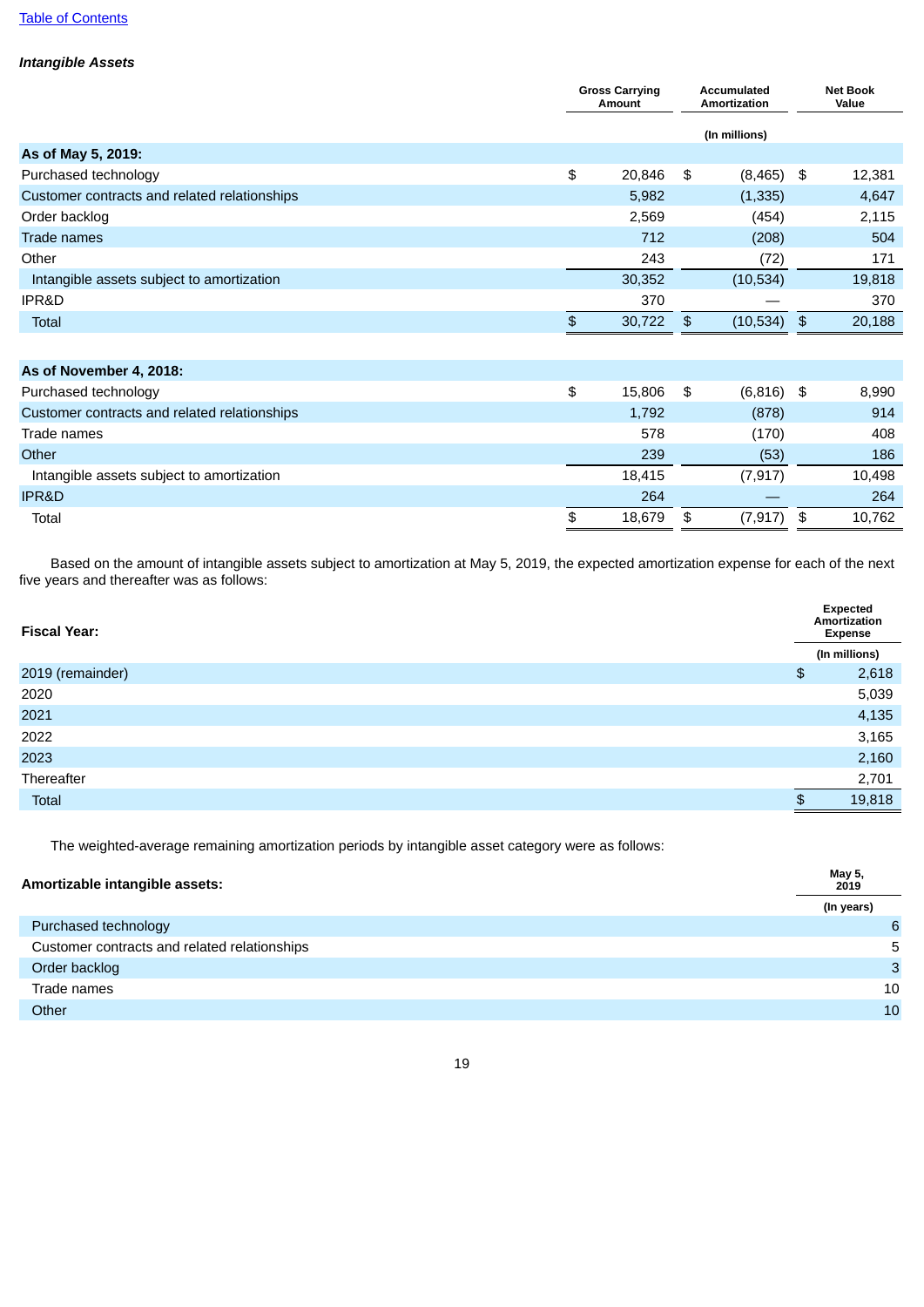[Table of Contents](#)

***Intangible Assets***

| | Gross Carrying Amount | Accumulated Amortization | Net Book Value |
|---|---|---|---|
| | | (In millions) | |
| **As of May 5, 2019:** | | | |
| Purchased technology | $ 20,846 | $ (8,465) | $ 12,381 |
| Customer contracts and related relationships | 5,982 | (1,335) | 4,647 |
| Order backlog | 2,569 | (454) | 2,115 |
| Trade names | 712 | (208) | 504 |
| Other | 243 | (72) | 171 |
| Intangible assets subject to amortization | 30,352 | (10,534) | 19,818 |
| IPR&D | 370 | — | 370 |
| Total | $ 30,722 | $ (10,534) | $ 20,188 |
| | | | |
| **As of November 4, 2018:** | | | |
| Purchased technology | $ 15,806 | $ (6,816) | $ 8,990 |
| Customer contracts and related relationships | 1,792 | (878) | 914 |
| Trade names | 578 | (170) | 408 |
| Other | 239 | (53) | 186 |
| Intangible assets subject to amortization | 18,415 | (7,917) | 10,498 |
| IPR&D | 264 | — | 264 |
| Total | $ 18,679 | $ (7,917) | $ 10,762 |

Based on the amount of intangible assets subject to amortization at May 5, 2019, the expected amortization expense for each of the next five years and thereafter was as follows:

| Fiscal Year: | Expected Amortization Expense |
|---|---|
| | (In millions) |
| 2019 (remainder) | $ 2,618 |
| 2020 | 5,039 |
| 2021 | 4,135 |
| 2022 | 3,165 |
| 2023 | 2,160 |
| Thereafter | 2,701 |
| Total | $ 19,818 |

The weighted-average remaining amortization periods by intangible asset category were as follows:

| Amortizable intangible assets: | May 5, 2019 |
|---|---|
| | (In years) |
| Purchased technology | 6 |
| Customer contracts and related relationships | 5 |
| Order backlog | 3 |
| Trade names | 10 |
| Other | 10 |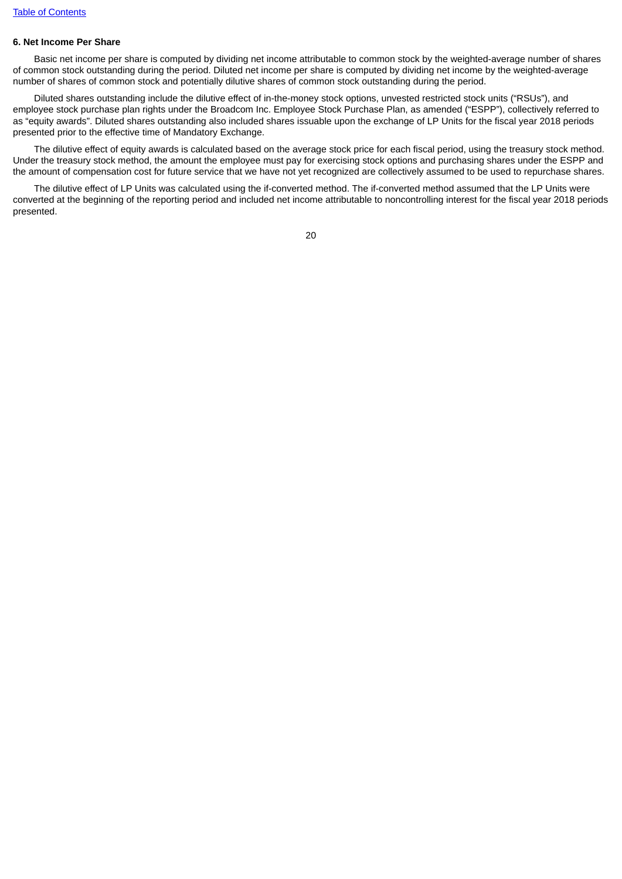**6. Net Income Per Share**

Basic net income per share is computed by dividing net income attributable to common stock by the weighted-average number of shares of common stock outstanding during the period. Diluted net income per share is computed by dividing net income by the weighted-average number of shares of common stock and potentially dilutive shares of common stock outstanding during the period.

Diluted shares outstanding include the dilutive effect of in-the-money stock options, unvested restricted stock units ("RSUs"), and employee stock purchase plan rights under the Broadcom Inc. Employee Stock Purchase Plan, as amended ("ESPP"), collectively referred to as "equity awards". Diluted shares outstanding also included shares issuable upon the exchange of LP Units for the fiscal year 2018 periods presented prior to the effective time of Mandatory Exchange.

The dilutive effect of equity awards is calculated based on the average stock price for each fiscal period, using the treasury stock method. Under the treasury stock method, the amount the employee must pay for exercising stock options and purchasing shares under the ESPP and the amount of compensation cost for future service that we have not yet recognized are collectively assumed to be used to repurchase shares.

The dilutive effect of LP Units was calculated using the if-converted method. The if-converted method assumed that the LP Units were converted at the beginning of the reporting period and included net income attributable to noncontrolling interest for the fiscal year 2018 periods presented.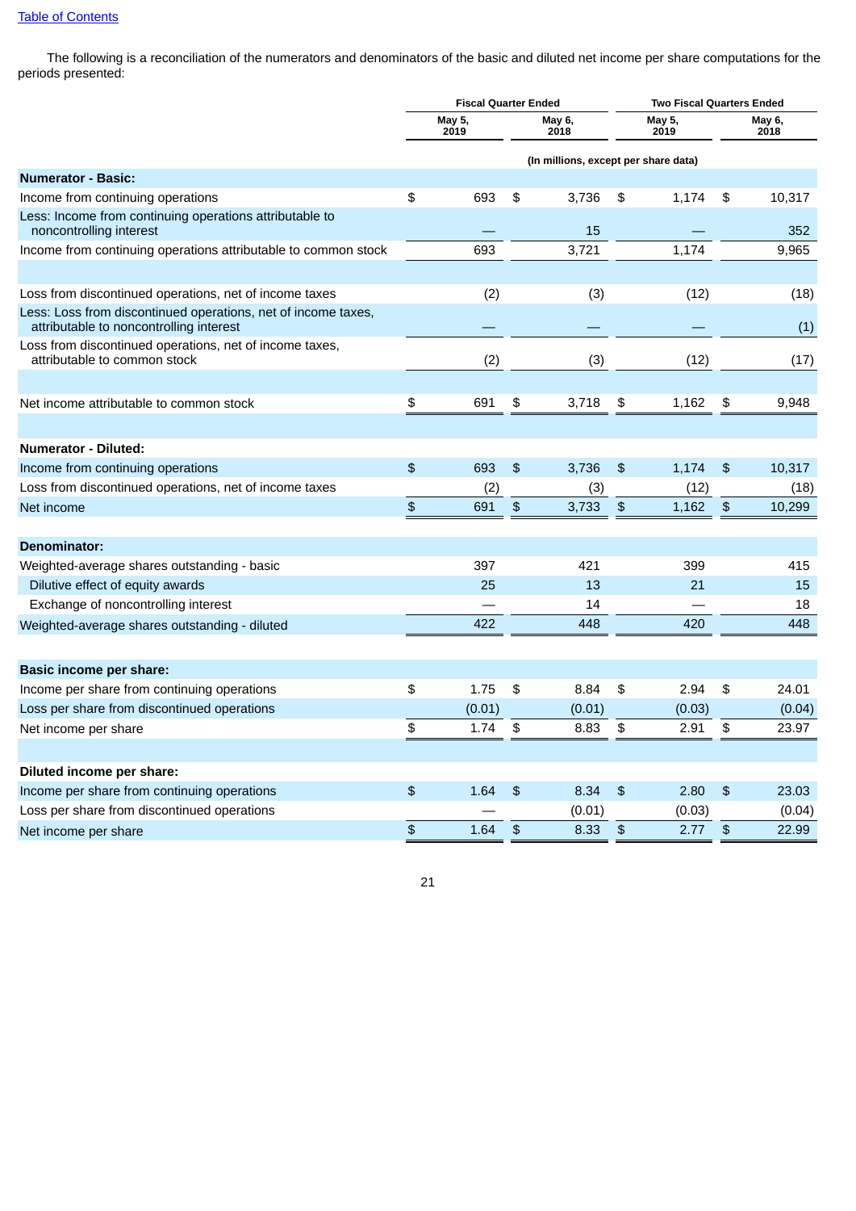[Table of Contents](#)

The following is a reconciliation of the numerators and denominators of the basic and diluted net income per share computations for the periods presented:

| | Fiscal Quarter Ended | | Two Fiscal Quarters Ended | |
|---|---|---|---|---|
| | May 5, 2019 | May 6, 2018 | May 5, 2019 | May 6, 2018 |
| | (In millions, except per share data) | | | |
| **Numerator - Basic:** | | | | |
| Income from continuing operations | $ 693 | $ 3,736 | $ 1,174 | $ 10,317 |
| Less: Income from continuing operations attributable to noncontrolling interest | — | 15 | — | 352 |
| Income from continuing operations attributable to common stock | 693 | 3,721 | 1,174 | 9,965 |
| | | | | |
| Loss from discontinued operations, net of income taxes | (2) | (3) | (12) | (18) |
| Less: Loss from discontinued operations, net of income taxes, attributable to noncontrolling interest | — | — | — | (1) |
| Loss from discontinued operations, net of income taxes, attributable to common stock | (2) | (3) | (12) | (17) |
| | | | | |
| Net income attributable to common stock | $ 691 | $ 3,718 | $ 1,162 | $ 9,948 |
| | | | | |
| **Numerator - Diluted:** | | | | |
| Income from continuing operations | $ 693 | $ 3,736 | $ 1,174 | $ 10,317 |
| Loss from discontinued operations, net of income taxes | (2) | (3) | (12) | (18) |
| Net income | $ 691 | $ 3,733 | $ 1,162 | $ 10,299 |
| | | | | |
| **Denominator:** | | | | |
| Weighted-average shares outstanding - basic | 397 | 421 | 399 | 415 |
| Dilutive effect of equity awards | 25 | 13 | 21 | 15 |
| Exchange of noncontrolling interest | — | 14 | — | 18 |
| Weighted-average shares outstanding - diluted | 422 | 448 | 420 | 448 |
| | | | | |
| **Basic income per share:** | | | | |
| Income per share from continuing operations | $ 1.75 | $ 8.84 | $ 2.94 | $ 24.01 |
| Loss per share from discontinued operations | (0.01) | (0.01) | (0.03) | (0.04) |
| Net income per share | $ 1.74 | $ 8.83 | $ 2.91 | $ 23.97 |
| | | | | |
| **Diluted income per share:** | | | | |
| Income per share from continuing operations | $ 1.64 | $ 8.34 | $ 2.80 | $ 23.03 |
| Loss per share from discontinued operations | — | (0.01) | (0.03) | (0.04) |
| Net income per share | $ 1.64 | $ 8.33 | $ 2.77 | $ 22.99 |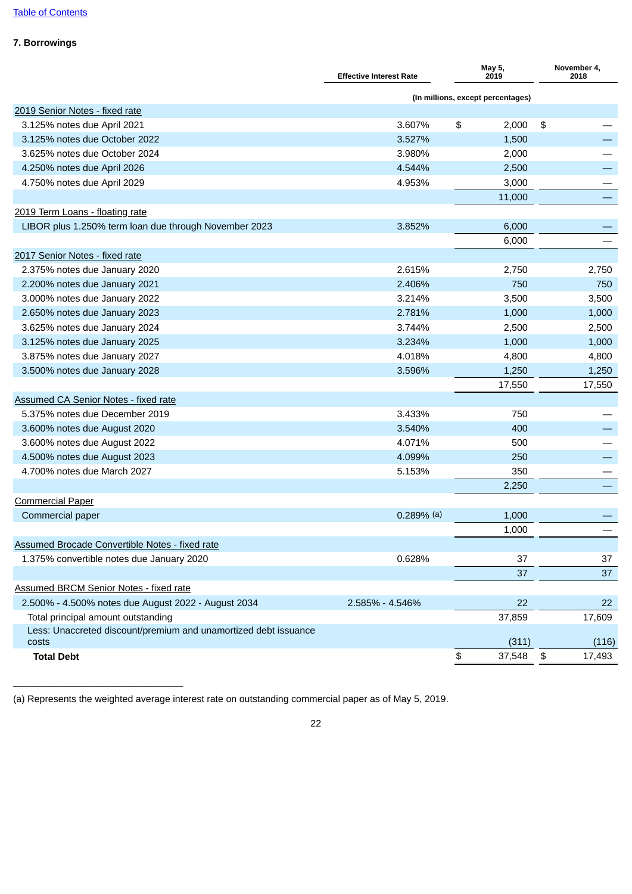Table of Contents

## 7. Borrowings

| | Effective Interest Rate | May 5, 2019 | November 4, 2018 |
|---|---|---|---|
| | | (In millions, except percentages) | |
| 2019 Senior Notes - fixed rate | | | |
| 3.125% notes due April 2021 | 3.607% | $ 2,000 | $ — |
| 3.125% notes due October 2022 | 3.527% | 1,500 | — |
| 3.625% notes due October 2024 | 3.980% | 2,000 | — |
| 4.250% notes due April 2026 | 4.544% | 2,500 | — |
| 4.750% notes due April 2029 | 4.953% | 3,000 | — |
| | | 11,000 | — |
| 2019 Term Loans - floating rate | | | |
| LIBOR plus 1.250% term loan due through November 2023 | 3.852% | 6,000 | — |
| | | 6,000 | — |
| 2017 Senior Notes - fixed rate | | | |
| 2.375% notes due January 2020 | 2.615% | 2,750 | 2,750 |
| 2.200% notes due January 2021 | 2.406% | 750 | 750 |
| 3.000% notes due January 2022 | 3.214% | 3,500 | 3,500 |
| 2.650% notes due January 2023 | 2.781% | 1,000 | 1,000 |
| 3.625% notes due January 2024 | 3.744% | 2,500 | 2,500 |
| 3.125% notes due January 2025 | 3.234% | 1,000 | 1,000 |
| 3.875% notes due January 2027 | 4.018% | 4,800 | 4,800 |
| 3.500% notes due January 2028 | 3.596% | 1,250 | 1,250 |
| | | 17,550 | 17,550 |
| Assumed CA Senior Notes - fixed rate | | | |
| 5.375% notes due December 2019 | 3.433% | 750 | — |
| 3.600% notes due August 2020 | 3.540% | 400 | — |
| 3.600% notes due August 2022 | 4.071% | 500 | — |
| 4.500% notes due August 2023 | 4.099% | 250 | — |
| 4.700% notes due March 2027 | 5.153% | 350 | — |
| | | 2,250 | — |
| Commercial Paper | | | |
| Commercial paper | 0.289% (a) | 1,000 | — |
| | | 1,000 | — |
| Assumed Brocade Convertible Notes - fixed rate | | | |
| 1.375% convertible notes due January 2020 | 0.628% | 37 | 37 |
| | | 37 | 37 |
| Assumed BRCM Senior Notes - fixed rate | | | |
| 2.500% - 4.500% notes due August 2022 - August 2034 | 2.585% - 4.546% | 22 | 22 |
| Total principal amount outstanding | | 37,859 | 17,609 |
| Less: Unaccreted discount/premium and unamortized debt issuance costs | | (311) | (116) |
| **Total Debt** | | $ 37,548 | $ 17,493 |

(a) Represents the weighted average interest rate on outstanding commercial paper as of May 5, 2019.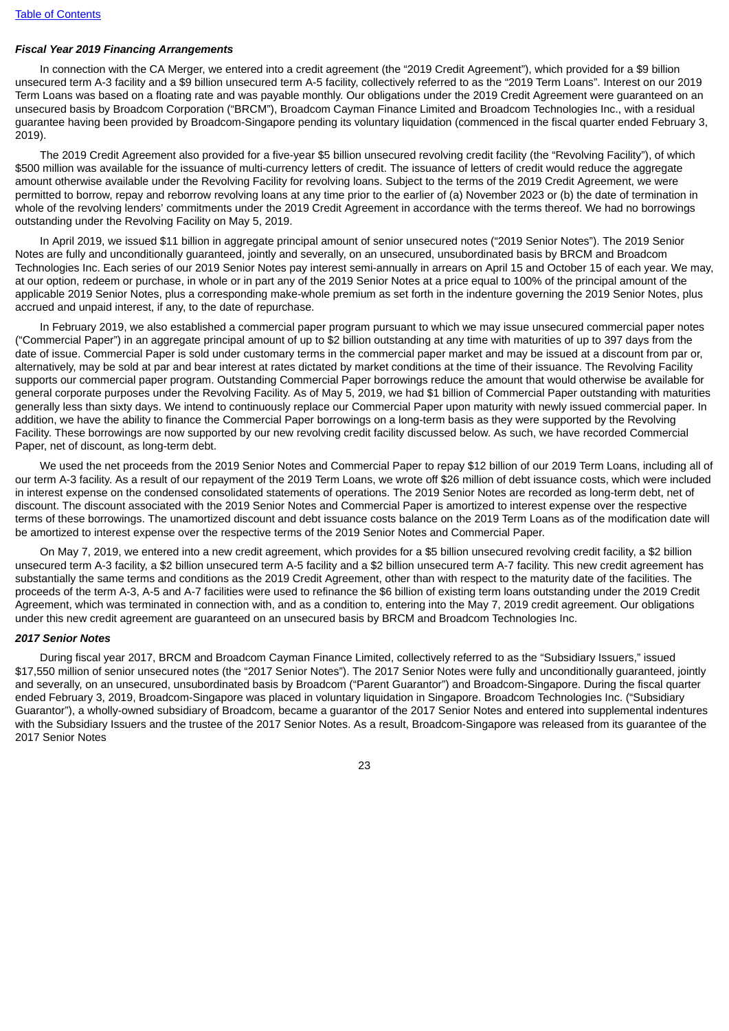***Fiscal Year 2019 Financing Arrangements***

In connection with the CA Merger, we entered into a credit agreement (the "2019 Credit Agreement"), which provided for a $9 billion unsecured term A-3 facility and a $9 billion unsecured term A-5 facility, collectively referred to as the "2019 Term Loans". Interest on our 2019 Term Loans was based on a floating rate and was payable monthly. Our obligations under the 2019 Credit Agreement were guaranteed on an unsecured basis by Broadcom Corporation ("BRCM"), Broadcom Cayman Finance Limited and Broadcom Technologies Inc., with a residual guarantee having been provided by Broadcom-Singapore pending its voluntary liquidation (commenced in the fiscal quarter ended February 3, 2019).

The 2019 Credit Agreement also provided for a five-year $5 billion unsecured revolving credit facility (the "Revolving Facility"), of which $500 million was available for the issuance of multi-currency letters of credit. The issuance of letters of credit would reduce the aggregate amount otherwise available under the Revolving Facility for revolving loans. Subject to the terms of the 2019 Credit Agreement, we were permitted to borrow, repay and reborrow revolving loans at any time prior to the earlier of (a) November 2023 or (b) the date of termination in whole of the revolving lenders' commitments under the 2019 Credit Agreement in accordance with the terms thereof. We had no borrowings outstanding under the Revolving Facility on May 5, 2019.

In April 2019, we issued $11 billion in aggregate principal amount of senior unsecured notes ("2019 Senior Notes"). The 2019 Senior Notes are fully and unconditionally guaranteed, jointly and severally, on an unsecured, unsubordinated basis by BRCM and Broadcom Technologies Inc. Each series of our 2019 Senior Notes pay interest semi-annually in arrears on April 15 and October 15 of each year. We may, at our option, redeem or purchase, in whole or in part any of the 2019 Senior Notes at a price equal to 100% of the principal amount of the applicable 2019 Senior Notes, plus a corresponding make-whole premium as set forth in the indenture governing the 2019 Senior Notes, plus accrued and unpaid interest, if any, to the date of repurchase.

In February 2019, we also established a commercial paper program pursuant to which we may issue unsecured commercial paper notes ("Commercial Paper") in an aggregate principal amount of up to $2 billion outstanding at any time with maturities of up to 397 days from the date of issue. Commercial Paper is sold under customary terms in the commercial paper market and may be issued at a discount from par or, alternatively, may be sold at par and bear interest at rates dictated by market conditions at the time of their issuance. The Revolving Facility supports our commercial paper program. Outstanding Commercial Paper borrowings reduce the amount that would otherwise be available for general corporate purposes under the Revolving Facility. As of May 5, 2019, we had $1 billion of Commercial Paper outstanding with maturities generally less than sixty days. We intend to continuously replace our Commercial Paper upon maturity with newly issued commercial paper. In addition, we have the ability to finance the Commercial Paper borrowings on a long-term basis as they were supported by the Revolving Facility. These borrowings are now supported by our new revolving credit facility discussed below. As such, we have recorded Commercial Paper, net of discount, as long-term debt.

We used the net proceeds from the 2019 Senior Notes and Commercial Paper to repay $12 billion of our 2019 Term Loans, including all of our term A-3 facility. As a result of our repayment of the 2019 Term Loans, we wrote off $26 million of debt issuance costs, which were included in interest expense on the condensed consolidated statements of operations. The 2019 Senior Notes are recorded as long-term debt, net of discount. The discount associated with the 2019 Senior Notes and Commercial Paper is amortized to interest expense over the respective terms of these borrowings. The unamortized discount and debt issuance costs balance on the 2019 Term Loans as of the modification date will be amortized to interest expense over the respective terms of the 2019 Senior Notes and Commercial Paper.

On May 7, 2019, we entered into a new credit agreement, which provides for a $5 billion unsecured revolving credit facility, a $2 billion unsecured term A-3 facility, a $2 billion unsecured term A-5 facility and a $2 billion unsecured term A-7 facility. This new credit agreement has substantially the same terms and conditions as the 2019 Credit Agreement, other than with respect to the maturity date of the facilities. The proceeds of the term A-3, A-5 and A-7 facilities were used to refinance the $6 billion of existing term loans outstanding under the 2019 Credit Agreement, which was terminated in connection with, and as a condition to, entering into the May 7, 2019 credit agreement. Our obligations under this new credit agreement are guaranteed on an unsecured basis by BRCM and Broadcom Technologies Inc.

***2017 Senior Notes***

During fiscal year 2017, BRCM and Broadcom Cayman Finance Limited, collectively referred to as the "Subsidiary Issuers," issued $17,550 million of senior unsecured notes (the "2017 Senior Notes"). The 2017 Senior Notes were fully and unconditionally guaranteed, jointly and severally, on an unsecured, unsubordinated basis by Broadcom ("Parent Guarantor") and Broadcom-Singapore. During the fiscal quarter ended February 3, 2019, Broadcom-Singapore was placed in voluntary liquidation in Singapore. Broadcom Technologies Inc. ("Subsidiary Guarantor"), a wholly-owned subsidiary of Broadcom, became a guarantor of the 2017 Senior Notes and entered into supplemental indentures with the Subsidiary Issuers and the trustee of the 2017 Senior Notes. As a result, Broadcom-Singapore was released from its guarantee of the 2017 Senior Notes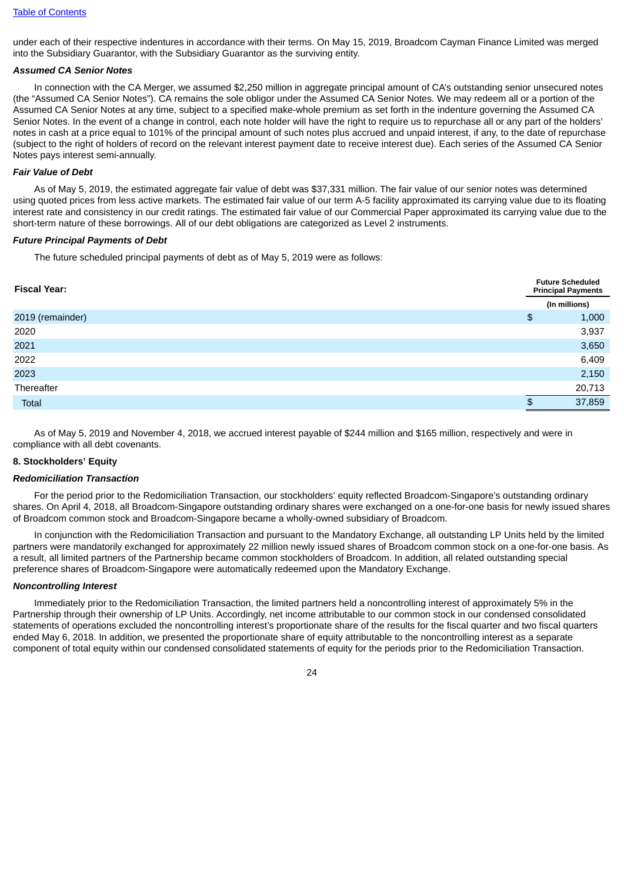under each of their respective indentures in accordance with their terms. On May 15, 2019, Broadcom Cayman Finance Limited was merged into the Subsidiary Guarantor, with the Subsidiary Guarantor as the surviving entity.

***Assumed CA Senior Notes***

In connection with the CA Merger, we assumed $2,250 million in aggregate principal amount of CA's outstanding senior unsecured notes (the "Assumed CA Senior Notes"). CA remains the sole obligor under the Assumed CA Senior Notes. We may redeem all or a portion of the Assumed CA Senior Notes at any time, subject to a specified make-whole premium as set forth in the indenture governing the Assumed CA Senior Notes. In the event of a change in control, each note holder will have the right to require us to repurchase all or any part of the holders' notes in cash at a price equal to 101% of the principal amount of such notes plus accrued and unpaid interest, if any, to the date of repurchase (subject to the right of holders of record on the relevant interest payment date to receive interest due). Each series of the Assumed CA Senior Notes pays interest semi-annually.

***Fair Value of Debt***

As of May 5, 2019, the estimated aggregate fair value of debt was $37,331 million. The fair value of our senior notes was determined using quoted prices from less active markets. The estimated fair value of our term A-5 facility approximated its carrying value due to its floating interest rate and consistency in our credit ratings. The estimated fair value of our Commercial Paper approximated its carrying value due to the short-term nature of these borrowings. All of our debt obligations are categorized as Level 2 instruments.

***Future Principal Payments of Debt***

The future scheduled principal payments of debt as of May 5, 2019 were as follows:

| Fiscal Year: | Future Scheduled Principal Payments |
|---|---|
| | (In millions) |
| 2019 (remainder) | $ 1,000 |
| 2020 | 3,937 |
| 2021 | 3,650 |
| 2022 | 6,409 |
| 2023 | 2,150 |
| Thereafter | 20,713 |
| Total | $ 37,859 |

As of May 5, 2019 and November 4, 2018, we accrued interest payable of $244 million and $165 million, respectively and were in compliance with all debt covenants.

**8. Stockholders' Equity**

***Redomiciliation Transaction***

For the period prior to the Redomiciliation Transaction, our stockholders' equity reflected Broadcom-Singapore's outstanding ordinary shares. On April 4, 2018, all Broadcom-Singapore outstanding ordinary shares were exchanged on a one-for-one basis for newly issued shares of Broadcom common stock and Broadcom-Singapore became a wholly-owned subsidiary of Broadcom.

In conjunction with the Redomiciliation Transaction and pursuant to the Mandatory Exchange, all outstanding LP Units held by the limited partners were mandatorily exchanged for approximately 22 million newly issued shares of Broadcom common stock on a one-for-one basis. As a result, all limited partners of the Partnership became common stockholders of Broadcom. In addition, all related outstanding special preference shares of Broadcom-Singapore were automatically redeemed upon the Mandatory Exchange.

***Noncontrolling Interest***

Immediately prior to the Redomiciliation Transaction, the limited partners held a noncontrolling interest of approximately 5% in the Partnership through their ownership of LP Units. Accordingly, net income attributable to our common stock in our condensed consolidated statements of operations excluded the noncontrolling interest's proportionate share of the results for the fiscal quarter and two fiscal quarters ended May 6, 2018. In addition, we presented the proportionate share of equity attributable to the noncontrolling interest as a separate component of total equity within our condensed consolidated statements of equity for the periods prior to the Redomiciliation Transaction.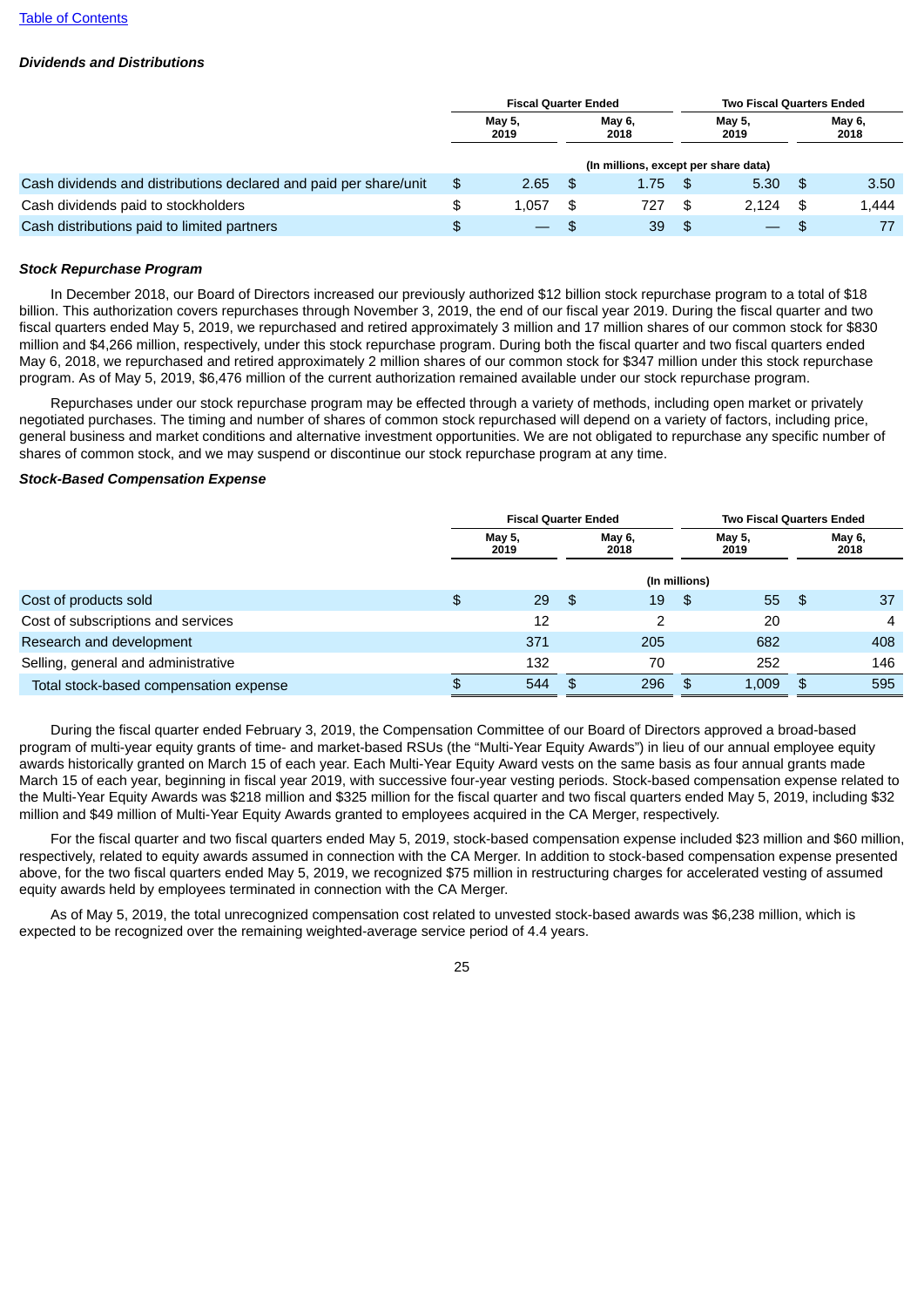### *Dividends and Distributions*

| | Fiscal Quarter Ended | | Two Fiscal Quarters Ended | |
|---|---|---|---|---|
| | May 5, 2019 | May 6, 2018 | May 5, 2019 | May 6, 2018 |
| | (In millions, except per share data) | | | |
| Cash dividends and distributions declared and paid per share/unit | $ 2.65 | $ 1.75 | $ 5.30 | $ 3.50 |
| Cash dividends paid to stockholders | $ 1,057 | $ 727 | $ 2,124 | $ 1,444 |
| Cash distributions paid to limited partners | $ — | $ 39 | $ — | $ 77 |

### *Stock Repurchase Program*

In December 2018, our Board of Directors increased our previously authorized $12 billion stock repurchase program to a total of $18 billion. This authorization covers repurchases through November 3, 2019, the end of our fiscal year 2019. During the fiscal quarter and two fiscal quarters ended May 5, 2019, we repurchased and retired approximately 3 million and 17 million shares of our common stock for $830 million and $4,266 million, respectively, under this stock repurchase program. During both the fiscal quarter and two fiscal quarters ended May 6, 2018, we repurchased and retired approximately 2 million shares of our common stock for $347 million under this stock repurchase program. As of May 5, 2019, $6,476 million of the current authorization remained available under our stock repurchase program.

Repurchases under our stock repurchase program may be effected through a variety of methods, including open market or privately negotiated purchases. The timing and number of shares of common stock repurchased will depend on a variety of factors, including price, general business and market conditions and alternative investment opportunities. We are not obligated to repurchase any specific number of shares of common stock, and we may suspend or discontinue our stock repurchase program at any time.

### *Stock-Based Compensation Expense*

| | Fiscal Quarter Ended | | Two Fiscal Quarters Ended | |
|---|---|---|---|---|
| | May 5, 2019 | May 6, 2018 | May 5, 2019 | May 6, 2018 |
| | (In millions) | | | |
| Cost of products sold | $ 29 | $ 19 | $ 55 | $ 37 |
| Cost of subscriptions and services | 12 | 2 | 20 | 4 |
| Research and development | 371 | 205 | 682 | 408 |
| Selling, general and administrative | 132 | 70 | 252 | 146 |
| Total stock-based compensation expense | $ 544 | $ 296 | $ 1,009 | $ 595 |

During the fiscal quarter ended February 3, 2019, the Compensation Committee of our Board of Directors approved a broad-based program of multi-year equity grants of time- and market-based RSUs (the "Multi-Year Equity Awards") in lieu of our annual employee equity awards historically granted on March 15 of each year. Each Multi-Year Equity Award vests on the same basis as four annual grants made March 15 of each year, beginning in fiscal year 2019, with successive four-year vesting periods. Stock-based compensation expense related to the Multi-Year Equity Awards was $218 million and $325 million for the fiscal quarter and two fiscal quarters ended May 5, 2019, including $32 million and $49 million of Multi-Year Equity Awards granted to employees acquired in the CA Merger, respectively.

For the fiscal quarter and two fiscal quarters ended May 5, 2019, stock-based compensation expense included $23 million and $60 million, respectively, related to equity awards assumed in connection with the CA Merger. In addition to stock-based compensation expense presented above, for the two fiscal quarters ended May 5, 2019, we recognized $75 million in restructuring charges for accelerated vesting of assumed equity awards held by employees terminated in connection with the CA Merger.

As of May 5, 2019, the total unrecognized compensation cost related to unvested stock-based awards was $6,238 million, which is expected to be recognized over the remaining weighted-average service period of 4.4 years.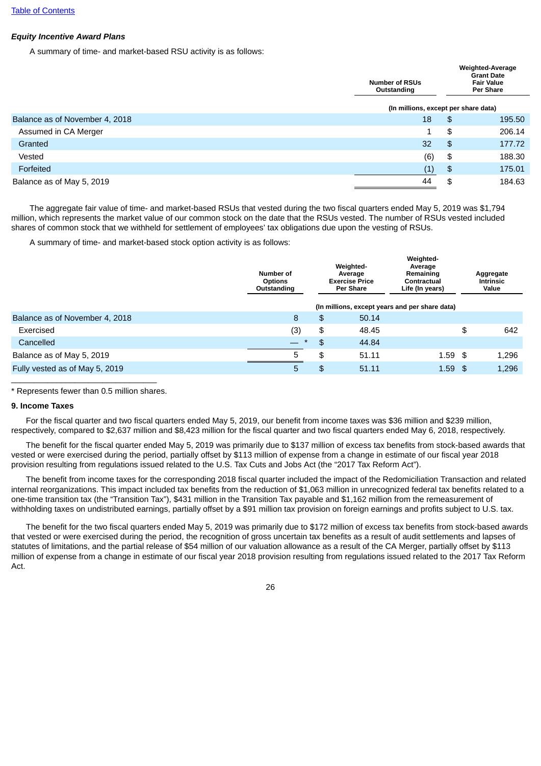[Table of Contents](#)

***Equity Incentive Award Plans***

A summary of time- and market-based RSU activity is as follows:

| | Number of RSUs Outstanding | Weighted-Average Grant Date Fair Value Per Share |
|---|---|---|
| | (In millions, except per share data) | |
| Balance as of November 4, 2018 | 18 | $ 195.50 |
| Assumed in CA Merger | 1 | $ 206.14 |
| Granted | 32 | $ 177.72 |
| Vested | (6) | $ 188.30 |
| Forfeited | (1) | $ 175.01 |
| Balance as of May 5, 2019 | 44 | $ 184.63 |

The aggregate fair value of time- and market-based RSUs that vested during the two fiscal quarters ended May 5, 2019 was $1,794 million, which represents the market value of our common stock on the date that the RSUs vested. The number of RSUs vested included shares of common stock that we withheld for settlement of employees' tax obligations due upon the vesting of RSUs.

A summary of time- and market-based stock option activity is as follows:

| | Number of Options Outstanding | Weighted-Average Exercise Price Per Share | Weighted-Average Remaining Contractual Life (In years) | Aggregate Intrinsic Value |
|---|---|---|---|---|
| | (In millions, except years and per share data) | | | |
| Balance as of November 4, 2018 | 8 | $ 50.14 | | |
| Exercised | (3) | $ 48.45 | | $ 642 |
| Cancelled | — * | $ 44.84 | | |
| Balance as of May 5, 2019 | 5 | $ 51.11 | 1.59 | $ 1,296 |
| Fully vested as of May 5, 2019 | 5 | $ 51.11 | 1.59 | $ 1,296 |

* Represents fewer than 0.5 million shares.

**9. Income Taxes**

For the fiscal quarter and two fiscal quarters ended May 5, 2019, our benefit from income taxes was $36 million and $239 million, respectively, compared to $2,637 million and $8,423 million for the fiscal quarter and two fiscal quarters ended May 6, 2018, respectively.

The benefit for the fiscal quarter ended May 5, 2019 was primarily due to $137 million of excess tax benefits from stock-based awards that vested or were exercised during the period, partially offset by $113 million of expense from a change in estimate of our fiscal year 2018 provision resulting from regulations issued related to the U.S. Tax Cuts and Jobs Act (the "2017 Tax Reform Act").

The benefit from income taxes for the corresponding 2018 fiscal quarter included the impact of the Redomiciliation Transaction and related internal reorganizations. This impact included tax benefits from the reduction of $1,063 million in unrecognized federal tax benefits related to a one-time transition tax (the "Transition Tax"), $431 million in the Transition Tax payable and $1,162 million from the remeasurement of withholding taxes on undistributed earnings, partially offset by a $91 million tax provision on foreign earnings and profits subject to U.S. tax.

The benefit for the two fiscal quarters ended May 5, 2019 was primarily due to $172 million of excess tax benefits from stock-based awards that vested or were exercised during the period, the recognition of gross uncertain tax benefits as a result of audit settlements and lapses of statutes of limitations, and the partial release of $54 million of our valuation allowance as a result of the CA Merger, partially offset by $113 million of expense from a change in estimate of our fiscal year 2018 provision resulting from regulations issued related to the 2017 Tax Reform Act.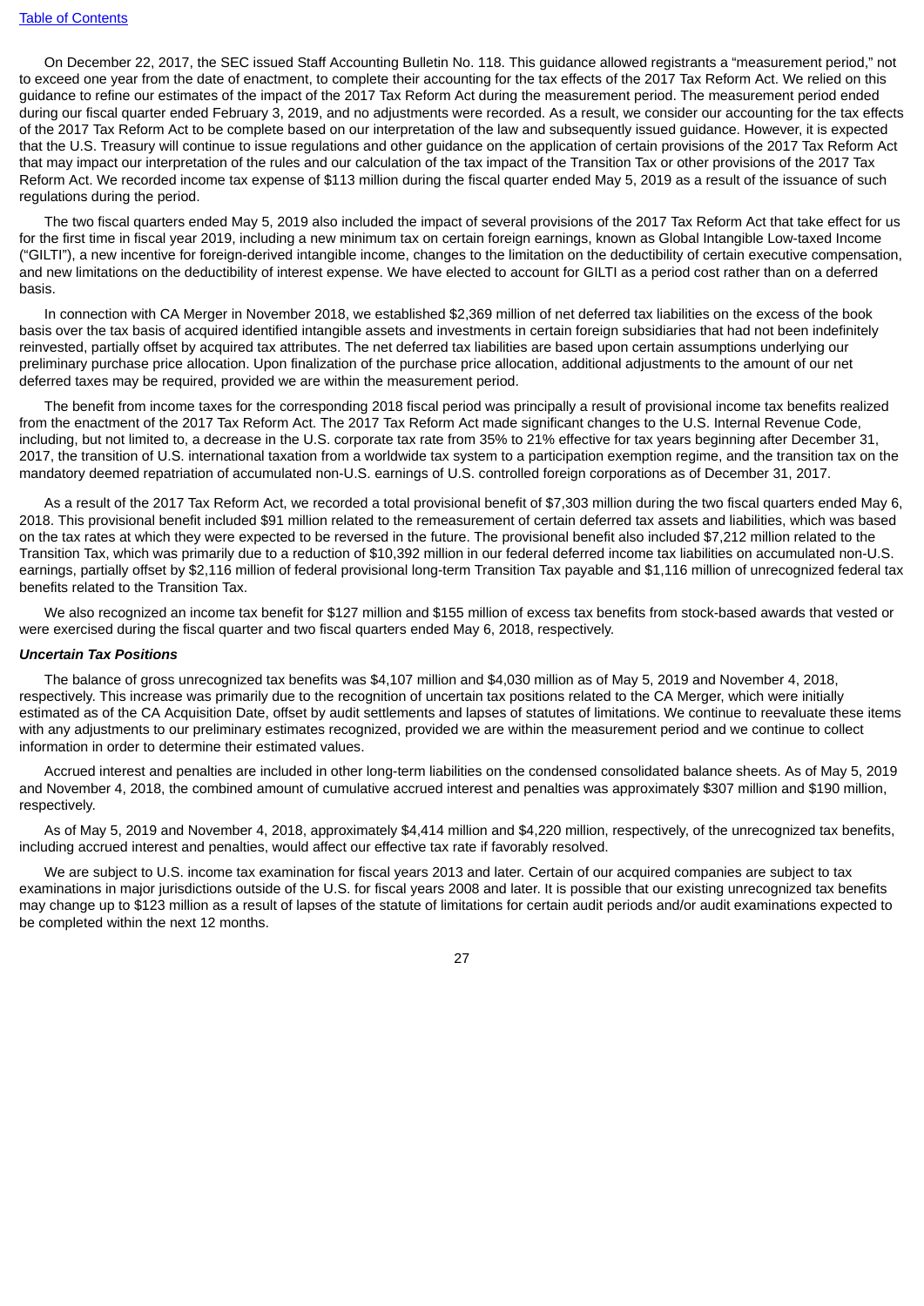On December 22, 2017, the SEC issued Staff Accounting Bulletin No. 118. This guidance allowed registrants a "measurement period," not to exceed one year from the date of enactment, to complete their accounting for the tax effects of the 2017 Tax Reform Act. We relied on this guidance to refine our estimates of the impact of the 2017 Tax Reform Act during the measurement period. The measurement period ended during our fiscal quarter ended February 3, 2019, and no adjustments were recorded. As a result, we consider our accounting for the tax effects of the 2017 Tax Reform Act to be complete based on our interpretation of the law and subsequently issued guidance. However, it is expected that the U.S. Treasury will continue to issue regulations and other guidance on the application of certain provisions of the 2017 Tax Reform Act that may impact our interpretation of the rules and our calculation of the tax impact of the Transition Tax or other provisions of the 2017 Tax Reform Act. We recorded income tax expense of $113 million during the fiscal quarter ended May 5, 2019 as a result of the issuance of such regulations during the period.

The two fiscal quarters ended May 5, 2019 also included the impact of several provisions of the 2017 Tax Reform Act that take effect for us for the first time in fiscal year 2019, including a new minimum tax on certain foreign earnings, known as Global Intangible Low-taxed Income ("GILTI"), a new incentive for foreign-derived intangible income, changes to the limitation on the deductibility of certain executive compensation, and new limitations on the deductibility of interest expense. We have elected to account for GILTI as a period cost rather than on a deferred basis.

In connection with CA Merger in November 2018, we established $2,369 million of net deferred tax liabilities on the excess of the book basis over the tax basis of acquired identified intangible assets and investments in certain foreign subsidiaries that had not been indefinitely reinvested, partially offset by acquired tax attributes. The net deferred tax liabilities are based upon certain assumptions underlying our preliminary purchase price allocation. Upon finalization of the purchase price allocation, additional adjustments to the amount of our net deferred taxes may be required, provided we are within the measurement period.

The benefit from income taxes for the corresponding 2018 fiscal period was principally a result of provisional income tax benefits realized from the enactment of the 2017 Tax Reform Act. The 2017 Tax Reform Act made significant changes to the U.S. Internal Revenue Code, including, but not limited to, a decrease in the U.S. corporate tax rate from 35% to 21% effective for tax years beginning after December 31, 2017, the transition of U.S. international taxation from a worldwide tax system to a participation exemption regime, and the transition tax on the mandatory deemed repatriation of accumulated non-U.S. earnings of U.S. controlled foreign corporations as of December 31, 2017.

As a result of the 2017 Tax Reform Act, we recorded a total provisional benefit of $7,303 million during the two fiscal quarters ended May 6, 2018. This provisional benefit included $91 million related to the remeasurement of certain deferred tax assets and liabilities, which was based on the tax rates at which they were expected to be reversed in the future. The provisional benefit also included $7,212 million related to the Transition Tax, which was primarily due to a reduction of $10,392 million in our federal deferred income tax liabilities on accumulated non-U.S. earnings, partially offset by $2,116 million of federal provisional long-term Transition Tax payable and $1,116 million of unrecognized federal tax benefits related to the Transition Tax.

We also recognized an income tax benefit for $127 million and $155 million of excess tax benefits from stock-based awards that vested or were exercised during the fiscal quarter and two fiscal quarters ended May 6, 2018, respectively.

***Uncertain Tax Positions***

The balance of gross unrecognized tax benefits was $4,107 million and $4,030 million as of May 5, 2019 and November 4, 2018, respectively. This increase was primarily due to the recognition of uncertain tax positions related to the CA Merger, which were initially estimated as of the CA Acquisition Date, offset by audit settlements and lapses of statutes of limitations. We continue to reevaluate these items with any adjustments to our preliminary estimates recognized, provided we are within the measurement period and we continue to collect information in order to determine their estimated values.

Accrued interest and penalties are included in other long-term liabilities on the condensed consolidated balance sheets. As of May 5, 2019 and November 4, 2018, the combined amount of cumulative accrued interest and penalties was approximately $307 million and $190 million, respectively.

As of May 5, 2019 and November 4, 2018, approximately $4,414 million and $4,220 million, respectively, of the unrecognized tax benefits, including accrued interest and penalties, would affect our effective tax rate if favorably resolved.

We are subject to U.S. income tax examination for fiscal years 2013 and later. Certain of our acquired companies are subject to tax examinations in major jurisdictions outside of the U.S. for fiscal years 2008 and later. It is possible that our existing unrecognized tax benefits may change up to $123 million as a result of lapses of the statute of limitations for certain audit periods and/or audit examinations expected to be completed within the next 12 months.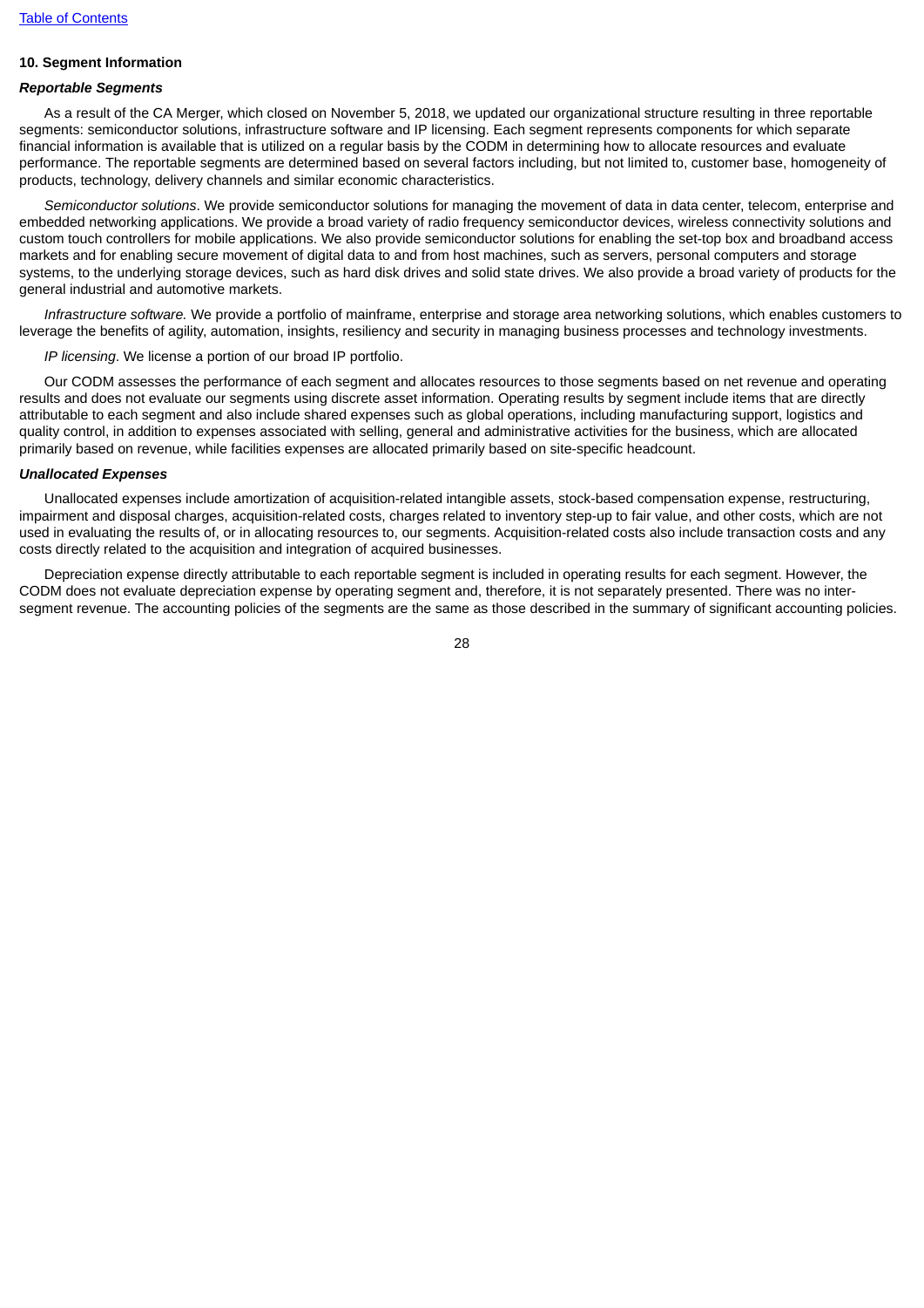## 10. Segment Information

### *Reportable Segments*

As a result of the CA Merger, which closed on November 5, 2018, we updated our organizational structure resulting in three reportable segments: semiconductor solutions, infrastructure software and IP licensing. Each segment represents components for which separate financial information is available that is utilized on a regular basis by the CODM in determining how to allocate resources and evaluate performance. The reportable segments are determined based on several factors including, but not limited to, customer base, homogeneity of products, technology, delivery channels and similar economic characteristics.

*Semiconductor solutions*. We provide semiconductor solutions for managing the movement of data in data center, telecom, enterprise and embedded networking applications. We provide a broad variety of radio frequency semiconductor devices, wireless connectivity solutions and custom touch controllers for mobile applications. We also provide semiconductor solutions for enabling the set-top box and broadband access markets and for enabling secure movement of digital data to and from host machines, such as servers, personal computers and storage systems, to the underlying storage devices, such as hard disk drives and solid state drives. We also provide a broad variety of products for the general industrial and automotive markets.

*Infrastructure software.* We provide a portfolio of mainframe, enterprise and storage area networking solutions, which enables customers to leverage the benefits of agility, automation, insights, resiliency and security in managing business processes and technology investments.

*IP licensing*. We license a portion of our broad IP portfolio.

Our CODM assesses the performance of each segment and allocates resources to those segments based on net revenue and operating results and does not evaluate our segments using discrete asset information. Operating results by segment include items that are directly attributable to each segment and also include shared expenses such as global operations, including manufacturing support, logistics and quality control, in addition to expenses associated with selling, general and administrative activities for the business, which are allocated primarily based on revenue, while facilities expenses are allocated primarily based on site-specific headcount.

### *Unallocated Expenses*

Unallocated expenses include amortization of acquisition-related intangible assets, stock-based compensation expense, restructuring, impairment and disposal charges, acquisition-related costs, charges related to inventory step-up to fair value, and other costs, which are not used in evaluating the results of, or in allocating resources to, our segments. Acquisition-related costs also include transaction costs and any costs directly related to the acquisition and integration of acquired businesses.

Depreciation expense directly attributable to each reportable segment is included in operating results for each segment. However, the CODM does not evaluate depreciation expense by operating segment and, therefore, it is not separately presented. There was no inter-segment revenue. The accounting policies of the segments are the same as those described in the summary of significant accounting policies.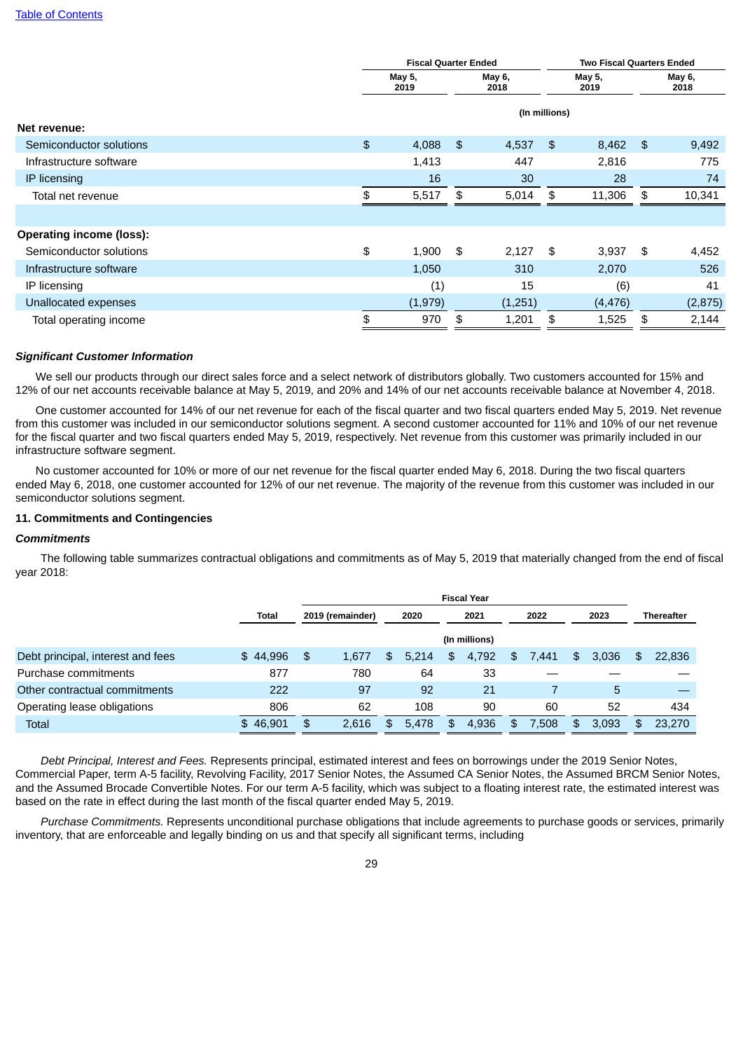| | Fiscal Quarter Ended | | Two Fiscal Quarters Ended | |
|---|---|---|---|---|
| | May 5, 2019 | May 6, 2018 | May 5, 2019 | May 6, 2018 |
| | (In millions) | | | |
| **Net revenue:** | | | | |
| Semiconductor solutions | $ 4,088 | $ 4,537 | $ 8,462 | $ 9,492 |
| Infrastructure software | 1,413 | 447 | 2,816 | 775 |
| IP licensing | 16 | 30 | 28 | 74 |
| Total net revenue | $ 5,517 | $ 5,014 | $ 11,306 | $ 10,341 |
| | | | | |
| **Operating income (loss):** | | | | |
| Semiconductor solutions | $ 1,900 | $ 2,127 | $ 3,937 | $ 4,452 |
| Infrastructure software | 1,050 | 310 | 2,070 | 526 |
| IP licensing | (1) | 15 | (6) | 41 |
| Unallocated expenses | (1,979) | (1,251) | (4,476) | (2,875) |
| Total operating income | $ 970 | $ 1,201 | $ 1,525 | $ 2,144 |

***Significant Customer Information***

We sell our products through our direct sales force and a select network of distributors globally. Two customers accounted for 15% and 12% of our net accounts receivable balance at May 5, 2019, and 20% and 14% of our net accounts receivable balance at November 4, 2018.

One customer accounted for 14% of our net revenue for each of the fiscal quarter and two fiscal quarters ended May 5, 2019. Net revenue from this customer was included in our semiconductor solutions segment. A second customer accounted for 11% and 10% of our net revenue for the fiscal quarter and two fiscal quarters ended May 5, 2019, respectively. Net revenue from this customer was primarily included in our infrastructure software segment.

No customer accounted for 10% or more of our net revenue for the fiscal quarter ended May 6, 2018. During the two fiscal quarters ended May 6, 2018, one customer accounted for 12% of our net revenue. The majority of the revenue from this customer was included in our semiconductor solutions segment.

**11. Commitments and Contingencies**

***Commitments***

The following table summarizes contractual obligations and commitments as of May 5, 2019 that materially changed from the end of fiscal year 2018:

| | | Fiscal Year | | | | | |
|---|---|---|---|---|---|---|---|
| | Total | 2019 (remainder) | 2020 | 2021 | 2022 | 2023 | Thereafter |
| | (In millions) | | | | | | |
| Debt principal, interest and fees | $ 44,996 | $ 1,677 | $ 5,214 | $ 4,792 | $ 7,441 | $ 3,036 | $ 22,836 |
| Purchase commitments | 877 | 780 | 64 | 33 | — | — | — |
| Other contractual commitments | 222 | 97 | 92 | 21 | 7 | 5 | — |
| Operating lease obligations | 806 | 62 | 108 | 90 | 60 | 52 | 434 |
| Total | $ 46,901 | $ 2,616 | $ 5,478 | $ 4,936 | $ 7,508 | $ 3,093 | $ 23,270 |

*Debt Principal, Interest and Fees.* Represents principal, estimated interest and fees on borrowings under the 2019 Senior Notes, Commercial Paper, term A-5 facility, Revolving Facility, 2017 Senior Notes, the Assumed CA Senior Notes, the Assumed BRCM Senior Notes, and the Assumed Brocade Convertible Notes. For our term A-5 facility, which was subject to a floating interest rate, the estimated interest was based on the rate in effect during the last month of the fiscal quarter ended May 5, 2019.

*Purchase Commitments.* Represents unconditional purchase obligations that include agreements to purchase goods or services, primarily inventory, that are enforceable and legally binding on us and that specify all significant terms, including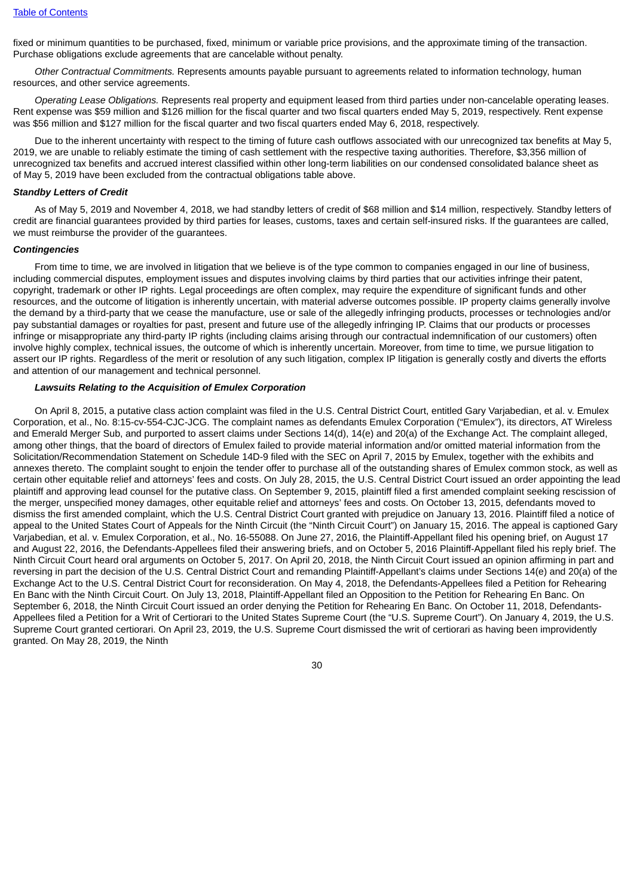fixed or minimum quantities to be purchased, fixed, minimum or variable price provisions, and the approximate timing of the transaction. Purchase obligations exclude agreements that are cancelable without penalty.

*Other Contractual Commitments.* Represents amounts payable pursuant to agreements related to information technology, human resources, and other service agreements.

*Operating Lease Obligations.* Represents real property and equipment leased from third parties under non-cancelable operating leases. Rent expense was $59 million and $126 million for the fiscal quarter and two fiscal quarters ended May 5, 2019, respectively. Rent expense was $56 million and $127 million for the fiscal quarter and two fiscal quarters ended May 6, 2018, respectively.

Due to the inherent uncertainty with respect to the timing of future cash outflows associated with our unrecognized tax benefits at May 5, 2019, we are unable to reliably estimate the timing of cash settlement with the respective taxing authorities. Therefore, $3,356 million of unrecognized tax benefits and accrued interest classified within other long-term liabilities on our condensed consolidated balance sheet as of May 5, 2019 have been excluded from the contractual obligations table above.

***Standby Letters of Credit***

As of May 5, 2019 and November 4, 2018, we had standby letters of credit of $68 million and $14 million, respectively. Standby letters of credit are financial guarantees provided by third parties for leases, customs, taxes and certain self-insured risks. If the guarantees are called, we must reimburse the provider of the guarantees.

***Contingencies***

From time to time, we are involved in litigation that we believe is of the type common to companies engaged in our line of business, including commercial disputes, employment issues and disputes involving claims by third parties that our activities infringe their patent, copyright, trademark or other IP rights. Legal proceedings are often complex, may require the expenditure of significant funds and other resources, and the outcome of litigation is inherently uncertain, with material adverse outcomes possible. IP property claims generally involve the demand by a third-party that we cease the manufacture, use or sale of the allegedly infringing products, processes or technologies and/or pay substantial damages or royalties for past, present and future use of the allegedly infringing IP. Claims that our products or processes infringe or misappropriate any third-party IP rights (including claims arising through our contractual indemnification of our customers) often involve highly complex, technical issues, the outcome of which is inherently uncertain. Moreover, from time to time, we pursue litigation to assert our IP rights. Regardless of the merit or resolution of any such litigation, complex IP litigation is generally costly and diverts the efforts and attention of our management and technical personnel.

***Lawsuits Relating to the Acquisition of Emulex Corporation***

On April 8, 2015, a putative class action complaint was filed in the U.S. Central District Court, entitled Gary Varjabedian, et al. v. Emulex Corporation, et al., No. 8:15-cv-554-CJC-JCG. The complaint names as defendants Emulex Corporation ("Emulex"), its directors, AT Wireless and Emerald Merger Sub, and purported to assert claims under Sections 14(d), 14(e) and 20(a) of the Exchange Act. The complaint alleged, among other things, that the board of directors of Emulex failed to provide material information and/or omitted material information from the Solicitation/Recommendation Statement on Schedule 14D-9 filed with the SEC on April 7, 2015 by Emulex, together with the exhibits and annexes thereto. The complaint sought to enjoin the tender offer to purchase all of the outstanding shares of Emulex common stock, as well as certain other equitable relief and attorneys' fees and costs. On July 28, 2015, the U.S. Central District Court issued an order appointing the lead plaintiff and approving lead counsel for the putative class. On September 9, 2015, plaintiff filed a first amended complaint seeking rescission of the merger, unspecified money damages, other equitable relief and attorneys' fees and costs. On October 13, 2015, defendants moved to dismiss the first amended complaint, which the U.S. Central District Court granted with prejudice on January 13, 2016. Plaintiff filed a notice of appeal to the United States Court of Appeals for the Ninth Circuit (the "Ninth Circuit Court") on January 15, 2016. The appeal is captioned Gary Varjabedian, et al. v. Emulex Corporation, et al., No. 16-55088. On June 27, 2016, the Plaintiff-Appellant filed his opening brief, on August 17 and August 22, 2016, the Defendants-Appellees filed their answering briefs, and on October 5, 2016 Plaintiff-Appellant filed his reply brief. The Ninth Circuit Court heard oral arguments on October 5, 2017. On April 20, 2018, the Ninth Circuit Court issued an opinion affirming in part and reversing in part the decision of the U.S. Central District Court and remanding Plaintiff-Appellant's claims under Sections 14(e) and 20(a) of the Exchange Act to the U.S. Central District Court for reconsideration. On May 4, 2018, the Defendants-Appellees filed a Petition for Rehearing En Banc with the Ninth Circuit Court. On July 13, 2018, Plaintiff-Appellant filed an Opposition to the Petition for Rehearing En Banc. On September 6, 2018, the Ninth Circuit Court issued an order denying the Petition for Rehearing En Banc. On October 11, 2018, Defendants-Appellees filed a Petition for a Writ of Certiorari to the United States Supreme Court (the "U.S. Supreme Court"). On January 4, 2019, the U.S. Supreme Court granted certiorari. On April 23, 2019, the U.S. Supreme Court dismissed the writ of certiorari as having been improvidently granted. On May 28, 2019, the Ninth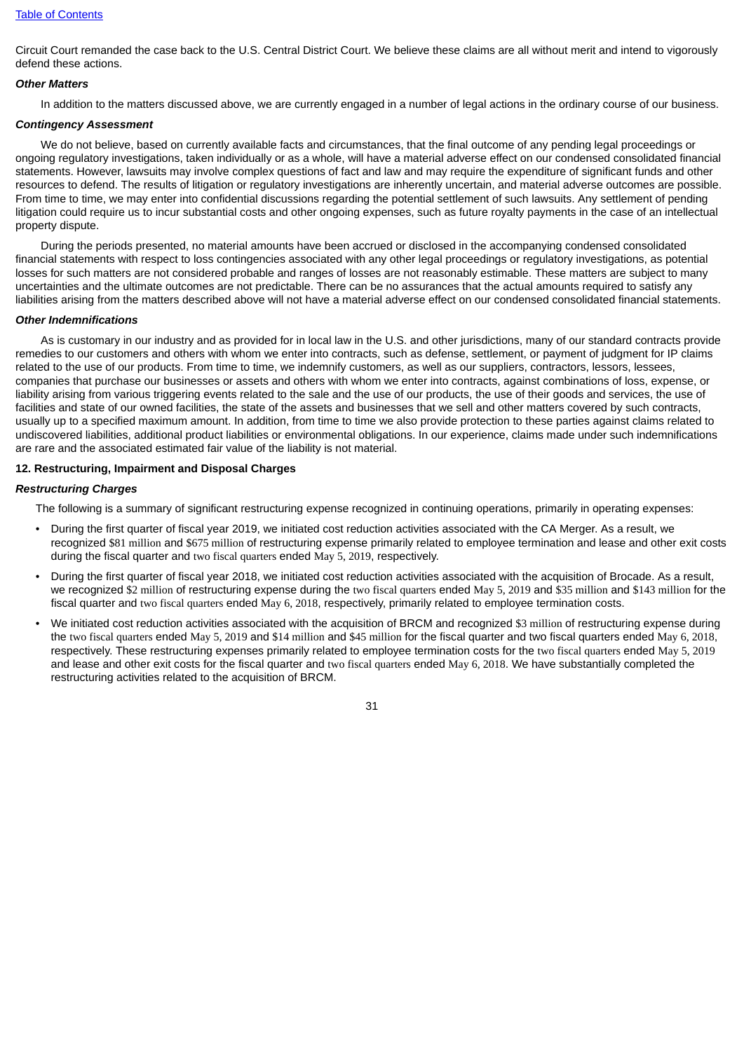Circuit Court remanded the case back to the U.S. Central District Court. We believe these claims are all without merit and intend to vigorously defend these actions.

***Other Matters***

In addition to the matters discussed above, we are currently engaged in a number of legal actions in the ordinary course of our business.

***Contingency Assessment***

We do not believe, based on currently available facts and circumstances, that the final outcome of any pending legal proceedings or ongoing regulatory investigations, taken individually or as a whole, will have a material adverse effect on our condensed consolidated financial statements. However, lawsuits may involve complex questions of fact and law and may require the expenditure of significant funds and other resources to defend. The results of litigation or regulatory investigations are inherently uncertain, and material adverse outcomes are possible. From time to time, we may enter into confidential discussions regarding the potential settlement of such lawsuits. Any settlement of pending litigation could require us to incur substantial costs and other ongoing expenses, such as future royalty payments in the case of an intellectual property dispute.

During the periods presented, no material amounts have been accrued or disclosed in the accompanying condensed consolidated financial statements with respect to loss contingencies associated with any other legal proceedings or regulatory investigations, as potential losses for such matters are not considered probable and ranges of losses are not reasonably estimable. These matters are subject to many uncertainties and the ultimate outcomes are not predictable. There can be no assurances that the actual amounts required to satisfy any liabilities arising from the matters described above will not have a material adverse effect on our condensed consolidated financial statements.

***Other Indemnifications***

As is customary in our industry and as provided for in local law in the U.S. and other jurisdictions, many of our standard contracts provide remedies to our customers and others with whom we enter into contracts, such as defense, settlement, or payment of judgment for IP claims related to the use of our products. From time to time, we indemnify customers, as well as our suppliers, contractors, lessors, lessees, companies that purchase our businesses or assets and others with whom we enter into contracts, against combinations of loss, expense, or liability arising from various triggering events related to the sale and the use of our products, the use of their goods and services, the use of facilities and state of our owned facilities, the state of the assets and businesses that we sell and other matters covered by such contracts, usually up to a specified maximum amount. In addition, from time to time we also provide protection to these parties against claims related to undiscovered liabilities, additional product liabilities or environmental obligations. In our experience, claims made under such indemnifications are rare and the associated estimated fair value of the liability is not material.

**12. Restructuring, Impairment and Disposal Charges**

***Restructuring Charges***

The following is a summary of significant restructuring expense recognized in continuing operations, primarily in operating expenses:

- During the first quarter of fiscal year 2019, we initiated cost reduction activities associated with the CA Merger. As a result, we recognized $81 million and $675 million of restructuring expense primarily related to employee termination and lease and other exit costs during the fiscal quarter and two fiscal quarters ended May 5, 2019, respectively.
- During the first quarter of fiscal year 2018, we initiated cost reduction activities associated with the acquisition of Brocade. As a result, we recognized $2 million of restructuring expense during the two fiscal quarters ended May 5, 2019 and $35 million and $143 million for the fiscal quarter and two fiscal quarters ended May 6, 2018, respectively, primarily related to employee termination costs.
- We initiated cost reduction activities associated with the acquisition of BRCM and recognized $3 million of restructuring expense during the two fiscal quarters ended May 5, 2019 and $14 million and $45 million for the fiscal quarter and two fiscal quarters ended May 6, 2018, respectively. These restructuring expenses primarily related to employee termination costs for the two fiscal quarters ended May 5, 2019 and lease and other exit costs for the fiscal quarter and two fiscal quarters ended May 6, 2018. We have substantially completed the restructuring activities related to the acquisition of BRCM.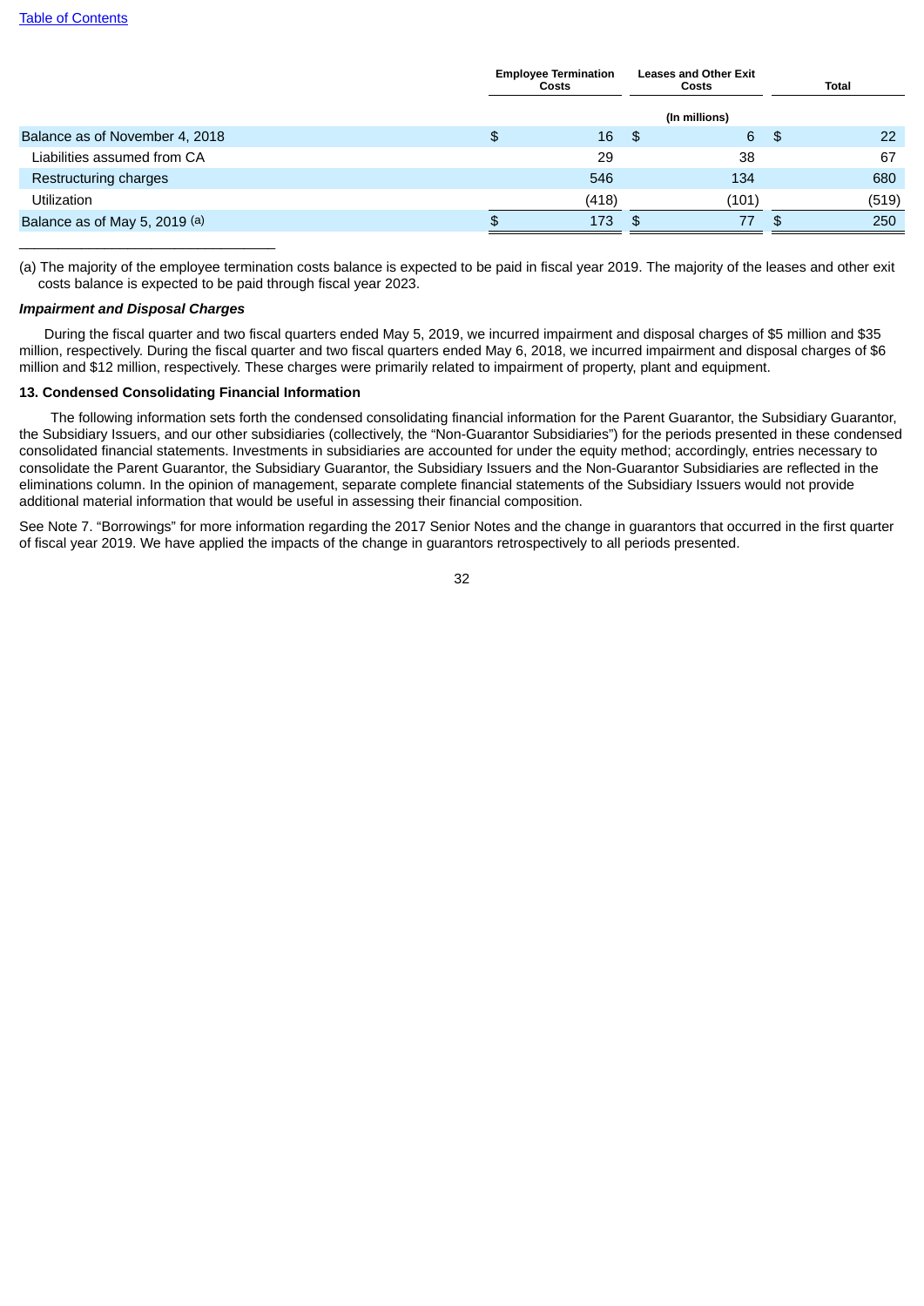|  | Employee Termination Costs | Leases and Other Exit Costs | Total |
|---|---|---|---|
|  |  | (In millions) |  |
| Balance as of November 4, 2018 | $ 16 | $ 6 | $ 22 |
| Liabilities assumed from CA | 29 | 38 | 67 |
| Restructuring charges | 546 | 134 | 680 |
| Utilization | (418) | (101) | (519) |
| Balance as of May 5, 2019 (a) | $ 173 | $ 77 | $ 250 |

(a) The majority of the employee termination costs balance is expected to be paid in fiscal year 2019. The majority of the leases and other exit costs balance is expected to be paid through fiscal year 2023.

***Impairment and Disposal Charges***

During the fiscal quarter and two fiscal quarters ended May 5, 2019, we incurred impairment and disposal charges of $5 million and $35 million, respectively. During the fiscal quarter and two fiscal quarters ended May 6, 2018, we incurred impairment and disposal charges of $6 million and $12 million, respectively. These charges were primarily related to impairment of property, plant and equipment.

**13. Condensed Consolidating Financial Information**

The following information sets forth the condensed consolidating financial information for the Parent Guarantor, the Subsidiary Guarantor, the Subsidiary Issuers, and our other subsidiaries (collectively, the "Non-Guarantor Subsidiaries") for the periods presented in these condensed consolidated financial statements. Investments in subsidiaries are accounted for under the equity method; accordingly, entries necessary to consolidate the Parent Guarantor, the Subsidiary Guarantor, the Subsidiary Issuers and the Non-Guarantor Subsidiaries are reflected in the eliminations column. In the opinion of management, separate complete financial statements of the Subsidiary Issuers would not provide additional material information that would be useful in assessing their financial composition.

See Note 7. "Borrowings" for more information regarding the 2017 Senior Notes and the change in guarantors that occurred in the first quarter of fiscal year 2019. We have applied the impacts of the change in guarantors retrospectively to all periods presented.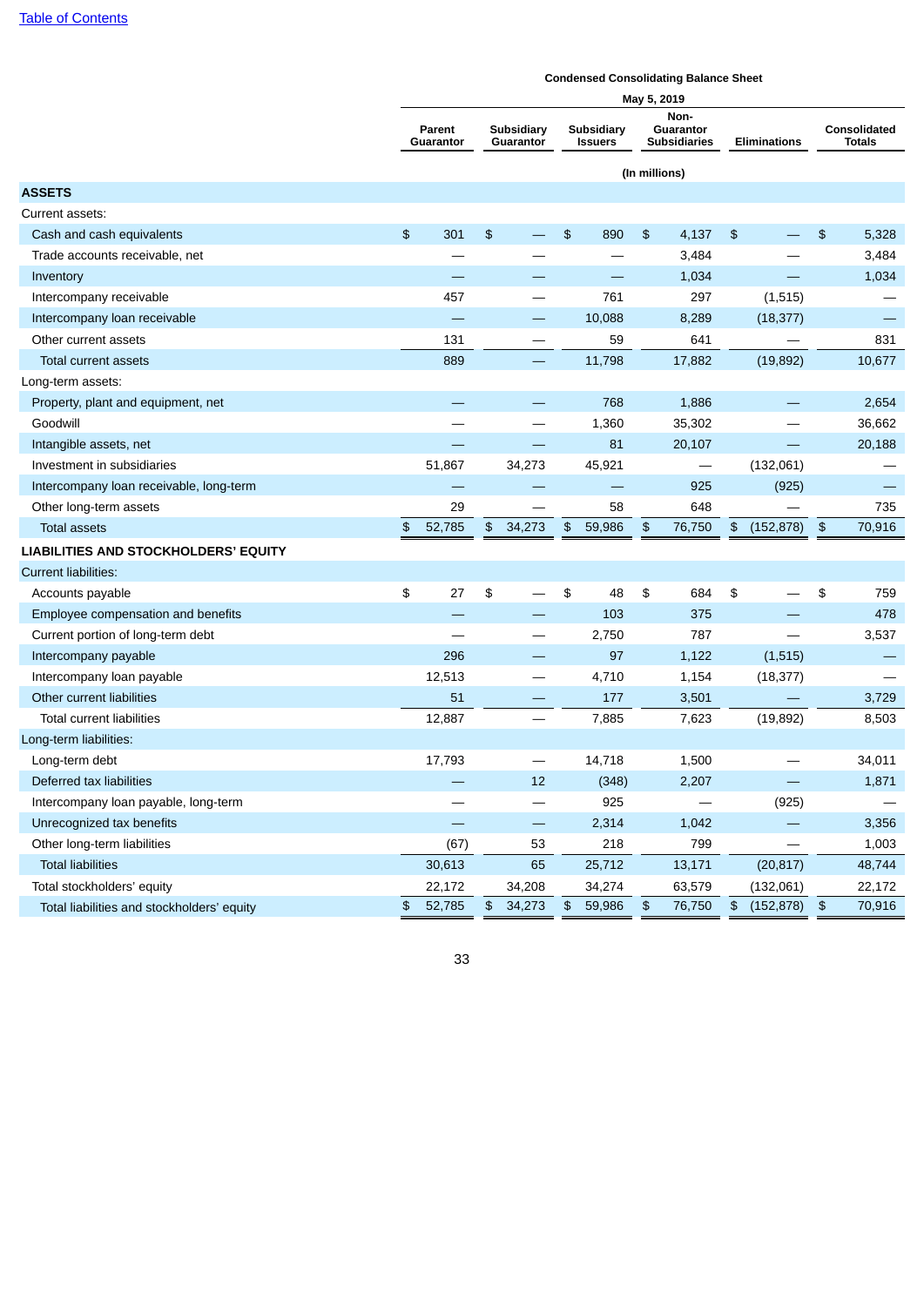**Condensed Consolidating Balance Sheet**

**May 5, 2019**

| | Parent Guarantor | Subsidiary Guarantor | Subsidiary Issuers | Non-Guarantor Subsidiaries | Eliminations | Consolidated Totals |
|---|---|---|---|---|---|---|
| | (In millions) | | | | | |
| **ASSETS** | | | | | | |
| Current assets: | | | | | | |
| Cash and cash equivalents | $ 301 | $ — | $ 890 | $ 4,137 | $ — | $ 5,328 |
| Trade accounts receivable, net | — | — | — | 3,484 | — | 3,484 |
| Inventory | — | — | — | 1,034 | — | 1,034 |
| Intercompany receivable | 457 | — | 761 | 297 | (1,515) | — |
| Intercompany loan receivable | — | — | 10,088 | 8,289 | (18,377) | — |
| Other current assets | 131 | — | 59 | 641 | — | 831 |
| Total current assets | 889 | — | 11,798 | 17,882 | (19,892) | 10,677 |
| Long-term assets: | | | | | | |
| Property, plant and equipment, net | — | — | 768 | 1,886 | — | 2,654 |
| Goodwill | — | — | 1,360 | 35,302 | — | 36,662 |
| Intangible assets, net | — | — | 81 | 20,107 | — | 20,188 |
| Investment in subsidiaries | 51,867 | 34,273 | 45,921 | — | (132,061) | — |
| Intercompany loan receivable, long-term | — | — | — | 925 | (925) | — |
| Other long-term assets | 29 | — | 58 | 648 | — | 735 |
| Total assets | $ 52,785 | $ 34,273 | $ 59,986 | $ 76,750 | $ (152,878) | $ 70,916 |
| **LIABILITIES AND STOCKHOLDERS' EQUITY** | | | | | | |
| Current liabilities: | | | | | | |
| Accounts payable | $ 27 | $ — | $ 48 | $ 684 | $ — | $ 759 |
| Employee compensation and benefits | — | — | 103 | 375 | — | 478 |
| Current portion of long-term debt | — | — | 2,750 | 787 | — | 3,537 |
| Intercompany payable | 296 | — | 97 | 1,122 | (1,515) | — |
| Intercompany loan payable | 12,513 | — | 4,710 | 1,154 | (18,377) | — |
| Other current liabilities | 51 | — | 177 | 3,501 | — | 3,729 |
| Total current liabilities | 12,887 | — | 7,885 | 7,623 | (19,892) | 8,503 |
| Long-term liabilities: | | | | | | |
| Long-term debt | 17,793 | — | 14,718 | 1,500 | — | 34,011 |
| Deferred tax liabilities | — | 12 | (348) | 2,207 | — | 1,871 |
| Intercompany loan payable, long-term | — | — | 925 | — | (925) | — |
| Unrecognized tax benefits | — | — | 2,314 | 1,042 | — | 3,356 |
| Other long-term liabilities | (67) | 53 | 218 | 799 | — | 1,003 |
| Total liabilities | 30,613 | 65 | 25,712 | 13,171 | (20,817) | 48,744 |
| Total stockholders' equity | 22,172 | 34,208 | 34,274 | 63,579 | (132,061) | 22,172 |
| Total liabilities and stockholders' equity | $ 52,785 | $ 34,273 | $ 59,986 | $ 76,750 | $ (152,878) | $ 70,916 |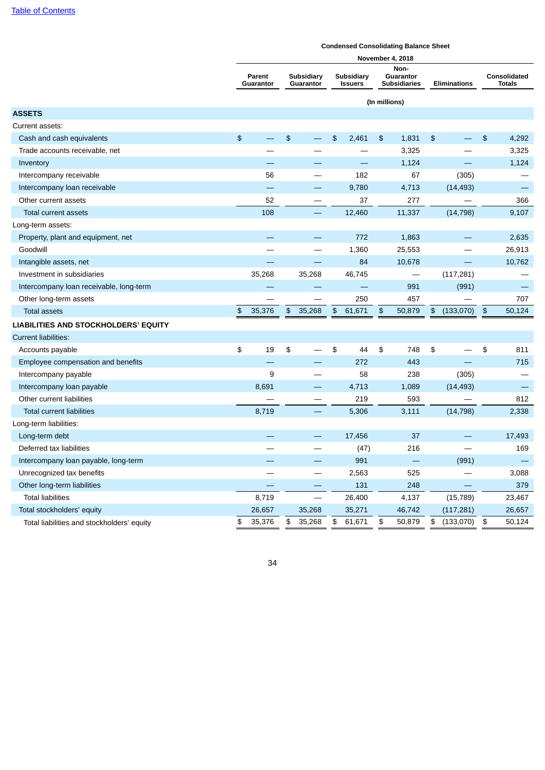**Condensed Consolidating Balance Sheet**

**November 4, 2018**

| | Parent Guarantor | Subsidiary Guarantor | Subsidiary Issuers | Non-Guarantor Subsidiaries | Eliminations | Consolidated Totals |
|---|---|---|---|---|---|---|
| | (In millions) | | | | | |
| **ASSETS** | | | | | | |
| Current assets: | | | | | | |
| Cash and cash equivalents | $ — | $ — | $ 2,461 | $ 1,831 | $ — | $ 4,292 |
| Trade accounts receivable, net | — | — | — | 3,325 | — | 3,325 |
| Inventory | — | — | — | 1,124 | — | 1,124 |
| Intercompany receivable | 56 | — | 182 | 67 | (305) | — |
| Intercompany loan receivable | — | — | 9,780 | 4,713 | (14,493) | — |
| Other current assets | 52 | — | 37 | 277 | — | 366 |
| Total current assets | 108 | — | 12,460 | 11,337 | (14,798) | 9,107 |
| Long-term assets: | | | | | | |
| Property, plant and equipment, net | — | — | 772 | 1,863 | — | 2,635 |
| Goodwill | — | — | 1,360 | 25,553 | — | 26,913 |
| Intangible assets, net | — | — | 84 | 10,678 | — | 10,762 |
| Investment in subsidiaries | 35,268 | 35,268 | 46,745 | — | (117,281) | — |
| Intercompany loan receivable, long-term | — | — | — | 991 | (991) | — |
| Other long-term assets | — | — | 250 | 457 | — | 707 |
| Total assets | $ 35,376 | $ 35,268 | $ 61,671 | $ 50,879 | $ (133,070) | $ 50,124 |
| **LIABILITIES AND STOCKHOLDERS' EQUITY** | | | | | | |
| Current liabilities: | | | | | | |
| Accounts payable | $ 19 | $ — | $ 44 | $ 748 | $ — | $ 811 |
| Employee compensation and benefits | — | — | 272 | 443 | — | 715 |
| Intercompany payable | 9 | — | 58 | 238 | (305) | — |
| Intercompany loan payable | 8,691 | — | 4,713 | 1,089 | (14,493) | — |
| Other current liabilities | — | — | 219 | 593 | — | 812 |
| Total current liabilities | 8,719 | — | 5,306 | 3,111 | (14,798) | 2,338 |
| Long-term liabilities: | | | | | | |
| Long-term debt | — | — | 17,456 | 37 | — | 17,493 |
| Deferred tax liabilities | — | — | (47) | 216 | — | 169 |
| Intercompany loan payable, long-term | — | — | 991 | — | (991) | — |
| Unrecognized tax benefits | — | — | 2,563 | 525 | — | 3,088 |
| Other long-term liabilities | — | — | 131 | 248 | — | 379 |
| Total liabilities | 8,719 | — | 26,400 | 4,137 | (15,789) | 23,467 |
| Total stockholders' equity | 26,657 | 35,268 | 35,271 | 46,742 | (117,281) | 26,657 |
| Total liabilities and stockholders' equity | $ 35,376 | $ 35,268 | $ 61,671 | $ 50,879 | $ (133,070) | $ 50,124 |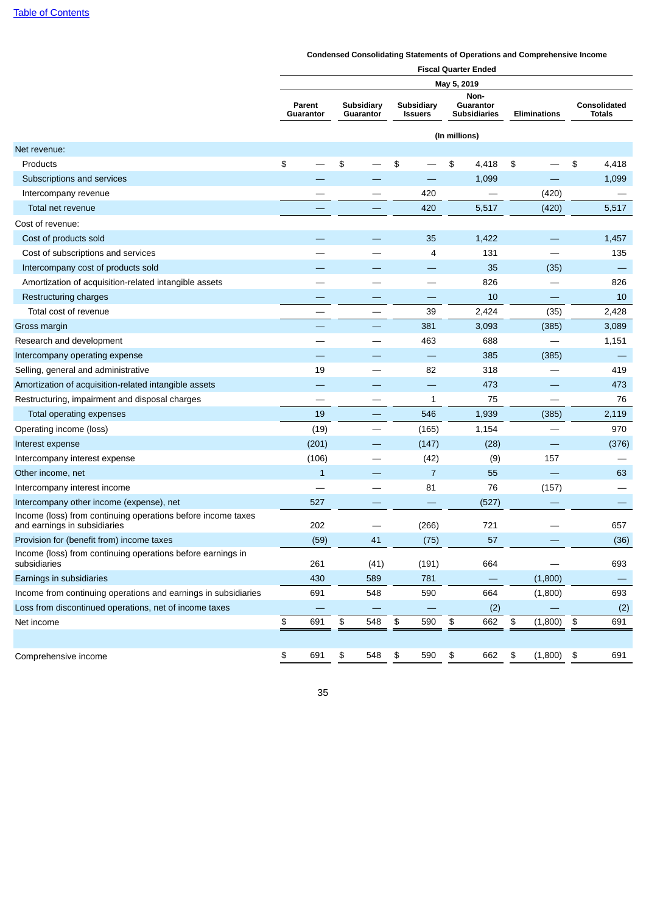**Condensed Consolidating Statements of Operations and Comprehensive Income**

| | Fiscal Quarter Ended | | | | | |
|---|---|---|---|---|---|---|
| | May 5, 2019 | | | | | |
| | Parent Guarantor | Subsidiary Guarantor | Subsidiary Issuers | Non-Guarantor Subsidiaries | Eliminations | Consolidated Totals |
| | (In millions) | | | | | |
| Net revenue: | | | | | | |
| Products | $ — | $ — | $ — | $ 4,418 | $ — | $ 4,418 |
| Subscriptions and services | — | — | — | 1,099 | — | 1,099 |
| Intercompany revenue | — | — | 420 | — | (420) | — |
| Total net revenue | — | — | 420 | 5,517 | (420) | 5,517 |
| Cost of revenue: | | | | | | |
| Cost of products sold | — | — | 35 | 1,422 | — | 1,457 |
| Cost of subscriptions and services | — | — | 4 | 131 | — | 135 |
| Intercompany cost of products sold | — | — | — | 35 | (35) | — |
| Amortization of acquisition-related intangible assets | — | — | — | 826 | — | 826 |
| Restructuring charges | — | — | — | 10 | — | 10 |
| Total cost of revenue | — | — | 39 | 2,424 | (35) | 2,428 |
| Gross margin | — | — | 381 | 3,093 | (385) | 3,089 |
| Research and development | — | — | 463 | 688 | — | 1,151 |
| Intercompany operating expense | — | — | — | 385 | (385) | — |
| Selling, general and administrative | 19 | — | 82 | 318 | — | 419 |
| Amortization of acquisition-related intangible assets | — | — | — | 473 | — | 473 |
| Restructuring, impairment and disposal charges | — | — | 1 | 75 | — | 76 |
| Total operating expenses | 19 | — | 546 | 1,939 | (385) | 2,119 |
| Operating income (loss) | (19) | — | (165) | 1,154 | — | 970 |
| Interest expense | (201) | — | (147) | (28) | — | (376) |
| Intercompany interest expense | (106) | — | (42) | (9) | 157 | — |
| Other income, net | 1 | — | 7 | 55 | — | 63 |
| Intercompany interest income | — | — | 81 | 76 | (157) | — |
| Intercompany other income (expense), net | 527 | — | — | (527) | — | — |
| Income (loss) from continuing operations before income taxes and earnings in subsidiaries | 202 | — | (266) | 721 | — | 657 |
| Provision for (benefit from) income taxes | (59) | 41 | (75) | 57 | — | (36) |
| Income (loss) from continuing operations before earnings in subsidiaries | 261 | (41) | (191) | 664 | — | 693 |
| Earnings in subsidiaries | 430 | 589 | 781 | — | (1,800) | — |
| Income from continuing operations and earnings in subsidiaries | 691 | 548 | 590 | 664 | (1,800) | 693 |
| Loss from discontinued operations, net of income taxes | — | — | — | (2) | — | (2) |
| Net income | $ 691 | $ 548 | $ 590 | $ 662 | $ (1,800) | $ 691 |
| | | | | | | |
| Comprehensive income | $ 691 | $ 548 | $ 590 | $ 662 | $ (1,800) | $ 691 |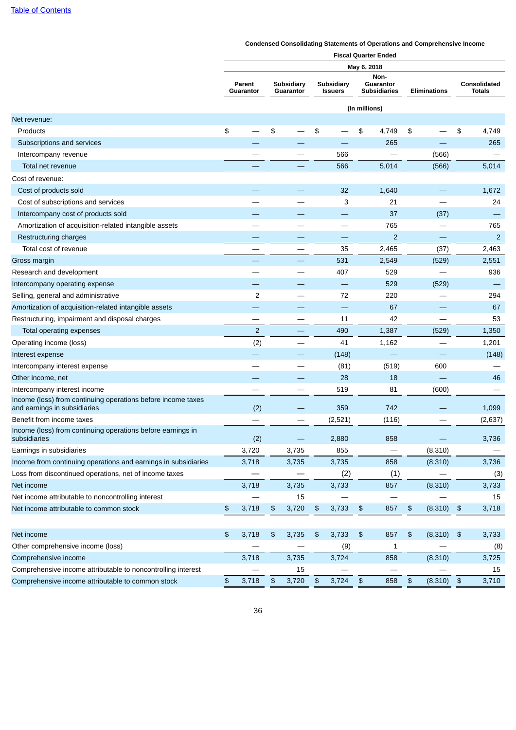**Condensed Consolidating Statements of Operations and Comprehensive Income**

| | Fiscal Quarter Ended | | | | | |
|---|---|---|---|---|---|---|
| | May 6, 2018 | | | | | |
| | Parent Guarantor | Subsidiary Guarantor | Subsidiary Issuers | Non-Guarantor Subsidiaries | Eliminations | Consolidated Totals |
| | (In millions) | | | | | |
| Net revenue: | | | | | | |
| Products | $ — | $ — | $ — | $ 4,749 | $ — | $ 4,749 |
| Subscriptions and services | — | — | — | 265 | — | 265 |
| Intercompany revenue | — | — | 566 | — | (566) | — |
| Total net revenue | — | — | 566 | 5,014 | (566) | 5,014 |
| Cost of revenue: | | | | | | |
| Cost of products sold | — | — | 32 | 1,640 | — | 1,672 |
| Cost of subscriptions and services | — | — | 3 | 21 | — | 24 |
| Intercompany cost of products sold | — | — | — | 37 | (37) | — |
| Amortization of acquisition-related intangible assets | — | — | — | 765 | — | 765 |
| Restructuring charges | — | — | — | 2 | — | 2 |
| Total cost of revenue | — | — | 35 | 2,465 | (37) | 2,463 |
| Gross margin | — | — | 531 | 2,549 | (529) | 2,551 |
| Research and development | — | — | 407 | 529 | — | 936 |
| Intercompany operating expense | — | — | — | 529 | (529) | — |
| Selling, general and administrative | 2 | — | 72 | 220 | — | 294 |
| Amortization of acquisition-related intangible assets | — | — | — | 67 | — | 67 |
| Restructuring, impairment and disposal charges | — | — | 11 | 42 | — | 53 |
| Total operating expenses | 2 | — | 490 | 1,387 | (529) | 1,350 |
| Operating income (loss) | (2) | — | 41 | 1,162 | — | 1,201 |
| Interest expense | — | — | (148) | — | — | (148) |
| Intercompany interest expense | — | — | (81) | (519) | 600 | — |
| Other income, net | — | — | 28 | 18 | — | 46 |
| Intercompany interest income | — | — | 519 | 81 | (600) | — |
| Income (loss) from continuing operations before income taxes and earnings in subsidiaries | (2) | — | 359 | 742 | — | 1,099 |
| Benefit from income taxes | — | — | (2,521) | (116) | — | (2,637) |
| Income (loss) from continuing operations before earnings in subsidiaries | (2) | — | 2,880 | 858 | — | 3,736 |
| Earnings in subsidiaries | 3,720 | 3,735 | 855 | — | (8,310) | — |
| Income from continuing operations and earnings in subsidiaries | 3,718 | 3,735 | 3,735 | 858 | (8,310) | 3,736 |
| Loss from discontinued operations, net of income taxes | — | — | (2) | (1) | — | (3) |
| Net income | 3,718 | 3,735 | 3,733 | 857 | (8,310) | 3,733 |
| Net income attributable to noncontrolling interest | — | 15 | — | — | — | 15 |
| Net income attributable to common stock | $ 3,718 | $ 3,720 | $ 3,733 | $ 857 | $ (8,310) | $ 3,718 |
| | | | | | | |
| Net income | $ 3,718 | $ 3,735 | $ 3,733 | $ 857 | $ (8,310) | $ 3,733 |
| Other comprehensive income (loss) | — | — | (9) | 1 | — | (8) |
| Comprehensive income | 3,718 | 3,735 | 3,724 | 858 | (8,310) | 3,725 |
| Comprehensive income attributable to noncontrolling interest | — | 15 | — | — | — | 15 |
| Comprehensive income attributable to common stock | $ 3,718 | $ 3,720 | $ 3,724 | $ 858 | $ (8,310) | $ 3,710 |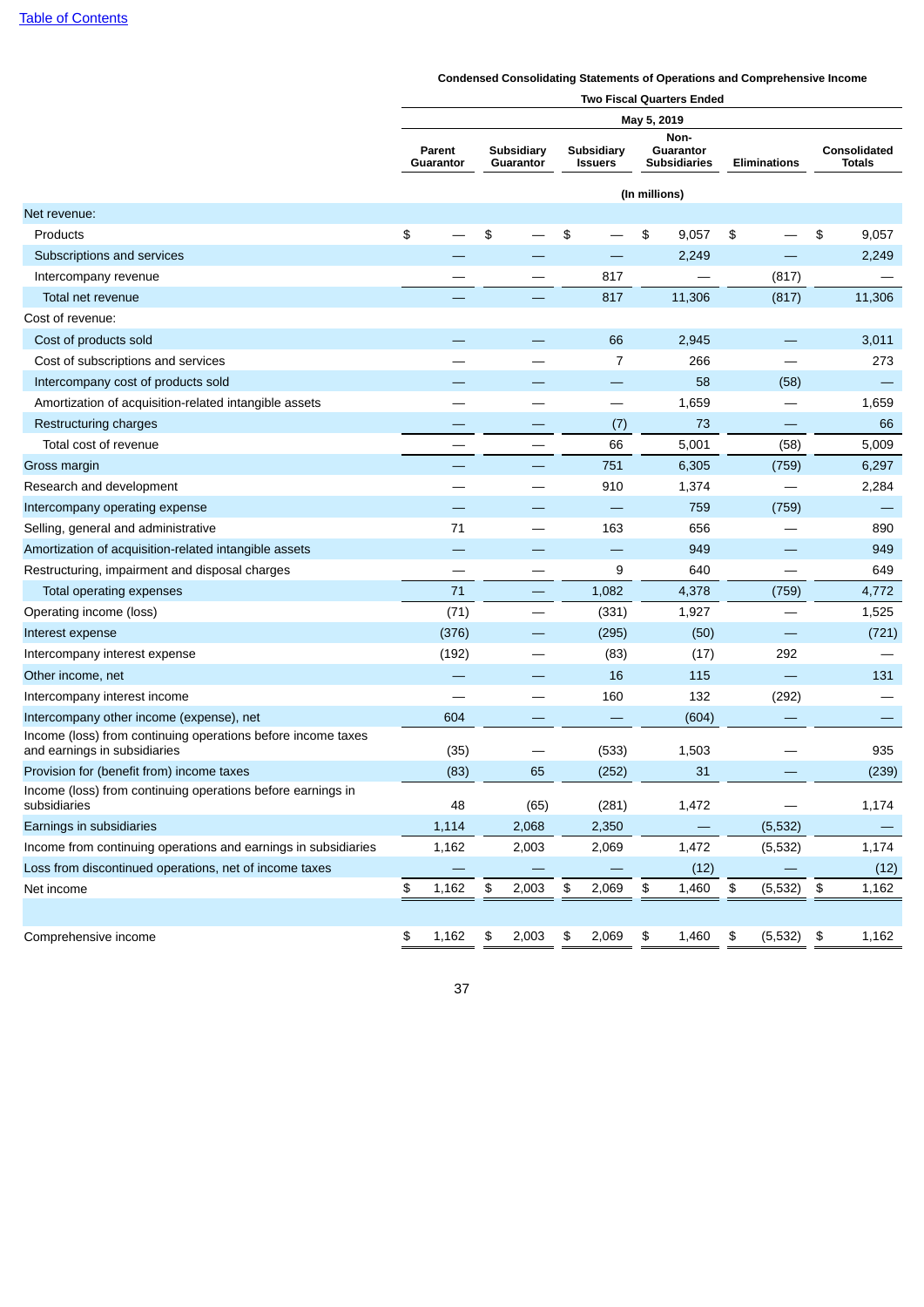**Condensed Consolidating Statements of Operations and Comprehensive Income**

| | Two Fiscal Quarters Ended | | | | | |
|---|---|---|---|---|---|---|
| | May 5, 2019 | | | | | |
| | Parent Guarantor | Subsidiary Guarantor | Subsidiary Issuers | Non-Guarantor Subsidiaries | Eliminations | Consolidated Totals |
| | (In millions) | | | | | |
| Net revenue: | | | | | | |
| Products | $ — | $ — | $ — | $ 9,057 | $ — | $ 9,057 |
| Subscriptions and services | — | — | — | 2,249 | — | 2,249 |
| Intercompany revenue | — | — | 817 | — | (817) | — |
| Total net revenue | — | — | 817 | 11,306 | (817) | 11,306 |
| Cost of revenue: | | | | | | |
| Cost of products sold | — | — | 66 | 2,945 | — | 3,011 |
| Cost of subscriptions and services | — | — | 7 | 266 | — | 273 |
| Intercompany cost of products sold | — | — | — | 58 | (58) | — |
| Amortization of acquisition-related intangible assets | — | — | — | 1,659 | — | 1,659 |
| Restructuring charges | — | — | (7) | 73 | — | 66 |
| Total cost of revenue | — | — | 66 | 5,001 | (58) | 5,009 |
| Gross margin | — | — | 751 | 6,305 | (759) | 6,297 |
| Research and development | — | — | 910 | 1,374 | — | 2,284 |
| Intercompany operating expense | — | — | — | 759 | (759) | — |
| Selling, general and administrative | 71 | — | 163 | 656 | — | 890 |
| Amortization of acquisition-related intangible assets | — | — | — | 949 | — | 949 |
| Restructuring, impairment and disposal charges | — | — | 9 | 640 | — | 649 |
| Total operating expenses | 71 | — | 1,082 | 4,378 | (759) | 4,772 |
| Operating income (loss) | (71) | — | (331) | 1,927 | — | 1,525 |
| Interest expense | (376) | — | (295) | (50) | — | (721) |
| Intercompany interest expense | (192) | — | (83) | (17) | 292 | — |
| Other income, net | — | — | 16 | 115 | — | 131 |
| Intercompany interest income | — | — | 160 | 132 | (292) | — |
| Intercompany other income (expense), net | 604 | — | — | (604) | — | — |
| Income (loss) from continuing operations before income taxes and earnings in subsidiaries | (35) | — | (533) | 1,503 | — | 935 |
| Provision for (benefit from) income taxes | (83) | 65 | (252) | 31 | — | (239) |
| Income (loss) from continuing operations before earnings in subsidiaries | 48 | (65) | (281) | 1,472 | — | 1,174 |
| Earnings in subsidiaries | 1,114 | 2,068 | 2,350 | — | (5,532) | — |
| Income from continuing operations and earnings in subsidiaries | 1,162 | 2,003 | 2,069 | 1,472 | (5,532) | 1,174 |
| Loss from discontinued operations, net of income taxes | — | — | — | (12) | — | (12) |
| Net income | $ 1,162 | $ 2,003 | $ 2,069 | $ 1,460 | $ (5,532) | $ 1,162 |
| Comprehensive income | $ 1,162 | $ 2,003 | $ 2,069 | $ 1,460 | $ (5,532) | $ 1,162 |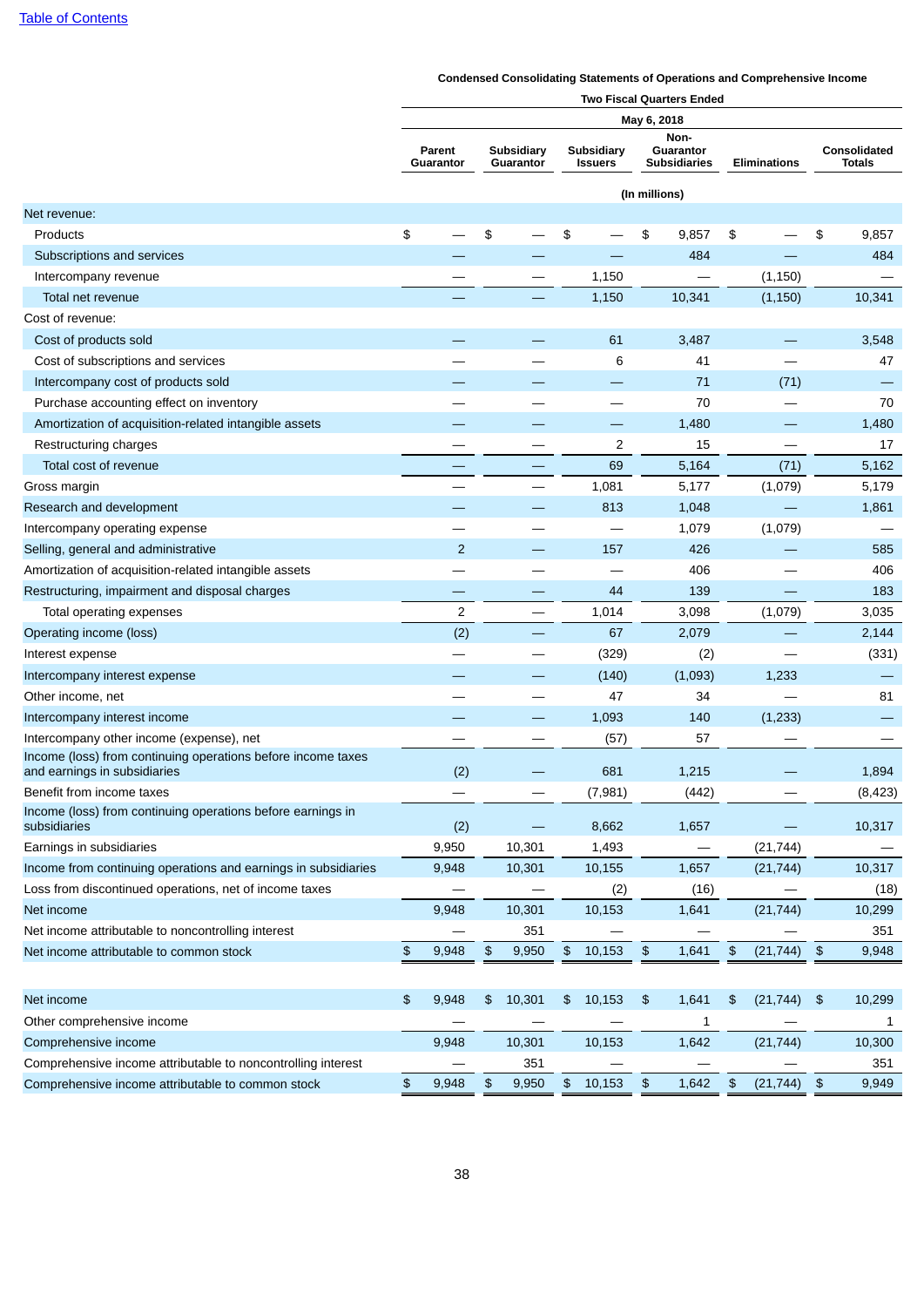**Condensed Consolidating Statements of Operations and Comprehensive Income**

**Two Fiscal Quarters Ended**

**May 6, 2018**

| | Parent Guarantor | Subsidiary Guarantor | Subsidiary Issuers | Non-Guarantor Subsidiaries | Eliminations | Consolidated Totals |
|---|---|---|---|---|---|---|
| | | | (In millions) | | | |
| Net revenue: | | | | | | |
| Products | $ — | $ — | $ — | $ 9,857 | $ — | $ 9,857 |
| Subscriptions and services | — | — | — | 484 | — | 484 |
| Intercompany revenue | — | — | 1,150 | — | (1,150) | — |
| Total net revenue | — | — | 1,150 | 10,341 | (1,150) | 10,341 |
| Cost of revenue: | | | | | | |
| Cost of products sold | — | — | 61 | 3,487 | — | 3,548 |
| Cost of subscriptions and services | — | — | 6 | 41 | — | 47 |
| Intercompany cost of products sold | — | — | — | 71 | (71) | — |
| Purchase accounting effect on inventory | — | — | — | 70 | — | 70 |
| Amortization of acquisition-related intangible assets | — | — | — | 1,480 | — | 1,480 |
| Restructuring charges | — | — | 2 | 15 | — | 17 |
| Total cost of revenue | — | — | 69 | 5,164 | (71) | 5,162 |
| Gross margin | — | — | 1,081 | 5,177 | (1,079) | 5,179 |
| Research and development | — | — | 813 | 1,048 | — | 1,861 |
| Intercompany operating expense | — | — | — | 1,079 | (1,079) | — |
| Selling, general and administrative | 2 | — | 157 | 426 | — | 585 |
| Amortization of acquisition-related intangible assets | — | — | — | 406 | — | 406 |
| Restructuring, impairment and disposal charges | — | — | 44 | 139 | — | 183 |
| Total operating expenses | 2 | — | 1,014 | 3,098 | (1,079) | 3,035 |
| Operating income (loss) | (2) | — | 67 | 2,079 | — | 2,144 |
| Interest expense | — | — | (329) | (2) | — | (331) |
| Intercompany interest expense | — | — | (140) | (1,093) | 1,233 | — |
| Other income, net | — | — | 47 | 34 | — | 81 |
| Intercompany interest income | — | — | 1,093 | 140 | (1,233) | — |
| Intercompany other income (expense), net | — | — | (57) | 57 | — | — |
| Income (loss) from continuing operations before income taxes and earnings in subsidiaries | (2) | — | 681 | 1,215 | — | 1,894 |
| Benefit from income taxes | — | — | (7,981) | (442) | — | (8,423) |
| Income (loss) from continuing operations before earnings in subsidiaries | (2) | — | 8,662 | 1,657 | — | 10,317 |
| Earnings in subsidiaries | 9,950 | 10,301 | 1,493 | — | (21,744) | — |
| Income from continuing operations and earnings in subsidiaries | 9,948 | 10,301 | 10,155 | 1,657 | (21,744) | 10,317 |
| Loss from discontinued operations, net of income taxes | — | — | (2) | (16) | — | (18) |
| Net income | 9,948 | 10,301 | 10,153 | 1,641 | (21,744) | 10,299 |
| Net income attributable to noncontrolling interest | — | 351 | — | — | — | 351 |
| Net income attributable to common stock | $ 9,948 | $ 9,950 | $ 10,153 | $ 1,641 | $ (21,744) | $ 9,948 |
| | | | | | | |
| Net income | $ 9,948 | $ 10,301 | $ 10,153 | $ 1,641 | $ (21,744) | $ 10,299 |
| Other comprehensive income | — | — | — | 1 | — | 1 |
| Comprehensive income | 9,948 | 10,301 | 10,153 | 1,642 | (21,744) | 10,300 |
| Comprehensive income attributable to noncontrolling interest | — | 351 | — | — | — | 351 |
| Comprehensive income attributable to common stock | $ 9,948 | $ 9,950 | $ 10,153 | $ 1,642 | $ (21,744) | $ 9,949 |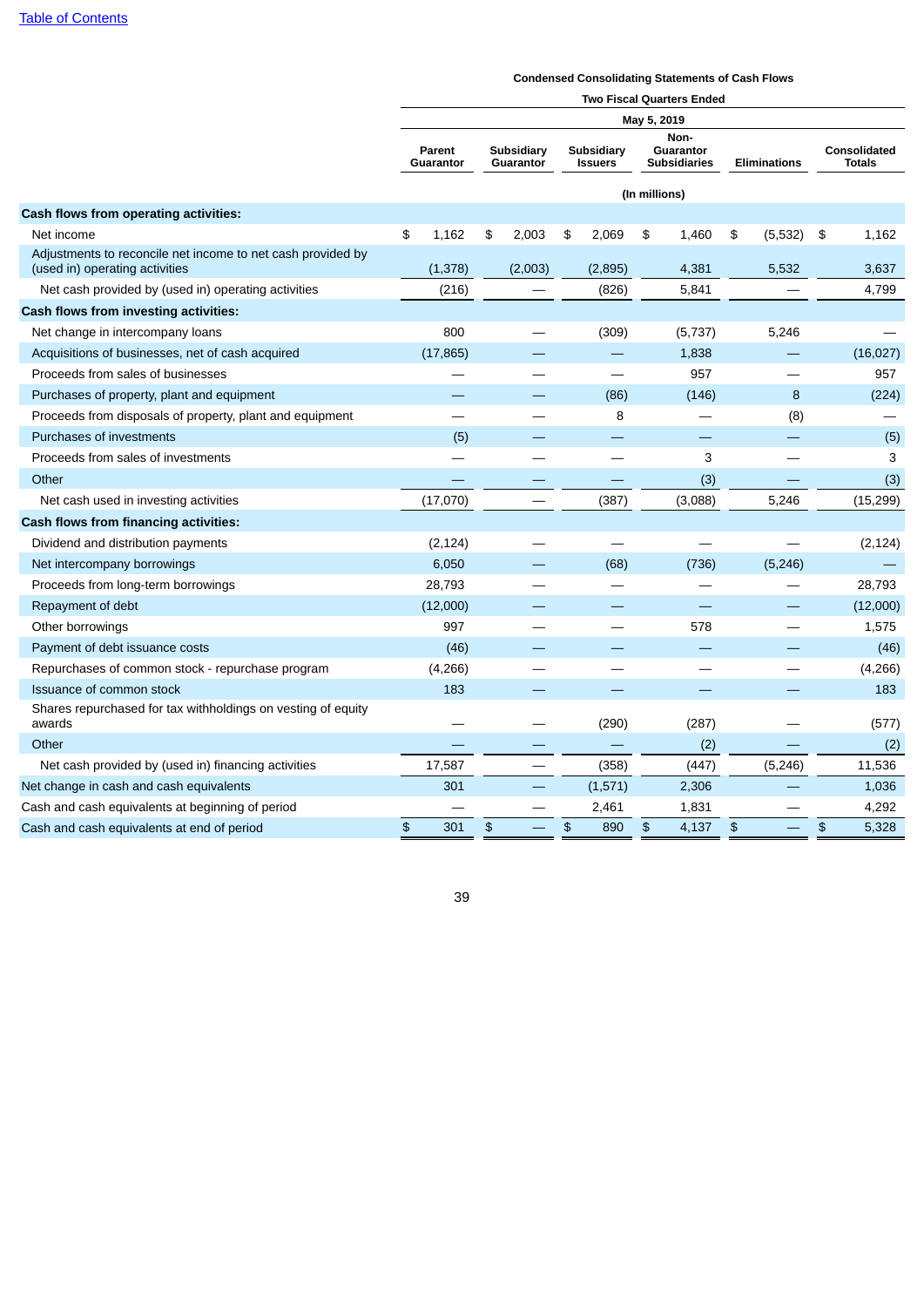**Condensed Consolidating Statements of Cash Flows**

| | Two Fiscal Quarters Ended | | | | | |
|---|---|---|---|---|---|---|
| | May 5, 2019 | | | | | |
| | Parent Guarantor | Subsidiary Guarantor | Subsidiary Issuers | Non-Guarantor Subsidiaries | Eliminations | Consolidated Totals |
| | (In millions) | | | | | |
| **Cash flows from operating activities:** | | | | | | |
| Net income | $ 1,162 | $ 2,003 | $ 2,069 | $ 1,460 | $ (5,532) | $ 1,162 |
| Adjustments to reconcile net income to net cash provided by (used in) operating activities | (1,378) | (2,003) | (2,895) | 4,381 | 5,532 | 3,637 |
| Net cash provided by (used in) operating activities | (216) | — | (826) | 5,841 | — | 4,799 |
| **Cash flows from investing activities:** | | | | | | |
| Net change in intercompany loans | 800 | — | (309) | (5,737) | 5,246 | — |
| Acquisitions of businesses, net of cash acquired | (17,865) | — | — | 1,838 | — | (16,027) |
| Proceeds from sales of businesses | — | — | — | 957 | — | 957 |
| Purchases of property, plant and equipment | — | — | (86) | (146) | 8 | (224) |
| Proceeds from disposals of property, plant and equipment | — | — | 8 | — | (8) | — |
| Purchases of investments | (5) | — | — | — | — | (5) |
| Proceeds from sales of investments | — | — | — | 3 | — | 3 |
| Other | — | — | — | (3) | — | (3) |
| Net cash used in investing activities | (17,070) | — | (387) | (3,088) | 5,246 | (15,299) |
| **Cash flows from financing activities:** | | | | | | |
| Dividend and distribution payments | (2,124) | — | — | — | — | (2,124) |
| Net intercompany borrowings | 6,050 | — | (68) | (736) | (5,246) | — |
| Proceeds from long-term borrowings | 28,793 | — | — | — | — | 28,793 |
| Repayment of debt | (12,000) | — | — | — | — | (12,000) |
| Other borrowings | 997 | — | — | 578 | — | 1,575 |
| Payment of debt issuance costs | (46) | — | — | — | — | (46) |
| Repurchases of common stock - repurchase program | (4,266) | — | — | — | — | (4,266) |
| Issuance of common stock | 183 | — | — | — | — | 183 |
| Shares repurchased for tax withholdings on vesting of equity awards | — | — | (290) | (287) | — | (577) |
| Other | — | — | — | (2) | — | (2) |
| Net cash provided by (used in) financing activities | 17,587 | — | (358) | (447) | (5,246) | 11,536 |
| Net change in cash and cash equivalents | 301 | — | (1,571) | 2,306 | — | 1,036 |
| Cash and cash equivalents at beginning of period | — | — | 2,461 | 1,831 | — | 4,292 |
| Cash and cash equivalents at end of period | $ 301 | $ — | $ 890 | $ 4,137 | $ — | $ 5,328 |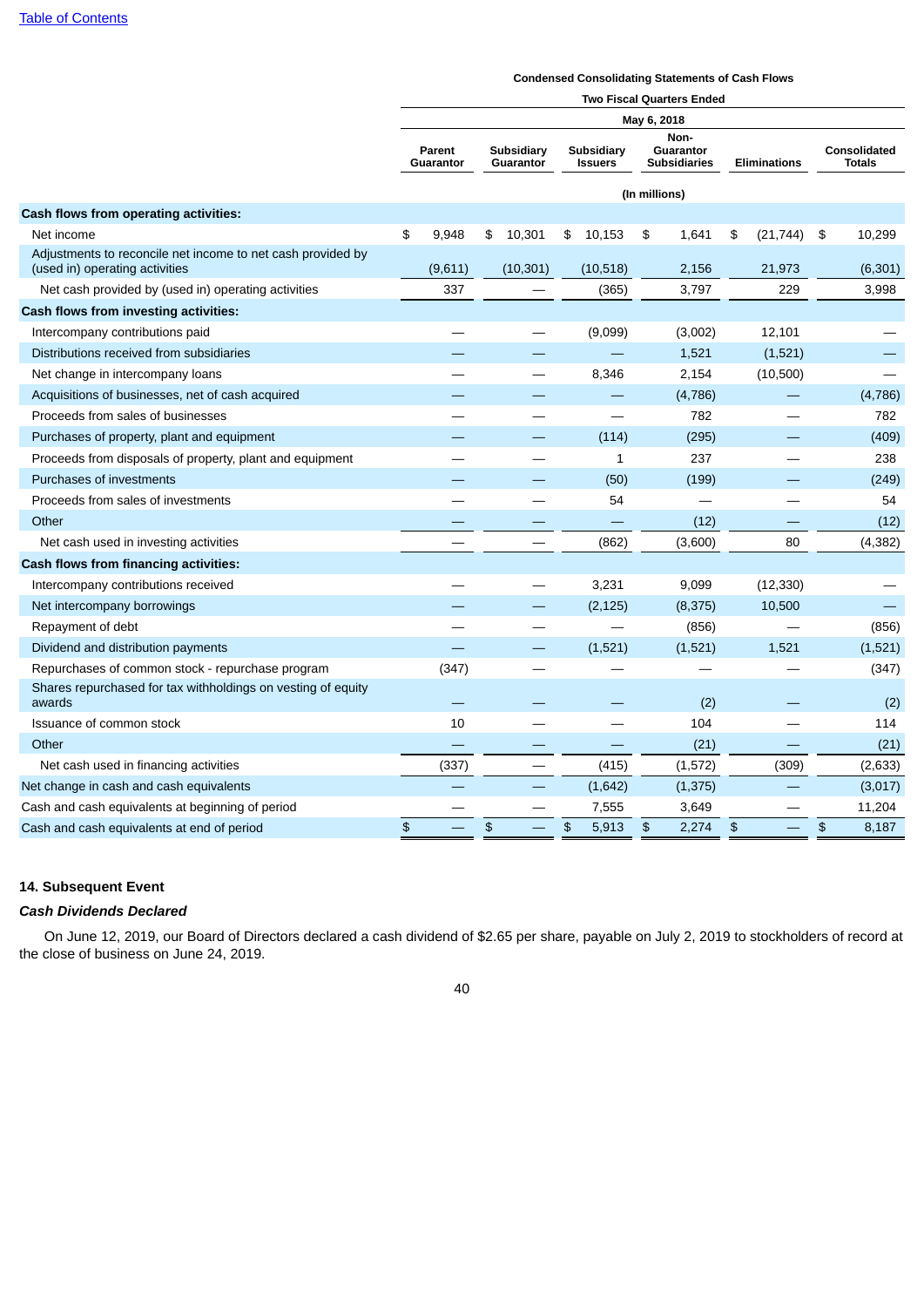**Condensed Consolidating Statements of Cash Flows**

| | Two Fiscal Quarters Ended | | | | | |
|---|---|---|---|---|---|---|
| | May 6, 2018 | | | | | |
| | Parent Guarantor | Subsidiary Guarantor | Subsidiary Issuers | Non-Guarantor Subsidiaries | Eliminations | Consolidated Totals |
| | (In millions) | | | | | |
| **Cash flows from operating activities:** | | | | | | |
| Net income | $ 9,948 | $ 10,301 | $ 10,153 | $ 1,641 | $ (21,744) | $ 10,299 |
| Adjustments to reconcile net income to net cash provided by (used in) operating activities | (9,611) | (10,301) | (10,518) | 2,156 | 21,973 | (6,301) |
| Net cash provided by (used in) operating activities | 337 | — | (365) | 3,797 | 229 | 3,998 |
| **Cash flows from investing activities:** | | | | | | |
| Intercompany contributions paid | — | — | (9,099) | (3,002) | 12,101 | — |
| Distributions received from subsidiaries | — | — | — | 1,521 | (1,521) | — |
| Net change in intercompany loans | — | — | 8,346 | 2,154 | (10,500) | — |
| Acquisitions of businesses, net of cash acquired | — | — | — | (4,786) | — | (4,786) |
| Proceeds from sales of businesses | — | — | — | 782 | — | 782 |
| Purchases of property, plant and equipment | — | — | (114) | (295) | — | (409) |
| Proceeds from disposals of property, plant and equipment | — | — | 1 | 237 | — | 238 |
| Purchases of investments | — | — | (50) | (199) | — | (249) |
| Proceeds from sales of investments | — | — | 54 | — | — | 54 |
| Other | — | — | — | (12) | — | (12) |
| Net cash used in investing activities | — | — | (862) | (3,600) | 80 | (4,382) |
| **Cash flows from financing activities:** | | | | | | |
| Intercompany contributions received | — | — | 3,231 | 9,099 | (12,330) | — |
| Net intercompany borrowings | — | — | (2,125) | (8,375) | 10,500 | — |
| Repayment of debt | — | — | — | (856) | — | (856) |
| Dividend and distribution payments | — | — | (1,521) | (1,521) | 1,521 | (1,521) |
| Repurchases of common stock - repurchase program | (347) | — | — | — | — | (347) |
| Shares repurchased for tax withholdings on vesting of equity awards | — | — | — | (2) | — | (2) |
| Issuance of common stock | 10 | — | — | 104 | — | 114 |
| Other | — | — | — | (21) | — | (21) |
| Net cash used in financing activities | (337) | — | (415) | (1,572) | (309) | (2,633) |
| Net change in cash and cash equivalents | — | — | (1,642) | (1,375) | — | (3,017) |
| Cash and cash equivalents at beginning of period | — | — | 7,555 | 3,649 | — | 11,204 |
| Cash and cash equivalents at end of period | $ — | $ — | $ 5,913 | $ 2,274 | $ — | $ 8,187 |

### 14. Subsequent Event

***Cash Dividends Declared***

On June 12, 2019, our Board of Directors declared a cash dividend of $2.65 per share, payable on July 2, 2019 to stockholders of record at the close of business on June 24, 2019.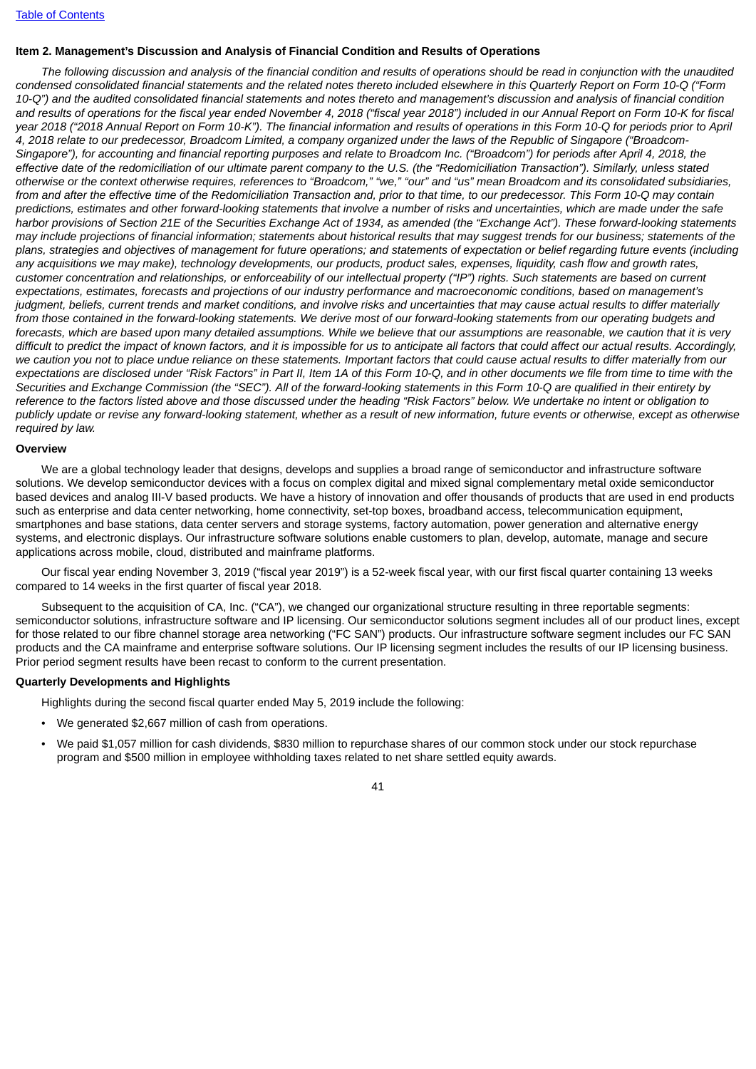## Item 2. Management's Discussion and Analysis of Financial Condition and Results of Operations

*The following discussion and analysis of the financial condition and results of operations should be read in conjunction with the unaudited condensed consolidated financial statements and the related notes thereto included elsewhere in this Quarterly Report on Form 10-Q ("Form 10-Q") and the audited consolidated financial statements and notes thereto and management's discussion and analysis of financial condition and results of operations for the fiscal year ended November 4, 2018 ("fiscal year 2018") included in our Annual Report on Form 10-K for fiscal year 2018 ("2018 Annual Report on Form 10-K"). The financial information and results of operations in this Form 10-Q for periods prior to April 4, 2018 relate to our predecessor, Broadcom Limited, a company organized under the laws of the Republic of Singapore ("Broadcom-Singapore"), for accounting and financial reporting purposes and relate to Broadcom Inc. ("Broadcom") for periods after April 4, 2018, the effective date of the redomiciliation of our ultimate parent company to the U.S. (the "Redomiciliation Transaction"). Similarly, unless stated otherwise or the context otherwise requires, references to "Broadcom," "we," "our" and "us" mean Broadcom and its consolidated subsidiaries, from and after the effective time of the Redomiciliation Transaction and, prior to that time, to our predecessor. This Form 10-Q may contain predictions, estimates and other forward-looking statements that involve a number of risks and uncertainties, which are made under the safe harbor provisions of Section 21E of the Securities Exchange Act of 1934, as amended (the "Exchange Act"). These forward-looking statements may include projections of financial information; statements about historical results that may suggest trends for our business; statements of the plans, strategies and objectives of management for future operations; and statements of expectation or belief regarding future events (including any acquisitions we may make), technology developments, our products, product sales, expenses, liquidity, cash flow and growth rates, customer concentration and relationships, or enforceability of our intellectual property ("IP") rights. Such statements are based on current expectations, estimates, forecasts and projections of our industry performance and macroeconomic conditions, based on management's judgment, beliefs, current trends and market conditions, and involve risks and uncertainties that may cause actual results to differ materially from those contained in the forward-looking statements. We derive most of our forward-looking statements from our operating budgets and forecasts, which are based upon many detailed assumptions. While we believe that our assumptions are reasonable, we caution that it is very difficult to predict the impact of known factors, and it is impossible for us to anticipate all factors that could affect our actual results. Accordingly, we caution you not to place undue reliance on these statements. Important factors that could cause actual results to differ materially from our expectations are disclosed under "Risk Factors" in Part II, Item 1A of this Form 10-Q, and in other documents we file from time to time with the Securities and Exchange Commission (the "SEC"). All of the forward-looking statements in this Form 10-Q are qualified in their entirety by reference to the factors listed above and those discussed under the heading "Risk Factors" below. We undertake no intent or obligation to publicly update or revise any forward-looking statement, whether as a result of new information, future events or otherwise, except as otherwise required by law.*

### Overview

We are a global technology leader that designs, develops and supplies a broad range of semiconductor and infrastructure software solutions. We develop semiconductor devices with a focus on complex digital and mixed signal complementary metal oxide semiconductor based devices and analog III-V based products. We have a history of innovation and offer thousands of products that are used in end products such as enterprise and data center networking, home connectivity, set-top boxes, broadband access, telecommunication equipment, smartphones and base stations, data center servers and storage systems, factory automation, power generation and alternative energy systems, and electronic displays. Our infrastructure software solutions enable customers to plan, develop, automate, manage and secure applications across mobile, cloud, distributed and mainframe platforms.

Our fiscal year ending November 3, 2019 ("fiscal year 2019") is a 52-week fiscal year, with our first fiscal quarter containing 13 weeks compared to 14 weeks in the first quarter of fiscal year 2018.

Subsequent to the acquisition of CA, Inc. ("CA"), we changed our organizational structure resulting in three reportable segments: semiconductor solutions, infrastructure software and IP licensing. Our semiconductor solutions segment includes all of our product lines, except for those related to our fibre channel storage area networking ("FC SAN") products. Our infrastructure software segment includes our FC SAN products and the CA mainframe and enterprise software solutions. Our IP licensing segment includes the results of our IP licensing business. Prior period segment results have been recast to conform to the current presentation.

### Quarterly Developments and Highlights

Highlights during the second fiscal quarter ended May 5, 2019 include the following:

- We generated $2,667 million of cash from operations.
- We paid $1,057 million for cash dividends, $830 million to repurchase shares of our common stock under our stock repurchase program and $500 million in employee withholding taxes related to net share settled equity awards.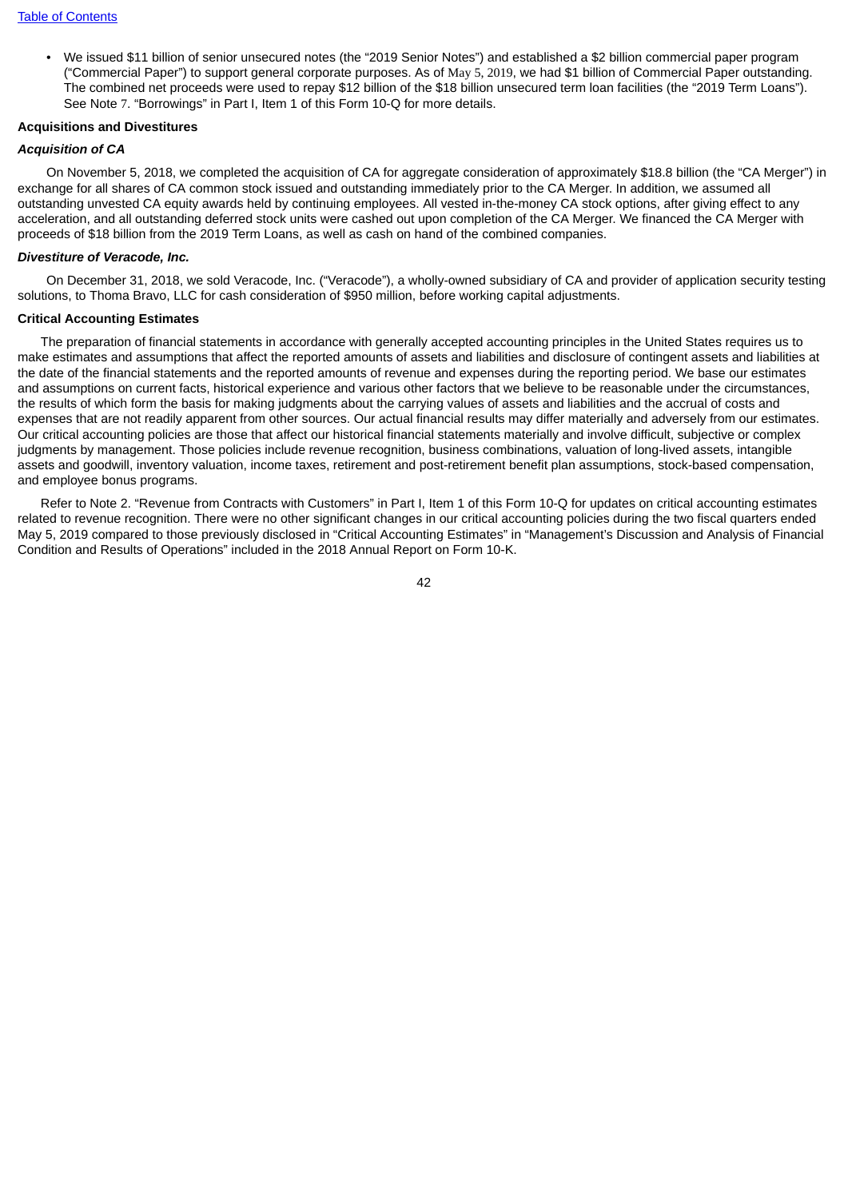- We issued $11 billion of senior unsecured notes (the "2019 Senior Notes") and established a $2 billion commercial paper program ("Commercial Paper") to support general corporate purposes. As of May 5, 2019, we had $1 billion of Commercial Paper outstanding. The combined net proceeds were used to repay $12 billion of the $18 billion unsecured term loan facilities (the "2019 Term Loans"). See Note 7. "Borrowings" in Part I, Item 1 of this Form 10-Q for more details.

**Acquisitions and Divestitures**

***Acquisition of CA***

On November 5, 2018, we completed the acquisition of CA for aggregate consideration of approximately $18.8 billion (the "CA Merger") in exchange for all shares of CA common stock issued and outstanding immediately prior to the CA Merger. In addition, we assumed all outstanding unvested CA equity awards held by continuing employees. All vested in-the-money CA stock options, after giving effect to any acceleration, and all outstanding deferred stock units were cashed out upon completion of the CA Merger. We financed the CA Merger with proceeds of $18 billion from the 2019 Term Loans, as well as cash on hand of the combined companies.

***Divestiture of Veracode, Inc.***

On December 31, 2018, we sold Veracode, Inc. ("Veracode"), a wholly-owned subsidiary of CA and provider of application security testing solutions, to Thoma Bravo, LLC for cash consideration of $950 million, before working capital adjustments.

**Critical Accounting Estimates**

The preparation of financial statements in accordance with generally accepted accounting principles in the United States requires us to make estimates and assumptions that affect the reported amounts of assets and liabilities and disclosure of contingent assets and liabilities at the date of the financial statements and the reported amounts of revenue and expenses during the reporting period. We base our estimates and assumptions on current facts, historical experience and various other factors that we believe to be reasonable under the circumstances, the results of which form the basis for making judgments about the carrying values of assets and liabilities and the accrual of costs and expenses that are not readily apparent from other sources. Our actual financial results may differ materially and adversely from our estimates. Our critical accounting policies are those that affect our historical financial statements materially and involve difficult, subjective or complex judgments by management. Those policies include revenue recognition, business combinations, valuation of long-lived assets, intangible assets and goodwill, inventory valuation, income taxes, retirement and post-retirement benefit plan assumptions, stock-based compensation, and employee bonus programs.

Refer to Note 2. "Revenue from Contracts with Customers" in Part I, Item 1 of this Form 10-Q for updates on critical accounting estimates related to revenue recognition. There were no other significant changes in our critical accounting policies during the two fiscal quarters ended May 5, 2019 compared to those previously disclosed in "Critical Accounting Estimates" in "Management's Discussion and Analysis of Financial Condition and Results of Operations" included in the 2018 Annual Report on Form 10-K.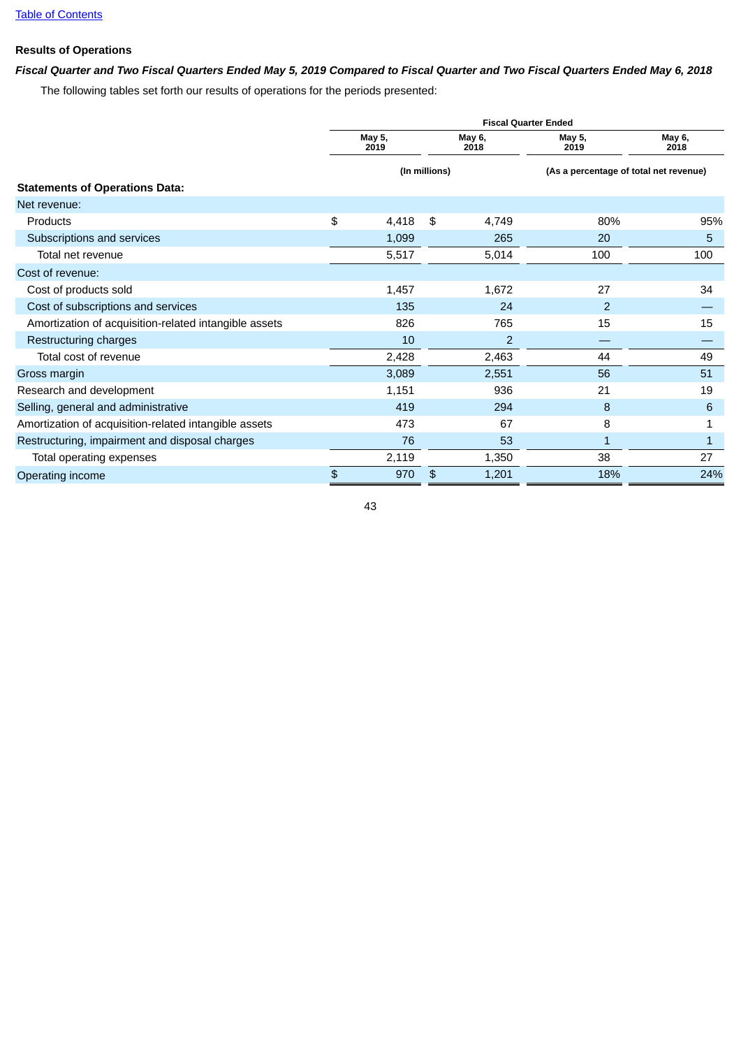[Table of Contents](#)

**Results of Operations**

***Fiscal Quarter and Two Fiscal Quarters Ended May 5, 2019 Compared to Fiscal Quarter and Two Fiscal Quarters Ended May 6, 2018***

The following tables set forth our results of operations for the periods presented:

| | Fiscal Quarter Ended | | | |
|---|---|---|---|---|
| | May 5, 2019 | May 6, 2018 | May 5, 2019 | May 6, 2018 |
| | (In millions) | | (As a percentage of total net revenue) | |
| **Statements of Operations Data:** | | | | |
| Net revenue: | | | | |
| Products | $ 4,418 | $ 4,749 | 80% | 95% |
| Subscriptions and services | 1,099 | 265 | 20 | 5 |
| Total net revenue | 5,517 | 5,014 | 100 | 100 |
| Cost of revenue: | | | | |
| Cost of products sold | 1,457 | 1,672 | 27 | 34 |
| Cost of subscriptions and services | 135 | 24 | 2 | — |
| Amortization of acquisition-related intangible assets | 826 | 765 | 15 | 15 |
| Restructuring charges | 10 | 2 | — | — |
| Total cost of revenue | 2,428 | 2,463 | 44 | 49 |
| Gross margin | 3,089 | 2,551 | 56 | 51 |
| Research and development | 1,151 | 936 | 21 | 19 |
| Selling, general and administrative | 419 | 294 | 8 | 6 |
| Amortization of acquisition-related intangible assets | 473 | 67 | 8 | 1 |
| Restructuring, impairment and disposal charges | 76 | 53 | 1 | 1 |
| Total operating expenses | 2,119 | 1,350 | 38 | 27 |
| Operating income | $ 970 | $ 1,201 | 18% | 24% |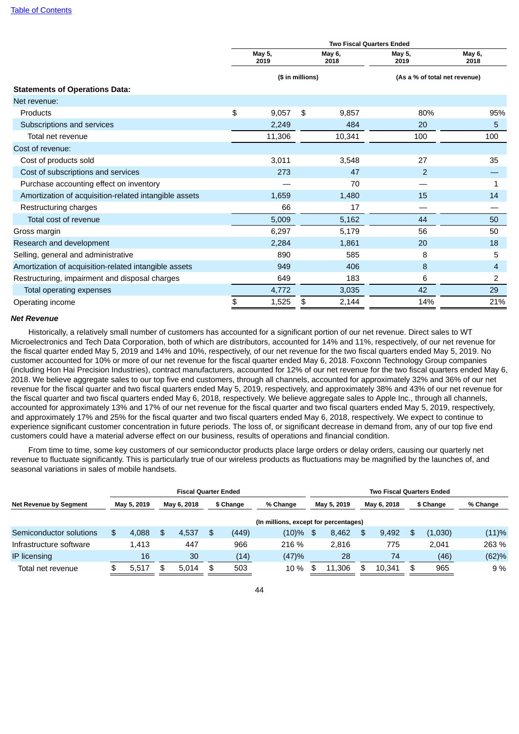[Table of Contents](#)

| | Two Fiscal Quarters Ended | | | |
|---|---|---|---|---|
| | May 5, 2019 | May 6, 2018 | May 5, 2019 | May 6, 2018 |
| | ($ in millions) | | (As a % of total net revenue) | |
| **Statements of Operations Data:** | | | | |
| Net revenue: | | | | |
| Products | $ 9,057 | $ 9,857 | 80% | 95% |
| Subscriptions and services | 2,249 | 484 | 20 | 5 |
| Total net revenue | 11,306 | 10,341 | 100 | 100 |
| Cost of revenue: | | | | |
| Cost of products sold | 3,011 | 3,548 | 27 | 35 |
| Cost of subscriptions and services | 273 | 47 | 2 | — |
| Purchase accounting effect on inventory | — | 70 | — | 1 |
| Amortization of acquisition-related intangible assets | 1,659 | 1,480 | 15 | 14 |
| Restructuring charges | 66 | 17 | — | — |
| Total cost of revenue | 5,009 | 5,162 | 44 | 50 |
| Gross margin | 6,297 | 5,179 | 56 | 50 |
| Research and development | 2,284 | 1,861 | 20 | 18 |
| Selling, general and administrative | 890 | 585 | 8 | 5 |
| Amortization of acquisition-related intangible assets | 949 | 406 | 8 | 4 |
| Restructuring, impairment and disposal charges | 649 | 183 | 6 | 2 |
| Total operating expenses | 4,772 | 3,035 | 42 | 29 |
| Operating income | $ 1,525 | $ 2,144 | 14% | 21% |

***Net Revenue***

Historically, a relatively small number of customers has accounted for a significant portion of our net revenue. Direct sales to WT Microelectronics and Tech Data Corporation, both of which are distributors, accounted for 14% and 11%, respectively, of our net revenue for the fiscal quarter ended May 5, 2019 and 14% and 10%, respectively, of our net revenue for the two fiscal quarters ended May 5, 2019. No customer accounted for 10% or more of our net revenue for the fiscal quarter ended May 6, 2018. Foxconn Technology Group companies (including Hon Hai Precision Industries), contract manufacturers, accounted for 12% of our net revenue for the two fiscal quarters ended May 6, 2018. We believe aggregate sales to our top five end customers, through all channels, accounted for approximately 32% and 36% of our net revenue for the fiscal quarter and two fiscal quarters ended May 5, 2019, respectively, and approximately 38% and 43% of our net revenue for the fiscal quarter and two fiscal quarters ended May 6, 2018, respectively. We believe aggregate sales to Apple Inc., through all channels, accounted for approximately 13% and 17% of our net revenue for the fiscal quarter and two fiscal quarters ended May 5, 2019, respectively, and approximately 17% and 25% for the fiscal quarter and two fiscal quarters ended May 6, 2018, respectively. We expect to continue to experience significant customer concentration in future periods. The loss of, or significant decrease in demand from, any of our top five end customers could have a material adverse effect on our business, results of operations and financial condition.

From time to time, some key customers of our semiconductor products place large orders or delay orders, causing our quarterly net revenue to fluctuate significantly. This is particularly true of our wireless products as fluctuations may be magnified by the launches of, and seasonal variations in sales of mobile handsets.

| Net Revenue by Segment | Fiscal Quarter Ended | | | | Two Fiscal Quarters Ended | | | |
|---|---|---|---|---|---|---|---|---|
| | May 5, 2019 | May 6, 2018 | $ Change | % Change | May 5, 2019 | May 6, 2018 | $ Change | % Change |
| | (In millions, except for percentages) | | | | | | | |
| Semiconductor solutions | $ 4,088 | $ 4,537 | $ (449) | (10)% | $ 8,462 | $ 9,492 | $ (1,030) | (11)% |
| Infrastructure software | 1,413 | 447 | 966 | 216 % | 2,816 | 775 | 2,041 | 263 % |
| IP licensing | 16 | 30 | (14) | (47)% | 28 | 74 | (46) | (62)% |
| Total net revenue | $ 5,517 | $ 5,014 | $ 503 | 10 % | $ 11,306 | $ 10,341 | $ 965 | 9 % |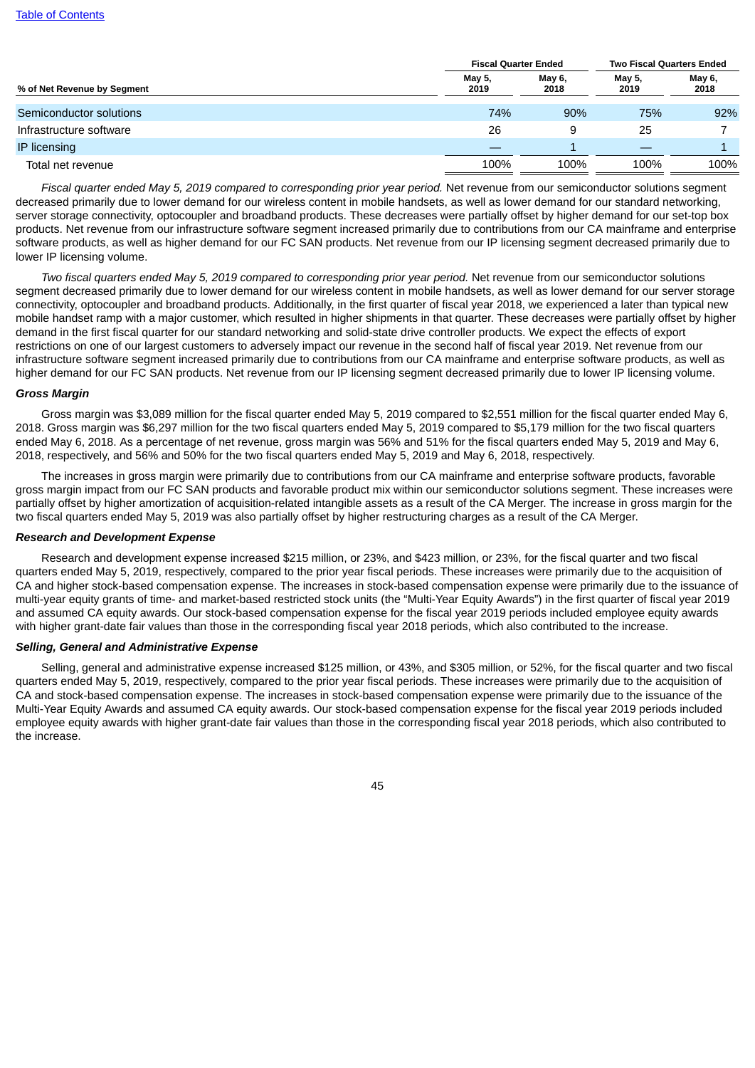| % of Net Revenue by Segment | Fiscal Quarter Ended | | Two Fiscal Quarters Ended | |
|---|---|---|---|---|
| | May 5, 2019 | May 6, 2018 | May 5, 2019 | May 6, 2018 |
| Semiconductor solutions | 74% | 90% | 75% | 92% |
| Infrastructure software | 26 | 9 | 25 | 7 |
| IP licensing | — | 1 | — | 1 |
| Total net revenue | 100% | 100% | 100% | 100% |

*Fiscal quarter ended May 5, 2019 compared to corresponding prior year period.* Net revenue from our semiconductor solutions segment decreased primarily due to lower demand for our wireless content in mobile handsets, as well as lower demand for our standard networking, server storage connectivity, optocoupler and broadband products. These decreases were partially offset by higher demand for our set-top box products. Net revenue from our infrastructure software segment increased primarily due to contributions from our CA mainframe and enterprise software products, as well as higher demand for our FC SAN products. Net revenue from our IP licensing segment decreased primarily due to lower IP licensing volume.

*Two fiscal quarters ended May 5, 2019 compared to corresponding prior year period.* Net revenue from our semiconductor solutions segment decreased primarily due to lower demand for our wireless content in mobile handsets, as well as lower demand for our server storage connectivity, optocoupler and broadband products. Additionally, in the first quarter of fiscal year 2018, we experienced a later than typical new mobile handset ramp with a major customer, which resulted in higher shipments in that quarter. These decreases were partially offset by higher demand in the first fiscal quarter for our standard networking and solid-state drive controller products. We expect the effects of export restrictions on one of our largest customers to adversely impact our revenue in the second half of fiscal year 2019. Net revenue from our infrastructure software segment increased primarily due to contributions from our CA mainframe and enterprise software products, as well as higher demand for our FC SAN products. Net revenue from our IP licensing segment decreased primarily due to lower IP licensing volume.

***Gross Margin***

Gross margin was $3,089 million for the fiscal quarter ended May 5, 2019 compared to $2,551 million for the fiscal quarter ended May 6, 2018. Gross margin was $6,297 million for the two fiscal quarters ended May 5, 2019 compared to $5,179 million for the two fiscal quarters ended May 6, 2018. As a percentage of net revenue, gross margin was 56% and 51% for the fiscal quarters ended May 5, 2019 and May 6, 2018, respectively, and 56% and 50% for the two fiscal quarters ended May 5, 2019 and May 6, 2018, respectively.

The increases in gross margin were primarily due to contributions from our CA mainframe and enterprise software products, favorable gross margin impact from our FC SAN products and favorable product mix within our semiconductor solutions segment. These increases were partially offset by higher amortization of acquisition-related intangible assets as a result of the CA Merger. The increase in gross margin for the two fiscal quarters ended May 5, 2019 was also partially offset by higher restructuring charges as a result of the CA Merger.

***Research and Development Expense***

Research and development expense increased $215 million, or 23%, and $423 million, or 23%, for the fiscal quarter and two fiscal quarters ended May 5, 2019, respectively, compared to the prior year fiscal periods. These increases were primarily due to the acquisition of CA and higher stock-based compensation expense. The increases in stock-based compensation expense were primarily due to the issuance of multi-year equity grants of time- and market-based restricted stock units (the "Multi-Year Equity Awards") in the first quarter of fiscal year 2019 and assumed CA equity awards. Our stock-based compensation expense for the fiscal year 2019 periods included employee equity awards with higher grant-date fair values than those in the corresponding fiscal year 2018 periods, which also contributed to the increase.

***Selling, General and Administrative Expense***

Selling, general and administrative expense increased $125 million, or 43%, and $305 million, or 52%, for the fiscal quarter and two fiscal quarters ended May 5, 2019, respectively, compared to the prior year fiscal periods. These increases were primarily due to the acquisition of CA and stock-based compensation expense. The increases in stock-based compensation expense were primarily due to the issuance of the Multi-Year Equity Awards and assumed CA equity awards. Our stock-based compensation expense for the fiscal year 2019 periods included employee equity awards with higher grant-date fair values than those in the corresponding fiscal year 2018 periods, which also contributed to the increase.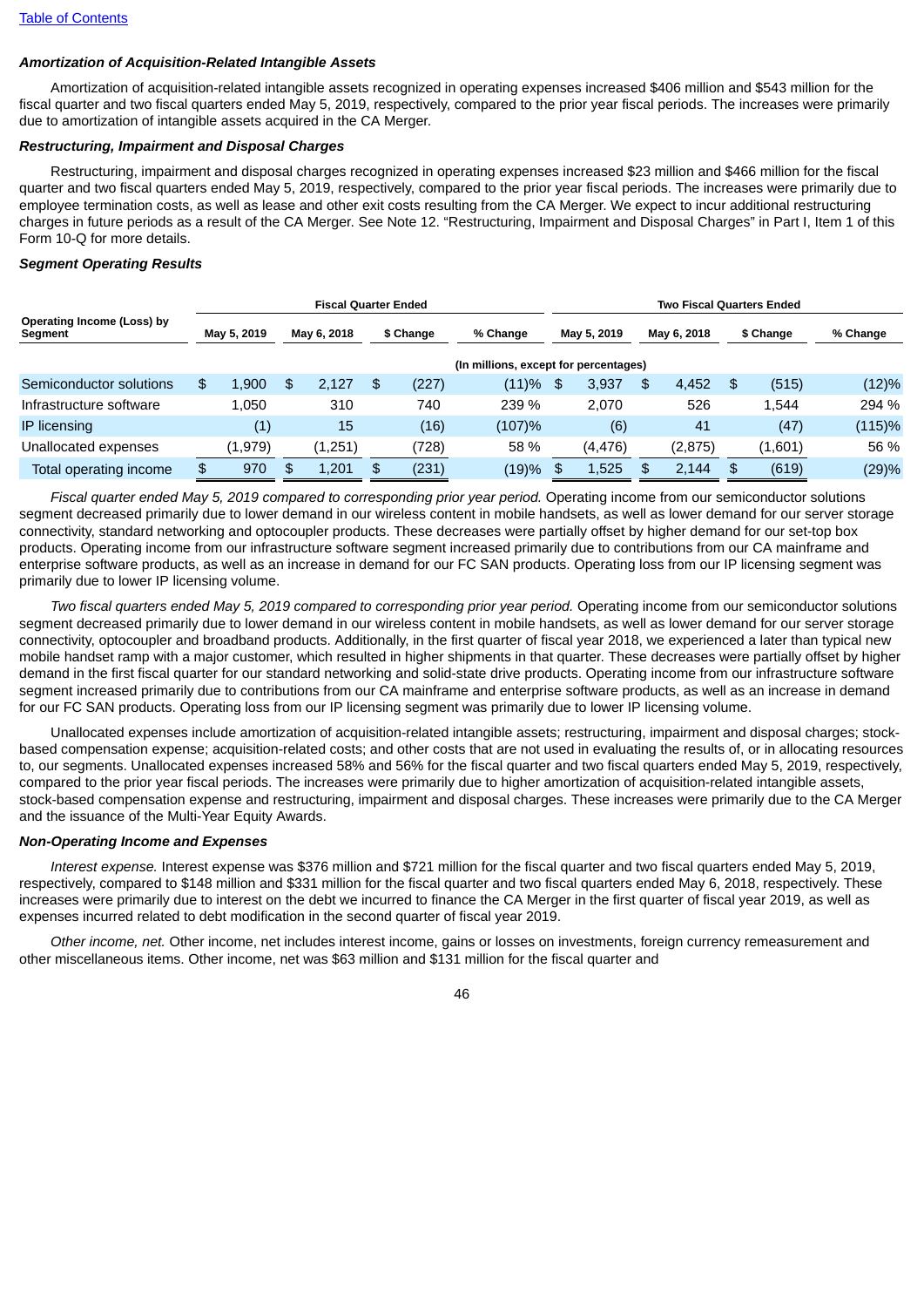[Table of Contents](#)

***Amortization of Acquisition-Related Intangible Assets***

Amortization of acquisition-related intangible assets recognized in operating expenses increased $406 million and $543 million for the fiscal quarter and two fiscal quarters ended May 5, 2019, respectively, compared to the prior year fiscal periods. The increases were primarily due to amortization of intangible assets acquired in the CA Merger.

***Restructuring, Impairment and Disposal Charges***

Restructuring, impairment and disposal charges recognized in operating expenses increased $23 million and $466 million for the fiscal quarter and two fiscal quarters ended May 5, 2019, respectively, compared to the prior year fiscal periods. The increases were primarily due to employee termination costs, as well as lease and other exit costs resulting from the CA Merger. We expect to incur additional restructuring charges in future periods as a result of the CA Merger. See Note 12. "Restructuring, Impairment and Disposal Charges" in Part I, Item 1 of this Form 10-Q for more details.

***Segment Operating Results***

| Operating Income (Loss) by Segment | Fiscal Quarter Ended | | | | Two Fiscal Quarters Ended | | | |
|---|---|---|---|---|---|---|---|---|
| | May 5, 2019 | May 6, 2018 | $ Change | % Change | May 5, 2019 | May 6, 2018 | $ Change | % Change |
| | (In millions, except for percentages) | | | | | | | |
| Semiconductor solutions | $ 1,900 | $ 2,127 | $ (227) | (11)% | $ 3,937 | $ 4,452 | $ (515) | (12)% |
| Infrastructure software | 1,050 | 310 | 740 | 239 % | 2,070 | 526 | 1,544 | 294 % |
| IP licensing | (1) | 15 | (16) | (107)% | (6) | 41 | (47) | (115)% |
| Unallocated expenses | (1,979) | (1,251) | (728) | 58 % | (4,476) | (2,875) | (1,601) | 56 % |
| Total operating income | $ 970 | $ 1,201 | $ (231) | (19)% | $ 1,525 | $ 2,144 | $ (619) | (29)% |

*Fiscal quarter ended May 5, 2019 compared to corresponding prior year period.* Operating income from our semiconductor solutions segment decreased primarily due to lower demand in our wireless content in mobile handsets, as well as lower demand for our server storage connectivity, standard networking and optocoupler products. These decreases were partially offset by higher demand for our set-top box products. Operating income from our infrastructure software segment increased primarily due to contributions from our CA mainframe and enterprise software products, as well as an increase in demand for our FC SAN products. Operating loss from our IP licensing segment was primarily due to lower IP licensing volume.

*Two fiscal quarters ended May 5, 2019 compared to corresponding prior year period.* Operating income from our semiconductor solutions segment decreased primarily due to lower demand in our wireless content in mobile handsets, as well as lower demand for our server storage connectivity, optocoupler and broadband products. Additionally, in the first quarter of fiscal year 2018, we experienced a later than typical new mobile handset ramp with a major customer, which resulted in higher shipments in that quarter. These decreases were partially offset by higher demand in the first fiscal quarter for our standard networking and solid-state drive products. Operating income from our infrastructure software segment increased primarily due to contributions from our CA mainframe and enterprise software products, as well as an increase in demand for our FC SAN products. Operating loss from our IP licensing segment was primarily due to lower IP licensing volume.

Unallocated expenses include amortization of acquisition-related intangible assets; restructuring, impairment and disposal charges; stock-based compensation expense; acquisition-related costs; and other costs that are not used in evaluating the results of, or in allocating resources to, our segments. Unallocated expenses increased 58% and 56% for the fiscal quarter and two fiscal quarters ended May 5, 2019, respectively, compared to the prior year fiscal periods. The increases were primarily due to higher amortization of acquisition-related intangible assets, stock-based compensation expense and restructuring, impairment and disposal charges. These increases were primarily due to the CA Merger and the issuance of the Multi-Year Equity Awards.

***Non-Operating Income and Expenses***

*Interest expense.* Interest expense was $376 million and $721 million for the fiscal quarter and two fiscal quarters ended May 5, 2019, respectively, compared to $148 million and $331 million for the fiscal quarter and two fiscal quarters ended May 6, 2018, respectively. These increases were primarily due to interest on the debt we incurred to finance the CA Merger in the first quarter of fiscal year 2019, as well as expenses incurred related to debt modification in the second quarter of fiscal year 2019.

*Other income, net.* Other income, net includes interest income, gains or losses on investments, foreign currency remeasurement and other miscellaneous items. Other income, net was $63 million and $131 million for the fiscal quarter and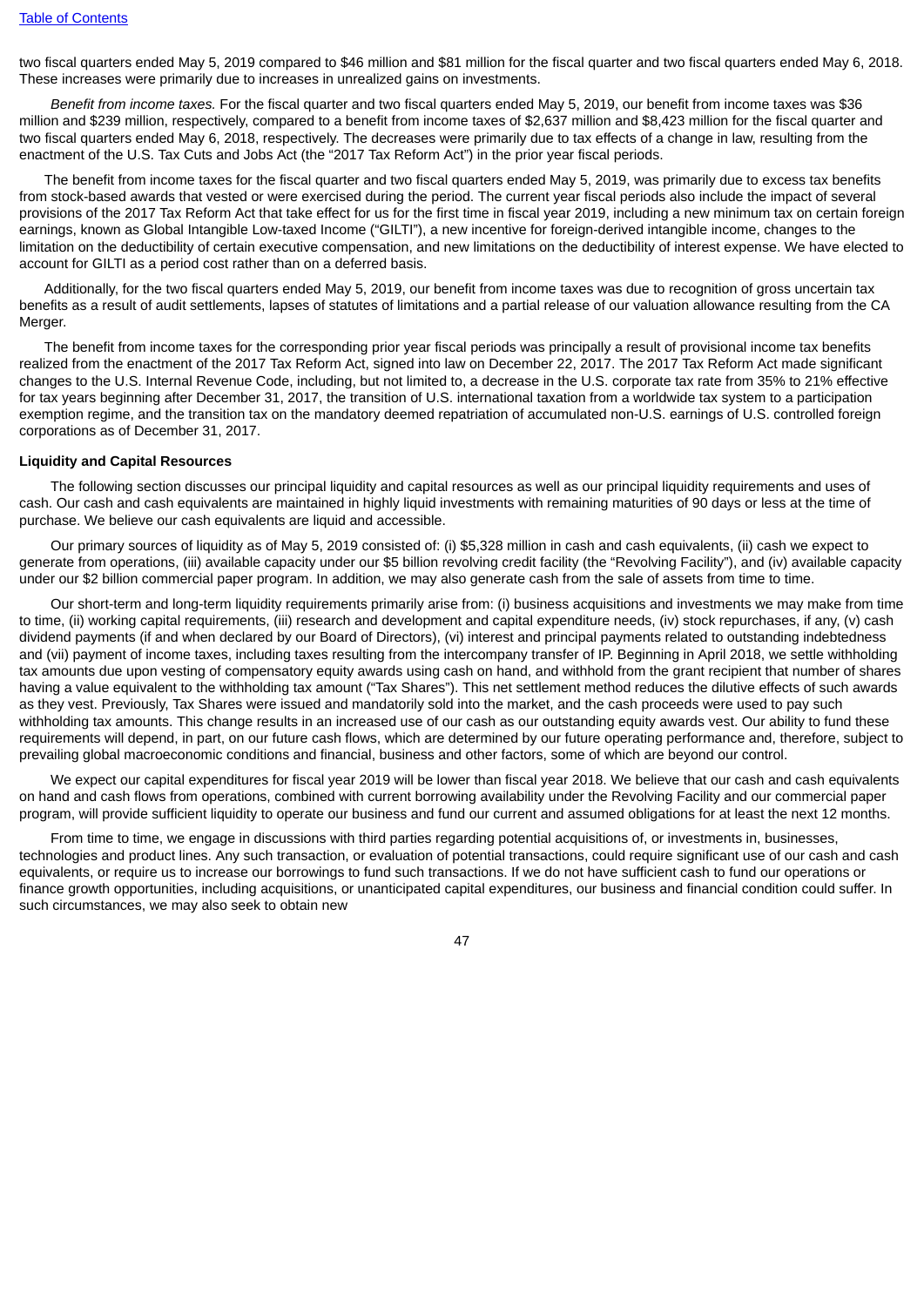two fiscal quarters ended May 5, 2019 compared to $46 million and $81 million for the fiscal quarter and two fiscal quarters ended May 6, 2018. These increases were primarily due to increases in unrealized gains on investments.

*Benefit from income taxes.* For the fiscal quarter and two fiscal quarters ended May 5, 2019, our benefit from income taxes was $36 million and $239 million, respectively, compared to a benefit from income taxes of $2,637 million and $8,423 million for the fiscal quarter and two fiscal quarters ended May 6, 2018, respectively. The decreases were primarily due to tax effects of a change in law, resulting from the enactment of the U.S. Tax Cuts and Jobs Act (the "2017 Tax Reform Act") in the prior year fiscal periods.

The benefit from income taxes for the fiscal quarter and two fiscal quarters ended May 5, 2019, was primarily due to excess tax benefits from stock-based awards that vested or were exercised during the period. The current year fiscal periods also include the impact of several provisions of the 2017 Tax Reform Act that take effect for us for the first time in fiscal year 2019, including a new minimum tax on certain foreign earnings, known as Global Intangible Low-taxed Income ("GILTI"), a new incentive for foreign-derived intangible income, changes to the limitation on the deductibility of certain executive compensation, and new limitations on the deductibility of interest expense. We have elected to account for GILTI as a period cost rather than on a deferred basis.

Additionally, for the two fiscal quarters ended May 5, 2019, our benefit from income taxes was due to recognition of gross uncertain tax benefits as a result of audit settlements, lapses of statutes of limitations and a partial release of our valuation allowance resulting from the CA Merger.

The benefit from income taxes for the corresponding prior year fiscal periods was principally a result of provisional income tax benefits realized from the enactment of the 2017 Tax Reform Act, signed into law on December 22, 2017. The 2017 Tax Reform Act made significant changes to the U.S. Internal Revenue Code, including, but not limited to, a decrease in the U.S. corporate tax rate from 35% to 21% effective for tax years beginning after December 31, 2017, the transition of U.S. international taxation from a worldwide tax system to a participation exemption regime, and the transition tax on the mandatory deemed repatriation of accumulated non-U.S. earnings of U.S. controlled foreign corporations as of December 31, 2017.

**Liquidity and Capital Resources**

The following section discusses our principal liquidity and capital resources as well as our principal liquidity requirements and uses of cash. Our cash and cash equivalents are maintained in highly liquid investments with remaining maturities of 90 days or less at the time of purchase. We believe our cash equivalents are liquid and accessible.

Our primary sources of liquidity as of May 5, 2019 consisted of: (i) $5,328 million in cash and cash equivalents, (ii) cash we expect to generate from operations, (iii) available capacity under our $5 billion revolving credit facility (the "Revolving Facility"), and (iv) available capacity under our $2 billion commercial paper program. In addition, we may also generate cash from the sale of assets from time to time.

Our short-term and long-term liquidity requirements primarily arise from: (i) business acquisitions and investments we may make from time to time, (ii) working capital requirements, (iii) research and development and capital expenditure needs, (iv) stock repurchases, if any, (v) cash dividend payments (if and when declared by our Board of Directors), (vi) interest and principal payments related to outstanding indebtedness and (vii) payment of income taxes, including taxes resulting from the intercompany transfer of IP. Beginning in April 2018, we settle withholding tax amounts due upon vesting of compensatory equity awards using cash on hand, and withhold from the grant recipient that number of shares having a value equivalent to the withholding tax amount ("Tax Shares"). This net settlement method reduces the dilutive effects of such awards as they vest. Previously, Tax Shares were issued and mandatorily sold into the market, and the cash proceeds were used to pay such withholding tax amounts. This change results in an increased use of our cash as our outstanding equity awards vest. Our ability to fund these requirements will depend, in part, on our future cash flows, which are determined by our future operating performance and, therefore, subject to prevailing global macroeconomic conditions and financial, business and other factors, some of which are beyond our control.

We expect our capital expenditures for fiscal year 2019 will be lower than fiscal year 2018. We believe that our cash and cash equivalents on hand and cash flows from operations, combined with current borrowing availability under the Revolving Facility and our commercial paper program, will provide sufficient liquidity to operate our business and fund our current and assumed obligations for at least the next 12 months.

From time to time, we engage in discussions with third parties regarding potential acquisitions of, or investments in, businesses, technologies and product lines. Any such transaction, or evaluation of potential transactions, could require significant use of our cash and cash equivalents, or require us to increase our borrowings to fund such transactions. If we do not have sufficient cash to fund our operations or finance growth opportunities, including acquisitions, or unanticipated capital expenditures, our business and financial condition could suffer. In such circumstances, we may also seek to obtain new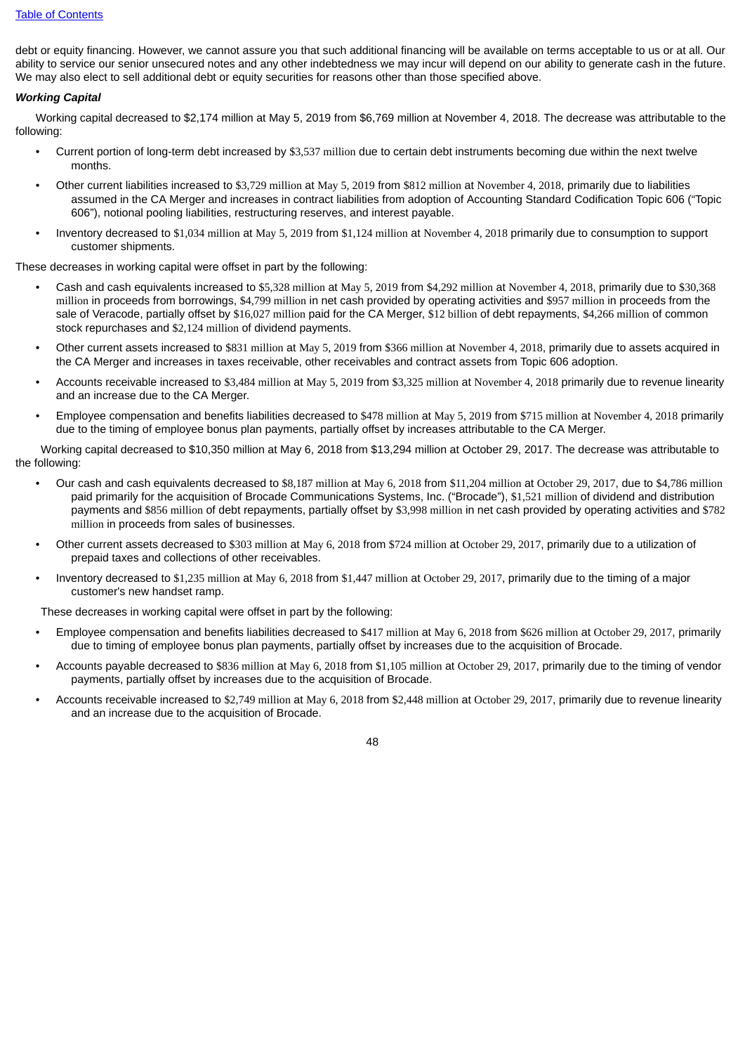debt or equity financing. However, we cannot assure you that such additional financing will be available on terms acceptable to us or at all. Our ability to service our senior unsecured notes and any other indebtedness we may incur will depend on our ability to generate cash in the future. We may also elect to sell additional debt or equity securities for reasons other than those specified above.

***Working Capital***

Working capital decreased to $2,174 million at May 5, 2019 from $6,769 million at November 4, 2018. The decrease was attributable to the following:

- Current portion of long-term debt increased by $3,537 million due to certain debt instruments becoming due within the next twelve months.
- Other current liabilities increased to $3,729 million at May 5, 2019 from $812 million at November 4, 2018, primarily due to liabilities assumed in the CA Merger and increases in contract liabilities from adoption of Accounting Standard Codification Topic 606 ("Topic 606"), notional pooling liabilities, restructuring reserves, and interest payable.
- Inventory decreased to $1,034 million at May 5, 2019 from $1,124 million at November 4, 2018 primarily due to consumption to support customer shipments.

These decreases in working capital were offset in part by the following:

- Cash and cash equivalents increased to $5,328 million at May 5, 2019 from $4,292 million at November 4, 2018, primarily due to $30,368 million in proceeds from borrowings, $4,799 million in net cash provided by operating activities and $957 million in proceeds from the sale of Veracode, partially offset by $16,027 million paid for the CA Merger, $12 billion of debt repayments, $4,266 million of common stock repurchases and $2,124 million of dividend payments.
- Other current assets increased to $831 million at May 5, 2019 from $366 million at November 4, 2018, primarily due to assets acquired in the CA Merger and increases in taxes receivable, other receivables and contract assets from Topic 606 adoption.
- Accounts receivable increased to $3,484 million at May 5, 2019 from $3,325 million at November 4, 2018 primarily due to revenue linearity and an increase due to the CA Merger.
- Employee compensation and benefits liabilities decreased to $478 million at May 5, 2019 from $715 million at November 4, 2018 primarily due to the timing of employee bonus plan payments, partially offset by increases attributable to the CA Merger.

Working capital decreased to $10,350 million at May 6, 2018 from $13,294 million at October 29, 2017. The decrease was attributable to the following:

- Our cash and cash equivalents decreased to $8,187 million at May 6, 2018 from $11,204 million at October 29, 2017, due to $4,786 million paid primarily for the acquisition of Brocade Communications Systems, Inc. ("Brocade"), $1,521 million of dividend and distribution payments and $856 million of debt repayments, partially offset by $3,998 million in net cash provided by operating activities and $782 million in proceeds from sales of businesses.
- Other current assets decreased to $303 million at May 6, 2018 from $724 million at October 29, 2017, primarily due to a utilization of prepaid taxes and collections of other receivables.
- Inventory decreased to $1,235 million at May 6, 2018 from $1,447 million at October 29, 2017, primarily due to the timing of a major customer's new handset ramp.

These decreases in working capital were offset in part by the following:

- Employee compensation and benefits liabilities decreased to $417 million at May 6, 2018 from $626 million at October 29, 2017, primarily due to timing of employee bonus plan payments, partially offset by increases due to the acquisition of Brocade.
- Accounts payable decreased to $836 million at May 6, 2018 from $1,105 million at October 29, 2017, primarily due to the timing of vendor payments, partially offset by increases due to the acquisition of Brocade.
- Accounts receivable increased to $2,749 million at May 6, 2018 from $2,448 million at October 29, 2017, primarily due to revenue linearity and an increase due to the acquisition of Brocade.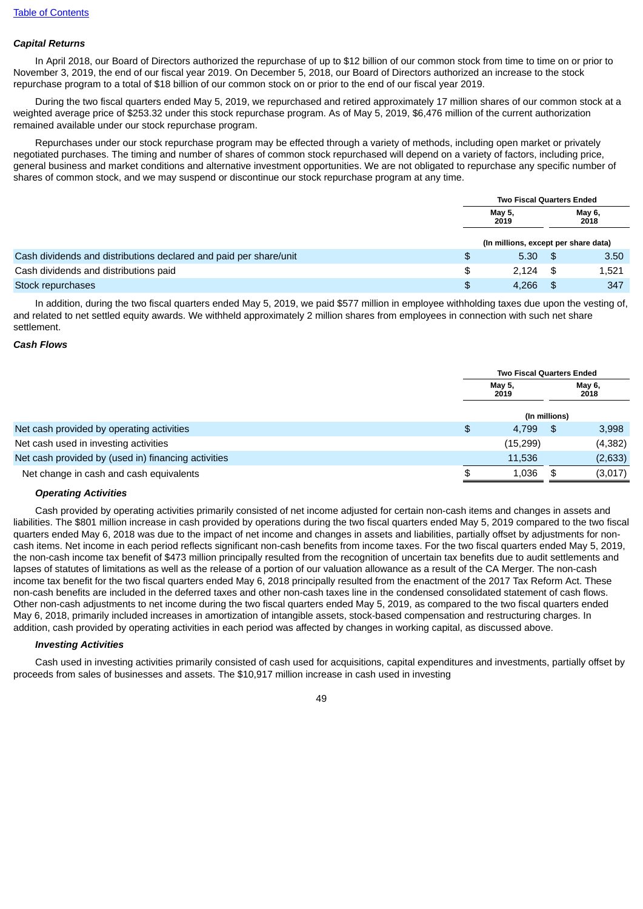[Table of Contents](#)

***Capital Returns***

In April 2018, our Board of Directors authorized the repurchase of up to $12 billion of our common stock from time to time on or prior to November 3, 2019, the end of our fiscal year 2019. On December 5, 2018, our Board of Directors authorized an increase to the stock repurchase program to a total of $18 billion of our common stock on or prior to the end of our fiscal year 2019.

During the two fiscal quarters ended May 5, 2019, we repurchased and retired approximately 17 million shares of our common stock at a weighted average price of $253.32 under this stock repurchase program. As of May 5, 2019, $6,476 million of the current authorization remained available under our stock repurchase program.

Repurchases under our stock repurchase program may be effected through a variety of methods, including open market or privately negotiated purchases. The timing and number of shares of common stock repurchased will depend on a variety of factors, including price, general business and market conditions and alternative investment opportunities. We are not obligated to repurchase any specific number of shares of common stock, and we may suspend or discontinue our stock repurchase program at any time.

| | Two Fiscal Quarters Ended | |
|---|---|---|
| | May 5, 2019 | May 6, 2018 |
| | (In millions, except per share data) | |
| Cash dividends and distributions declared and paid per share/unit | $ 5.30 | $ 3.50 |
| Cash dividends and distributions paid | $ 2,124 | $ 1,521 |
| Stock repurchases | $ 4,266 | $ 347 |

In addition, during the two fiscal quarters ended May 5, 2019, we paid $577 million in employee withholding taxes due upon the vesting of, and related to net settled equity awards. We withheld approximately 2 million shares from employees in connection with such net share settlement.

***Cash Flows***

| | Two Fiscal Quarters Ended | |
|---|---|---|
| | May 5, 2019 | May 6, 2018 |
| | (In millions) | |
| Net cash provided by operating activities | $ 4,799 | $ 3,998 |
| Net cash used in investing activities | (15,299) | (4,382) |
| Net cash provided by (used in) financing activities | 11,536 | (2,633) |
| Net change in cash and cash equivalents | $ 1,036 | $ (3,017) |

***Operating Activities***

Cash provided by operating activities primarily consisted of net income adjusted for certain non-cash items and changes in assets and liabilities. The $801 million increase in cash provided by operations during the two fiscal quarters ended May 5, 2019 compared to the two fiscal quarters ended May 6, 2018 was due to the impact of net income and changes in assets and liabilities, partially offset by adjustments for non-cash items. Net income in each period reflects significant non-cash benefits from income taxes. For the two fiscal quarters ended May 5, 2019, the non-cash income tax benefit of $473 million principally resulted from the recognition of uncertain tax benefits due to audit settlements and lapses of statutes of limitations as well as the release of a portion of our valuation allowance as a result of the CA Merger. The non-cash income tax benefit for the two fiscal quarters ended May 6, 2018 principally resulted from the enactment of the 2017 Tax Reform Act. These non-cash benefits are included in the deferred taxes and other non-cash taxes line in the condensed consolidated statement of cash flows. Other non-cash adjustments to net income during the two fiscal quarters ended May 5, 2019, as compared to the two fiscal quarters ended May 6, 2018, primarily included increases in amortization of intangible assets, stock-based compensation and restructuring charges. In addition, cash provided by operating activities in each period was affected by changes in working capital, as discussed above.

***Investing Activities***

Cash used in investing activities primarily consisted of cash used for acquisitions, capital expenditures and investments, partially offset by proceeds from sales of businesses and assets. The $10,917 million increase in cash used in investing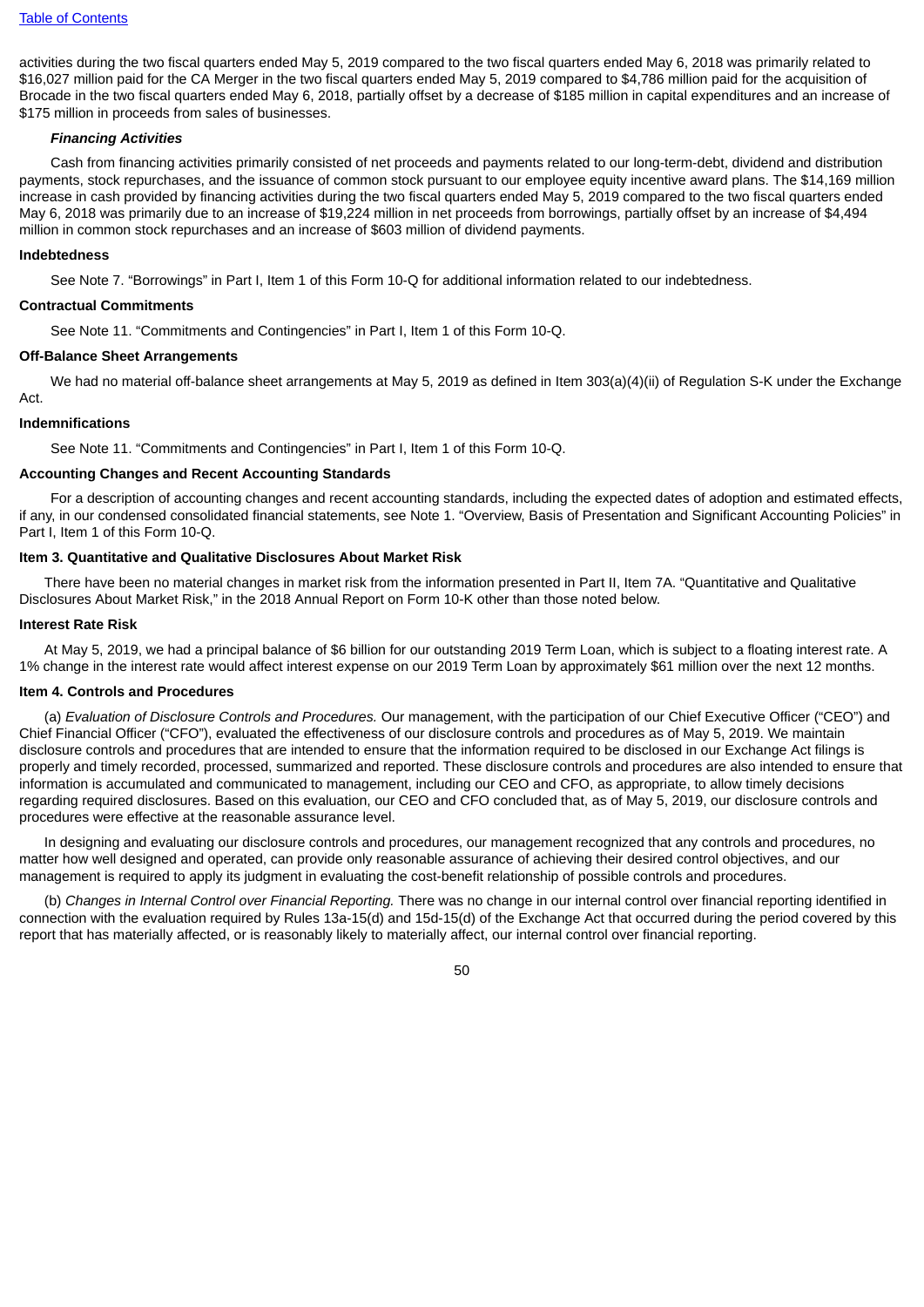activities during the two fiscal quarters ended May 5, 2019 compared to the two fiscal quarters ended May 6, 2018 was primarily related to $16,027 million paid for the CA Merger in the two fiscal quarters ended May 5, 2019 compared to $4,786 million paid for the acquisition of Brocade in the two fiscal quarters ended May 6, 2018, partially offset by a decrease of $185 million in capital expenditures and an increase of $175 million in proceeds from sales of businesses.

***Financing Activities***

Cash from financing activities primarily consisted of net proceeds and payments related to our long-term-debt, dividend and distribution payments, stock repurchases, and the issuance of common stock pursuant to our employee equity incentive award plans. The $14,169 million increase in cash provided by financing activities during the two fiscal quarters ended May 5, 2019 compared to the two fiscal quarters ended May 6, 2018 was primarily due to an increase of $19,224 million in net proceeds from borrowings, partially offset by an increase of $4,494 million in common stock repurchases and an increase of $603 million of dividend payments.

**Indebtedness**

See Note 7. "Borrowings" in Part I, Item 1 of this Form 10-Q for additional information related to our indebtedness.

**Contractual Commitments**

See Note 11. "Commitments and Contingencies" in Part I, Item 1 of this Form 10-Q.

**Off-Balance Sheet Arrangements**

We had no material off-balance sheet arrangements at May 5, 2019 as defined in Item 303(a)(4)(ii) of Regulation S-K under the Exchange Act.

**Indemnifications**

See Note 11. "Commitments and Contingencies" in Part I, Item 1 of this Form 10-Q.

**Accounting Changes and Recent Accounting Standards**

For a description of accounting changes and recent accounting standards, including the expected dates of adoption and estimated effects, if any, in our condensed consolidated financial statements, see Note 1. "Overview, Basis of Presentation and Significant Accounting Policies" in Part I, Item 1 of this Form 10-Q.

## Item 3. Quantitative and Qualitative Disclosures About Market Risk

There have been no material changes in market risk from the information presented in Part II, Item 7A. "Quantitative and Qualitative Disclosures About Market Risk," in the 2018 Annual Report on Form 10-K other than those noted below.

**Interest Rate Risk**

At May 5, 2019, we had a principal balance of $6 billion for our outstanding 2019 Term Loan, which is subject to a floating interest rate. A 1% change in the interest rate would affect interest expense on our 2019 Term Loan by approximately $61 million over the next 12 months.

## Item 4. Controls and Procedures

(a) *Evaluation of Disclosure Controls and Procedures.* Our management, with the participation of our Chief Executive Officer ("CEO") and Chief Financial Officer ("CFO"), evaluated the effectiveness of our disclosure controls and procedures as of May 5, 2019. We maintain disclosure controls and procedures that are intended to ensure that the information required to be disclosed in our Exchange Act filings is properly and timely recorded, processed, summarized and reported. These disclosure controls and procedures are also intended to ensure that information is accumulated and communicated to management, including our CEO and CFO, as appropriate, to allow timely decisions regarding required disclosures. Based on this evaluation, our CEO and CFO concluded that, as of May 5, 2019, our disclosure controls and procedures were effective at the reasonable assurance level.

In designing and evaluating our disclosure controls and procedures, our management recognized that any controls and procedures, no matter how well designed and operated, can provide only reasonable assurance of achieving their desired control objectives, and our management is required to apply its judgment in evaluating the cost-benefit relationship of possible controls and procedures.

(b) *Changes in Internal Control over Financial Reporting.* There was no change in our internal control over financial reporting identified in connection with the evaluation required by Rules 13a-15(d) and 15d-15(d) of the Exchange Act that occurred during the period covered by this report that has materially affected, or is reasonably likely to materially affect, our internal control over financial reporting.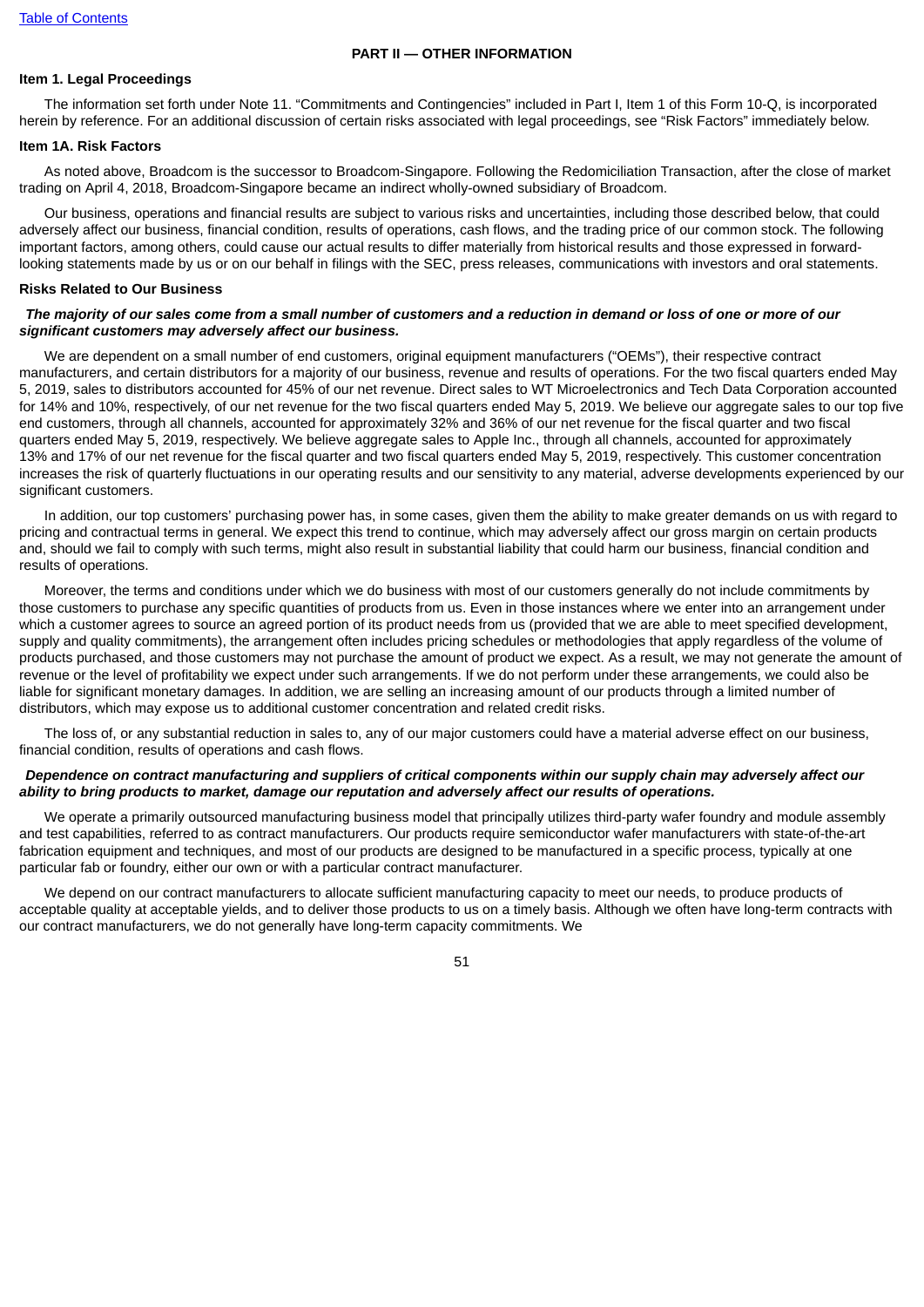## PART II — OTHER INFORMATION

### Item 1. Legal Proceedings

The information set forth under Note 11. "Commitments and Contingencies" included in Part I, Item 1 of this Form 10-Q, is incorporated herein by reference. For an additional discussion of certain risks associated with legal proceedings, see "Risk Factors" immediately below.

### Item 1A. Risk Factors

As noted above, Broadcom is the successor to Broadcom-Singapore. Following the Redomiciliation Transaction, after the close of market trading on April 4, 2018, Broadcom-Singapore became an indirect wholly-owned subsidiary of Broadcom.

Our business, operations and financial results are subject to various risks and uncertainties, including those described below, that could adversely affect our business, financial condition, results of operations, cash flows, and the trading price of our common stock. The following important factors, among others, could cause our actual results to differ materially from historical results and those expressed in forward-looking statements made by us or on our behalf in filings with the SEC, press releases, communications with investors and oral statements.

#### Risks Related to Our Business

***The majority of our sales come from a small number of customers and a reduction in demand or loss of one or more of our significant customers may adversely affect our business.***

We are dependent on a small number of end customers, original equipment manufacturers ("OEMs"), their respective contract manufacturers, and certain distributors for a majority of our business, revenue and results of operations. For the two fiscal quarters ended May 5, 2019, sales to distributors accounted for 45% of our net revenue. Direct sales to WT Microelectronics and Tech Data Corporation accounted for 14% and 10%, respectively, of our net revenue for the two fiscal quarters ended May 5, 2019. We believe our aggregate sales to our top five end customers, through all channels, accounted for approximately 32% and 36% of our net revenue for the fiscal quarter and two fiscal quarters ended May 5, 2019, respectively. We believe aggregate sales to Apple Inc., through all channels, accounted for approximately 13% and 17% of our net revenue for the fiscal quarter and two fiscal quarters ended May 5, 2019, respectively. This customer concentration increases the risk of quarterly fluctuations in our operating results and our sensitivity to any material, adverse developments experienced by our significant customers.

In addition, our top customers' purchasing power has, in some cases, given them the ability to make greater demands on us with regard to pricing and contractual terms in general. We expect this trend to continue, which may adversely affect our gross margin on certain products and, should we fail to comply with such terms, might also result in substantial liability that could harm our business, financial condition and results of operations.

Moreover, the terms and conditions under which we do business with most of our customers generally do not include commitments by those customers to purchase any specific quantities of products from us. Even in those instances where we enter into an arrangement under which a customer agrees to source an agreed portion of its product needs from us (provided that we are able to meet specified development, supply and quality commitments), the arrangement often includes pricing schedules or methodologies that apply regardless of the volume of products purchased, and those customers may not purchase the amount of product we expect. As a result, we may not generate the amount of revenue or the level of profitability we expect under such arrangements. If we do not perform under these arrangements, we could also be liable for significant monetary damages. In addition, we are selling an increasing amount of our products through a limited number of distributors, which may expose us to additional customer concentration and related credit risks.

The loss of, or any substantial reduction in sales to, any of our major customers could have a material adverse effect on our business, financial condition, results of operations and cash flows.

***Dependence on contract manufacturing and suppliers of critical components within our supply chain may adversely affect our ability to bring products to market, damage our reputation and adversely affect our results of operations.***

We operate a primarily outsourced manufacturing business model that principally utilizes third-party wafer foundry and module assembly and test capabilities, referred to as contract manufacturers. Our products require semiconductor wafer manufacturers with state-of-the-art fabrication equipment and techniques, and most of our products are designed to be manufactured in a specific process, typically at one particular fab or foundry, either our own or with a particular contract manufacturer.

We depend on our contract manufacturers to allocate sufficient manufacturing capacity to meet our needs, to produce products of acceptable quality at acceptable yields, and to deliver those products to us on a timely basis. Although we often have long-term contracts with our contract manufacturers, we do not generally have long-term capacity commitments. We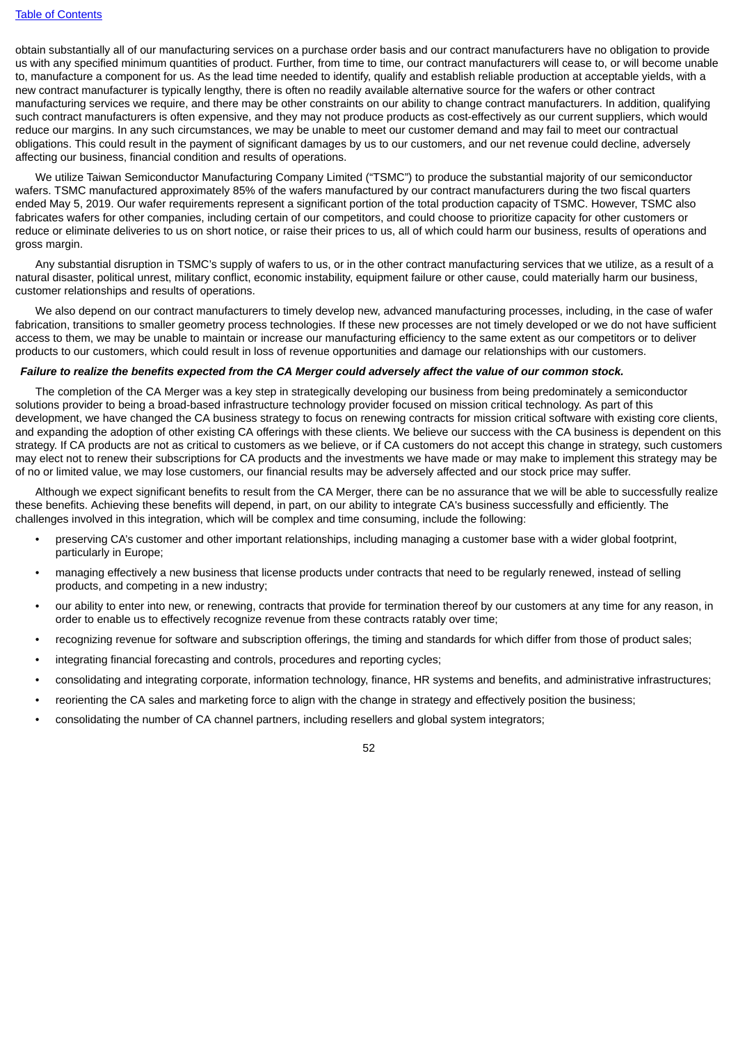obtain substantially all of our manufacturing services on a purchase order basis and our contract manufacturers have no obligation to provide us with any specified minimum quantities of product. Further, from time to time, our contract manufacturers will cease to, or will become unable to, manufacture a component for us. As the lead time needed to identify, qualify and establish reliable production at acceptable yields, with a new contract manufacturer is typically lengthy, there is often no readily available alternative source for the wafers or other contract manufacturing services we require, and there may be other constraints on our ability to change contract manufacturers. In addition, qualifying such contract manufacturers is often expensive, and they may not produce products as cost-effectively as our current suppliers, which would reduce our margins. In any such circumstances, we may be unable to meet our customer demand and may fail to meet our contractual obligations. This could result in the payment of significant damages by us to our customers, and our net revenue could decline, adversely affecting our business, financial condition and results of operations.

We utilize Taiwan Semiconductor Manufacturing Company Limited ("TSMC") to produce the substantial majority of our semiconductor wafers. TSMC manufactured approximately 85% of the wafers manufactured by our contract manufacturers during the two fiscal quarters ended May 5, 2019. Our wafer requirements represent a significant portion of the total production capacity of TSMC. However, TSMC also fabricates wafers for other companies, including certain of our competitors, and could choose to prioritize capacity for other customers or reduce or eliminate deliveries to us on short notice, or raise their prices to us, all of which could harm our business, results of operations and gross margin.

Any substantial disruption in TSMC's supply of wafers to us, or in the other contract manufacturing services that we utilize, as a result of a natural disaster, political unrest, military conflict, economic instability, equipment failure or other cause, could materially harm our business, customer relationships and results of operations.

We also depend on our contract manufacturers to timely develop new, advanced manufacturing processes, including, in the case of wafer fabrication, transitions to smaller geometry process technologies. If these new processes are not timely developed or we do not have sufficient access to them, we may be unable to maintain or increase our manufacturing efficiency to the same extent as our competitors or to deliver products to our customers, which could result in loss of revenue opportunities and damage our relationships with our customers.

***Failure to realize the benefits expected from the CA Merger could adversely affect the value of our common stock.***

The completion of the CA Merger was a key step in strategically developing our business from being predominately a semiconductor solutions provider to being a broad-based infrastructure technology provider focused on mission critical technology. As part of this development, we have changed the CA business strategy to focus on renewing contracts for mission critical software with existing core clients, and expanding the adoption of other existing CA offerings with these clients. We believe our success with the CA business is dependent on this strategy. If CA products are not as critical to customers as we believe, or if CA customers do not accept this change in strategy, such customers may elect not to renew their subscriptions for CA products and the investments we have made or may make to implement this strategy may be of no or limited value, we may lose customers, our financial results may be adversely affected and our stock price may suffer.

Although we expect significant benefits to result from the CA Merger, there can be no assurance that we will be able to successfully realize these benefits. Achieving these benefits will depend, in part, on our ability to integrate CA's business successfully and efficiently. The challenges involved in this integration, which will be complex and time consuming, include the following:

- preserving CA's customer and other important relationships, including managing a customer base with a wider global footprint, particularly in Europe;
- managing effectively a new business that license products under contracts that need to be regularly renewed, instead of selling products, and competing in a new industry;
- our ability to enter into new, or renewing, contracts that provide for termination thereof by our customers at any time for any reason, in order to enable us to effectively recognize revenue from these contracts ratably over time;
- recognizing revenue for software and subscription offerings, the timing and standards for which differ from those of product sales;
- integrating financial forecasting and controls, procedures and reporting cycles;
- consolidating and integrating corporate, information technology, finance, HR systems and benefits, and administrative infrastructures;
- reorienting the CA sales and marketing force to align with the change in strategy and effectively position the business;
- consolidating the number of CA channel partners, including resellers and global system integrators;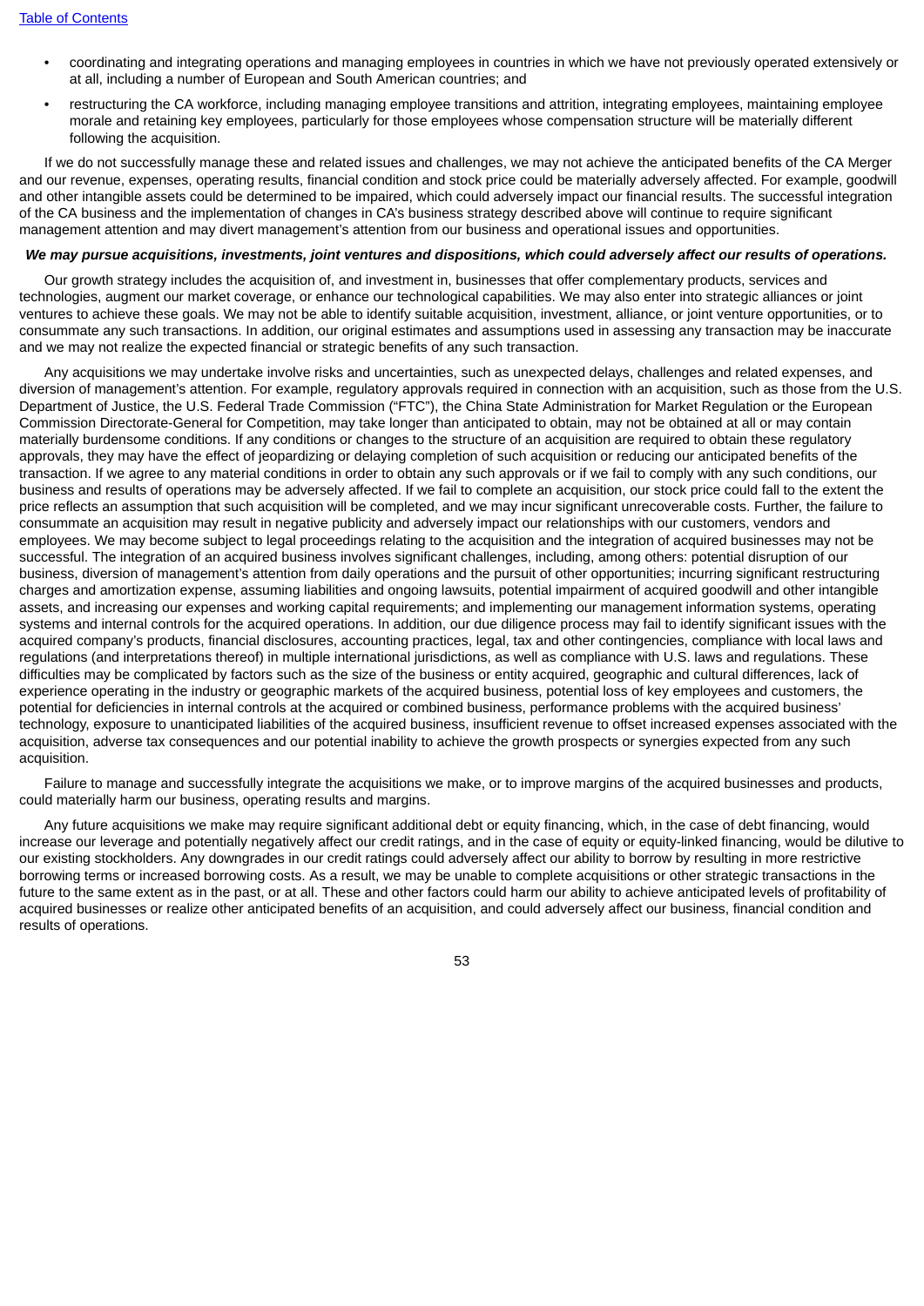- coordinating and integrating operations and managing employees in countries in which we have not previously operated extensively or at all, including a number of European and South American countries; and
- restructuring the CA workforce, including managing employee transitions and attrition, integrating employees, maintaining employee morale and retaining key employees, particularly for those employees whose compensation structure will be materially different following the acquisition.

If we do not successfully manage these and related issues and challenges, we may not achieve the anticipated benefits of the CA Merger and our revenue, expenses, operating results, financial condition and stock price could be materially adversely affected. For example, goodwill and other intangible assets could be determined to be impaired, which could adversely impact our financial results. The successful integration of the CA business and the implementation of changes in CA's business strategy described above will continue to require significant management attention and may divert management's attention from our business and operational issues and opportunities.

***We may pursue acquisitions, investments, joint ventures and dispositions, which could adversely affect our results of operations.***

Our growth strategy includes the acquisition of, and investment in, businesses that offer complementary products, services and technologies, augment our market coverage, or enhance our technological capabilities. We may also enter into strategic alliances or joint ventures to achieve these goals. We may not be able to identify suitable acquisition, investment, alliance, or joint venture opportunities, or to consummate any such transactions. In addition, our original estimates and assumptions used in assessing any transaction may be inaccurate and we may not realize the expected financial or strategic benefits of any such transaction.

Any acquisitions we may undertake involve risks and uncertainties, such as unexpected delays, challenges and related expenses, and diversion of management's attention. For example, regulatory approvals required in connection with an acquisition, such as those from the U.S. Department of Justice, the U.S. Federal Trade Commission ("FTC"), the China State Administration for Market Regulation or the European Commission Directorate-General for Competition, may take longer than anticipated to obtain, may not be obtained at all or may contain materially burdensome conditions. If any conditions or changes to the structure of an acquisition are required to obtain these regulatory approvals, they may have the effect of jeopardizing or delaying completion of such acquisition or reducing our anticipated benefits of the transaction. If we agree to any material conditions in order to obtain any such approvals or if we fail to comply with any such conditions, our business and results of operations may be adversely affected. If we fail to complete an acquisition, our stock price could fall to the extent the price reflects an assumption that such acquisition will be completed, and we may incur significant unrecoverable costs. Further, the failure to consummate an acquisition may result in negative publicity and adversely impact our relationships with our customers, vendors and employees. We may become subject to legal proceedings relating to the acquisition and the integration of acquired businesses may not be successful. The integration of an acquired business involves significant challenges, including, among others: potential disruption of our business, diversion of management's attention from daily operations and the pursuit of other opportunities; incurring significant restructuring charges and amortization expense, assuming liabilities and ongoing lawsuits, potential impairment of acquired goodwill and other intangible assets, and increasing our expenses and working capital requirements; and implementing our management information systems, operating systems and internal controls for the acquired operations. In addition, our due diligence process may fail to identify significant issues with the acquired company's products, financial disclosures, accounting practices, legal, tax and other contingencies, compliance with local laws and regulations (and interpretations thereof) in multiple international jurisdictions, as well as compliance with U.S. laws and regulations. These difficulties may be complicated by factors such as the size of the business or entity acquired, geographic and cultural differences, lack of experience operating in the industry or geographic markets of the acquired business, potential loss of key employees and customers, the potential for deficiencies in internal controls at the acquired or combined business, performance problems with the acquired business' technology, exposure to unanticipated liabilities of the acquired business, insufficient revenue to offset increased expenses associated with the acquisition, adverse tax consequences and our potential inability to achieve the growth prospects or synergies expected from any such acquisition.

Failure to manage and successfully integrate the acquisitions we make, or to improve margins of the acquired businesses and products, could materially harm our business, operating results and margins.

Any future acquisitions we make may require significant additional debt or equity financing, which, in the case of debt financing, would increase our leverage and potentially negatively affect our credit ratings, and in the case of equity or equity-linked financing, would be dilutive to our existing stockholders. Any downgrades in our credit ratings could adversely affect our ability to borrow by resulting in more restrictive borrowing terms or increased borrowing costs. As a result, we may be unable to complete acquisitions or other strategic transactions in the future to the same extent as in the past, or at all. These and other factors could harm our ability to achieve anticipated levels of profitability of acquired businesses or realize other anticipated benefits of an acquisition, and could adversely affect our business, financial condition and results of operations.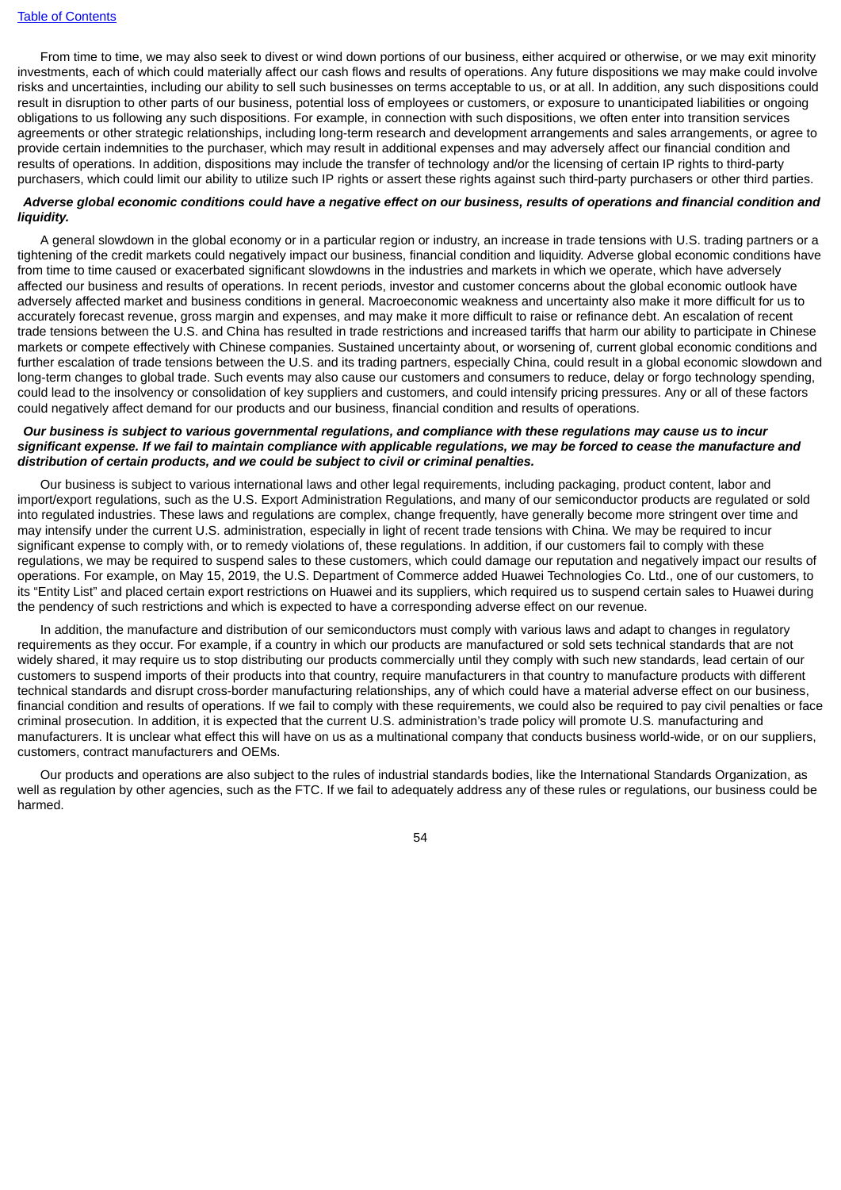From time to time, we may also seek to divest or wind down portions of our business, either acquired or otherwise, or we may exit minority investments, each of which could materially affect our cash flows and results of operations. Any future dispositions we may make could involve risks and uncertainties, including our ability to sell such businesses on terms acceptable to us, or at all. In addition, any such dispositions could result in disruption to other parts of our business, potential loss of employees or customers, or exposure to unanticipated liabilities or ongoing obligations to us following any such dispositions. For example, in connection with such dispositions, we often enter into transition services agreements or other strategic relationships, including long-term research and development arrangements and sales arrangements, or agree to provide certain indemnities to the purchaser, which may result in additional expenses and may adversely affect our financial condition and results of operations. In addition, dispositions may include the transfer of technology and/or the licensing of certain IP rights to third-party purchasers, which could limit our ability to utilize such IP rights or assert these rights against such third-party purchasers or other third parties.

***Adverse global economic conditions could have a negative effect on our business, results of operations and financial condition and liquidity.***

A general slowdown in the global economy or in a particular region or industry, an increase in trade tensions with U.S. trading partners or a tightening of the credit markets could negatively impact our business, financial condition and liquidity. Adverse global economic conditions have from time to time caused or exacerbated significant slowdowns in the industries and markets in which we operate, which have adversely affected our business and results of operations. In recent periods, investor and customer concerns about the global economic outlook have adversely affected market and business conditions in general. Macroeconomic weakness and uncertainty also make it more difficult for us to accurately forecast revenue, gross margin and expenses, and may make it more difficult to raise or refinance debt. An escalation of recent trade tensions between the U.S. and China has resulted in trade restrictions and increased tariffs that harm our ability to participate in Chinese markets or compete effectively with Chinese companies. Sustained uncertainty about, or worsening of, current global economic conditions and further escalation of trade tensions between the U.S. and its trading partners, especially China, could result in a global economic slowdown and long-term changes to global trade. Such events may also cause our customers and consumers to reduce, delay or forgo technology spending, could lead to the insolvency or consolidation of key suppliers and customers, and could intensify pricing pressures. Any or all of these factors could negatively affect demand for our products and our business, financial condition and results of operations.

***Our business is subject to various governmental regulations, and compliance with these regulations may cause us to incur significant expense. If we fail to maintain compliance with applicable regulations, we may be forced to cease the manufacture and distribution of certain products, and we could be subject to civil or criminal penalties.***

Our business is subject to various international laws and other legal requirements, including packaging, product content, labor and import/export regulations, such as the U.S. Export Administration Regulations, and many of our semiconductor products are regulated or sold into regulated industries. These laws and regulations are complex, change frequently, have generally become more stringent over time and may intensify under the current U.S. administration, especially in light of recent trade tensions with China. We may be required to incur significant expense to comply with, or to remedy violations of, these regulations. In addition, if our customers fail to comply with these regulations, we may be required to suspend sales to these customers, which could damage our reputation and negatively impact our results of operations. For example, on May 15, 2019, the U.S. Department of Commerce added Huawei Technologies Co. Ltd., one of our customers, to its "Entity List" and placed certain export restrictions on Huawei and its suppliers, which required us to suspend certain sales to Huawei during the pendency of such restrictions and which is expected to have a corresponding adverse effect on our revenue.

In addition, the manufacture and distribution of our semiconductors must comply with various laws and adapt to changes in regulatory requirements as they occur. For example, if a country in which our products are manufactured or sold sets technical standards that are not widely shared, it may require us to stop distributing our products commercially until they comply with such new standards, lead certain of our customers to suspend imports of their products into that country, require manufacturers in that country to manufacture products with different technical standards and disrupt cross-border manufacturing relationships, any of which could have a material adverse effect on our business, financial condition and results of operations. If we fail to comply with these requirements, we could also be required to pay civil penalties or face criminal prosecution. In addition, it is expected that the current U.S. administration's trade policy will promote U.S. manufacturing and manufacturers. It is unclear what effect this will have on us as a multinational company that conducts business world-wide, or on our suppliers, customers, contract manufacturers and OEMs.

Our products and operations are also subject to the rules of industrial standards bodies, like the International Standards Organization, as well as regulation by other agencies, such as the FTC. If we fail to adequately address any of these rules or regulations, our business could be harmed.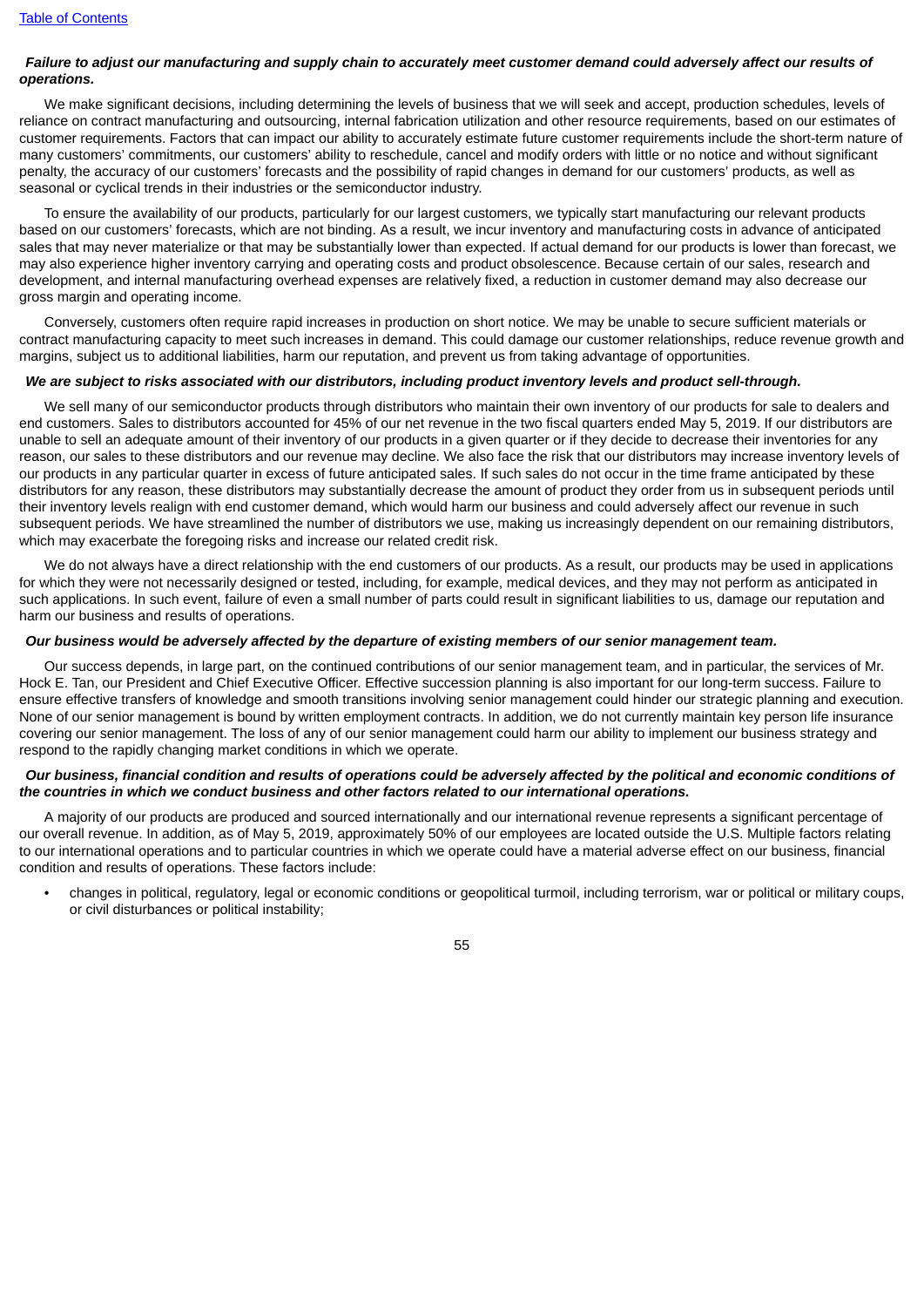***Failure to adjust our manufacturing and supply chain to accurately meet customer demand could adversely affect our results of operations.***

We make significant decisions, including determining the levels of business that we will seek and accept, production schedules, levels of reliance on contract manufacturing and outsourcing, internal fabrication utilization and other resource requirements, based on our estimates of customer requirements. Factors that can impact our ability to accurately estimate future customer requirements include the short-term nature of many customers' commitments, our customers' ability to reschedule, cancel and modify orders with little or no notice and without significant penalty, the accuracy of our customers' forecasts and the possibility of rapid changes in demand for our customers' products, as well as seasonal or cyclical trends in their industries or the semiconductor industry.

To ensure the availability of our products, particularly for our largest customers, we typically start manufacturing our relevant products based on our customers' forecasts, which are not binding. As a result, we incur inventory and manufacturing costs in advance of anticipated sales that may never materialize or that may be substantially lower than expected. If actual demand for our products is lower than forecast, we may also experience higher inventory carrying and operating costs and product obsolescence. Because certain of our sales, research and development, and internal manufacturing overhead expenses are relatively fixed, a reduction in customer demand may also decrease our gross margin and operating income.

Conversely, customers often require rapid increases in production on short notice. We may be unable to secure sufficient materials or contract manufacturing capacity to meet such increases in demand. This could damage our customer relationships, reduce revenue growth and margins, subject us to additional liabilities, harm our reputation, and prevent us from taking advantage of opportunities.

***We are subject to risks associated with our distributors, including product inventory levels and product sell-through.***

We sell many of our semiconductor products through distributors who maintain their own inventory of our products for sale to dealers and end customers. Sales to distributors accounted for 45% of our net revenue in the two fiscal quarters ended May 5, 2019. If our distributors are unable to sell an adequate amount of their inventory of our products in a given quarter or if they decide to decrease their inventories for any reason, our sales to these distributors and our revenue may decline. We also face the risk that our distributors may increase inventory levels of our products in any particular quarter in excess of future anticipated sales. If such sales do not occur in the time frame anticipated by these distributors for any reason, these distributors may substantially decrease the amount of product they order from us in subsequent periods until their inventory levels realign with end customer demand, which would harm our business and could adversely affect our revenue in such subsequent periods. We have streamlined the number of distributors we use, making us increasingly dependent on our remaining distributors, which may exacerbate the foregoing risks and increase our related credit risk.

We do not always have a direct relationship with the end customers of our products. As a result, our products may be used in applications for which they were not necessarily designed or tested, including, for example, medical devices, and they may not perform as anticipated in such applications. In such event, failure of even a small number of parts could result in significant liabilities to us, damage our reputation and harm our business and results of operations.

***Our business would be adversely affected by the departure of existing members of our senior management team.***

Our success depends, in large part, on the continued contributions of our senior management team, and in particular, the services of Mr. Hock E. Tan, our President and Chief Executive Officer. Effective succession planning is also important for our long-term success. Failure to ensure effective transfers of knowledge and smooth transitions involving senior management could hinder our strategic planning and execution. None of our senior management is bound by written employment contracts. In addition, we do not currently maintain key person life insurance covering our senior management. The loss of any of our senior management could harm our ability to implement our business strategy and respond to the rapidly changing market conditions in which we operate.

***Our business, financial condition and results of operations could be adversely affected by the political and economic conditions of the countries in which we conduct business and other factors related to our international operations.***

A majority of our products are produced and sourced internationally and our international revenue represents a significant percentage of our overall revenue. In addition, as of May 5, 2019, approximately 50% of our employees are located outside the U.S. Multiple factors relating to our international operations and to particular countries in which we operate could have a material adverse effect on our business, financial condition and results of operations. These factors include:

- changes in political, regulatory, legal or economic conditions or geopolitical turmoil, including terrorism, war or political or military coups, or civil disturbances or political instability;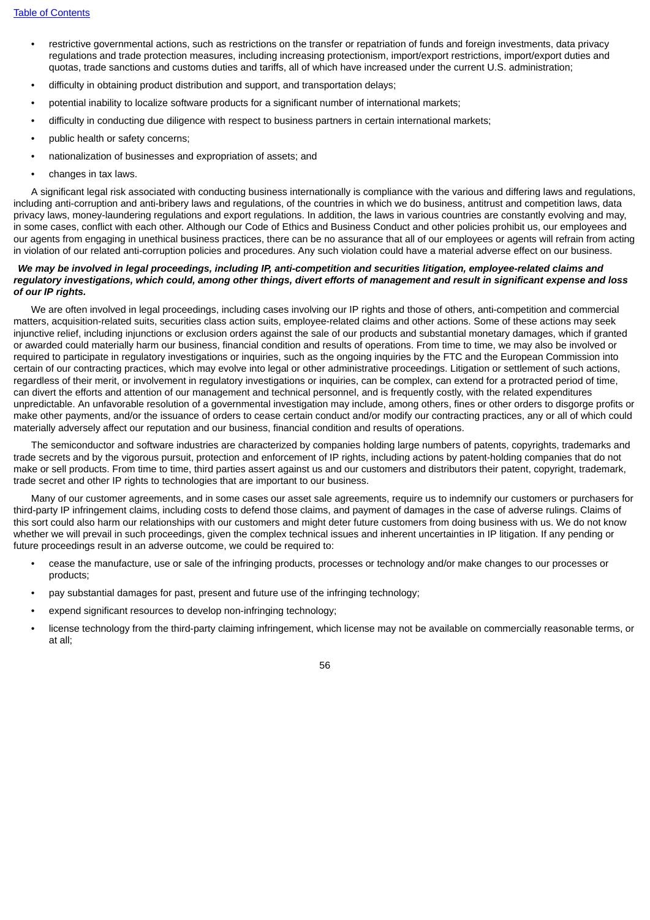- restrictive governmental actions, such as restrictions on the transfer or repatriation of funds and foreign investments, data privacy regulations and trade protection measures, including increasing protectionism, import/export restrictions, import/export duties and quotas, trade sanctions and customs duties and tariffs, all of which have increased under the current U.S. administration;
- difficulty in obtaining product distribution and support, and transportation delays;
- potential inability to localize software products for a significant number of international markets;
- difficulty in conducting due diligence with respect to business partners in certain international markets;
- public health or safety concerns;
- nationalization of businesses and expropriation of assets; and
- changes in tax laws.

A significant legal risk associated with conducting business internationally is compliance with the various and differing laws and regulations, including anti-corruption and anti-bribery laws and regulations, of the countries in which we do business, antitrust and competition laws, data privacy laws, money-laundering regulations and export regulations. In addition, the laws in various countries are constantly evolving and may, in some cases, conflict with each other. Although our Code of Ethics and Business Conduct and other policies prohibit us, our employees and our agents from engaging in unethical business practices, there can be no assurance that all of our employees or agents will refrain from acting in violation of our related anti-corruption policies and procedures. Any such violation could have a material adverse effect on our business.

***We may be involved in legal proceedings, including IP, anti-competition and securities litigation, employee-related claims and regulatory investigations, which could, among other things, divert efforts of management and result in significant expense and loss of our IP rights.***

We are often involved in legal proceedings, including cases involving our IP rights and those of others, anti-competition and commercial matters, acquisition-related suits, securities class action suits, employee-related claims and other actions. Some of these actions may seek injunctive relief, including injunctions or exclusion orders against the sale of our products and substantial monetary damages, which if granted or awarded could materially harm our business, financial condition and results of operations. From time to time, we may also be involved or required to participate in regulatory investigations or inquiries, such as the ongoing inquiries by the FTC and the European Commission into certain of our contracting practices, which may evolve into legal or other administrative proceedings. Litigation or settlement of such actions, regardless of their merit, or involvement in regulatory investigations or inquiries, can be complex, can extend for a protracted period of time, can divert the efforts and attention of our management and technical personnel, and is frequently costly, with the related expenditures unpredictable. An unfavorable resolution of a governmental investigation may include, among others, fines or other orders to disgorge profits or make other payments, and/or the issuance of orders to cease certain conduct and/or modify our contracting practices, any or all of which could materially adversely affect our reputation and our business, financial condition and results of operations.

The semiconductor and software industries are characterized by companies holding large numbers of patents, copyrights, trademarks and trade secrets and by the vigorous pursuit, protection and enforcement of IP rights, including actions by patent-holding companies that do not make or sell products. From time to time, third parties assert against us and our customers and distributors their patent, copyright, trademark, trade secret and other IP rights to technologies that are important to our business.

Many of our customer agreements, and in some cases our asset sale agreements, require us to indemnify our customers or purchasers for third-party IP infringement claims, including costs to defend those claims, and payment of damages in the case of adverse rulings. Claims of this sort could also harm our relationships with our customers and might deter future customers from doing business with us. We do not know whether we will prevail in such proceedings, given the complex technical issues and inherent uncertainties in IP litigation. If any pending or future proceedings result in an adverse outcome, we could be required to:

- cease the manufacture, use or sale of the infringing products, processes or technology and/or make changes to our processes or products;
- pay substantial damages for past, present and future use of the infringing technology;
- expend significant resources to develop non-infringing technology;
- license technology from the third-party claiming infringement, which license may not be available on commercially reasonable terms, or at all;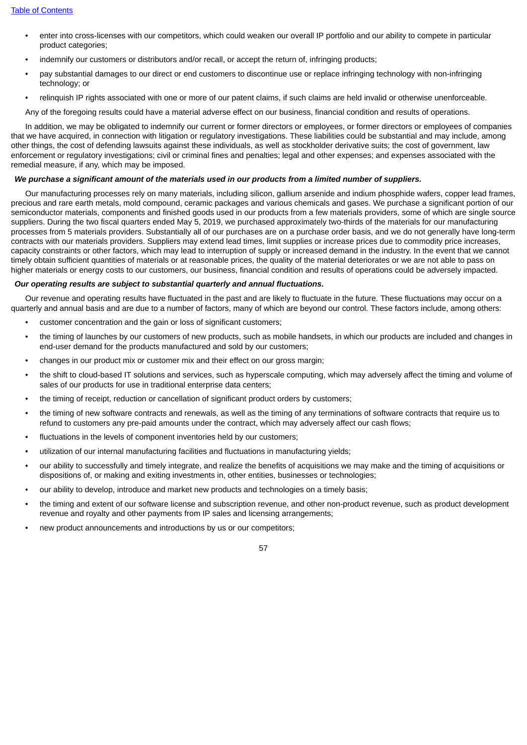- enter into cross-licenses with our competitors, which could weaken our overall IP portfolio and our ability to compete in particular product categories;
- indemnify our customers or distributors and/or recall, or accept the return of, infringing products;
- pay substantial damages to our direct or end customers to discontinue use or replace infringing technology with non-infringing technology; or
- relinquish IP rights associated with one or more of our patent claims, if such claims are held invalid or otherwise unenforceable.

Any of the foregoing results could have a material adverse effect on our business, financial condition and results of operations.

In addition, we may be obligated to indemnify our current or former directors or employees, or former directors or employees of companies that we have acquired, in connection with litigation or regulatory investigations. These liabilities could be substantial and may include, among other things, the cost of defending lawsuits against these individuals, as well as stockholder derivative suits; the cost of government, law enforcement or regulatory investigations; civil or criminal fines and penalties; legal and other expenses; and expenses associated with the remedial measure, if any, which may be imposed.

***We purchase a significant amount of the materials used in our products from a limited number of suppliers.***

Our manufacturing processes rely on many materials, including silicon, gallium arsenide and indium phosphide wafers, copper lead frames, precious and rare earth metals, mold compound, ceramic packages and various chemicals and gases. We purchase a significant portion of our semiconductor materials, components and finished goods used in our products from a few materials providers, some of which are single source suppliers. During the two fiscal quarters ended May 5, 2019, we purchased approximately two-thirds of the materials for our manufacturing processes from 5 materials providers. Substantially all of our purchases are on a purchase order basis, and we do not generally have long-term contracts with our materials providers. Suppliers may extend lead times, limit supplies or increase prices due to commodity price increases, capacity constraints or other factors, which may lead to interruption of supply or increased demand in the industry. In the event that we cannot timely obtain sufficient quantities of materials or at reasonable prices, the quality of the material deteriorates or we are not able to pass on higher materials or energy costs to our customers, our business, financial condition and results of operations could be adversely impacted.

***Our operating results are subject to substantial quarterly and annual fluctuations.***

Our revenue and operating results have fluctuated in the past and are likely to fluctuate in the future. These fluctuations may occur on a quarterly and annual basis and are due to a number of factors, many of which are beyond our control. These factors include, among others:

- customer concentration and the gain or loss of significant customers;
- the timing of launches by our customers of new products, such as mobile handsets, in which our products are included and changes in end-user demand for the products manufactured and sold by our customers;
- changes in our product mix or customer mix and their effect on our gross margin;
- the shift to cloud-based IT solutions and services, such as hyperscale computing, which may adversely affect the timing and volume of sales of our products for use in traditional enterprise data centers;
- the timing of receipt, reduction or cancellation of significant product orders by customers;
- the timing of new software contracts and renewals, as well as the timing of any terminations of software contracts that require us to refund to customers any pre-paid amounts under the contract, which may adversely affect our cash flows;
- fluctuations in the levels of component inventories held by our customers;
- utilization of our internal manufacturing facilities and fluctuations in manufacturing yields;
- our ability to successfully and timely integrate, and realize the benefits of acquisitions we may make and the timing of acquisitions or dispositions of, or making and exiting investments in, other entities, businesses or technologies;
- our ability to develop, introduce and market new products and technologies on a timely basis;
- the timing and extent of our software license and subscription revenue, and other non-product revenue, such as product development revenue and royalty and other payments from IP sales and licensing arrangements;
- new product announcements and introductions by us or our competitors;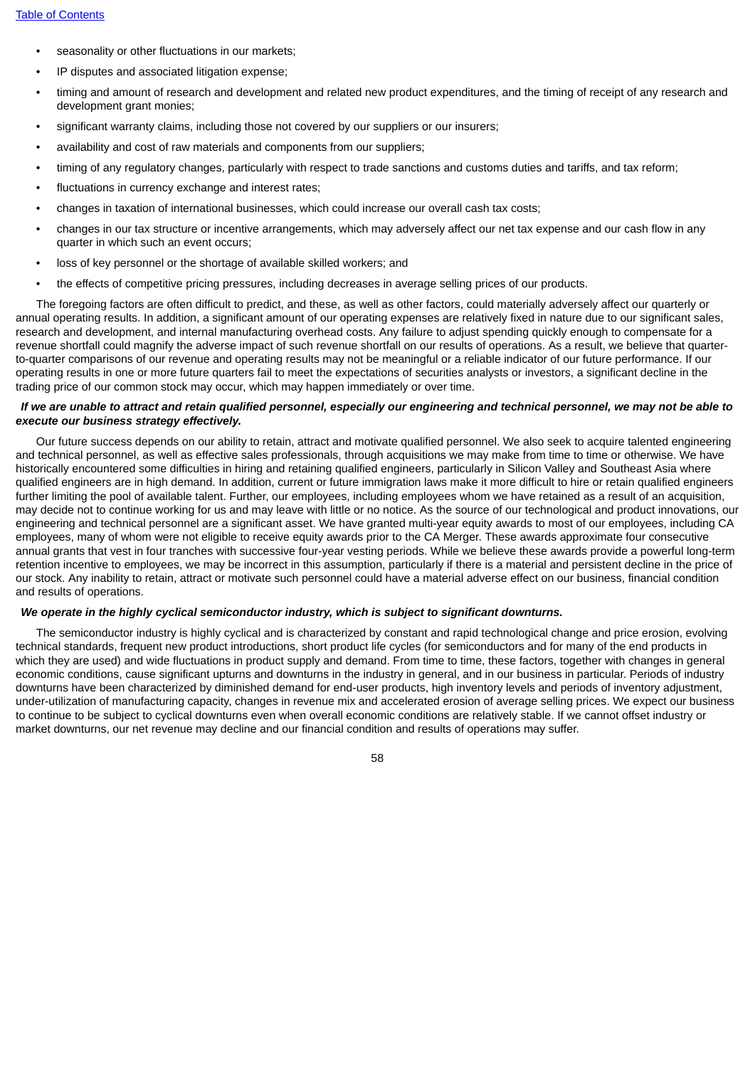- seasonality or other fluctuations in our markets;
- IP disputes and associated litigation expense;
- timing and amount of research and development and related new product expenditures, and the timing of receipt of any research and development grant monies;
- significant warranty claims, including those not covered by our suppliers or our insurers;
- availability and cost of raw materials and components from our suppliers;
- timing of any regulatory changes, particularly with respect to trade sanctions and customs duties and tariffs, and tax reform;
- fluctuations in currency exchange and interest rates;
- changes in taxation of international businesses, which could increase our overall cash tax costs;
- changes in our tax structure or incentive arrangements, which may adversely affect our net tax expense and our cash flow in any quarter in which such an event occurs;
- loss of key personnel or the shortage of available skilled workers; and
- the effects of competitive pricing pressures, including decreases in average selling prices of our products.

The foregoing factors are often difficult to predict, and these, as well as other factors, could materially adversely affect our quarterly or annual operating results. In addition, a significant amount of our operating expenses are relatively fixed in nature due to our significant sales, research and development, and internal manufacturing overhead costs. Any failure to adjust spending quickly enough to compensate for a revenue shortfall could magnify the adverse impact of such revenue shortfall on our results of operations. As a result, we believe that quarter-to-quarter comparisons of our revenue and operating results may not be meaningful or a reliable indicator of our future performance. If our operating results in one or more future quarters fail to meet the expectations of securities analysts or investors, a significant decline in the trading price of our common stock may occur, which may happen immediately or over time.

***If we are unable to attract and retain qualified personnel, especially our engineering and technical personnel, we may not be able to execute our business strategy effectively.***

Our future success depends on our ability to retain, attract and motivate qualified personnel. We also seek to acquire talented engineering and technical personnel, as well as effective sales professionals, through acquisitions we may make from time to time or otherwise. We have historically encountered some difficulties in hiring and retaining qualified engineers, particularly in Silicon Valley and Southeast Asia where qualified engineers are in high demand. In addition, current or future immigration laws make it more difficult to hire or retain qualified engineers further limiting the pool of available talent. Further, our employees, including employees whom we have retained as a result of an acquisition, may decide not to continue working for us and may leave with little or no notice. As the source of our technological and product innovations, our engineering and technical personnel are a significant asset. We have granted multi-year equity awards to most of our employees, including CA employees, many of whom were not eligible to receive equity awards prior to the CA Merger. These awards approximate four consecutive annual grants that vest in four tranches with successive four-year vesting periods. While we believe these awards provide a powerful long-term retention incentive to employees, we may be incorrect in this assumption, particularly if there is a material and persistent decline in the price of our stock. Any inability to retain, attract or motivate such personnel could have a material adverse effect on our business, financial condition and results of operations.

***We operate in the highly cyclical semiconductor industry, which is subject to significant downturns.***

The semiconductor industry is highly cyclical and is characterized by constant and rapid technological change and price erosion, evolving technical standards, frequent new product introductions, short product life cycles (for semiconductors and for many of the end products in which they are used) and wide fluctuations in product supply and demand. From time to time, these factors, together with changes in general economic conditions, cause significant upturns and downturns in the industry in general, and in our business in particular. Periods of industry downturns have been characterized by diminished demand for end-user products, high inventory levels and periods of inventory adjustment, under-utilization of manufacturing capacity, changes in revenue mix and accelerated erosion of average selling prices. We expect our business to continue to be subject to cyclical downturns even when overall economic conditions are relatively stable. If we cannot offset industry or market downturns, our net revenue may decline and our financial condition and results of operations may suffer.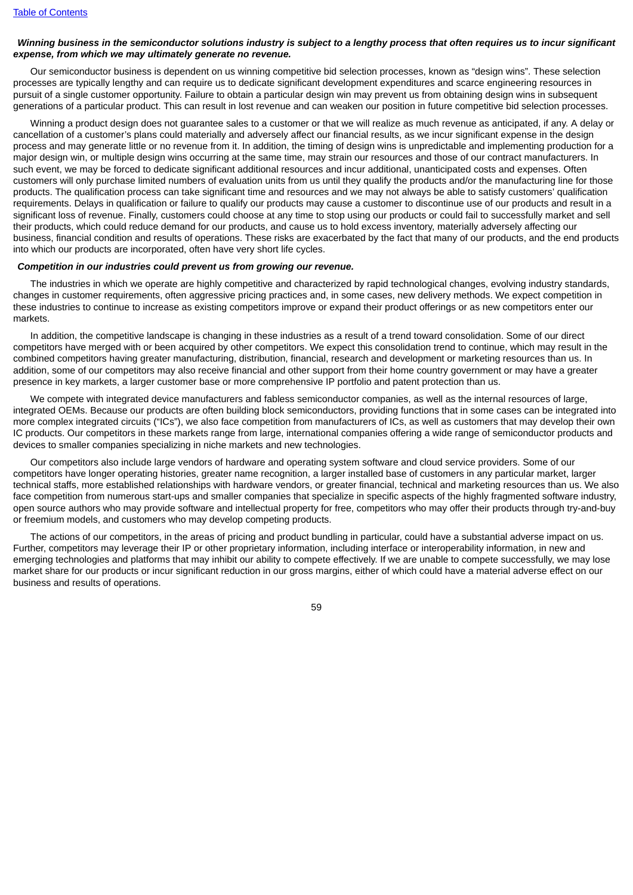***Winning business in the semiconductor solutions industry is subject to a lengthy process that often requires us to incur significant expense, from which we may ultimately generate no revenue.***

Our semiconductor business is dependent on us winning competitive bid selection processes, known as "design wins". These selection processes are typically lengthy and can require us to dedicate significant development expenditures and scarce engineering resources in pursuit of a single customer opportunity. Failure to obtain a particular design win may prevent us from obtaining design wins in subsequent generations of a particular product. This can result in lost revenue and can weaken our position in future competitive bid selection processes.

Winning a product design does not guarantee sales to a customer or that we will realize as much revenue as anticipated, if any. A delay or cancellation of a customer's plans could materially and adversely affect our financial results, as we incur significant expense in the design process and may generate little or no revenue from it. In addition, the timing of design wins is unpredictable and implementing production for a major design win, or multiple design wins occurring at the same time, may strain our resources and those of our contract manufacturers. In such event, we may be forced to dedicate significant additional resources and incur additional, unanticipated costs and expenses. Often customers will only purchase limited numbers of evaluation units from us until they qualify the products and/or the manufacturing line for those products. The qualification process can take significant time and resources and we may not always be able to satisfy customers' qualification requirements. Delays in qualification or failure to qualify our products may cause a customer to discontinue use of our products and result in a significant loss of revenue. Finally, customers could choose at any time to stop using our products or could fail to successfully market and sell their products, which could reduce demand for our products, and cause us to hold excess inventory, materially adversely affecting our business, financial condition and results of operations. These risks are exacerbated by the fact that many of our products, and the end products into which our products are incorporated, often have very short life cycles.

***Competition in our industries could prevent us from growing our revenue.***

The industries in which we operate are highly competitive and characterized by rapid technological changes, evolving industry standards, changes in customer requirements, often aggressive pricing practices and, in some cases, new delivery methods. We expect competition in these industries to continue to increase as existing competitors improve or expand their product offerings or as new competitors enter our markets.

In addition, the competitive landscape is changing in these industries as a result of a trend toward consolidation. Some of our direct competitors have merged with or been acquired by other competitors. We expect this consolidation trend to continue, which may result in the combined competitors having greater manufacturing, distribution, financial, research and development or marketing resources than us. In addition, some of our competitors may also receive financial and other support from their home country government or may have a greater presence in key markets, a larger customer base or more comprehensive IP portfolio and patent protection than us.

We compete with integrated device manufacturers and fabless semiconductor companies, as well as the internal resources of large, integrated OEMs. Because our products are often building block semiconductors, providing functions that in some cases can be integrated into more complex integrated circuits ("ICs"), we also face competition from manufacturers of ICs, as well as customers that may develop their own IC products. Our competitors in these markets range from large, international companies offering a wide range of semiconductor products and devices to smaller companies specializing in niche markets and new technologies.

Our competitors also include large vendors of hardware and operating system software and cloud service providers. Some of our competitors have longer operating histories, greater name recognition, a larger installed base of customers in any particular market, larger technical staffs, more established relationships with hardware vendors, or greater financial, technical and marketing resources than us. We also face competition from numerous start-ups and smaller companies that specialize in specific aspects of the highly fragmented software industry, open source authors who may provide software and intellectual property for free, competitors who may offer their products through try-and-buy or freemium models, and customers who may develop competing products.

The actions of our competitors, in the areas of pricing and product bundling in particular, could have a substantial adverse impact on us. Further, competitors may leverage their IP or other proprietary information, including interface or interoperability information, in new and emerging technologies and platforms that may inhibit our ability to compete effectively. If we are unable to compete successfully, we may lose market share for our products or incur significant reduction in our gross margins, either of which could have a material adverse effect on our business and results of operations.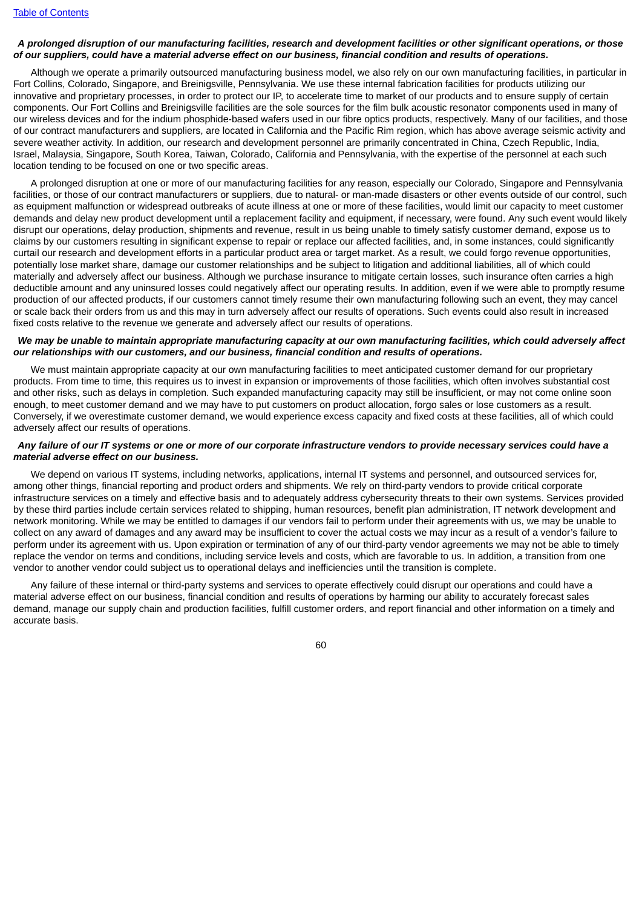***A prolonged disruption of our manufacturing facilities, research and development facilities or other significant operations, or those of our suppliers, could have a material adverse effect on our business, financial condition and results of operations.***

Although we operate a primarily outsourced manufacturing business model, we also rely on our own manufacturing facilities, in particular in Fort Collins, Colorado, Singapore, and Breinigsville, Pennsylvania. We use these internal fabrication facilities for products utilizing our innovative and proprietary processes, in order to protect our IP, to accelerate time to market of our products and to ensure supply of certain components. Our Fort Collins and Breinigsville facilities are the sole sources for the film bulk acoustic resonator components used in many of our wireless devices and for the indium phosphide-based wafers used in our fibre optics products, respectively. Many of our facilities, and those of our contract manufacturers and suppliers, are located in California and the Pacific Rim region, which has above average seismic activity and severe weather activity. In addition, our research and development personnel are primarily concentrated in China, Czech Republic, India, Israel, Malaysia, Singapore, South Korea, Taiwan, Colorado, California and Pennsylvania, with the expertise of the personnel at each such location tending to be focused on one or two specific areas.

A prolonged disruption at one or more of our manufacturing facilities for any reason, especially our Colorado, Singapore and Pennsylvania facilities, or those of our contract manufacturers or suppliers, due to natural- or man-made disasters or other events outside of our control, such as equipment malfunction or widespread outbreaks of acute illness at one or more of these facilities, would limit our capacity to meet customer demands and delay new product development until a replacement facility and equipment, if necessary, were found. Any such event would likely disrupt our operations, delay production, shipments and revenue, result in us being unable to timely satisfy customer demand, expose us to claims by our customers resulting in significant expense to repair or replace our affected facilities, and, in some instances, could significantly curtail our research and development efforts in a particular product area or target market. As a result, we could forgo revenue opportunities, potentially lose market share, damage our customer relationships and be subject to litigation and additional liabilities, all of which could materially and adversely affect our business. Although we purchase insurance to mitigate certain losses, such insurance often carries a high deductible amount and any uninsured losses could negatively affect our operating results. In addition, even if we were able to promptly resume production of our affected products, if our customers cannot timely resume their own manufacturing following such an event, they may cancel or scale back their orders from us and this may in turn adversely affect our results of operations. Such events could also result in increased fixed costs relative to the revenue we generate and adversely affect our results of operations.

***We may be unable to maintain appropriate manufacturing capacity at our own manufacturing facilities, which could adversely affect our relationships with our customers, and our business, financial condition and results of operations.***

We must maintain appropriate capacity at our own manufacturing facilities to meet anticipated customer demand for our proprietary products. From time to time, this requires us to invest in expansion or improvements of those facilities, which often involves substantial cost and other risks, such as delays in completion. Such expanded manufacturing capacity may still be insufficient, or may not come online soon enough, to meet customer demand and we may have to put customers on product allocation, forgo sales or lose customers as a result. Conversely, if we overestimate customer demand, we would experience excess capacity and fixed costs at these facilities, all of which could adversely affect our results of operations.

***Any failure of our IT systems or one or more of our corporate infrastructure vendors to provide necessary services could have a material adverse effect on our business.***

We depend on various IT systems, including networks, applications, internal IT systems and personnel, and outsourced services for, among other things, financial reporting and product orders and shipments. We rely on third-party vendors to provide critical corporate infrastructure services on a timely and effective basis and to adequately address cybersecurity threats to their own systems. Services provided by these third parties include certain services related to shipping, human resources, benefit plan administration, IT network development and network monitoring. While we may be entitled to damages if our vendors fail to perform under their agreements with us, we may be unable to collect on any award of damages and any award may be insufficient to cover the actual costs we may incur as a result of a vendor's failure to perform under its agreement with us. Upon expiration or termination of any of our third-party vendor agreements we may not be able to timely replace the vendor on terms and conditions, including service levels and costs, which are favorable to us. In addition, a transition from one vendor to another vendor could subject us to operational delays and inefficiencies until the transition is complete.

Any failure of these internal or third-party systems and services to operate effectively could disrupt our operations and could have a material adverse effect on our business, financial condition and results of operations by harming our ability to accurately forecast sales demand, manage our supply chain and production facilities, fulfill customer orders, and report financial and other information on a timely and accurate basis.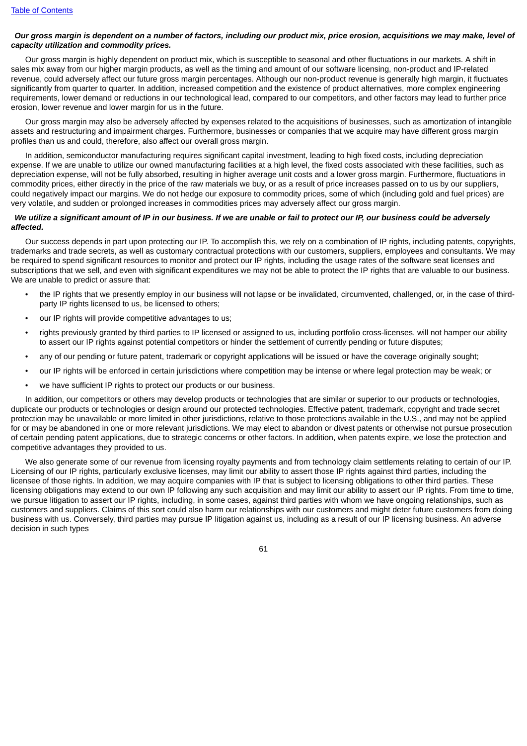***Our gross margin is dependent on a number of factors, including our product mix, price erosion, acquisitions we may make, level of capacity utilization and commodity prices.***

Our gross margin is highly dependent on product mix, which is susceptible to seasonal and other fluctuations in our markets. A shift in sales mix away from our higher margin products, as well as the timing and amount of our software licensing, non-product and IP-related revenue, could adversely affect our future gross margin percentages. Although our non-product revenue is generally high margin, it fluctuates significantly from quarter to quarter. In addition, increased competition and the existence of product alternatives, more complex engineering requirements, lower demand or reductions in our technological lead, compared to our competitors, and other factors may lead to further price erosion, lower revenue and lower margin for us in the future.

Our gross margin may also be adversely affected by expenses related to the acquisitions of businesses, such as amortization of intangible assets and restructuring and impairment charges. Furthermore, businesses or companies that we acquire may have different gross margin profiles than us and could, therefore, also affect our overall gross margin.

In addition, semiconductor manufacturing requires significant capital investment, leading to high fixed costs, including depreciation expense. If we are unable to utilize our owned manufacturing facilities at a high level, the fixed costs associated with these facilities, such as depreciation expense, will not be fully absorbed, resulting in higher average unit costs and a lower gross margin. Furthermore, fluctuations in commodity prices, either directly in the price of the raw materials we buy, or as a result of price increases passed on to us by our suppliers, could negatively impact our margins. We do not hedge our exposure to commodity prices, some of which (including gold and fuel prices) are very volatile, and sudden or prolonged increases in commodities prices may adversely affect our gross margin.

***We utilize a significant amount of IP in our business. If we are unable or fail to protect our IP, our business could be adversely affected.***

Our success depends in part upon protecting our IP. To accomplish this, we rely on a combination of IP rights, including patents, copyrights, trademarks and trade secrets, as well as customary contractual protections with our customers, suppliers, employees and consultants. We may be required to spend significant resources to monitor and protect our IP rights, including the usage rates of the software seat licenses and subscriptions that we sell, and even with significant expenditures we may not be able to protect the IP rights that are valuable to our business. We are unable to predict or assure that:

- the IP rights that we presently employ in our business will not lapse or be invalidated, circumvented, challenged, or, in the case of third-party IP rights licensed to us, be licensed to others;
- our IP rights will provide competitive advantages to us;
- rights previously granted by third parties to IP licensed or assigned to us, including portfolio cross-licenses, will not hamper our ability to assert our IP rights against potential competitors or hinder the settlement of currently pending or future disputes;
- any of our pending or future patent, trademark or copyright applications will be issued or have the coverage originally sought;
- our IP rights will be enforced in certain jurisdictions where competition may be intense or where legal protection may be weak; or
- we have sufficient IP rights to protect our products or our business.

In addition, our competitors or others may develop products or technologies that are similar or superior to our products or technologies, duplicate our products or technologies or design around our protected technologies. Effective patent, trademark, copyright and trade secret protection may be unavailable or more limited in other jurisdictions, relative to those protections available in the U.S., and may not be applied for or may be abandoned in one or more relevant jurisdictions. We may elect to abandon or divest patents or otherwise not pursue prosecution of certain pending patent applications, due to strategic concerns or other factors. In addition, when patents expire, we lose the protection and competitive advantages they provided to us.

We also generate some of our revenue from licensing royalty payments and from technology claim settlements relating to certain of our IP. Licensing of our IP rights, particularly exclusive licenses, may limit our ability to assert those IP rights against third parties, including the licensee of those rights. In addition, we may acquire companies with IP that is subject to licensing obligations to other third parties. These licensing obligations may extend to our own IP following any such acquisition and may limit our ability to assert our IP rights. From time to time, we pursue litigation to assert our IP rights, including, in some cases, against third parties with whom we have ongoing relationships, such as customers and suppliers. Claims of this sort could also harm our relationships with our customers and might deter future customers from doing business with us. Conversely, third parties may pursue IP litigation against us, including as a result of our IP licensing business. An adverse decision in such types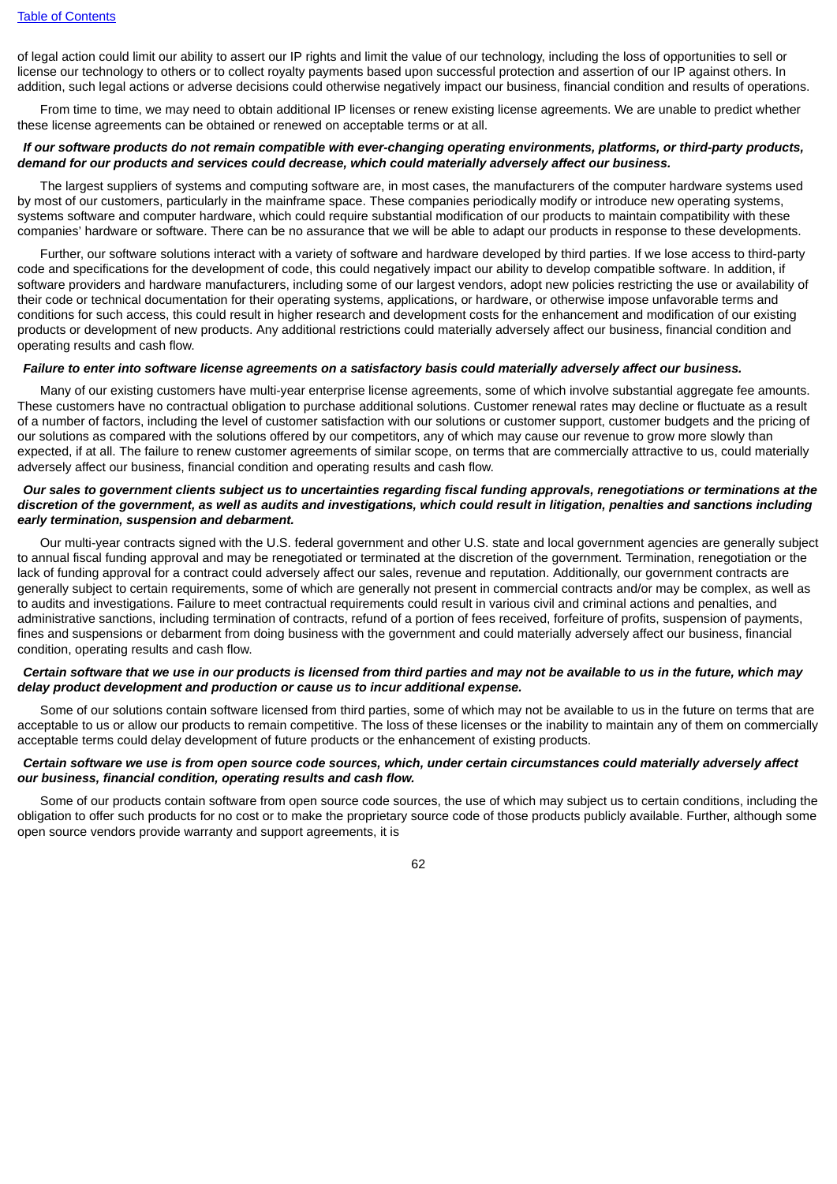of legal action could limit our ability to assert our IP rights and limit the value of our technology, including the loss of opportunities to sell or license our technology to others or to collect royalty payments based upon successful protection and assertion of our IP against others. In addition, such legal actions or adverse decisions could otherwise negatively impact our business, financial condition and results of operations.

From time to time, we may need to obtain additional IP licenses or renew existing license agreements. We are unable to predict whether these license agreements can be obtained or renewed on acceptable terms or at all.

***If our software products do not remain compatible with ever-changing operating environments, platforms, or third-party products, demand for our products and services could decrease, which could materially adversely affect our business.***

The largest suppliers of systems and computing software are, in most cases, the manufacturers of the computer hardware systems used by most of our customers, particularly in the mainframe space. These companies periodically modify or introduce new operating systems, systems software and computer hardware, which could require substantial modification of our products to maintain compatibility with these companies' hardware or software. There can be no assurance that we will be able to adapt our products in response to these developments.

Further, our software solutions interact with a variety of software and hardware developed by third parties. If we lose access to third-party code and specifications for the development of code, this could negatively impact our ability to develop compatible software. In addition, if software providers and hardware manufacturers, including some of our largest vendors, adopt new policies restricting the use or availability of their code or technical documentation for their operating systems, applications, or hardware, or otherwise impose unfavorable terms and conditions for such access, this could result in higher research and development costs for the enhancement and modification of our existing products or development of new products. Any additional restrictions could materially adversely affect our business, financial condition and operating results and cash flow.

***Failure to enter into software license agreements on a satisfactory basis could materially adversely affect our business.***

Many of our existing customers have multi-year enterprise license agreements, some of which involve substantial aggregate fee amounts. These customers have no contractual obligation to purchase additional solutions. Customer renewal rates may decline or fluctuate as a result of a number of factors, including the level of customer satisfaction with our solutions or customer support, customer budgets and the pricing of our solutions as compared with the solutions offered by our competitors, any of which may cause our revenue to grow more slowly than expected, if at all. The failure to renew customer agreements of similar scope, on terms that are commercially attractive to us, could materially adversely affect our business, financial condition and operating results and cash flow.

***Our sales to government clients subject us to uncertainties regarding fiscal funding approvals, renegotiations or terminations at the discretion of the government, as well as audits and investigations, which could result in litigation, penalties and sanctions including early termination, suspension and debarment.***

Our multi-year contracts signed with the U.S. federal government and other U.S. state and local government agencies are generally subject to annual fiscal funding approval and may be renegotiated or terminated at the discretion of the government. Termination, renegotiation or the lack of funding approval for a contract could adversely affect our sales, revenue and reputation. Additionally, our government contracts are generally subject to certain requirements, some of which are generally not present in commercial contracts and/or may be complex, as well as to audits and investigations. Failure to meet contractual requirements could result in various civil and criminal actions and penalties, and administrative sanctions, including termination of contracts, refund of a portion of fees received, forfeiture of profits, suspension of payments, fines and suspensions or debarment from doing business with the government and could materially adversely affect our business, financial condition, operating results and cash flow.

***Certain software that we use in our products is licensed from third parties and may not be available to us in the future, which may delay product development and production or cause us to incur additional expense.***

Some of our solutions contain software licensed from third parties, some of which may not be available to us in the future on terms that are acceptable to us or allow our products to remain competitive. The loss of these licenses or the inability to maintain any of them on commercially acceptable terms could delay development of future products or the enhancement of existing products.

***Certain software we use is from open source code sources, which, under certain circumstances could materially adversely affect our business, financial condition, operating results and cash flow.***

Some of our products contain software from open source code sources, the use of which may subject us to certain conditions, including the obligation to offer such products for no cost or to make the proprietary source code of those products publicly available. Further, although some open source vendors provide warranty and support agreements, it is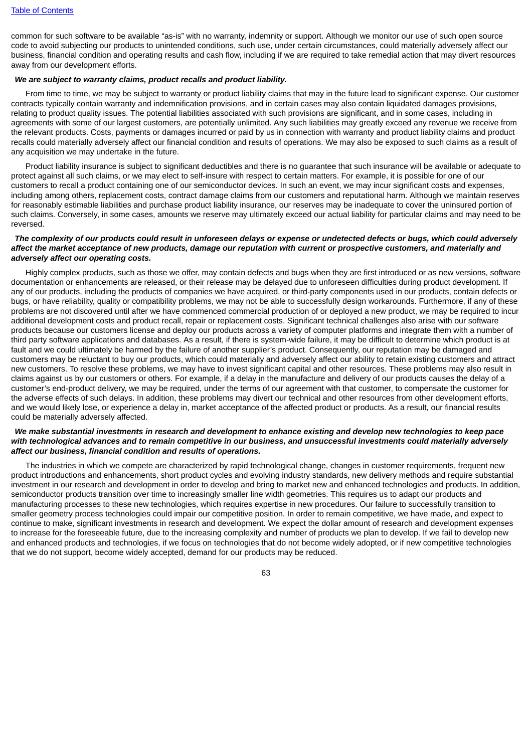common for such software to be available "as-is" with no warranty, indemnity or support. Although we monitor our use of such open source code to avoid subjecting our products to unintended conditions, such use, under certain circumstances, could materially adversely affect our business, financial condition and operating results and cash flow, including if we are required to take remedial action that may divert resources away from our development efforts.

***We are subject to warranty claims, product recalls and product liability.***

From time to time, we may be subject to warranty or product liability claims that may in the future lead to significant expense. Our customer contracts typically contain warranty and indemnification provisions, and in certain cases may also contain liquidated damages provisions, relating to product quality issues. The potential liabilities associated with such provisions are significant, and in some cases, including in agreements with some of our largest customers, are potentially unlimited. Any such liabilities may greatly exceed any revenue we receive from the relevant products. Costs, payments or damages incurred or paid by us in connection with warranty and product liability claims and product recalls could materially adversely affect our financial condition and results of operations. We may also be exposed to such claims as a result of any acquisition we may undertake in the future.

Product liability insurance is subject to significant deductibles and there is no guarantee that such insurance will be available or adequate to protect against all such claims, or we may elect to self-insure with respect to certain matters. For example, it is possible for one of our customers to recall a product containing one of our semiconductor devices. In such an event, we may incur significant costs and expenses, including among others, replacement costs, contract damage claims from our customers and reputational harm. Although we maintain reserves for reasonably estimable liabilities and purchase product liability insurance, our reserves may be inadequate to cover the uninsured portion of such claims. Conversely, in some cases, amounts we reserve may ultimately exceed our actual liability for particular claims and may need to be reversed.

***The complexity of our products could result in unforeseen delays or expense or undetected defects or bugs, which could adversely affect the market acceptance of new products, damage our reputation with current or prospective customers, and materially and adversely affect our operating costs.***

Highly complex products, such as those we offer, may contain defects and bugs when they are first introduced or as new versions, software documentation or enhancements are released, or their release may be delayed due to unforeseen difficulties during product development. If any of our products, including the products of companies we have acquired, or third-party components used in our products, contain defects or bugs, or have reliability, quality or compatibility problems, we may not be able to successfully design workarounds. Furthermore, if any of these problems are not discovered until after we have commenced commercial production of or deployed a new product, we may be required to incur additional development costs and product recall, repair or replacement costs. Significant technical challenges also arise with our software products because our customers license and deploy our products across a variety of computer platforms and integrate them with a number of third party software applications and databases. As a result, if there is system-wide failure, it may be difficult to determine which product is at fault and we could ultimately be harmed by the failure of another supplier's product. Consequently, our reputation may be damaged and customers may be reluctant to buy our products, which could materially and adversely affect our ability to retain existing customers and attract new customers. To resolve these problems, we may have to invest significant capital and other resources. These problems may also result in claims against us by our customers or others. For example, if a delay in the manufacture and delivery of our products causes the delay of a customer's end-product delivery, we may be required, under the terms of our agreement with that customer, to compensate the customer for the adverse effects of such delays. In addition, these problems may divert our technical and other resources from other development efforts, and we would likely lose, or experience a delay in, market acceptance of the affected product or products. As a result, our financial results could be materially adversely affected.

***We make substantial investments in research and development to enhance existing and develop new technologies to keep pace with technological advances and to remain competitive in our business, and unsuccessful investments could materially adversely affect our business, financial condition and results of operations.***

The industries in which we compete are characterized by rapid technological change, changes in customer requirements, frequent new product introductions and enhancements, short product cycles and evolving industry standards, new delivery methods and require substantial investment in our research and development in order to develop and bring to market new and enhanced technologies and products. In addition, semiconductor products transition over time to increasingly smaller line width geometries. This requires us to adapt our products and manufacturing processes to these new technologies, which requires expertise in new procedures. Our failure to successfully transition to smaller geometry process technologies could impair our competitive position. In order to remain competitive, we have made, and expect to continue to make, significant investments in research and development. We expect the dollar amount of research and development expenses to increase for the foreseeable future, due to the increasing complexity and number of products we plan to develop. If we fail to develop new and enhanced products and technologies, if we focus on technologies that do not become widely adopted, or if new competitive technologies that we do not support, become widely accepted, demand for our products may be reduced.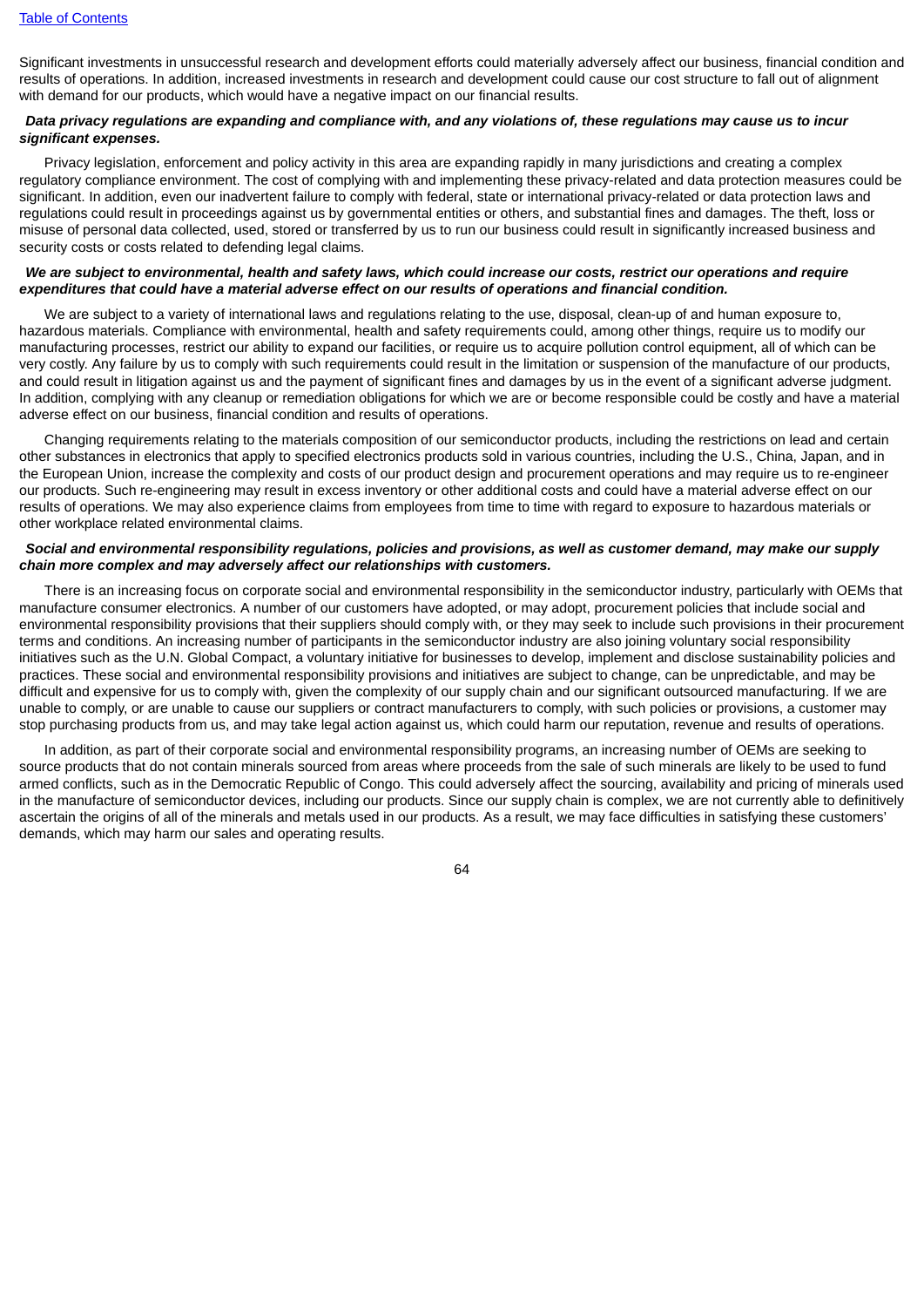Significant investments in unsuccessful research and development efforts could materially adversely affect our business, financial condition and results of operations. In addition, increased investments in research and development could cause our cost structure to fall out of alignment with demand for our products, which would have a negative impact on our financial results.

***Data privacy regulations are expanding and compliance with, and any violations of, these regulations may cause us to incur significant expenses.***

Privacy legislation, enforcement and policy activity in this area are expanding rapidly in many jurisdictions and creating a complex regulatory compliance environment. The cost of complying with and implementing these privacy-related and data protection measures could be significant. In addition, even our inadvertent failure to comply with federal, state or international privacy-related or data protection laws and regulations could result in proceedings against us by governmental entities or others, and substantial fines and damages. The theft, loss or misuse of personal data collected, used, stored or transferred by us to run our business could result in significantly increased business and security costs or costs related to defending legal claims.

***We are subject to environmental, health and safety laws, which could increase our costs, restrict our operations and require expenditures that could have a material adverse effect on our results of operations and financial condition.***

We are subject to a variety of international laws and regulations relating to the use, disposal, clean-up of and human exposure to, hazardous materials. Compliance with environmental, health and safety requirements could, among other things, require us to modify our manufacturing processes, restrict our ability to expand our facilities, or require us to acquire pollution control equipment, all of which can be very costly. Any failure by us to comply with such requirements could result in the limitation or suspension of the manufacture of our products, and could result in litigation against us and the payment of significant fines and damages by us in the event of a significant adverse judgment. In addition, complying with any cleanup or remediation obligations for which we are or become responsible could be costly and have a material adverse effect on our business, financial condition and results of operations.

Changing requirements relating to the materials composition of our semiconductor products, including the restrictions on lead and certain other substances in electronics that apply to specified electronics products sold in various countries, including the U.S., China, Japan, and in the European Union, increase the complexity and costs of our product design and procurement operations and may require us to re-engineer our products. Such re-engineering may result in excess inventory or other additional costs and could have a material adverse effect on our results of operations. We may also experience claims from employees from time to time with regard to exposure to hazardous materials or other workplace related environmental claims.

***Social and environmental responsibility regulations, policies and provisions, as well as customer demand, may make our supply chain more complex and may adversely affect our relationships with customers.***

There is an increasing focus on corporate social and environmental responsibility in the semiconductor industry, particularly with OEMs that manufacture consumer electronics. A number of our customers have adopted, or may adopt, procurement policies that include social and environmental responsibility provisions that their suppliers should comply with, or they may seek to include such provisions in their procurement terms and conditions. An increasing number of participants in the semiconductor industry are also joining voluntary social responsibility initiatives such as the U.N. Global Compact, a voluntary initiative for businesses to develop, implement and disclose sustainability policies and practices. These social and environmental responsibility provisions and initiatives are subject to change, can be unpredictable, and may be difficult and expensive for us to comply with, given the complexity of our supply chain and our significant outsourced manufacturing. If we are unable to comply, or are unable to cause our suppliers or contract manufacturers to comply, with such policies or provisions, a customer may stop purchasing products from us, and may take legal action against us, which could harm our reputation, revenue and results of operations.

In addition, as part of their corporate social and environmental responsibility programs, an increasing number of OEMs are seeking to source products that do not contain minerals sourced from areas where proceeds from the sale of such minerals are likely to be used to fund armed conflicts, such as in the Democratic Republic of Congo. This could adversely affect the sourcing, availability and pricing of minerals used in the manufacture of semiconductor devices, including our products. Since our supply chain is complex, we are not currently able to definitively ascertain the origins of all of the minerals and metals used in our products. As a result, we may face difficulties in satisfying these customers' demands, which may harm our sales and operating results.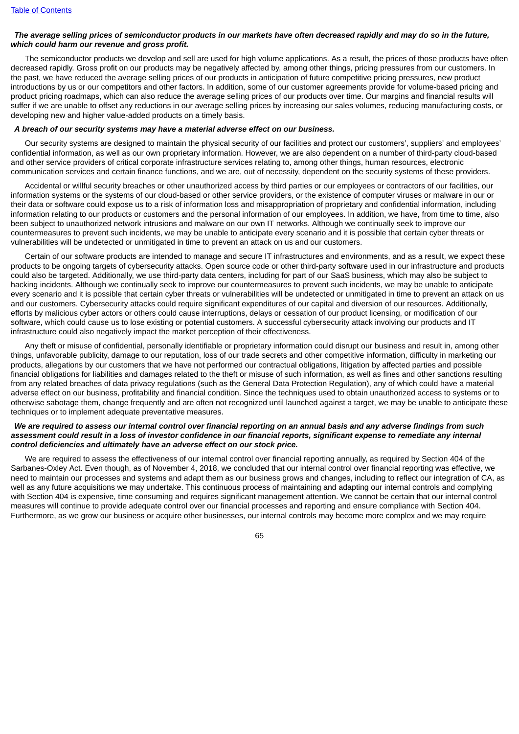***The average selling prices of semiconductor products in our markets have often decreased rapidly and may do so in the future, which could harm our revenue and gross profit.***

The semiconductor products we develop and sell are used for high volume applications. As a result, the prices of those products have often decreased rapidly. Gross profit on our products may be negatively affected by, among other things, pricing pressures from our customers. In the past, we have reduced the average selling prices of our products in anticipation of future competitive pricing pressures, new product introductions by us or our competitors and other factors. In addition, some of our customer agreements provide for volume-based pricing and product pricing roadmaps, which can also reduce the average selling prices of our products over time. Our margins and financial results will suffer if we are unable to offset any reductions in our average selling prices by increasing our sales volumes, reducing manufacturing costs, or developing new and higher value-added products on a timely basis.

***A breach of our security systems may have a material adverse effect on our business.***

Our security systems are designed to maintain the physical security of our facilities and protect our customers', suppliers' and employees' confidential information, as well as our own proprietary information. However, we are also dependent on a number of third-party cloud-based and other service providers of critical corporate infrastructure services relating to, among other things, human resources, electronic communication services and certain finance functions, and we are, out of necessity, dependent on the security systems of these providers.

Accidental or willful security breaches or other unauthorized access by third parties or our employees or contractors of our facilities, our information systems or the systems of our cloud-based or other service providers, or the existence of computer viruses or malware in our or their data or software could expose us to a risk of information loss and misappropriation of proprietary and confidential information, including information relating to our products or customers and the personal information of our employees. In addition, we have, from time to time, also been subject to unauthorized network intrusions and malware on our own IT networks. Although we continually seek to improve our countermeasures to prevent such incidents, we may be unable to anticipate every scenario and it is possible that certain cyber threats or vulnerabilities will be undetected or unmitigated in time to prevent an attack on us and our customers.

Certain of our software products are intended to manage and secure IT infrastructures and environments, and as a result, we expect these products to be ongoing targets of cybersecurity attacks. Open source code or other third-party software used in our infrastructure and products could also be targeted. Additionally, we use third-party data centers, including for part of our SaaS business, which may also be subject to hacking incidents. Although we continually seek to improve our countermeasures to prevent such incidents, we may be unable to anticipate every scenario and it is possible that certain cyber threats or vulnerabilities will be undetected or unmitigated in time to prevent an attack on us and our customers. Cybersecurity attacks could require significant expenditures of our capital and diversion of our resources. Additionally, efforts by malicious cyber actors or others could cause interruptions, delays or cessation of our product licensing, or modification of our software, which could cause us to lose existing or potential customers. A successful cybersecurity attack involving our products and IT infrastructure could also negatively impact the market perception of their effectiveness.

Any theft or misuse of confidential, personally identifiable or proprietary information could disrupt our business and result in, among other things, unfavorable publicity, damage to our reputation, loss of our trade secrets and other competitive information, difficulty in marketing our products, allegations by our customers that we have not performed our contractual obligations, litigation by affected parties and possible financial obligations for liabilities and damages related to the theft or misuse of such information, as well as fines and other sanctions resulting from any related breaches of data privacy regulations (such as the General Data Protection Regulation), any of which could have a material adverse effect on our business, profitability and financial condition. Since the techniques used to obtain unauthorized access to systems or to otherwise sabotage them, change frequently and are often not recognized until launched against a target, we may be unable to anticipate these techniques or to implement adequate preventative measures.

***We are required to assess our internal control over financial reporting on an annual basis and any adverse findings from such assessment could result in a loss of investor confidence in our financial reports, significant expense to remediate any internal control deficiencies and ultimately have an adverse effect on our stock price.***

We are required to assess the effectiveness of our internal control over financial reporting annually, as required by Section 404 of the Sarbanes-Oxley Act. Even though, as of November 4, 2018, we concluded that our internal control over financial reporting was effective, we need to maintain our processes and systems and adapt them as our business grows and changes, including to reflect our integration of CA, as well as any future acquisitions we may undertake. This continuous process of maintaining and adapting our internal controls and complying with Section 404 is expensive, time consuming and requires significant management attention. We cannot be certain that our internal control measures will continue to provide adequate control over our financial processes and reporting and ensure compliance with Section 404. Furthermore, as we grow our business or acquire other businesses, our internal controls may become more complex and we may require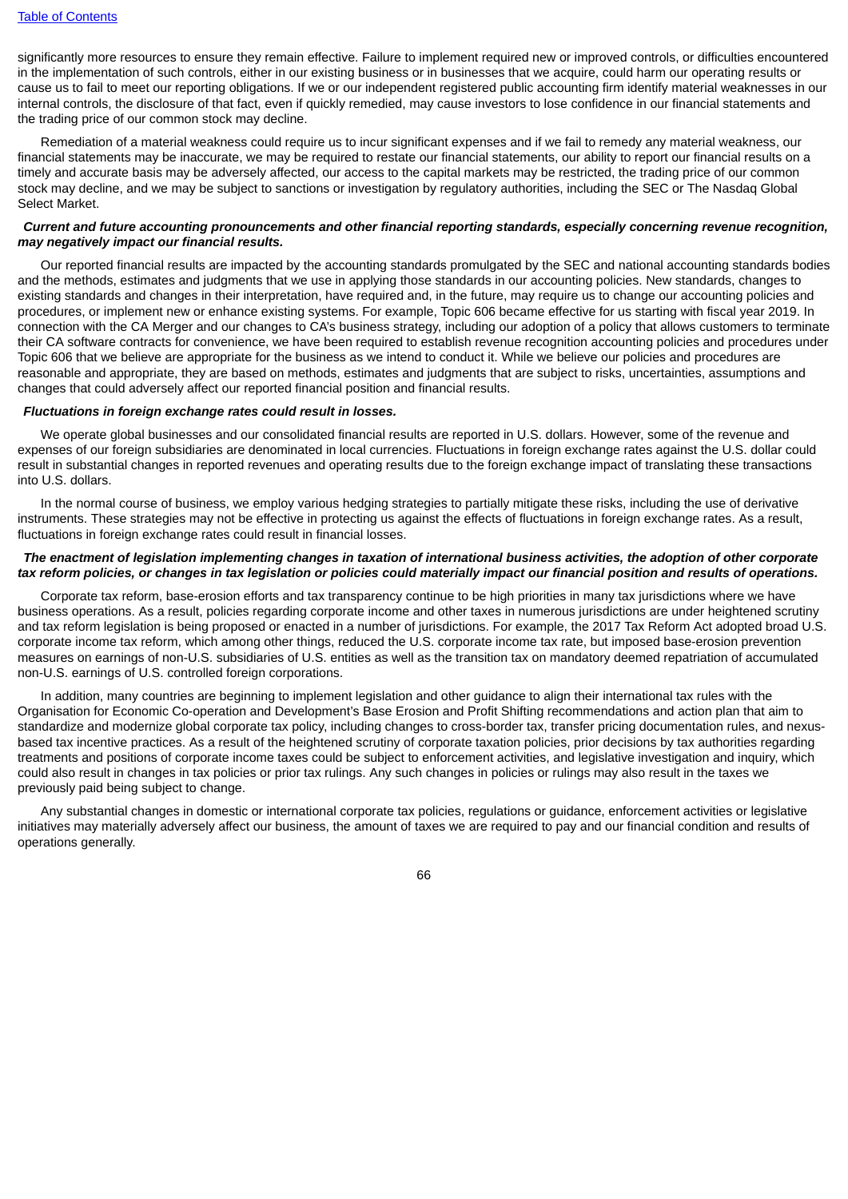significantly more resources to ensure they remain effective. Failure to implement required new or improved controls, or difficulties encountered in the implementation of such controls, either in our existing business or in businesses that we acquire, could harm our operating results or cause us to fail to meet our reporting obligations. If we or our independent registered public accounting firm identify material weaknesses in our internal controls, the disclosure of that fact, even if quickly remedied, may cause investors to lose confidence in our financial statements and the trading price of our common stock may decline.

Remediation of a material weakness could require us to incur significant expenses and if we fail to remedy any material weakness, our financial statements may be inaccurate, we may be required to restate our financial statements, our ability to report our financial results on a timely and accurate basis may be adversely affected, our access to the capital markets may be restricted, the trading price of our common stock may decline, and we may be subject to sanctions or investigation by regulatory authorities, including the SEC or The Nasdaq Global Select Market.

***Current and future accounting pronouncements and other financial reporting standards, especially concerning revenue recognition, may negatively impact our financial results.***

Our reported financial results are impacted by the accounting standards promulgated by the SEC and national accounting standards bodies and the methods, estimates and judgments that we use in applying those standards in our accounting policies. New standards, changes to existing standards and changes in their interpretation, have required and, in the future, may require us to change our accounting policies and procedures, or implement new or enhance existing systems. For example, Topic 606 became effective for us starting with fiscal year 2019. In connection with the CA Merger and our changes to CA's business strategy, including our adoption of a policy that allows customers to terminate their CA software contracts for convenience, we have been required to establish revenue recognition accounting policies and procedures under Topic 606 that we believe are appropriate for the business as we intend to conduct it. While we believe our policies and procedures are reasonable and appropriate, they are based on methods, estimates and judgments that are subject to risks, uncertainties, assumptions and changes that could adversely affect our reported financial position and financial results.

***Fluctuations in foreign exchange rates could result in losses.***

We operate global businesses and our consolidated financial results are reported in U.S. dollars. However, some of the revenue and expenses of our foreign subsidiaries are denominated in local currencies. Fluctuations in foreign exchange rates against the U.S. dollar could result in substantial changes in reported revenues and operating results due to the foreign exchange impact of translating these transactions into U.S. dollars.

In the normal course of business, we employ various hedging strategies to partially mitigate these risks, including the use of derivative instruments. These strategies may not be effective in protecting us against the effects of fluctuations in foreign exchange rates. As a result, fluctuations in foreign exchange rates could result in financial losses.

***The enactment of legislation implementing changes in taxation of international business activities, the adoption of other corporate tax reform policies, or changes in tax legislation or policies could materially impact our financial position and results of operations.***

Corporate tax reform, base-erosion efforts and tax transparency continue to be high priorities in many tax jurisdictions where we have business operations. As a result, policies regarding corporate income and other taxes in numerous jurisdictions are under heightened scrutiny and tax reform legislation is being proposed or enacted in a number of jurisdictions. For example, the 2017 Tax Reform Act adopted broad U.S. corporate income tax reform, which among other things, reduced the U.S. corporate income tax rate, but imposed base-erosion prevention measures on earnings of non-U.S. subsidiaries of U.S. entities as well as the transition tax on mandatory deemed repatriation of accumulated non-U.S. earnings of U.S. controlled foreign corporations.

In addition, many countries are beginning to implement legislation and other guidance to align their international tax rules with the Organisation for Economic Co-operation and Development's Base Erosion and Profit Shifting recommendations and action plan that aim to standardize and modernize global corporate tax policy, including changes to cross-border tax, transfer pricing documentation rules, and nexus-based tax incentive practices. As a result of the heightened scrutiny of corporate taxation policies, prior decisions by tax authorities regarding treatments and positions of corporate income taxes could be subject to enforcement activities, and legislative investigation and inquiry, which could also result in changes in tax policies or prior tax rulings. Any such changes in policies or rulings may also result in the taxes we previously paid being subject to change.

Any substantial changes in domestic or international corporate tax policies, regulations or guidance, enforcement activities or legislative initiatives may materially adversely affect our business, the amount of taxes we are required to pay and our financial condition and results of operations generally.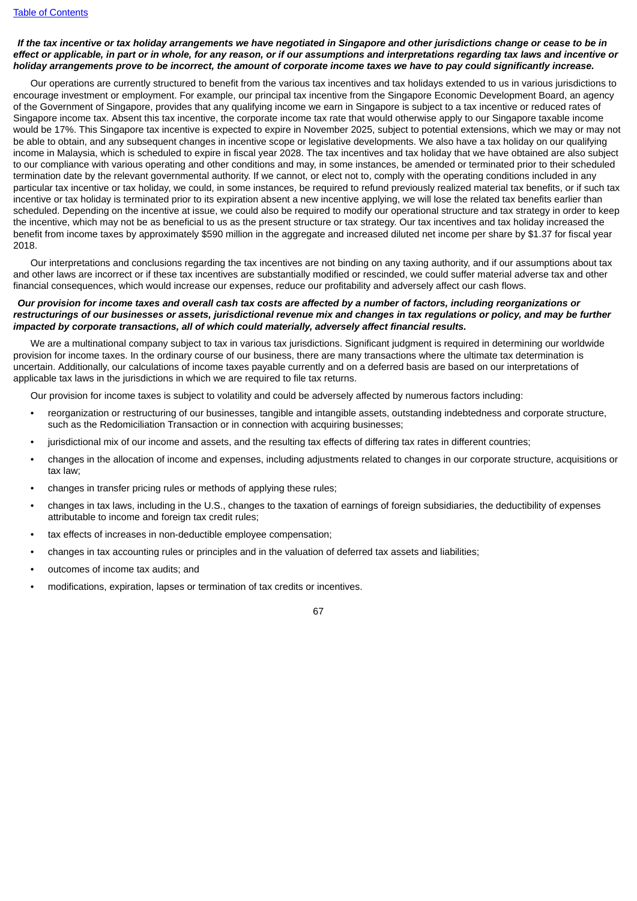***If the tax incentive or tax holiday arrangements we have negotiated in Singapore and other jurisdictions change or cease to be in effect or applicable, in part or in whole, for any reason, or if our assumptions and interpretations regarding tax laws and incentive or holiday arrangements prove to be incorrect, the amount of corporate income taxes we have to pay could significantly increase.***

Our operations are currently structured to benefit from the various tax incentives and tax holidays extended to us in various jurisdictions to encourage investment or employment. For example, our principal tax incentive from the Singapore Economic Development Board, an agency of the Government of Singapore, provides that any qualifying income we earn in Singapore is subject to a tax incentive or reduced rates of Singapore income tax. Absent this tax incentive, the corporate income tax rate that would otherwise apply to our Singapore taxable income would be 17%. This Singapore tax incentive is expected to expire in November 2025, subject to potential extensions, which we may or may not be able to obtain, and any subsequent changes in incentive scope or legislative developments. We also have a tax holiday on our qualifying income in Malaysia, which is scheduled to expire in fiscal year 2028. The tax incentives and tax holiday that we have obtained are also subject to our compliance with various operating and other conditions and may, in some instances, be amended or terminated prior to their scheduled termination date by the relevant governmental authority. If we cannot, or elect not to, comply with the operating conditions included in any particular tax incentive or tax holiday, we could, in some instances, be required to refund previously realized material tax benefits, or if such tax incentive or tax holiday is terminated prior to its expiration absent a new incentive applying, we will lose the related tax benefits earlier than scheduled. Depending on the incentive at issue, we could also be required to modify our operational structure and tax strategy in order to keep the incentive, which may not be as beneficial to us as the present structure or tax strategy. Our tax incentives and tax holiday increased the benefit from income taxes by approximately $590 million in the aggregate and increased diluted net income per share by $1.37 for fiscal year 2018.

Our interpretations and conclusions regarding the tax incentives are not binding on any taxing authority, and if our assumptions about tax and other laws are incorrect or if these tax incentives are substantially modified or rescinded, we could suffer material adverse tax and other financial consequences, which would increase our expenses, reduce our profitability and adversely affect our cash flows.

***Our provision for income taxes and overall cash tax costs are affected by a number of factors, including reorganizations or restructurings of our businesses or assets, jurisdictional revenue mix and changes in tax regulations or policy, and may be further impacted by corporate transactions, all of which could materially, adversely affect financial results.***

We are a multinational company subject to tax in various tax jurisdictions. Significant judgment is required in determining our worldwide provision for income taxes. In the ordinary course of our business, there are many transactions where the ultimate tax determination is uncertain. Additionally, our calculations of income taxes payable currently and on a deferred basis are based on our interpretations of applicable tax laws in the jurisdictions in which we are required to file tax returns.

Our provision for income taxes is subject to volatility and could be adversely affected by numerous factors including:

- reorganization or restructuring of our businesses, tangible and intangible assets, outstanding indebtedness and corporate structure, such as the Redomiciliation Transaction or in connection with acquiring businesses;
- jurisdictional mix of our income and assets, and the resulting tax effects of differing tax rates in different countries;
- changes in the allocation of income and expenses, including adjustments related to changes in our corporate structure, acquisitions or tax law;
- changes in transfer pricing rules or methods of applying these rules;
- changes in tax laws, including in the U.S., changes to the taxation of earnings of foreign subsidiaries, the deductibility of expenses attributable to income and foreign tax credit rules;
- tax effects of increases in non-deductible employee compensation;
- changes in tax accounting rules or principles and in the valuation of deferred tax assets and liabilities;
- outcomes of income tax audits; and
- modifications, expiration, lapses or termination of tax credits or incentives.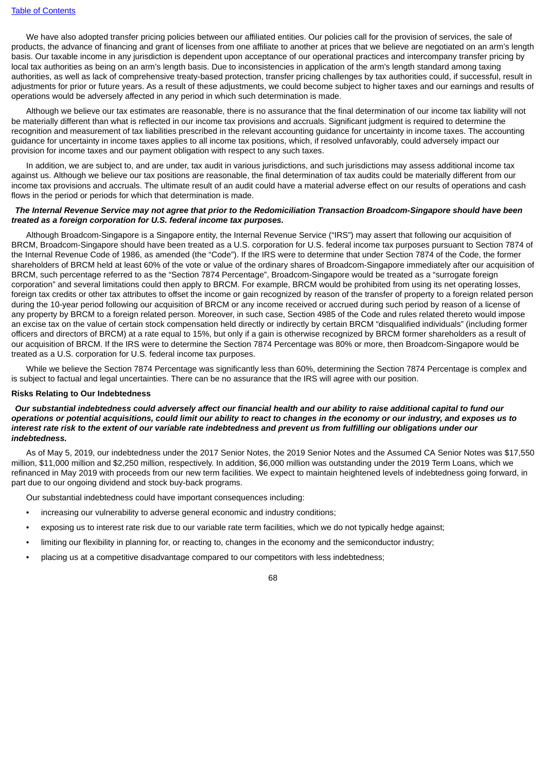We have also adopted transfer pricing policies between our affiliated entities. Our policies call for the provision of services, the sale of products, the advance of financing and grant of licenses from one affiliate to another at prices that we believe are negotiated on an arm's length basis. Our taxable income in any jurisdiction is dependent upon acceptance of our operational practices and intercompany transfer pricing by local tax authorities as being on an arm's length basis. Due to inconsistencies in application of the arm's length standard among taxing authorities, as well as lack of comprehensive treaty-based protection, transfer pricing challenges by tax authorities could, if successful, result in adjustments for prior or future years. As a result of these adjustments, we could become subject to higher taxes and our earnings and results of operations would be adversely affected in any period in which such determination is made.

Although we believe our tax estimates are reasonable, there is no assurance that the final determination of our income tax liability will not be materially different than what is reflected in our income tax provisions and accruals. Significant judgment is required to determine the recognition and measurement of tax liabilities prescribed in the relevant accounting guidance for uncertainty in income taxes. The accounting guidance for uncertainty in income taxes applies to all income tax positions, which, if resolved unfavorably, could adversely impact our provision for income taxes and our payment obligation with respect to any such taxes.

In addition, we are subject to, and are under, tax audit in various jurisdictions, and such jurisdictions may assess additional income tax against us. Although we believe our tax positions are reasonable, the final determination of tax audits could be materially different from our income tax provisions and accruals. The ultimate result of an audit could have a material adverse effect on our results of operations and cash flows in the period or periods for which that determination is made.

***The Internal Revenue Service may not agree that prior to the Redomiciliation Transaction Broadcom-Singapore should have been treated as a foreign corporation for U.S. federal income tax purposes.***

Although Broadcom-Singapore is a Singapore entity, the Internal Revenue Service ("IRS") may assert that following our acquisition of BRCM, Broadcom-Singapore should have been treated as a U.S. corporation for U.S. federal income tax purposes pursuant to Section 7874 of the Internal Revenue Code of 1986, as amended (the "Code"). If the IRS were to determine that under Section 7874 of the Code, the former shareholders of BRCM held at least 60% of the vote or value of the ordinary shares of Broadcom-Singapore immediately after our acquisition of BRCM, such percentage referred to as the "Section 7874 Percentage", Broadcom-Singapore would be treated as a "surrogate foreign corporation" and several limitations could then apply to BRCM. For example, BRCM would be prohibited from using its net operating losses, foreign tax credits or other tax attributes to offset the income or gain recognized by reason of the transfer of property to a foreign related person during the 10-year period following our acquisition of BRCM or any income received or accrued during such period by reason of a license of any property by BRCM to a foreign related person. Moreover, in such case, Section 4985 of the Code and rules related thereto would impose an excise tax on the value of certain stock compensation held directly or indirectly by certain BRCM "disqualified individuals" (including former officers and directors of BRCM) at a rate equal to 15%, but only if a gain is otherwise recognized by BRCM former shareholders as a result of our acquisition of BRCM. If the IRS were to determine the Section 7874 Percentage was 80% or more, then Broadcom-Singapore would be treated as a U.S. corporation for U.S. federal income tax purposes.

While we believe the Section 7874 Percentage was significantly less than 60%, determining the Section 7874 Percentage is complex and is subject to factual and legal uncertainties. There can be no assurance that the IRS will agree with our position.

**Risks Relating to Our Indebtedness**

***Our substantial indebtedness could adversely affect our financial health and our ability to raise additional capital to fund our operations or potential acquisitions, could limit our ability to react to changes in the economy or our industry, and exposes us to interest rate risk to the extent of our variable rate indebtedness and prevent us from fulfilling our obligations under our indebtedness.***

As of May 5, 2019, our indebtedness under the 2017 Senior Notes, the 2019 Senior Notes and the Assumed CA Senior Notes was $17,550 million, $11,000 million and $2,250 million, respectively. In addition, $6,000 million was outstanding under the 2019 Term Loans, which we refinanced in May 2019 with proceeds from our new term facilities. We expect to maintain heightened levels of indebtedness going forward, in part due to our ongoing dividend and stock buy-back programs.

Our substantial indebtedness could have important consequences including:

- increasing our vulnerability to adverse general economic and industry conditions;
- exposing us to interest rate risk due to our variable rate term facilities, which we do not typically hedge against;
- limiting our flexibility in planning for, or reacting to, changes in the economy and the semiconductor industry;
- placing us at a competitive disadvantage compared to our competitors with less indebtedness;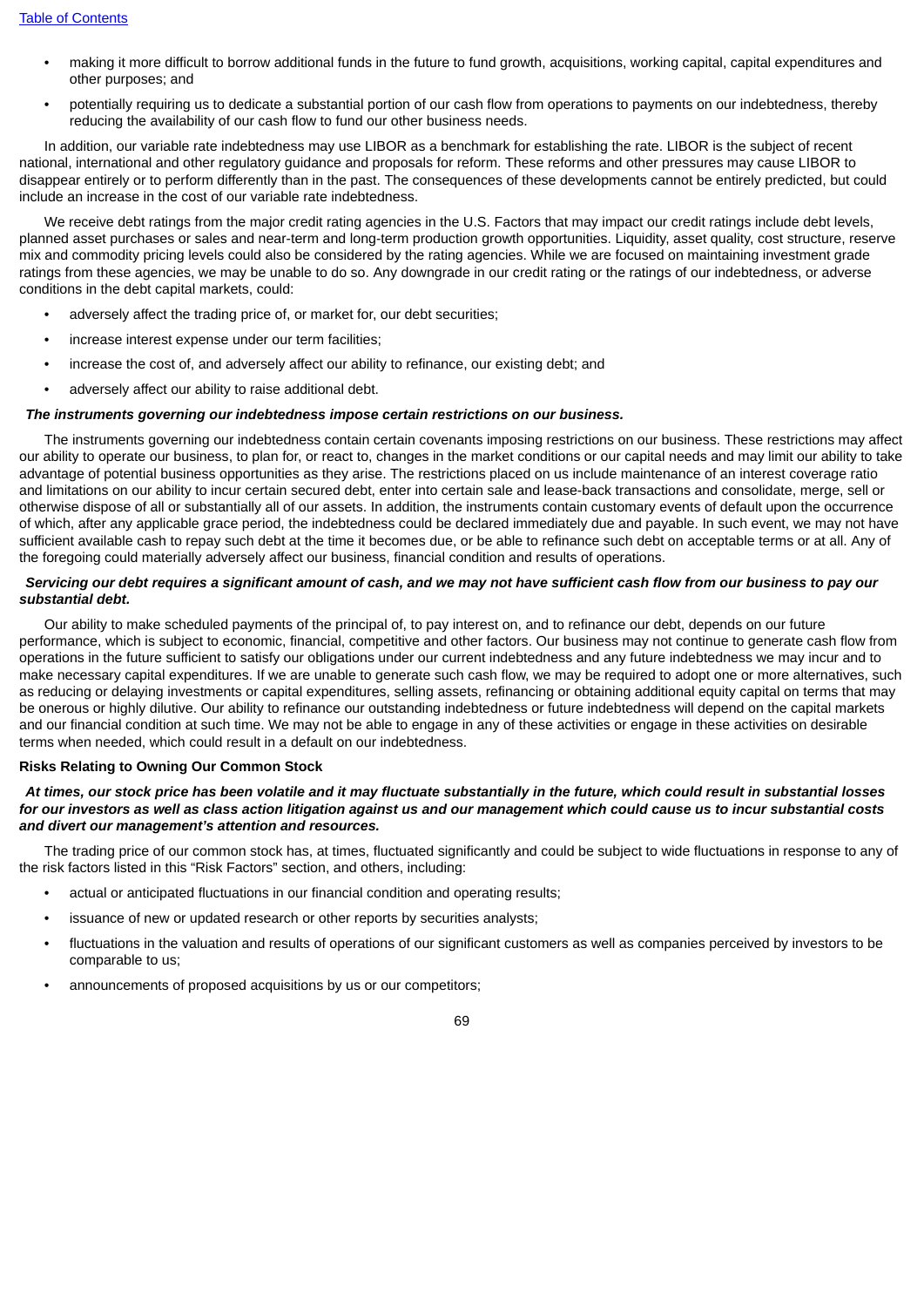- making it more difficult to borrow additional funds in the future to fund growth, acquisitions, working capital, capital expenditures and other purposes; and
- potentially requiring us to dedicate a substantial portion of our cash flow from operations to payments on our indebtedness, thereby reducing the availability of our cash flow to fund our other business needs.

In addition, our variable rate indebtedness may use LIBOR as a benchmark for establishing the rate. LIBOR is the subject of recent national, international and other regulatory guidance and proposals for reform. These reforms and other pressures may cause LIBOR to disappear entirely or to perform differently than in the past. The consequences of these developments cannot be entirely predicted, but could include an increase in the cost of our variable rate indebtedness.

We receive debt ratings from the major credit rating agencies in the U.S. Factors that may impact our credit ratings include debt levels, planned asset purchases or sales and near-term and long-term production growth opportunities. Liquidity, asset quality, cost structure, reserve mix and commodity pricing levels could also be considered by the rating agencies. While we are focused on maintaining investment grade ratings from these agencies, we may be unable to do so. Any downgrade in our credit rating or the ratings of our indebtedness, or adverse conditions in the debt capital markets, could:

- adversely affect the trading price of, or market for, our debt securities;
- increase interest expense under our term facilities;
- increase the cost of, and adversely affect our ability to refinance, our existing debt; and
- adversely affect our ability to raise additional debt.

***The instruments governing our indebtedness impose certain restrictions on our business.***

The instruments governing our indebtedness contain certain covenants imposing restrictions on our business. These restrictions may affect our ability to operate our business, to plan for, or react to, changes in the market conditions or our capital needs and may limit our ability to take advantage of potential business opportunities as they arise. The restrictions placed on us include maintenance of an interest coverage ratio and limitations on our ability to incur certain secured debt, enter into certain sale and lease-back transactions and consolidate, merge, sell or otherwise dispose of all or substantially all of our assets. In addition, the instruments contain customary events of default upon the occurrence of which, after any applicable grace period, the indebtedness could be declared immediately due and payable. In such event, we may not have sufficient available cash to repay such debt at the time it becomes due, or be able to refinance such debt on acceptable terms or at all. Any of the foregoing could materially adversely affect our business, financial condition and results of operations.

***Servicing our debt requires a significant amount of cash, and we may not have sufficient cash flow from our business to pay our substantial debt.***

Our ability to make scheduled payments of the principal of, to pay interest on, and to refinance our debt, depends on our future performance, which is subject to economic, financial, competitive and other factors. Our business may not continue to generate cash flow from operations in the future sufficient to satisfy our obligations under our current indebtedness and any future indebtedness we may incur and to make necessary capital expenditures. If we are unable to generate such cash flow, we may be required to adopt one or more alternatives, such as reducing or delaying investments or capital expenditures, selling assets, refinancing or obtaining additional equity capital on terms that may be onerous or highly dilutive. Our ability to refinance our outstanding indebtedness or future indebtedness will depend on the capital markets and our financial condition at such time. We may not be able to engage in any of these activities or engage in these activities on desirable terms when needed, which could result in a default on our indebtedness.

**Risks Relating to Owning Our Common Stock**

***At times, our stock price has been volatile and it may fluctuate substantially in the future, which could result in substantial losses for our investors as well as class action litigation against us and our management which could cause us to incur substantial costs and divert our management's attention and resources.***

The trading price of our common stock has, at times, fluctuated significantly and could be subject to wide fluctuations in response to any of the risk factors listed in this "Risk Factors" section, and others, including:

- actual or anticipated fluctuations in our financial condition and operating results;
- issuance of new or updated research or other reports by securities analysts;
- fluctuations in the valuation and results of operations of our significant customers as well as companies perceived by investors to be comparable to us;
- announcements of proposed acquisitions by us or our competitors;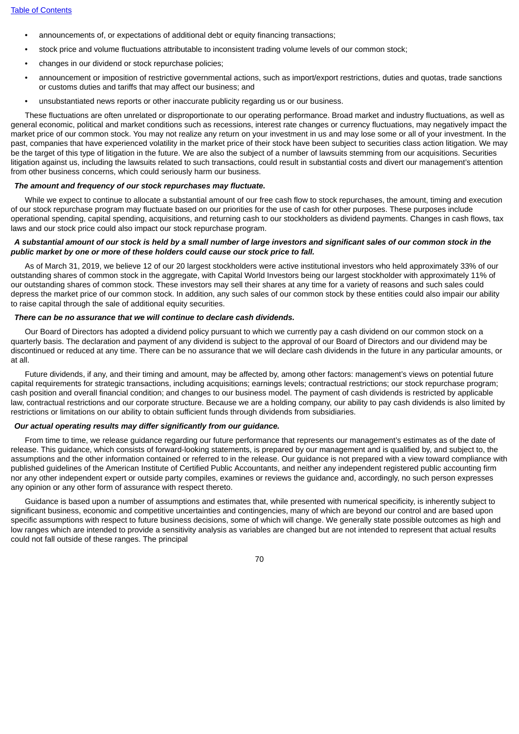- announcements of, or expectations of additional debt or equity financing transactions;
- stock price and volume fluctuations attributable to inconsistent trading volume levels of our common stock;
- changes in our dividend or stock repurchase policies;
- announcement or imposition of restrictive governmental actions, such as import/export restrictions, duties and quotas, trade sanctions or customs duties and tariffs that may affect our business; and
- unsubstantiated news reports or other inaccurate publicity regarding us or our business.

These fluctuations are often unrelated or disproportionate to our operating performance. Broad market and industry fluctuations, as well as general economic, political and market conditions such as recessions, interest rate changes or currency fluctuations, may negatively impact the market price of our common stock. You may not realize any return on your investment in us and may lose some or all of your investment. In the past, companies that have experienced volatility in the market price of their stock have been subject to securities class action litigation. We may be the target of this type of litigation in the future. We are also the subject of a number of lawsuits stemming from our acquisitions. Securities litigation against us, including the lawsuits related to such transactions, could result in substantial costs and divert our management's attention from other business concerns, which could seriously harm our business.

***The amount and frequency of our stock repurchases may fluctuate.***

While we expect to continue to allocate a substantial amount of our free cash flow to stock repurchases, the amount, timing and execution of our stock repurchase program may fluctuate based on our priorities for the use of cash for other purposes. These purposes include operational spending, capital spending, acquisitions, and returning cash to our stockholders as dividend payments. Changes in cash flows, tax laws and our stock price could also impact our stock repurchase program.

***A substantial amount of our stock is held by a small number of large investors and significant sales of our common stock in the public market by one or more of these holders could cause our stock price to fall.***

As of March 31, 2019, we believe 12 of our 20 largest stockholders were active institutional investors who held approximately 33% of our outstanding shares of common stock in the aggregate, with Capital World Investors being our largest stockholder with approximately 11% of our outstanding shares of common stock. These investors may sell their shares at any time for a variety of reasons and such sales could depress the market price of our common stock. In addition, any such sales of our common stock by these entities could also impair our ability to raise capital through the sale of additional equity securities.

***There can be no assurance that we will continue to declare cash dividends.***

Our Board of Directors has adopted a dividend policy pursuant to which we currently pay a cash dividend on our common stock on a quarterly basis. The declaration and payment of any dividend is subject to the approval of our Board of Directors and our dividend may be discontinued or reduced at any time. There can be no assurance that we will declare cash dividends in the future in any particular amounts, or at all.

Future dividends, if any, and their timing and amount, may be affected by, among other factors: management's views on potential future capital requirements for strategic transactions, including acquisitions; earnings levels; contractual restrictions; our stock repurchase program; cash position and overall financial condition; and changes to our business model. The payment of cash dividends is restricted by applicable law, contractual restrictions and our corporate structure. Because we are a holding company, our ability to pay cash dividends is also limited by restrictions or limitations on our ability to obtain sufficient funds through dividends from subsidiaries.

***Our actual operating results may differ significantly from our guidance.***

From time to time, we release guidance regarding our future performance that represents our management's estimates as of the date of release. This guidance, which consists of forward-looking statements, is prepared by our management and is qualified by, and subject to, the assumptions and the other information contained or referred to in the release. Our guidance is not prepared with a view toward compliance with published guidelines of the American Institute of Certified Public Accountants, and neither any independent registered public accounting firm nor any other independent expert or outside party compiles, examines or reviews the guidance and, accordingly, no such person expresses any opinion or any other form of assurance with respect thereto.

Guidance is based upon a number of assumptions and estimates that, while presented with numerical specificity, is inherently subject to significant business, economic and competitive uncertainties and contingencies, many of which are beyond our control and are based upon specific assumptions with respect to future business decisions, some of which will change. We generally state possible outcomes as high and low ranges which are intended to provide a sensitivity analysis as variables are changed but are not intended to represent that actual results could not fall outside of these ranges. The principal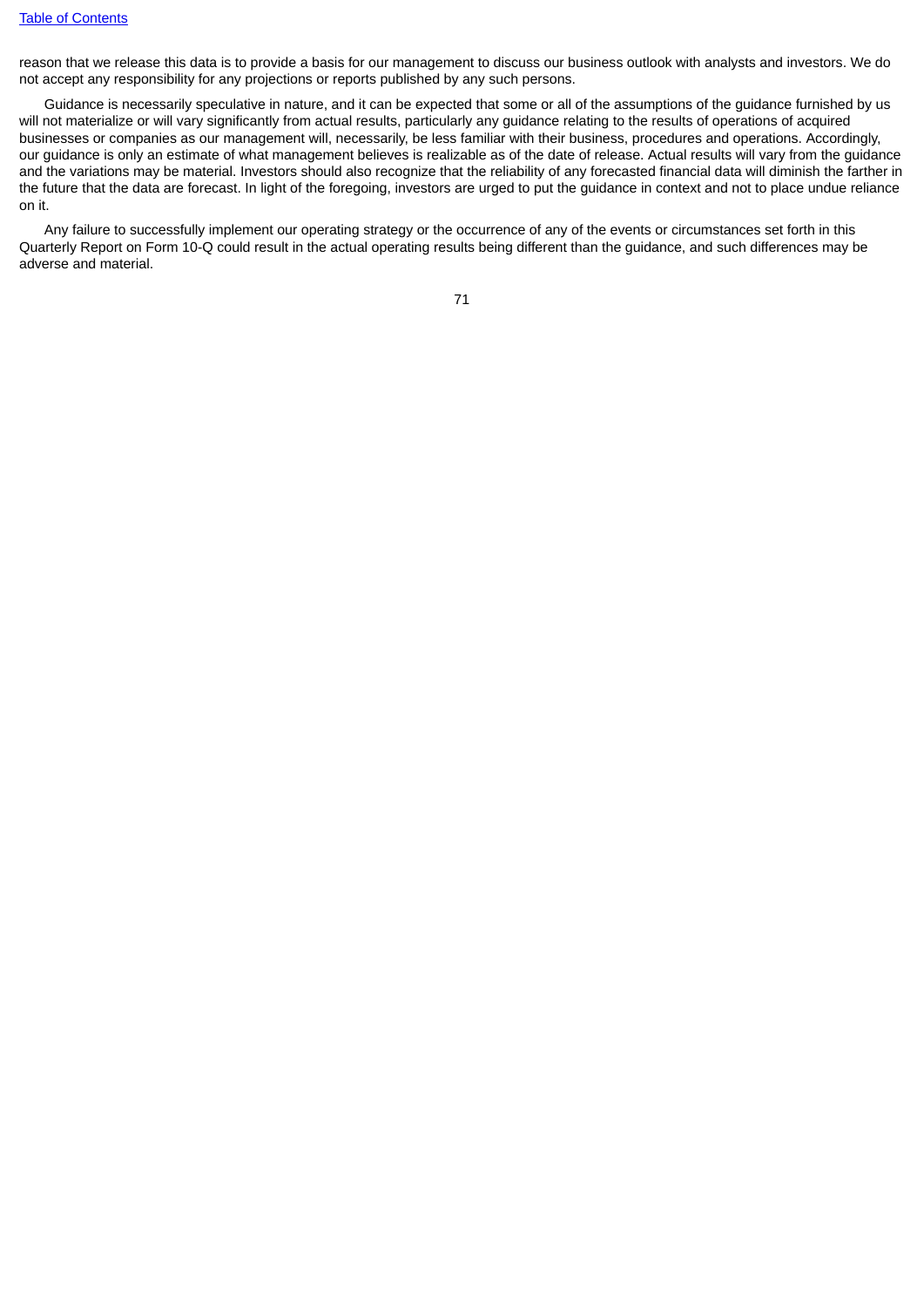reason that we release this data is to provide a basis for our management to discuss our business outlook with analysts and investors. We do not accept any responsibility for any projections or reports published by any such persons.

Guidance is necessarily speculative in nature, and it can be expected that some or all of the assumptions of the guidance furnished by us will not materialize or will vary significantly from actual results, particularly any guidance relating to the results of operations of acquired businesses or companies as our management will, necessarily, be less familiar with their business, procedures and operations. Accordingly, our guidance is only an estimate of what management believes is realizable as of the date of release. Actual results will vary from the guidance and the variations may be material. Investors should also recognize that the reliability of any forecasted financial data will diminish the farther in the future that the data are forecast. In light of the foregoing, investors are urged to put the guidance in context and not to place undue reliance on it.

Any failure to successfully implement our operating strategy or the occurrence of any of the events or circumstances set forth in this Quarterly Report on Form 10-Q could result in the actual operating results being different than the guidance, and such differences may be adverse and material.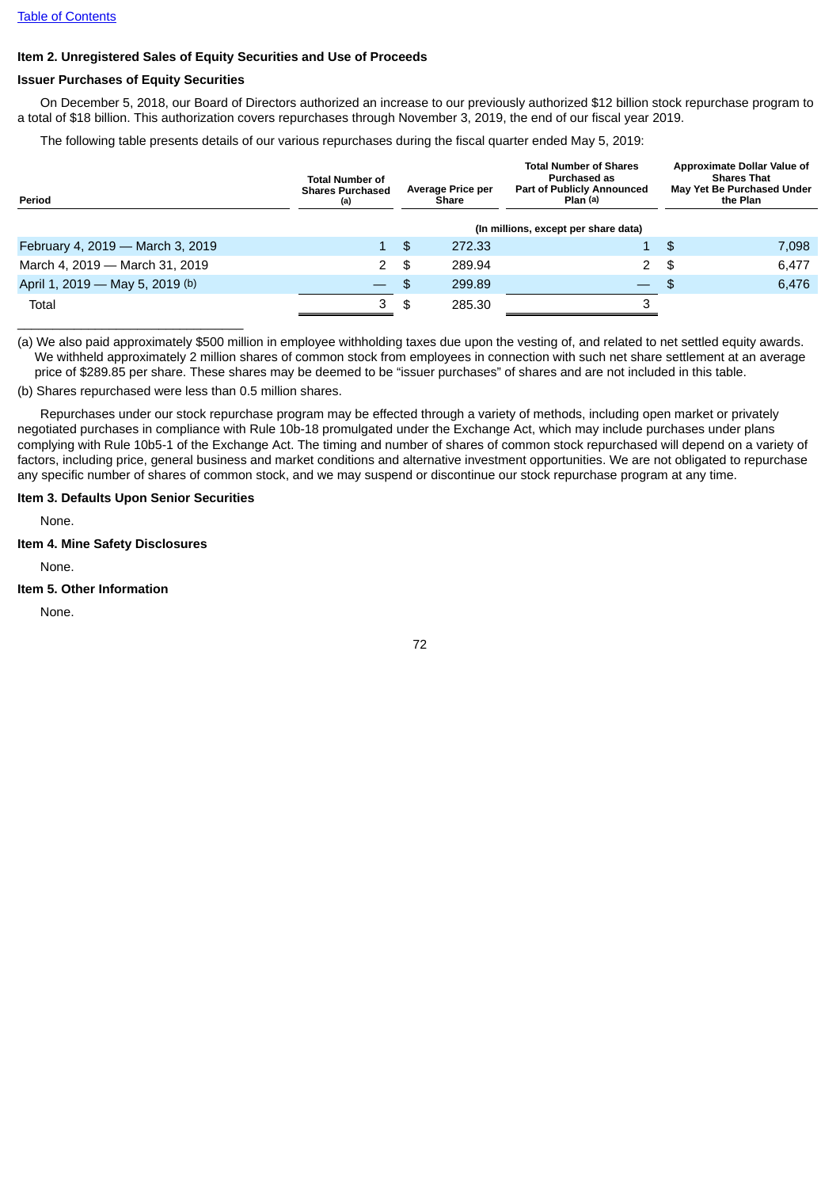[Table of Contents](#)

## Item 2. Unregistered Sales of Equity Securities and Use of Proceeds

### Issuer Purchases of Equity Securities

On December 5, 2018, our Board of Directors authorized an increase to our previously authorized $12 billion stock repurchase program to a total of $18 billion. This authorization covers repurchases through November 3, 2019, the end of our fiscal year 2019.

The following table presents details of our various repurchases during the fiscal quarter ended May 5, 2019:

| Period | Total Number of Shares Purchased (a) | Average Price per Share | Total Number of Shares Purchased as Part of Publicly Announced Plan (a) | Approximate Dollar Value of Shares That May Yet Be Purchased Under the Plan |
|---|---|---|---|---|
| | (In millions, except per share data) | | | |
| February 4, 2019 — March 3, 2019 | 1 | $ 272.33 | 1 | $ 7,098 |
| March 4, 2019 — March 31, 2019 | 2 | $ 289.94 | 2 | $ 6,477 |
| April 1, 2019 — May 5, 2019 (b) | — | $ 299.89 | — | $ 6,476 |
| Total | 3 | $ 285.30 | 3 | |

(a) We also paid approximately $500 million in employee withholding taxes due upon the vesting of, and related to net settled equity awards. We withheld approximately 2 million shares of common stock from employees in connection with such net share settlement at an average price of $289.85 per share. These shares may be deemed to be "issuer purchases" of shares and are not included in this table.

(b) Shares repurchased were less than 0.5 million shares.

Repurchases under our stock repurchase program may be effected through a variety of methods, including open market or privately negotiated purchases in compliance with Rule 10b-18 promulgated under the Exchange Act, which may include purchases under plans complying with Rule 10b5-1 of the Exchange Act. The timing and number of shares of common stock repurchased will depend on a variety of factors, including price, general business and market conditions and alternative investment opportunities. We are not obligated to repurchase any specific number of shares of common stock, and we may suspend or discontinue our stock repurchase program at any time.

## Item 3. Defaults Upon Senior Securities

None.

## Item 4. Mine Safety Disclosures

None.

## Item 5. Other Information

None.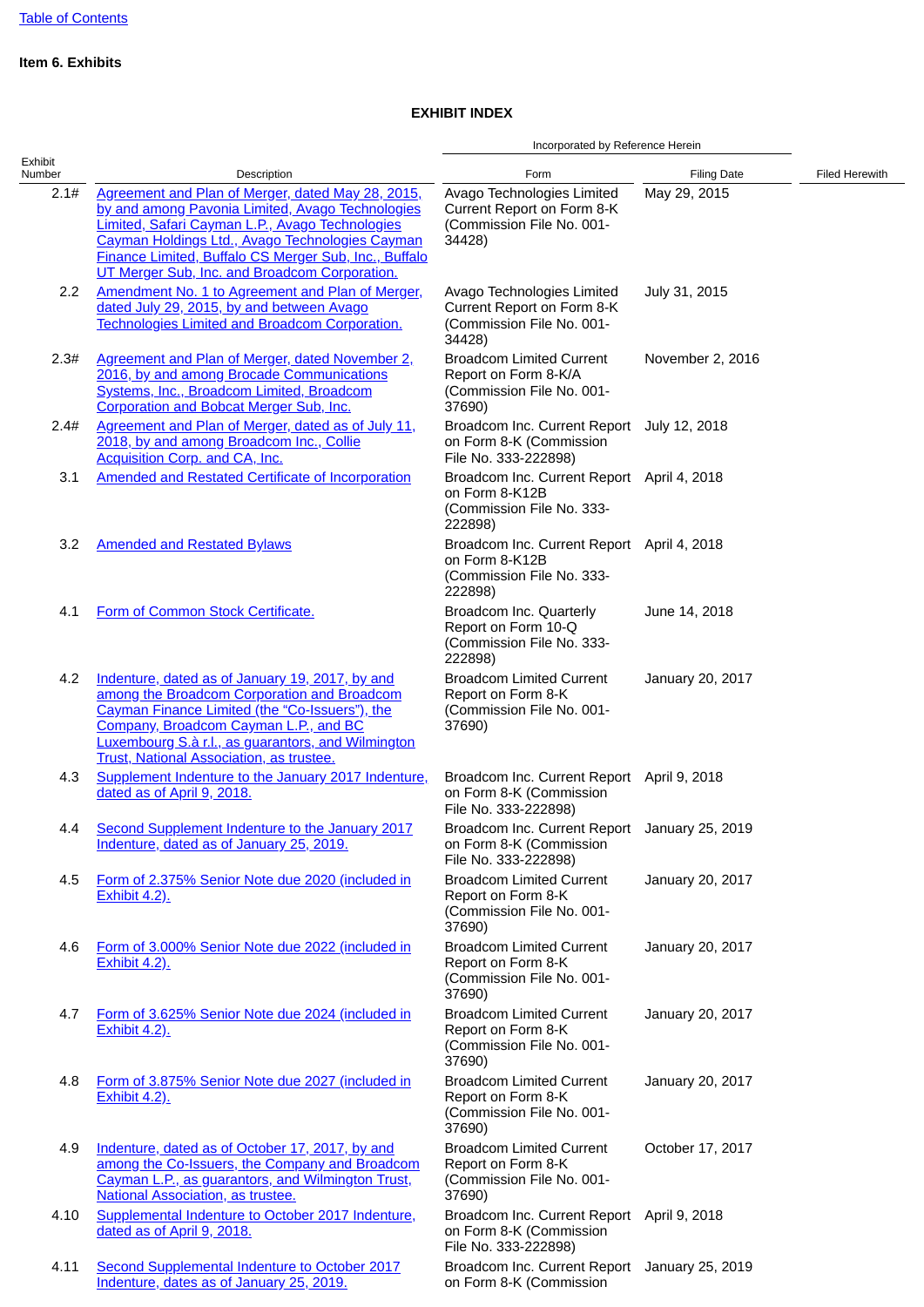Table of Contents

**Item 6. Exhibits**

**EXHIBIT INDEX**

| Exhibit Number | Description | Incorporated by Reference Herein | | Filed Herewith |
|---|---|---|---|---|
| | | Form | Filing Date | |
| 2.1# | Agreement and Plan of Merger, dated May 28, 2015, by and among Pavonia Limited, Avago Technologies Limited, Safari Cayman L.P., Avago Technologies Cayman Holdings Ltd., Avago Technologies Cayman Finance Limited, Buffalo CS Merger Sub, Inc., Buffalo UT Merger Sub, Inc. and Broadcom Corporation. | Avago Technologies Limited Current Report on Form 8-K (Commission File No. 001-34428) | May 29, 2015 | |
| 2.2 | Amendment No. 1 to Agreement and Plan of Merger, dated July 29, 2015, by and between Avago Technologies Limited and Broadcom Corporation. | Avago Technologies Limited Current Report on Form 8-K (Commission File No. 001-34428) | July 31, 2015 | |
| 2.3# | Agreement and Plan of Merger, dated November 2, 2016, by and among Brocade Communications Systems, Inc., Broadcom Limited, Broadcom Corporation and Bobcat Merger Sub, Inc. | Broadcom Limited Current Report on Form 8-K/A (Commission File No. 001-37690) | November 2, 2016 | |
| 2.4# | Agreement and Plan of Merger, dated as of July 11, 2018, by and among Broadcom Inc., Collie Acquisition Corp. and CA, Inc. | Broadcom Inc. Current Report on Form 8-K (Commission File No. 333-222898) | July 12, 2018 | |
| 3.1 | Amended and Restated Certificate of Incorporation | Broadcom Inc. Current Report on Form 8-K12B (Commission File No. 333-222898) | April 4, 2018 | |
| 3.2 | Amended and Restated Bylaws | Broadcom Inc. Current Report on Form 8-K12B (Commission File No. 333-222898) | April 4, 2018 | |
| 4.1 | Form of Common Stock Certificate. | Broadcom Inc. Quarterly Report on Form 10-Q (Commission File No. 333-222898) | June 14, 2018 | |
| 4.2 | Indenture, dated as of January 19, 2017, by and among the Broadcom Corporation and Broadcom Cayman Finance Limited (the "Co-Issuers"), the Company, Broadcom Cayman L.P., and BC Luxembourg S.à r.l., as guarantors, and Wilmington Trust, National Association, as trustee. | Broadcom Limited Current Report on Form 8-K (Commission File No. 001-37690) | January 20, 2017 | |
| 4.3 | Supplement Indenture to the January 2017 Indenture, dated as of April 9, 2018. | Broadcom Inc. Current Report on Form 8-K (Commission File No. 333-222898) | April 9, 2018 | |
| 4.4 | Second Supplement Indenture to the January 2017 Indenture, dated as of January 25, 2019. | Broadcom Inc. Current Report on Form 8-K (Commission File No. 333-222898) | January 25, 2019 | |
| 4.5 | Form of 2.375% Senior Note due 2020 (included in Exhibit 4.2). | Broadcom Limited Current Report on Form 8-K (Commission File No. 001-37690) | January 20, 2017 | |
| 4.6 | Form of 3.000% Senior Note due 2022 (included in Exhibit 4.2). | Broadcom Limited Current Report on Form 8-K (Commission File No. 001-37690) | January 20, 2017 | |
| 4.7 | Form of 3.625% Senior Note due 2024 (included in Exhibit 4.2). | Broadcom Limited Current Report on Form 8-K (Commission File No. 001-37690) | January 20, 2017 | |
| 4.8 | Form of 3.875% Senior Note due 2027 (included in Exhibit 4.2). | Broadcom Limited Current Report on Form 8-K (Commission File No. 001-37690) | January 20, 2017 | |
| 4.9 | Indenture, dated as of October 17, 2017, by and among the Co-Issuers, the Company and Broadcom Cayman L.P., as guarantors, and Wilmington Trust, National Association, as trustee. | Broadcom Limited Current Report on Form 8-K (Commission File No. 001-37690) | October 17, 2017 | |
| 4.10 | Supplemental Indenture to October 2017 Indenture, dated as of April 9, 2018. | Broadcom Inc. Current Report on Form 8-K (Commission File No. 333-222898) | April 9, 2018 | |
| 4.11 | Second Supplemental Indenture to October 2017 Indenture, dates as of January 25, 2019. | Broadcom Inc. Current Report on Form 8-K (Commission | January 25, 2019 | |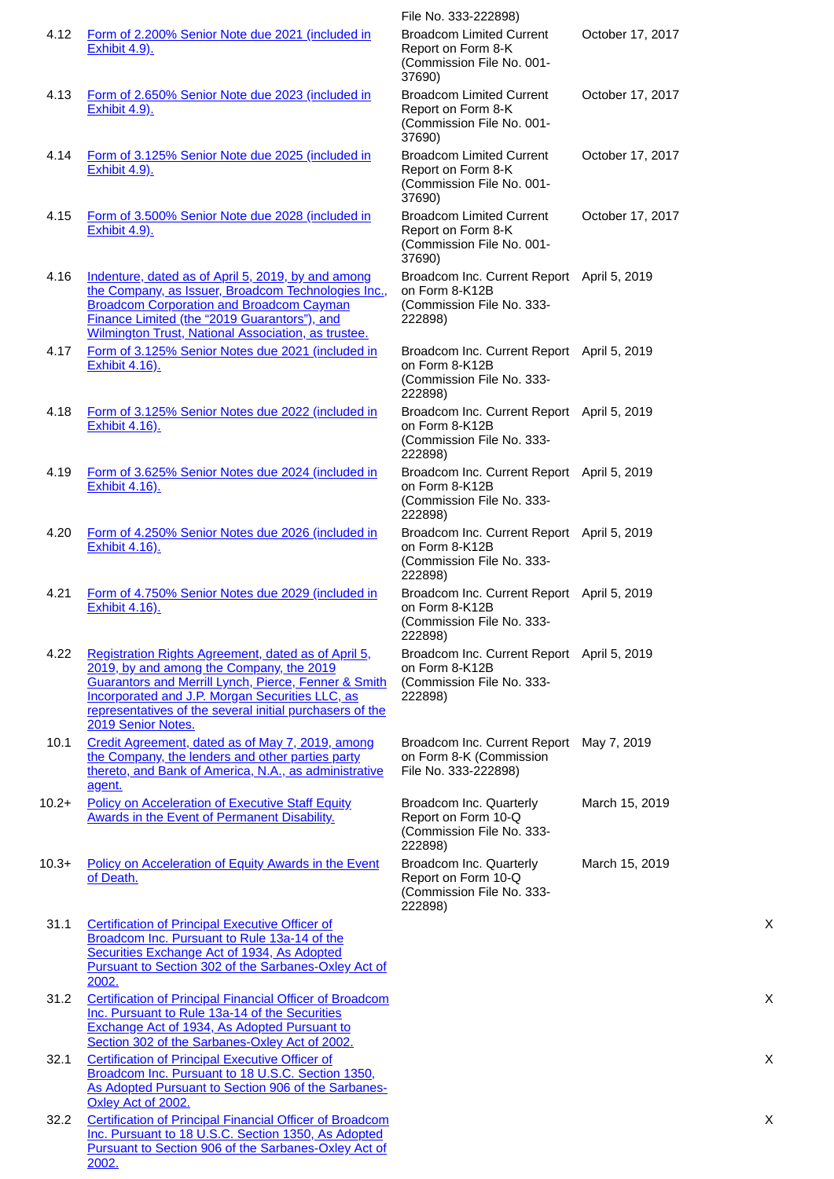| | | File No. 333-222898) | | |
|---|---|---|---|---|
| 4.12 | Form of 2.200% Senior Note due 2021 (included in Exhibit 4.9). | Broadcom Limited Current Report on Form 8-K (Commission File No. 001-37690) | October 17, 2017 | |
| 4.13 | Form of 2.650% Senior Note due 2023 (included in Exhibit 4.9). | Broadcom Limited Current Report on Form 8-K (Commission File No. 001-37690) | October 17, 2017 | |
| 4.14 | Form of 3.125% Senior Note due 2025 (included in Exhibit 4.9). | Broadcom Limited Current Report on Form 8-K (Commission File No. 001-37690) | October 17, 2017 | |
| 4.15 | Form of 3.500% Senior Note due 2028 (included in Exhibit 4.9). | Broadcom Limited Current Report on Form 8-K (Commission File No. 001-37690) | October 17, 2017 | |
| 4.16 | Indenture, dated as of April 5, 2019, by and among the Company, as Issuer, Broadcom Technologies Inc., Broadcom Corporation and Broadcom Cayman Finance Limited (the "2019 Guarantors"), and Wilmington Trust, National Association, as trustee. | Broadcom Inc. Current Report on Form 8-K12B (Commission File No. 333-222898) | April 5, 2019 | |
| 4.17 | Form of 3.125% Senior Notes due 2021 (included in Exhibit 4.16). | Broadcom Inc. Current Report on Form 8-K12B (Commission File No. 333-222898) | April 5, 2019 | |
| 4.18 | Form of 3.125% Senior Notes due 2022 (included in Exhibit 4.16). | Broadcom Inc. Current Report on Form 8-K12B (Commission File No. 333-222898) | April 5, 2019 | |
| 4.19 | Form of 3.625% Senior Notes due 2024 (included in Exhibit 4.16). | Broadcom Inc. Current Report on Form 8-K12B (Commission File No. 333-222898) | April 5, 2019 | |
| 4.20 | Form of 4.250% Senior Notes due 2026 (included in Exhibit 4.16). | Broadcom Inc. Current Report on Form 8-K12B (Commission File No. 333-222898) | April 5, 2019 | |
| 4.21 | Form of 4.750% Senior Notes due 2029 (included in Exhibit 4.16). | Broadcom Inc. Current Report on Form 8-K12B (Commission File No. 333-222898) | April 5, 2019 | |
| 4.22 | Registration Rights Agreement, dated as of April 5, 2019, by and among the Company, the 2019 Guarantors and Merrill Lynch, Pierce, Fenner & Smith Incorporated and J.P. Morgan Securities LLC, as representatives of the several initial purchasers of the 2019 Senior Notes. | Broadcom Inc. Current Report on Form 8-K12B (Commission File No. 333-222898) | April 5, 2019 | |
| 10.1 | Credit Agreement, dated as of May 7, 2019, among the Company, the lenders and other parties party thereto, and Bank of America, N.A., as administrative agent. | Broadcom Inc. Current Report on Form 8-K (Commission File No. 333-222898) | May 7, 2019 | |
| 10.2+ | Policy on Acceleration of Executive Staff Equity Awards in the Event of Permanent Disability. | Broadcom Inc. Quarterly Report on Form 10-Q (Commission File No. 333-222898) | March 15, 2019 | |
| 10.3+ | Policy on Acceleration of Equity Awards in the Event of Death. | Broadcom Inc. Quarterly Report on Form 10-Q (Commission File No. 333-222898) | March 15, 2019 | |
| 31.1 | Certification of Principal Executive Officer of Broadcom Inc. Pursuant to Rule 13a-14 of the Securities Exchange Act of 1934, As Adopted Pursuant to Section 302 of the Sarbanes-Oxley Act of 2002. | | | X |
| 31.2 | Certification of Principal Financial Officer of Broadcom Inc. Pursuant to Rule 13a-14 of the Securities Exchange Act of 1934, As Adopted Pursuant to Section 302 of the Sarbanes-Oxley Act of 2002. | | | X |
| 32.1 | Certification of Principal Executive Officer of Broadcom Inc. Pursuant to 18 U.S.C. Section 1350, As Adopted Pursuant to Section 906 of the Sarbanes-Oxley Act of 2002. | | | X |
| 32.2 | Certification of Principal Financial Officer of Broadcom Inc. Pursuant to 18 U.S.C. Section 1350, As Adopted Pursuant to Section 906 of the Sarbanes-Oxley Act of 2002. | | | X |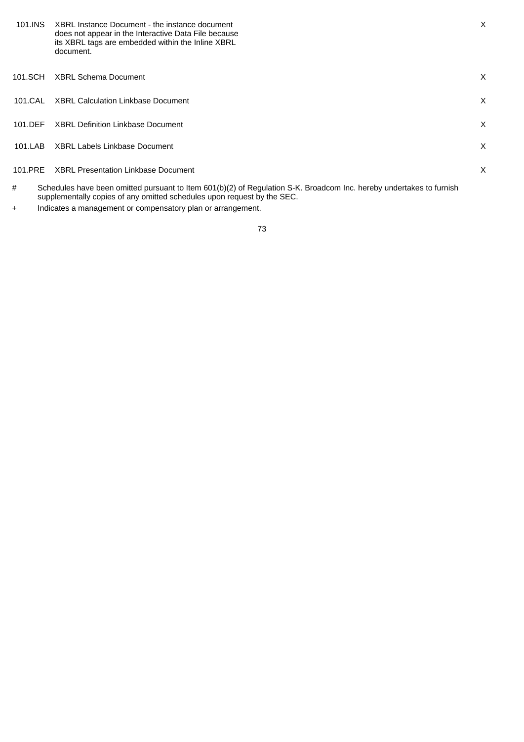| | | |
|---|---|---|
| 101.INS | XBRL Instance Document - the instance document does not appear in the Interactive Data File because its XBRL tags are embedded within the Inline XBRL document. | X |
| 101.SCH | XBRL Schema Document | X |
| 101.CAL | XBRL Calculation Linkbase Document | X |
| 101.DEF | XBRL Definition Linkbase Document | X |
| 101.LAB | XBRL Labels Linkbase Document | X |
| 101.PRE | XBRL Presentation Linkbase Document | X |

# Schedules have been omitted pursuant to Item 601(b)(2) of Regulation S-K. Broadcom Inc. hereby undertakes to furnish supplementally copies of any omitted schedules upon request by the SEC.

+ Indicates a management or compensatory plan or arrangement.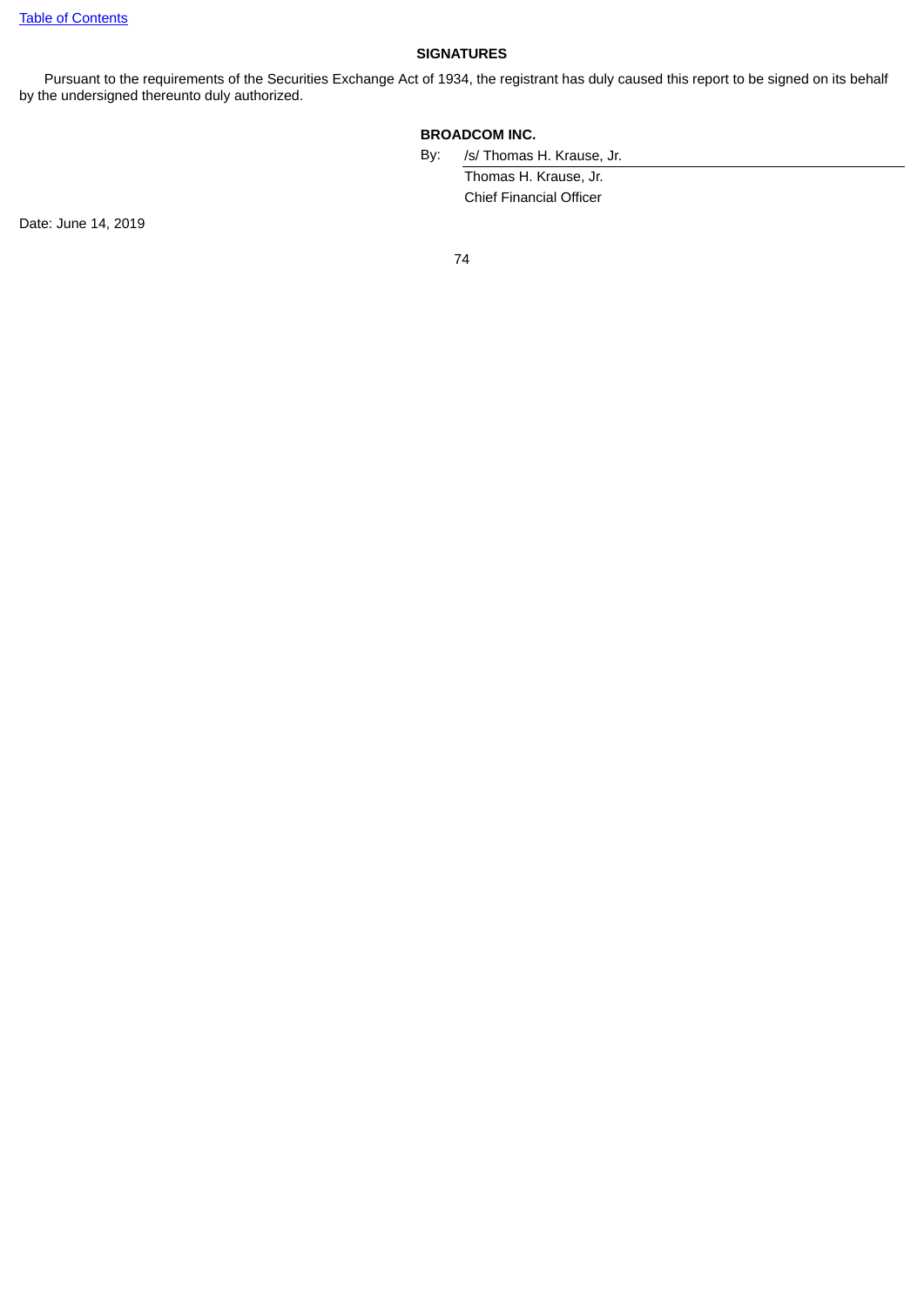## SIGNATURES

Pursuant to the requirements of the Securities Exchange Act of 1934, the registrant has duly caused this report to be signed on its behalf by the undersigned thereunto duly authorized.

**BROADCOM INC.**

By: /s/ Thomas H. Krause, Jr.

Thomas H. Krause, Jr.

Chief Financial Officer

Date: June 14, 2019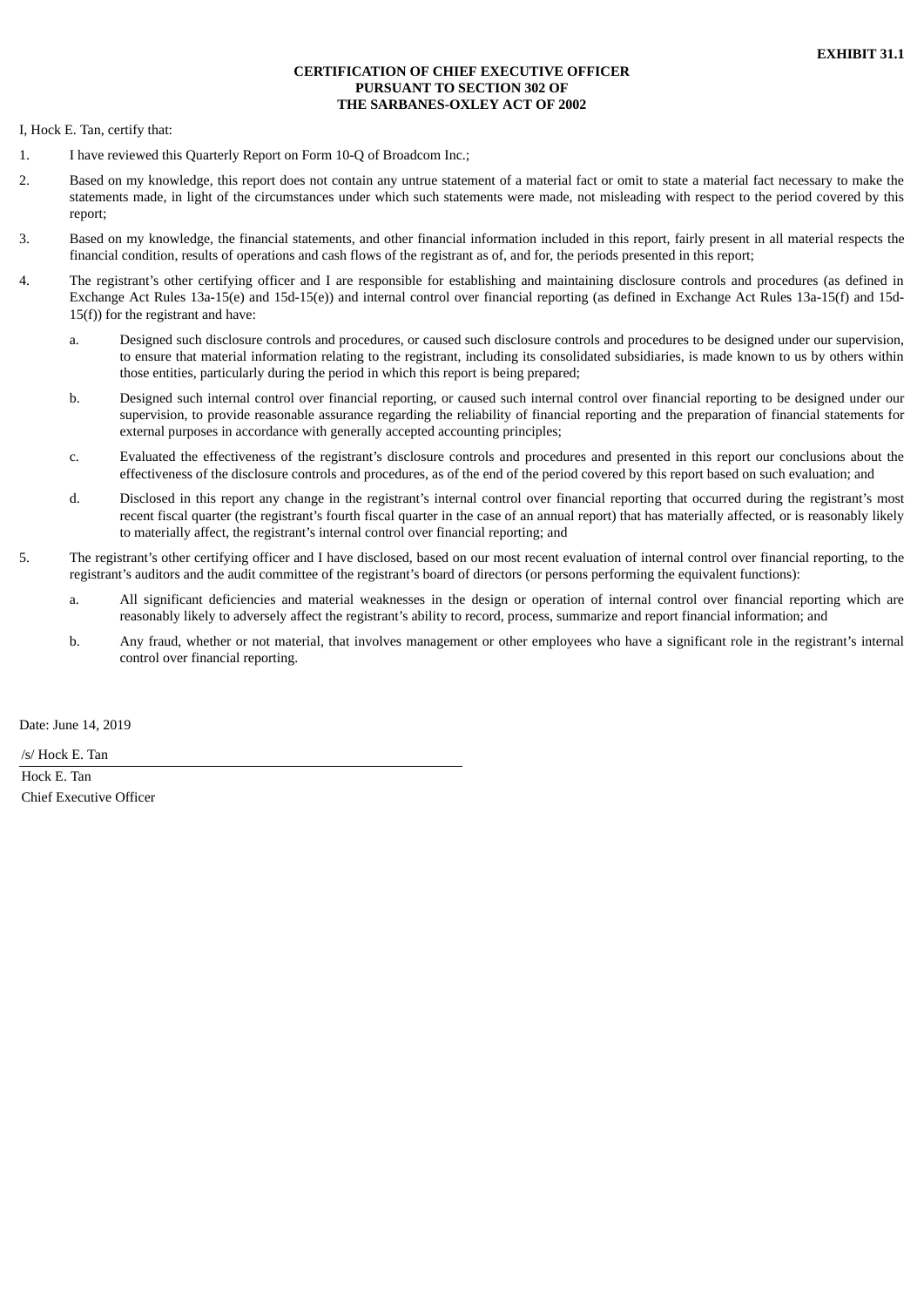**EXHIBIT 31.1**

**CERTIFICATION OF CHIEF EXECUTIVE OFFICER**
**PURSUANT TO SECTION 302 OF**
**THE SARBANES-OXLEY ACT OF 2002**

I, Hock E. Tan, certify that:

1. I have reviewed this Quarterly Report on Form 10-Q of Broadcom Inc.;
2. Based on my knowledge, this report does not contain any untrue statement of a material fact or omit to state a material fact necessary to make the statements made, in light of the circumstances under which such statements were made, not misleading with respect to the period covered by this report;
3. Based on my knowledge, the financial statements, and other financial information included in this report, fairly present in all material respects the financial condition, results of operations and cash flows of the registrant as of, and for, the periods presented in this report;
4. The registrant's other certifying officer and I are responsible for establishing and maintaining disclosure controls and procedures (as defined in Exchange Act Rules 13a-15(e) and 15d-15(e)) and internal control over financial reporting (as defined in Exchange Act Rules 13a-15(f) and 15d-15(f)) for the registrant and have:
   a. Designed such disclosure controls and procedures, or caused such disclosure controls and procedures to be designed under our supervision, to ensure that material information relating to the registrant, including its consolidated subsidiaries, is made known to us by others within those entities, particularly during the period in which this report is being prepared;
   b. Designed such internal control over financial reporting, or caused such internal control over financial reporting to be designed under our supervision, to provide reasonable assurance regarding the reliability of financial reporting and the preparation of financial statements for external purposes in accordance with generally accepted accounting principles;
   c. Evaluated the effectiveness of the registrant's disclosure controls and procedures and presented in this report our conclusions about the effectiveness of the disclosure controls and procedures, as of the end of the period covered by this report based on such evaluation; and
   d. Disclosed in this report any change in the registrant's internal control over financial reporting that occurred during the registrant's most recent fiscal quarter (the registrant's fourth fiscal quarter in the case of an annual report) that has materially affected, or is reasonably likely to materially affect, the registrant's internal control over financial reporting; and
5. The registrant's other certifying officer and I have disclosed, based on our most recent evaluation of internal control over financial reporting, to the registrant's auditors and the audit committee of the registrant's board of directors (or persons performing the equivalent functions):
   a. All significant deficiencies and material weaknesses in the design or operation of internal control over financial reporting which are reasonably likely to adversely affect the registrant's ability to record, process, summarize and report financial information; and
   b. Any fraud, whether or not material, that involves management or other employees who have a significant role in the registrant's internal control over financial reporting.

Date: June 14, 2019

/s/ Hock E. Tan

Hock E. Tan
Chief Executive Officer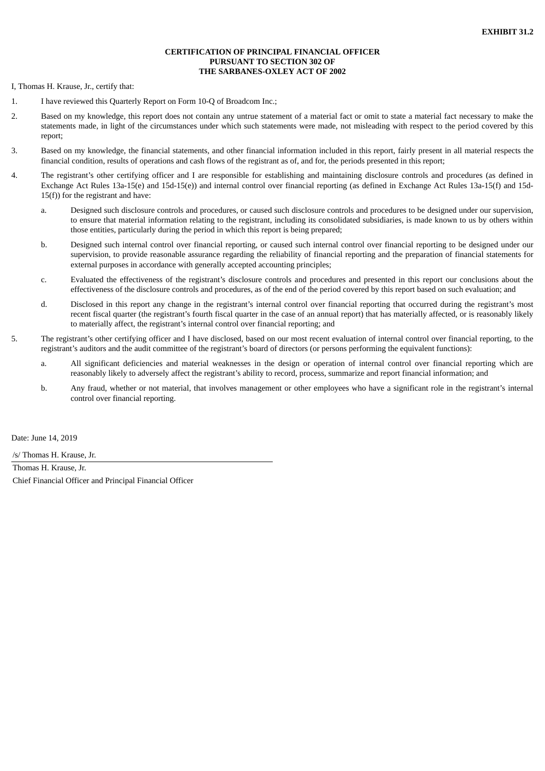**EXHIBIT 31.2**

**CERTIFICATION OF PRINCIPAL FINANCIAL OFFICER
PURSUANT TO SECTION 302 OF
THE SARBANES-OXLEY ACT OF 2002**

I, Thomas H. Krause, Jr., certify that:

1. I have reviewed this Quarterly Report on Form 10-Q of Broadcom Inc.;
2. Based on my knowledge, this report does not contain any untrue statement of a material fact or omit to state a material fact necessary to make the statements made, in light of the circumstances under which such statements were made, not misleading with respect to the period covered by this report;
3. Based on my knowledge, the financial statements, and other financial information included in this report, fairly present in all material respects the financial condition, results of operations and cash flows of the registrant as of, and for, the periods presented in this report;
4. The registrant's other certifying officer and I are responsible for establishing and maintaining disclosure controls and procedures (as defined in Exchange Act Rules 13a-15(e) and 15d-15(e)) and internal control over financial reporting (as defined in Exchange Act Rules 13a-15(f) and 15d-15(f)) for the registrant and have:
   a. Designed such disclosure controls and procedures, or caused such disclosure controls and procedures to be designed under our supervision, to ensure that material information relating to the registrant, including its consolidated subsidiaries, is made known to us by others within those entities, particularly during the period in which this report is being prepared;
   b. Designed such internal control over financial reporting, or caused such internal control over financial reporting to be designed under our supervision, to provide reasonable assurance regarding the reliability of financial reporting and the preparation of financial statements for external purposes in accordance with generally accepted accounting principles;
   c. Evaluated the effectiveness of the registrant's disclosure controls and procedures and presented in this report our conclusions about the effectiveness of the disclosure controls and procedures, as of the end of the period covered by this report based on such evaluation; and
   d. Disclosed in this report any change in the registrant's internal control over financial reporting that occurred during the registrant's most recent fiscal quarter (the registrant's fourth fiscal quarter in the case of an annual report) that has materially affected, or is reasonably likely to materially affect, the registrant's internal control over financial reporting; and
5. The registrant's other certifying officer and I have disclosed, based on our most recent evaluation of internal control over financial reporting, to the registrant's auditors and the audit committee of the registrant's board of directors (or persons performing the equivalent functions):
   a. All significant deficiencies and material weaknesses in the design or operation of internal control over financial reporting which are reasonably likely to adversely affect the registrant's ability to record, process, summarize and report financial information; and
   b. Any fraud, whether or not material, that involves management or other employees who have a significant role in the registrant's internal control over financial reporting.

Date: June 14, 2019

/s/ Thomas H. Krause, Jr.

Thomas H. Krause, Jr.

Chief Financial Officer and Principal Financial Officer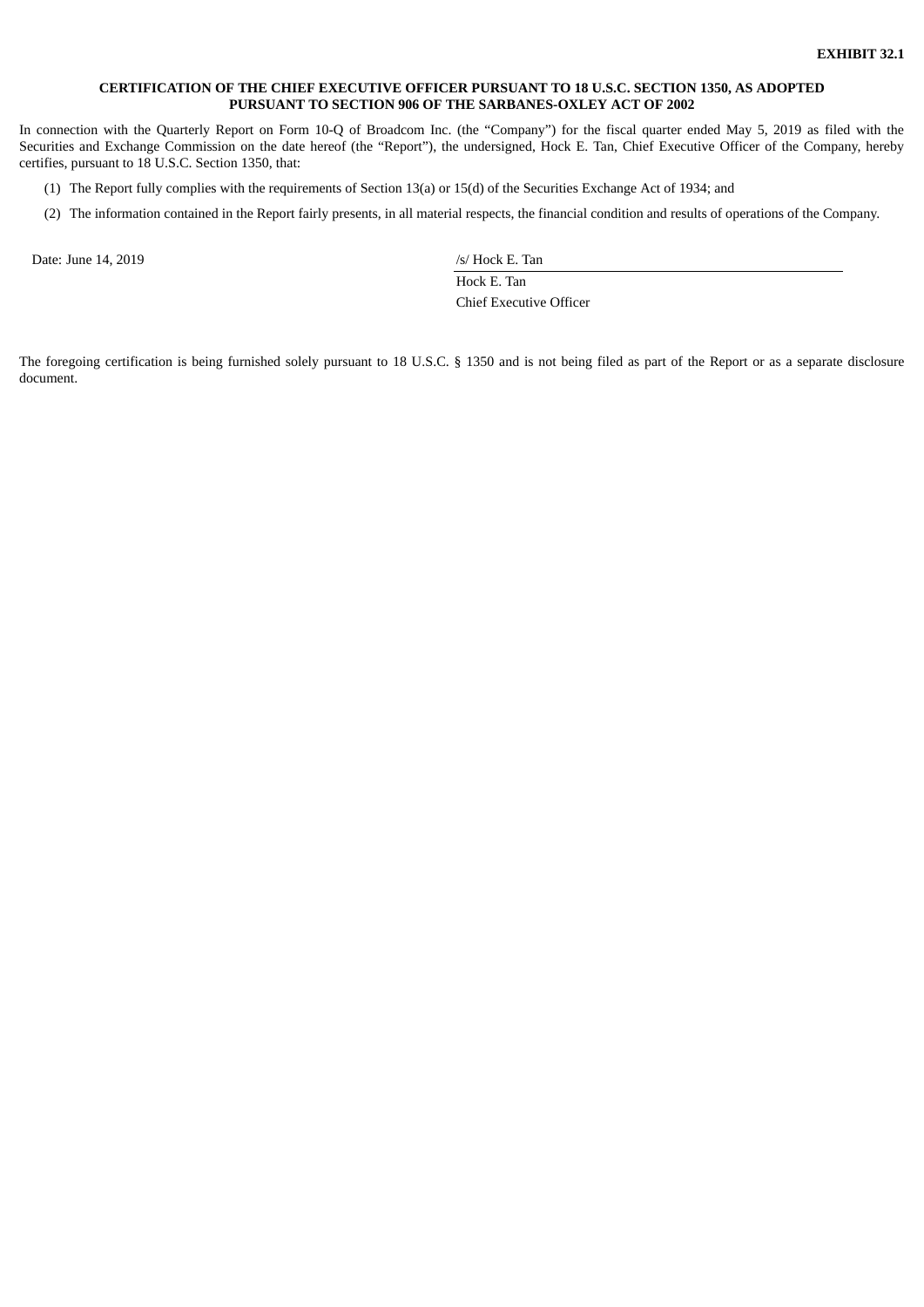**EXHIBIT 32.1**

**CERTIFICATION OF THE CHIEF EXECUTIVE OFFICER PURSUANT TO 18 U.S.C. SECTION 1350, AS ADOPTED PURSUANT TO SECTION 906 OF THE SARBANES-OXLEY ACT OF 2002**

In connection with the Quarterly Report on Form 10-Q of Broadcom Inc. (the "Company") for the fiscal quarter ended May 5, 2019 as filed with the Securities and Exchange Commission on the date hereof (the "Report"), the undersigned, Hock E. Tan, Chief Executive Officer of the Company, hereby certifies, pursuant to 18 U.S.C. Section 1350, that:

(1) The Report fully complies with the requirements of Section 13(a) or 15(d) of the Securities Exchange Act of 1934; and

(2) The information contained in the Report fairly presents, in all material respects, the financial condition and results of operations of the Company.

Date: June 14, 2019

/s/ Hock E. Tan

Hock E. Tan

Chief Executive Officer

The foregoing certification is being furnished solely pursuant to 18 U.S.C. § 1350 and is not being filed as part of the Report or as a separate disclosure document.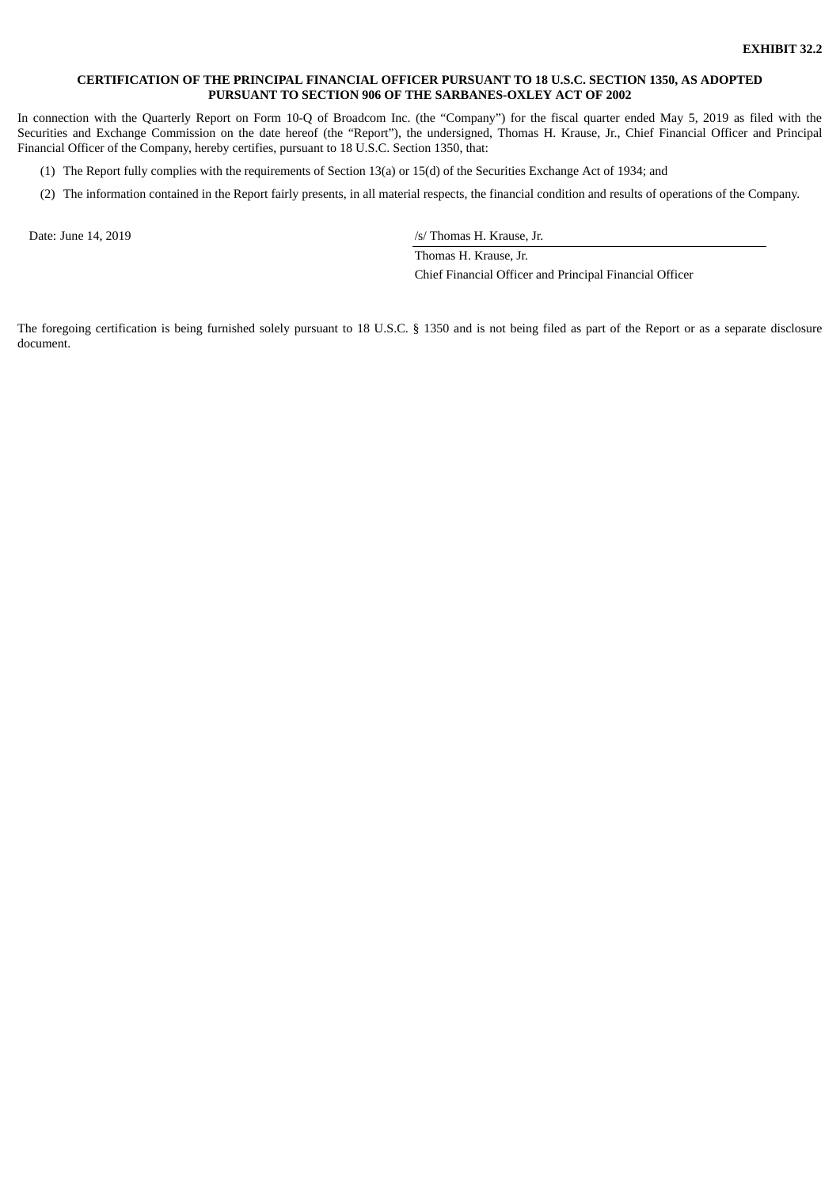**EXHIBIT 32.2**

**CERTIFICATION OF THE PRINCIPAL FINANCIAL OFFICER PURSUANT TO 18 U.S.C. SECTION 1350, AS ADOPTED PURSUANT TO SECTION 906 OF THE SARBANES-OXLEY ACT OF 2002**

In connection with the Quarterly Report on Form 10-Q of Broadcom Inc. (the "Company") for the fiscal quarter ended May 5, 2019 as filed with the Securities and Exchange Commission on the date hereof (the "Report"), the undersigned, Thomas H. Krause, Jr., Chief Financial Officer and Principal Financial Officer of the Company, hereby certifies, pursuant to 18 U.S.C. Section 1350, that:

(1) The Report fully complies with the requirements of Section 13(a) or 15(d) of the Securities Exchange Act of 1934; and

(2) The information contained in the Report fairly presents, in all material respects, the financial condition and results of operations of the Company.

Date: June 14, 2019

/s/ Thomas H. Krause, Jr.

Thomas H. Krause, Jr.

Chief Financial Officer and Principal Financial Officer

The foregoing certification is being furnished solely pursuant to 18 U.S.C. § 1350 and is not being filed as part of the Report or as a separate disclosure document.